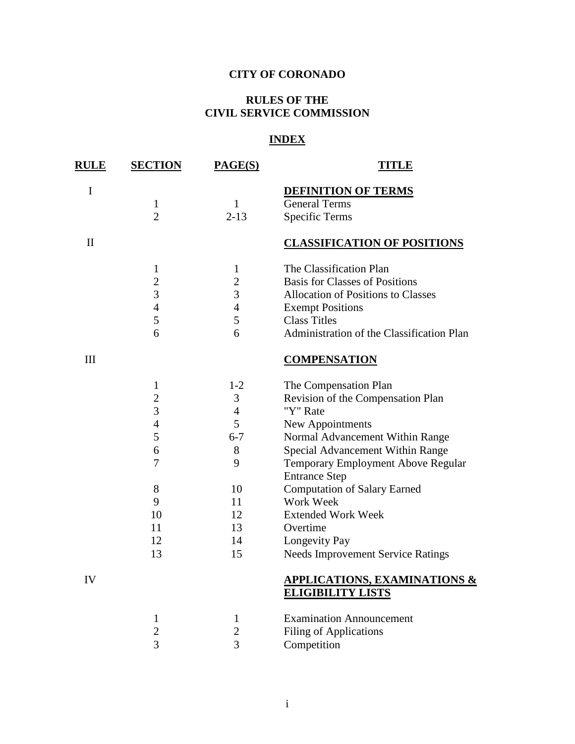**CITY OF CORONADO**

**RULES OF THE
CIVIL SERVICE COMMISSION**

**INDEX**

| RULE | SECTION | PAGE(S) | TITLE |
|---|---|---|---|
| I | | | **DEFINITION OF TERMS** |
| | 1 | 1 | General Terms |
| | 2 | 2-13 | Specific Terms |
| II | | | **CLASSIFICATION OF POSITIONS** |
| | 1 | 1 | The Classification Plan |
| | 2 | 2 | Basis for Classes of Positions |
| | 3 | 3 | Allocation of Positions to Classes |
| | 4 | 4 | Exempt Positions |
| | 5 | 5 | Class Titles |
| | 6 | 6 | Administration of the Classification Plan |
| III | | | **COMPENSATION** |
| | 1 | 1-2 | The Compensation Plan |
| | 2 | 3 | Revision of the Compensation Plan |
| | 3 | 4 | "Y" Rate |
| | 4 | 5 | New Appointments |
| | 5 | 6-7 | Normal Advancement Within Range |
| | 6 | 8 | Special Advancement Within Range |
| | 7 | 9 | Temporary Employment Above Regular Entrance Step |
| | 8 | 10 | Computation of Salary Earned |
| | 9 | 11 | Work Week |
| | 10 | 12 | Extended Work Week |
| | 11 | 13 | Overtime |
| | 12 | 14 | Longevity Pay |
| | 13 | 15 | Needs Improvement Service Ratings |
| IV | | | **APPLICATIONS, EXAMINATIONS & ELIGIBILITY LISTS** |
| | 1 | 1 | Examination Announcement |
| | 2 | 2 | Filing of Applications |
| | 3 | 3 | Competition |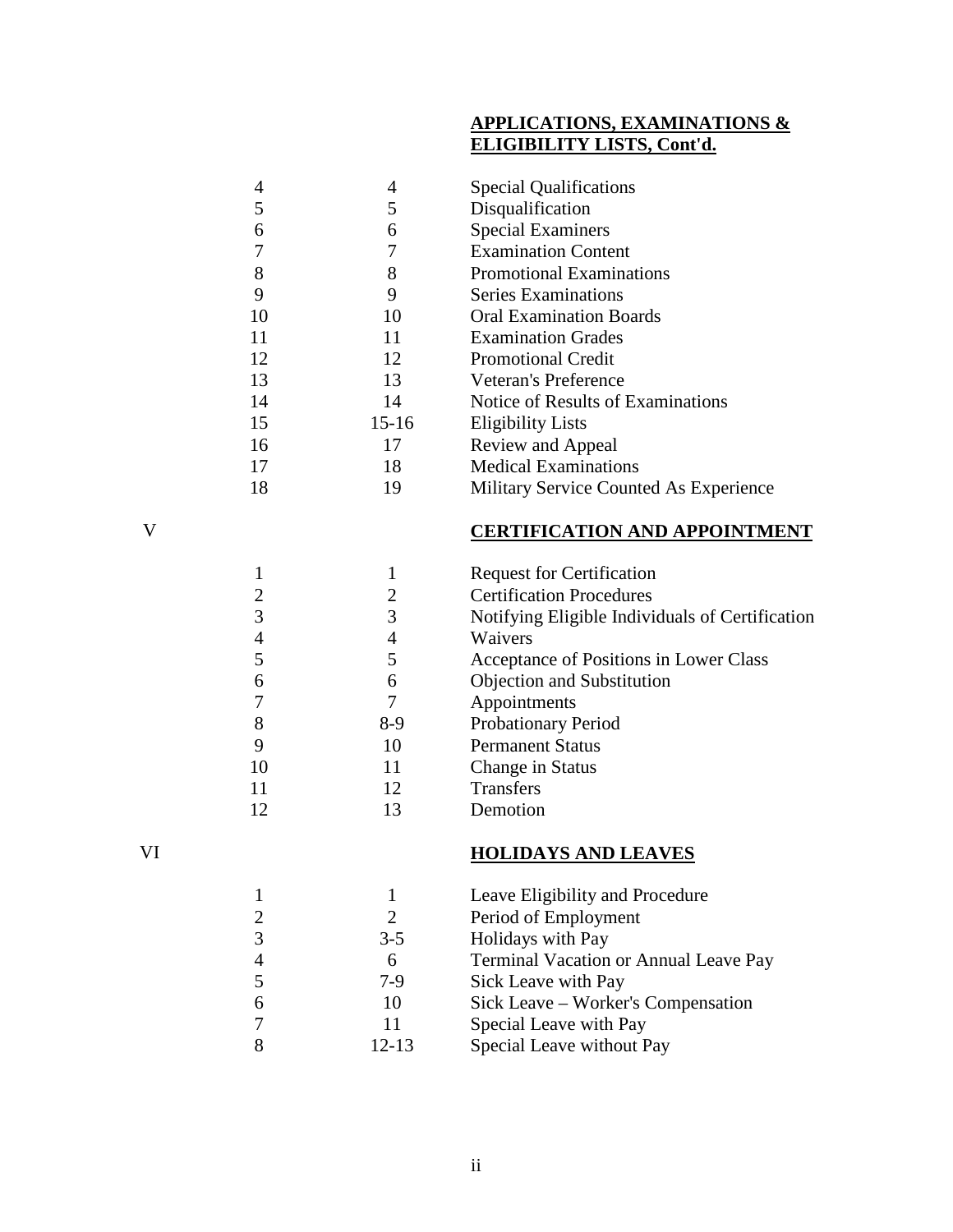| | | | |
|---|---|---|---|
| | | | **APPLICATIONS, EXAMINATIONS & ELIGIBILITY LISTS, Cont'd.** |
| | 4 | 4 | Special Qualifications |
| | 5 | 5 | Disqualification |
| | 6 | 6 | Special Examiners |
| | 7 | 7 | Examination Content |
| | 8 | 8 | Promotional Examinations |
| | 9 | 9 | Series Examinations |
| | 10 | 10 | Oral Examination Boards |
| | 11 | 11 | Examination Grades |
| | 12 | 12 | Promotional Credit |
| | 13 | 13 | Veteran's Preference |
| | 14 | 14 | Notice of Results of Examinations |
| | 15 | 15-16 | Eligibility Lists |
| | 16 | 17 | Review and Appeal |
| | 17 | 18 | Medical Examinations |
| | 18 | 19 | Military Service Counted As Experience |
| V | | | **CERTIFICATION AND APPOINTMENT** |
| | 1 | 1 | Request for Certification |
| | 2 | 2 | Certification Procedures |
| | 3 | 3 | Notifying Eligible Individuals of Certification |
| | 4 | 4 | Waivers |
| | 5 | 5 | Acceptance of Positions in Lower Class |
| | 6 | 6 | Objection and Substitution |
| | 7 | 7 | Appointments |
| | 8 | 8-9 | Probationary Period |
| | 9 | 10 | Permanent Status |
| | 10 | 11 | Change in Status |
| | 11 | 12 | Transfers |
| | 12 | 13 | Demotion |
| VI | | | **HOLIDAYS AND LEAVES** |
| | 1 | 1 | Leave Eligibility and Procedure |
| | 2 | 2 | Period of Employment |
| | 3 | 3-5 | Holidays with Pay |
| | 4 | 6 | Terminal Vacation or Annual Leave Pay |
| | 5 | 7-9 | Sick Leave with Pay |
| | 6 | 10 | Sick Leave – Worker's Compensation |
| | 7 | 11 | Special Leave with Pay |
| | 8 | 12-13 | Special Leave without Pay |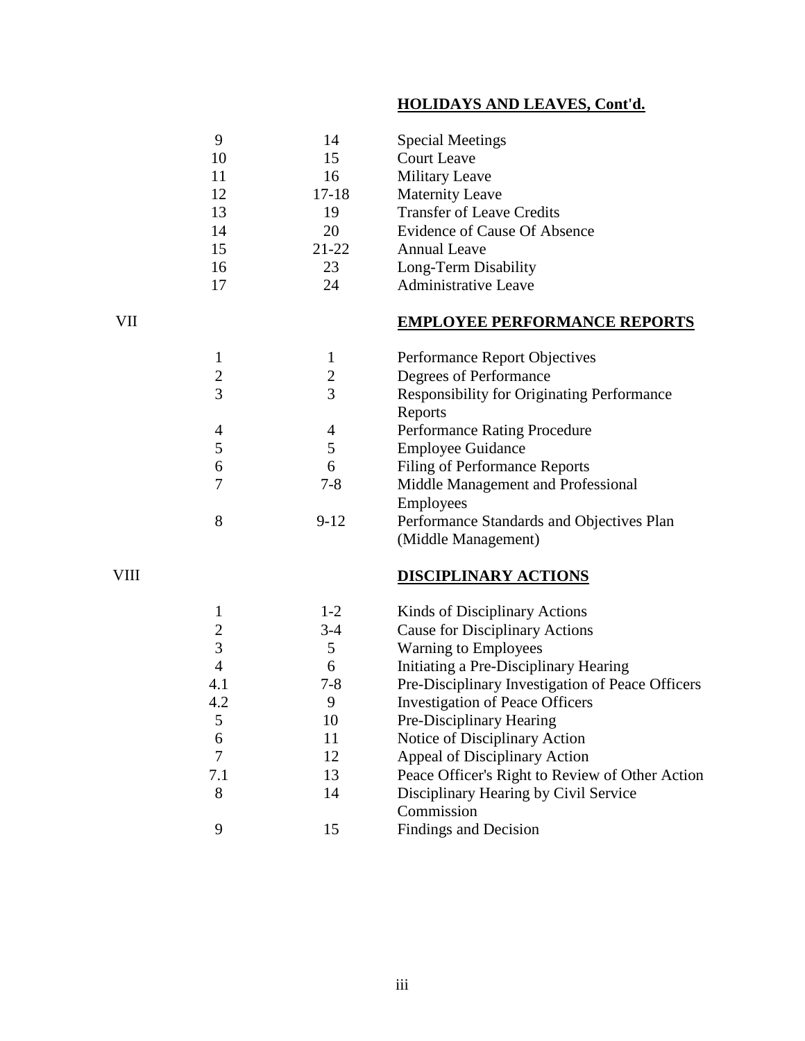## HOLIDAYS AND LEAVES, Cont'd.

| | | | |
|---|---|---|---|
| | 9 | 14 | Special Meetings |
| | 10 | 15 | Court Leave |
| | 11 | 16 | Military Leave |
| | 12 | 17-18 | Maternity Leave |
| | 13 | 19 | Transfer of Leave Credits |
| | 14 | 20 | Evidence of Cause Of Absence |
| | 15 | 21-22 | Annual Leave |
| | 16 | 23 | Long-Term Disability |
| | 17 | 24 | Administrative Leave |
| VII | | | **EMPLOYEE PERFORMANCE REPORTS** |
| | 1 | 1 | Performance Report Objectives |
| | 2 | 2 | Degrees of Performance |
| | 3 | 3 | Responsibility for Originating Performance Reports |
| | 4 | 4 | Performance Rating Procedure |
| | 5 | 5 | Employee Guidance |
| | 6 | 6 | Filing of Performance Reports |
| | 7 | 7-8 | Middle Management and Professional Employees |
| | 8 | 9-12 | Performance Standards and Objectives Plan (Middle Management) |
| VIII | | | **DISCIPLINARY ACTIONS** |
| | 1 | 1-2 | Kinds of Disciplinary Actions |
| | 2 | 3-4 | Cause for Disciplinary Actions |
| | 3 | 5 | Warning to Employees |
| | 4 | 6 | Initiating a Pre-Disciplinary Hearing |
| | 4.1 | 7-8 | Pre-Disciplinary Investigation of Peace Officers |
| | 4.2 | 9 | Investigation of Peace Officers |
| | 5 | 10 | Pre-Disciplinary Hearing |
| | 6 | 11 | Notice of Disciplinary Action |
| | 7 | 12 | Appeal of Disciplinary Action |
| | 7.1 | 13 | Peace Officer's Right to Review of Other Action |
| | 8 | 14 | Disciplinary Hearing by Civil Service Commission |
| | 9 | 15 | Findings and Decision |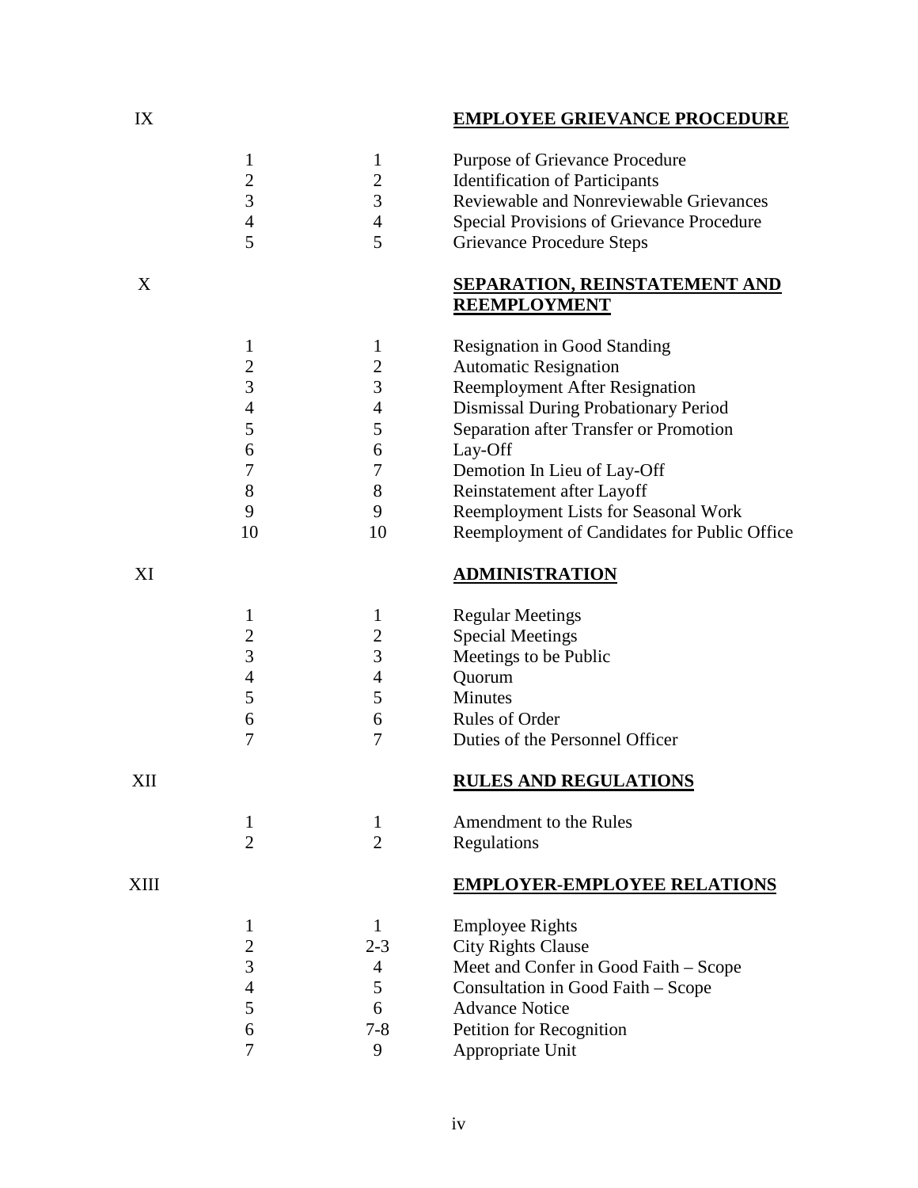| | | | |
|---|---|---|---|
| IX | | | **EMPLOYEE GRIEVANCE PROCEDURE** |
| | 1 | 1 | Purpose of Grievance Procedure |
| | 2 | 2 | Identification of Participants |
| | 3 | 3 | Reviewable and Nonreviewable Grievances |
| | 4 | 4 | Special Provisions of Grievance Procedure |
| | 5 | 5 | Grievance Procedure Steps |
| X | | | **SEPARATION, REINSTATEMENT AND REEMPLOYMENT** |
| | 1 | 1 | Resignation in Good Standing |
| | 2 | 2 | Automatic Resignation |
| | 3 | 3 | Reemployment After Resignation |
| | 4 | 4 | Dismissal During Probationary Period |
| | 5 | 5 | Separation after Transfer or Promotion |
| | 6 | 6 | Lay-Off |
| | 7 | 7 | Demotion In Lieu of Lay-Off |
| | 8 | 8 | Reinstatement after Layoff |
| | 9 | 9 | Reemployment Lists for Seasonal Work |
| | 10 | 10 | Reemployment of Candidates for Public Office |
| XI | | | **ADMINISTRATION** |
| | 1 | 1 | Regular Meetings |
| | 2 | 2 | Special Meetings |
| | 3 | 3 | Meetings to be Public |
| | 4 | 4 | Quorum |
| | 5 | 5 | Minutes |
| | 6 | 6 | Rules of Order |
| | 7 | 7 | Duties of the Personnel Officer |
| XII | | | **RULES AND REGULATIONS** |
| | 1 | 1 | Amendment to the Rules |
| | 2 | 2 | Regulations |
| XIII | | | **EMPLOYER-EMPLOYEE RELATIONS** |
| | 1 | 1 | Employee Rights |
| | 2 | 2-3 | City Rights Clause |
| | 3 | 4 | Meet and Confer in Good Faith – Scope |
| | 4 | 5 | Consultation in Good Faith – Scope |
| | 5 | 6 | Advance Notice |
| | 6 | 7-8 | Petition for Recognition |
| | 7 | 9 | Appropriate Unit |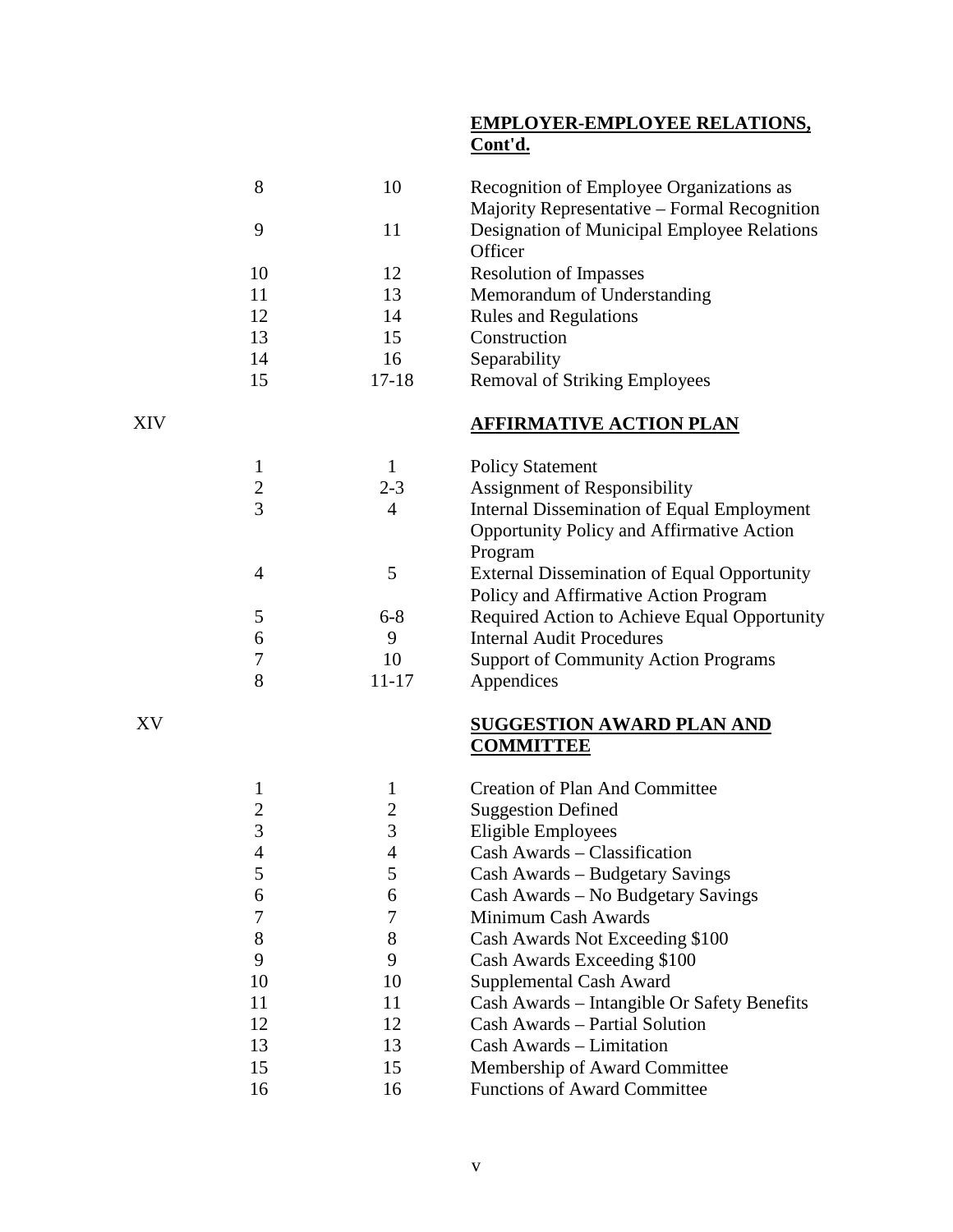| | | | |
|---|---|---|---|
| | | | **EMPLOYER-EMPLOYEE RELATIONS, Cont'd.** |
| | 8 | 10 | Recognition of Employee Organizations as Majority Representative – Formal Recognition |
| | 9 | 11 | Designation of Municipal Employee Relations Officer |
| | 10 | 12 | Resolution of Impasses |
| | 11 | 13 | Memorandum of Understanding |
| | 12 | 14 | Rules and Regulations |
| | 13 | 15 | Construction |
| | 14 | 16 | Separability |
| | 15 | 17-18 | Removal of Striking Employees |
| XIV | | | **AFFIRMATIVE ACTION PLAN** |
| | 1 | 1 | Policy Statement |
| | 2 | 2-3 | Assignment of Responsibility |
| | 3 | 4 | Internal Dissemination of Equal Employment Opportunity Policy and Affirmative Action Program |
| | 4 | 5 | External Dissemination of Equal Opportunity Policy and Affirmative Action Program |
| | 5 | 6-8 | Required Action to Achieve Equal Opportunity |
| | 6 | 9 | Internal Audit Procedures |
| | 7 | 10 | Support of Community Action Programs |
| | 8 | 11-17 | Appendices |
| XV | | | **SUGGESTION AWARD PLAN AND COMMITTEE** |
| | 1 | 1 | Creation of Plan And Committee |
| | 2 | 2 | Suggestion Defined |
| | 3 | 3 | Eligible Employees |
| | 4 | 4 | Cash Awards – Classification |
| | 5 | 5 | Cash Awards – Budgetary Savings |
| | 6 | 6 | Cash Awards – No Budgetary Savings |
| | 7 | 7 | Minimum Cash Awards |
| | 8 | 8 | Cash Awards Not Exceeding $100 |
| | 9 | 9 | Cash Awards Exceeding $100 |
| | 10 | 10 | Supplemental Cash Award |
| | 11 | 11 | Cash Awards – Intangible Or Safety Benefits |
| | 12 | 12 | Cash Awards – Partial Solution |
| | 13 | 13 | Cash Awards – Limitation |
| | 15 | 15 | Membership of Award Committee |
| | 16 | 16 | Functions of Award Committee |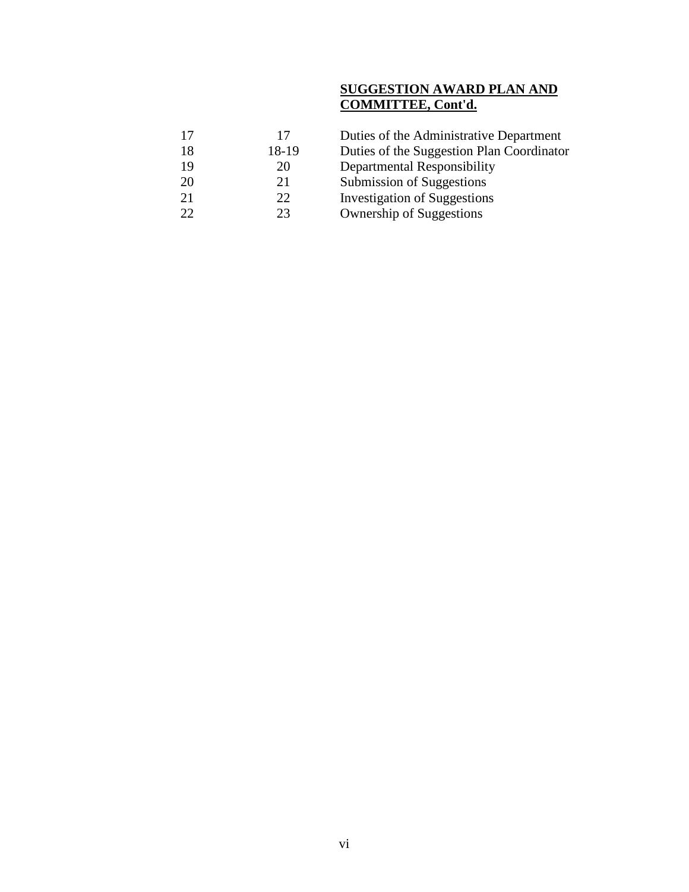**SUGGESTION AWARD PLAN AND COMMITTEE, Cont'd.**

| | | |
|---|---|---|
| 17 | 17 | Duties of the Administrative Department |
| 18 | 18-19 | Duties of the Suggestion Plan Coordinator |
| 19 | 20 | Departmental Responsibility |
| 20 | 21 | Submission of Suggestions |
| 21 | 22 | Investigation of Suggestions |
| 22 | 23 | Ownership of Suggestions |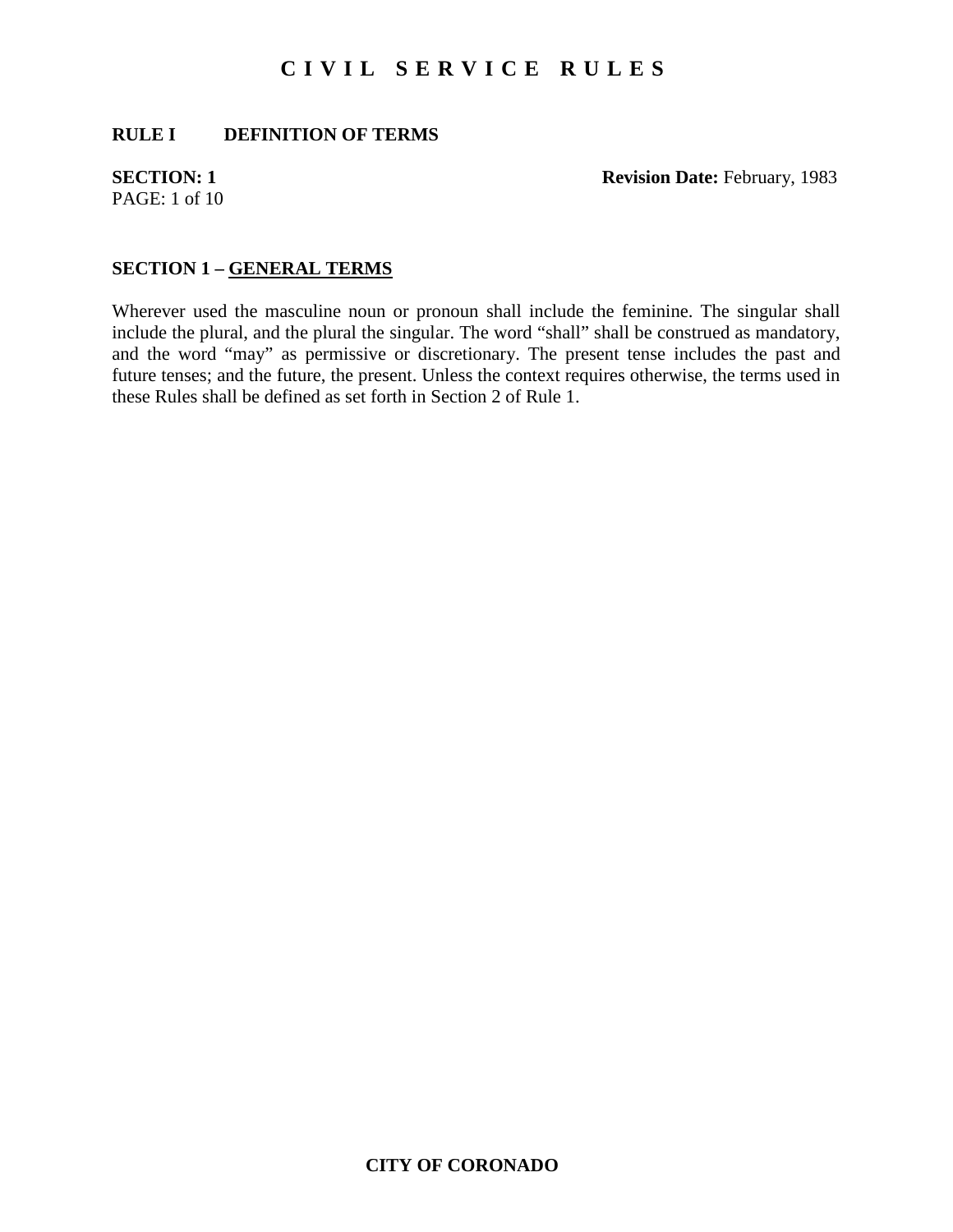# C I V I L   S E R V I C E   R U L E S

**RULE I DEFINITION OF TERMS**

**SECTION: 1** **Revision Date:** February, 1983

## SECTION 1 – GENERAL TERMS

Wherever used the masculine noun or pronoun shall include the feminine. The singular shall include the plural, and the plural the singular. The word "shall" shall be construed as mandatory, and the word "may" as permissive or discretionary. The present tense includes the past and future tenses; and the future, the present. Unless the context requires otherwise, the terms used in these Rules shall be defined as set forth in Section 2 of Rule 1.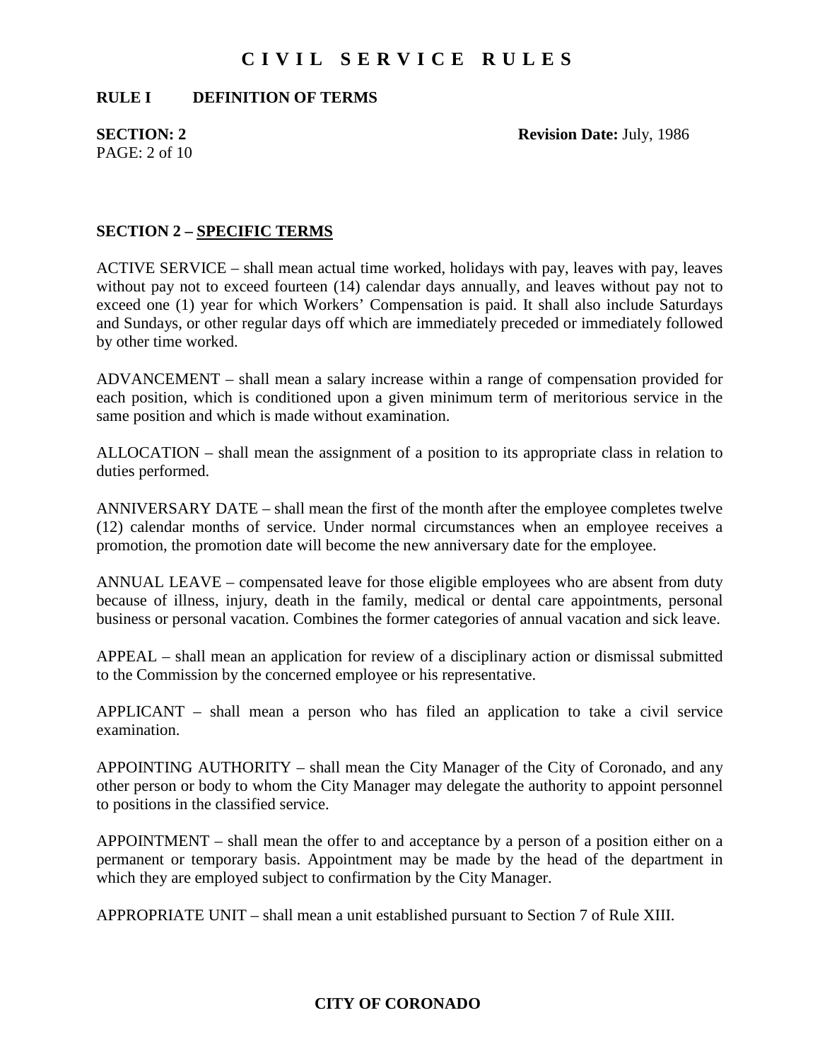## SECTION 2 – SPECIFIC TERMS

ACTIVE SERVICE – shall mean actual time worked, holidays with pay, leaves with pay, leaves without pay not to exceed fourteen (14) calendar days annually, and leaves without pay not to exceed one (1) year for which Workers' Compensation is paid. It shall also include Saturdays and Sundays, or other regular days off which are immediately preceded or immediately followed by other time worked.

ADVANCEMENT – shall mean a salary increase within a range of compensation provided for each position, which is conditioned upon a given minimum term of meritorious service in the same position and which is made without examination.

ALLOCATION – shall mean the assignment of a position to its appropriate class in relation to duties performed.

ANNIVERSARY DATE – shall mean the first of the month after the employee completes twelve (12) calendar months of service. Under normal circumstances when an employee receives a promotion, the promotion date will become the new anniversary date for the employee.

ANNUAL LEAVE – compensated leave for those eligible employees who are absent from duty because of illness, injury, death in the family, medical or dental care appointments, personal business or personal vacation. Combines the former categories of annual vacation and sick leave.

APPEAL – shall mean an application for review of a disciplinary action or dismissal submitted to the Commission by the concerned employee or his representative.

APPLICANT – shall mean a person who has filed an application to take a civil service examination.

APPOINTING AUTHORITY – shall mean the City Manager of the City of Coronado, and any other person or body to whom the City Manager may delegate the authority to appoint personnel to positions in the classified service.

APPOINTMENT – shall mean the offer to and acceptance by a person of a position either on a permanent or temporary basis. Appointment may be made by the head of the department in which they are employed subject to confirmation by the City Manager.

APPROPRIATE UNIT – shall mean a unit established pursuant to Section 7 of Rule XIII.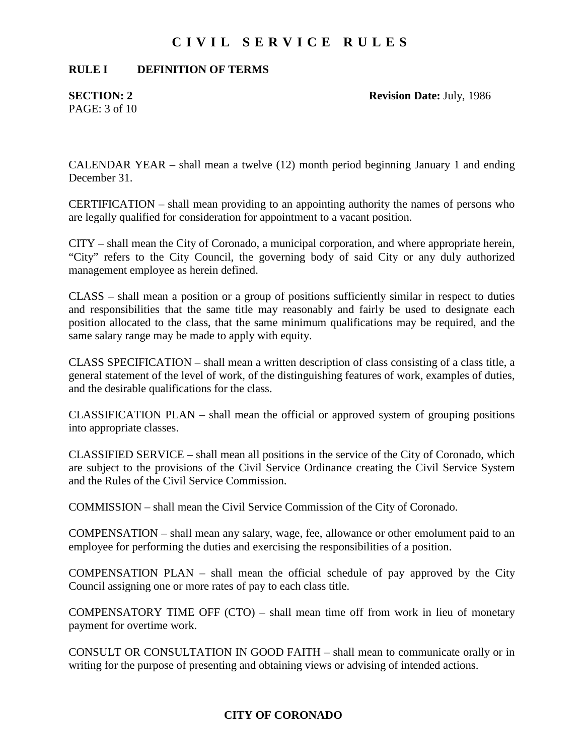CALENDAR YEAR – shall mean a twelve (12) month period beginning January 1 and ending December 31.

CERTIFICATION – shall mean providing to an appointing authority the names of persons who are legally qualified for consideration for appointment to a vacant position.

CITY – shall mean the City of Coronado, a municipal corporation, and where appropriate herein, "City" refers to the City Council, the governing body of said City or any duly authorized management employee as herein defined.

CLASS – shall mean a position or a group of positions sufficiently similar in respect to duties and responsibilities that the same title may reasonably and fairly be used to designate each position allocated to the class, that the same minimum qualifications may be required, and the same salary range may be made to apply with equity.

CLASS SPECIFICATION – shall mean a written description of class consisting of a class title, a general statement of the level of work, of the distinguishing features of work, examples of duties, and the desirable qualifications for the class.

CLASSIFICATION PLAN – shall mean the official or approved system of grouping positions into appropriate classes.

CLASSIFIED SERVICE – shall mean all positions in the service of the City of Coronado, which are subject to the provisions of the Civil Service Ordinance creating the Civil Service System and the Rules of the Civil Service Commission.

COMMISSION – shall mean the Civil Service Commission of the City of Coronado.

COMPENSATION – shall mean any salary, wage, fee, allowance or other emolument paid to an employee for performing the duties and exercising the responsibilities of a position.

COMPENSATION PLAN – shall mean the official schedule of pay approved by the City Council assigning one or more rates of pay to each class title.

COMPENSATORY TIME OFF (CTO) – shall mean time off from work in lieu of monetary payment for overtime work.

CONSULT OR CONSULTATION IN GOOD FAITH – shall mean to communicate orally or in writing for the purpose of presenting and obtaining views or advising of intended actions.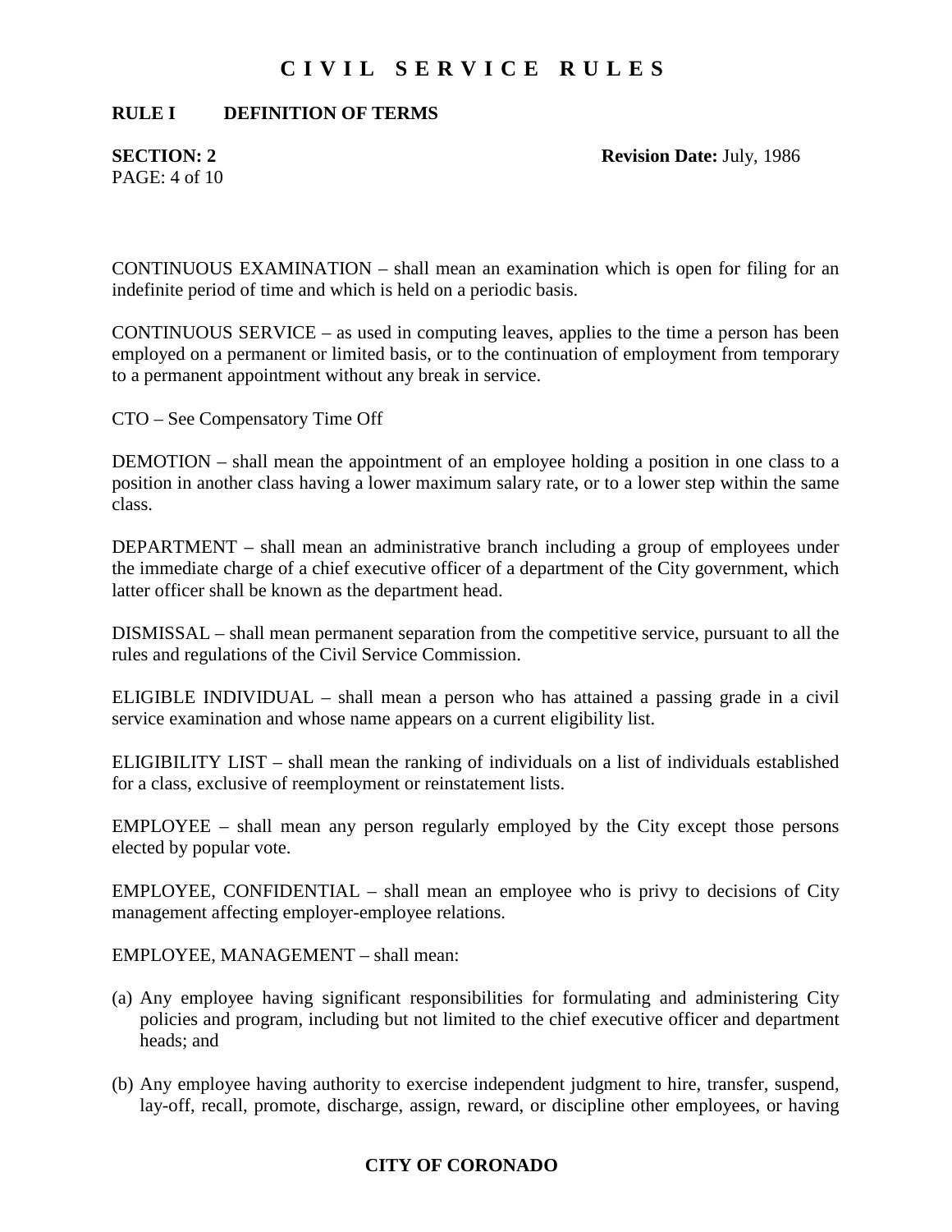CONTINUOUS EXAMINATION – shall mean an examination which is open for filing for an indefinite period of time and which is held on a periodic basis.

CONTINUOUS SERVICE – as used in computing leaves, applies to the time a person has been employed on a permanent or limited basis, or to the continuation of employment from temporary to a permanent appointment without any break in service.

CTO – See Compensatory Time Off

DEMOTION – shall mean the appointment of an employee holding a position in one class to a position in another class having a lower maximum salary rate, or to a lower step within the same class.

DEPARTMENT – shall mean an administrative branch including a group of employees under the immediate charge of a chief executive officer of a department of the City government, which latter officer shall be known as the department head.

DISMISSAL – shall mean permanent separation from the competitive service, pursuant to all the rules and regulations of the Civil Service Commission.

ELIGIBLE INDIVIDUAL – shall mean a person who has attained a passing grade in a civil service examination and whose name appears on a current eligibility list.

ELIGIBILITY LIST – shall mean the ranking of individuals on a list of individuals established for a class, exclusive of reemployment or reinstatement lists.

EMPLOYEE – shall mean any person regularly employed by the City except those persons elected by popular vote.

EMPLOYEE, CONFIDENTIAL – shall mean an employee who is privy to decisions of City management affecting employer-employee relations.

EMPLOYEE, MANAGEMENT – shall mean:

(a) Any employee having significant responsibilities for formulating and administering City policies and program, including but not limited to the chief executive officer and department heads; and

(b) Any employee having authority to exercise independent judgment to hire, transfer, suspend, lay-off, recall, promote, discharge, assign, reward, or discipline other employees, or having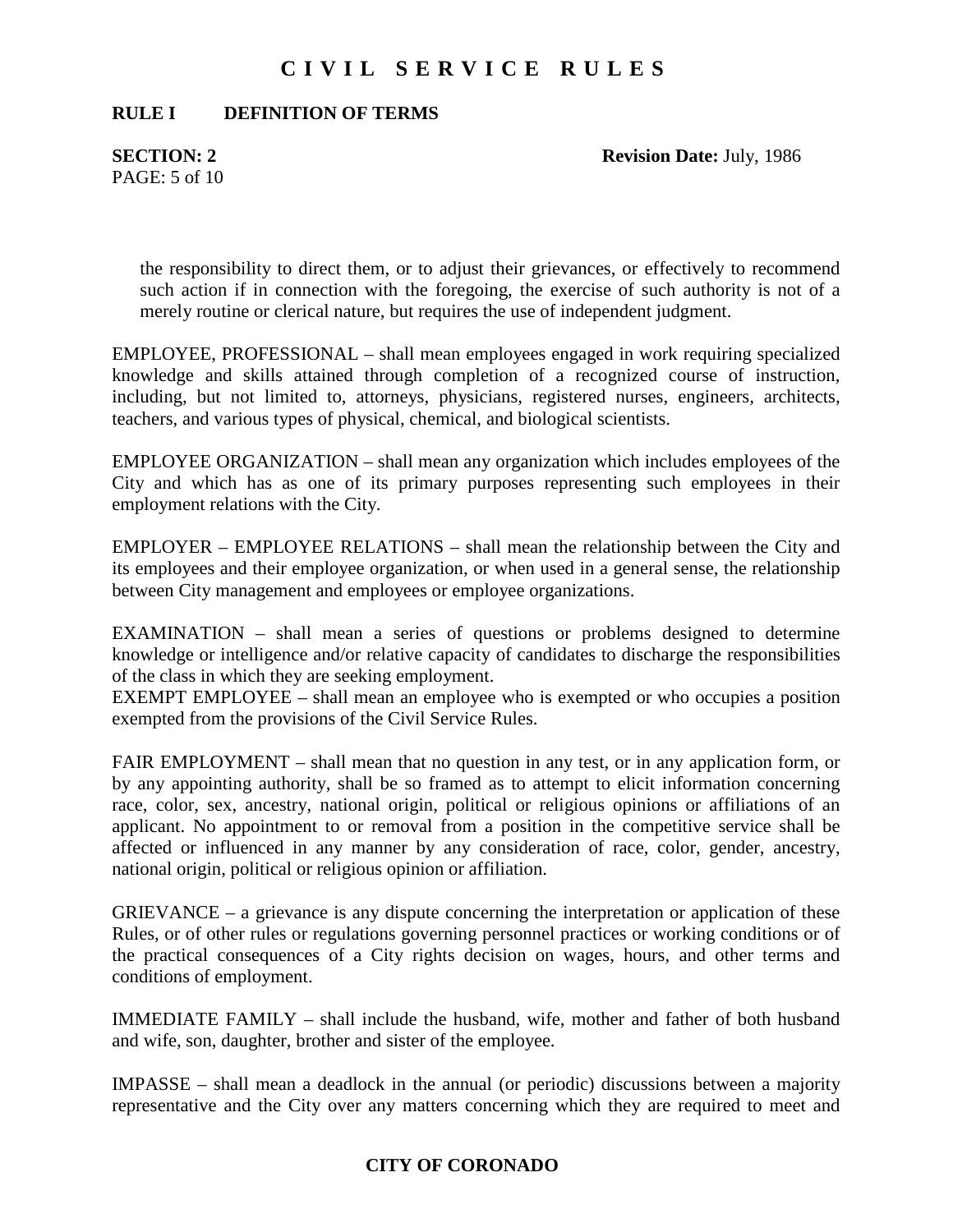the responsibility to direct them, or to adjust their grievances, or effectively to recommend such action if in connection with the foregoing, the exercise of such authority is not of a merely routine or clerical nature, but requires the use of independent judgment.

EMPLOYEE, PROFESSIONAL – shall mean employees engaged in work requiring specialized knowledge and skills attained through completion of a recognized course of instruction, including, but not limited to, attorneys, physicians, registered nurses, engineers, architects, teachers, and various types of physical, chemical, and biological scientists.

EMPLOYEE ORGANIZATION – shall mean any organization which includes employees of the City and which has as one of its primary purposes representing such employees in their employment relations with the City.

EMPLOYER – EMPLOYEE RELATIONS – shall mean the relationship between the City and its employees and their employee organization, or when used in a general sense, the relationship between City management and employees or employee organizations.

EXAMINATION – shall mean a series of questions or problems designed to determine knowledge or intelligence and/or relative capacity of candidates to discharge the responsibilities of the class in which they are seeking employment.

EXEMPT EMPLOYEE – shall mean an employee who is exempted or who occupies a position exempted from the provisions of the Civil Service Rules.

FAIR EMPLOYMENT – shall mean that no question in any test, or in any application form, or by any appointing authority, shall be so framed as to attempt to elicit information concerning race, color, sex, ancestry, national origin, political or religious opinions or affiliations of an applicant. No appointment to or removal from a position in the competitive service shall be affected or influenced in any manner by any consideration of race, color, gender, ancestry, national origin, political or religious opinion or affiliation.

GRIEVANCE – a grievance is any dispute concerning the interpretation or application of these Rules, or of other rules or regulations governing personnel practices or working conditions or of the practical consequences of a City rights decision on wages, hours, and other terms and conditions of employment.

IMMEDIATE FAMILY – shall include the husband, wife, mother and father of both husband and wife, son, daughter, brother and sister of the employee.

IMPASSE – shall mean a deadlock in the annual (or periodic) discussions between a majority representative and the City over any matters concerning which they are required to meet and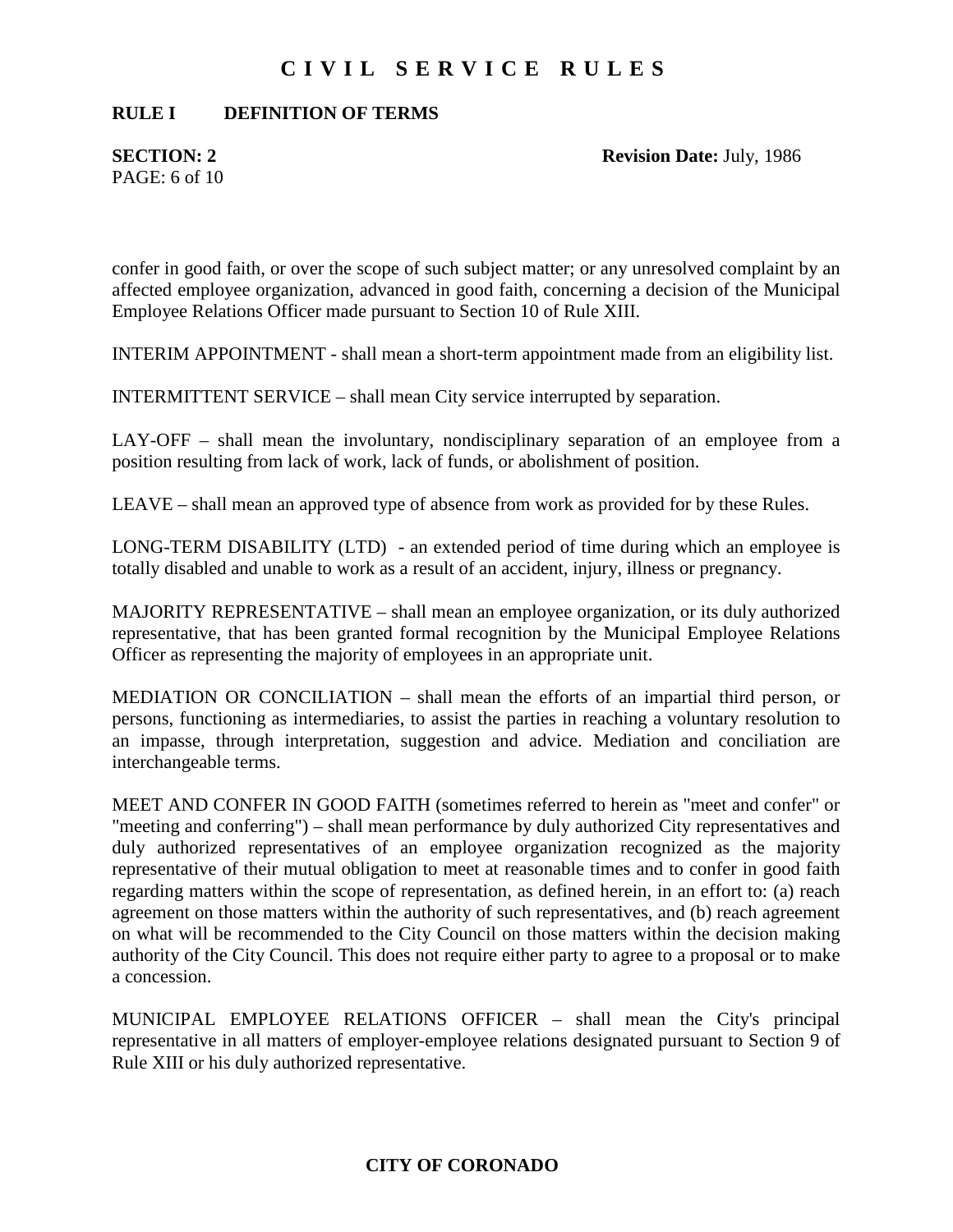confer in good faith, or over the scope of such subject matter; or any unresolved complaint by an affected employee organization, advanced in good faith, concerning a decision of the Municipal Employee Relations Officer made pursuant to Section 10 of Rule XIII.

INTERIM APPOINTMENT - shall mean a short-term appointment made from an eligibility list.

INTERMITTENT SERVICE – shall mean City service interrupted by separation.

LAY-OFF – shall mean the involuntary, nondisciplinary separation of an employee from a position resulting from lack of work, lack of funds, or abolishment of position.

LEAVE – shall mean an approved type of absence from work as provided for by these Rules.

LONG-TERM DISABILITY (LTD) - an extended period of time during which an employee is totally disabled and unable to work as a result of an accident, injury, illness or pregnancy.

MAJORITY REPRESENTATIVE – shall mean an employee organization, or its duly authorized representative, that has been granted formal recognition by the Municipal Employee Relations Officer as representing the majority of employees in an appropriate unit.

MEDIATION OR CONCILIATION – shall mean the efforts of an impartial third person, or persons, functioning as intermediaries, to assist the parties in reaching a voluntary resolution to an impasse, through interpretation, suggestion and advice. Mediation and conciliation are interchangeable terms.

MEET AND CONFER IN GOOD FAITH (sometimes referred to herein as "meet and confer" or "meeting and conferring") – shall mean performance by duly authorized City representatives and duly authorized representatives of an employee organization recognized as the majority representative of their mutual obligation to meet at reasonable times and to confer in good faith regarding matters within the scope of representation, as defined herein, in an effort to: (a) reach agreement on those matters within the authority of such representatives, and (b) reach agreement on what will be recommended to the City Council on those matters within the decision making authority of the City Council. This does not require either party to agree to a proposal or to make a concession.

MUNICIPAL EMPLOYEE RELATIONS OFFICER – shall mean the City's principal representative in all matters of employer-employee relations designated pursuant to Section 9 of Rule XIII or his duly authorized representative.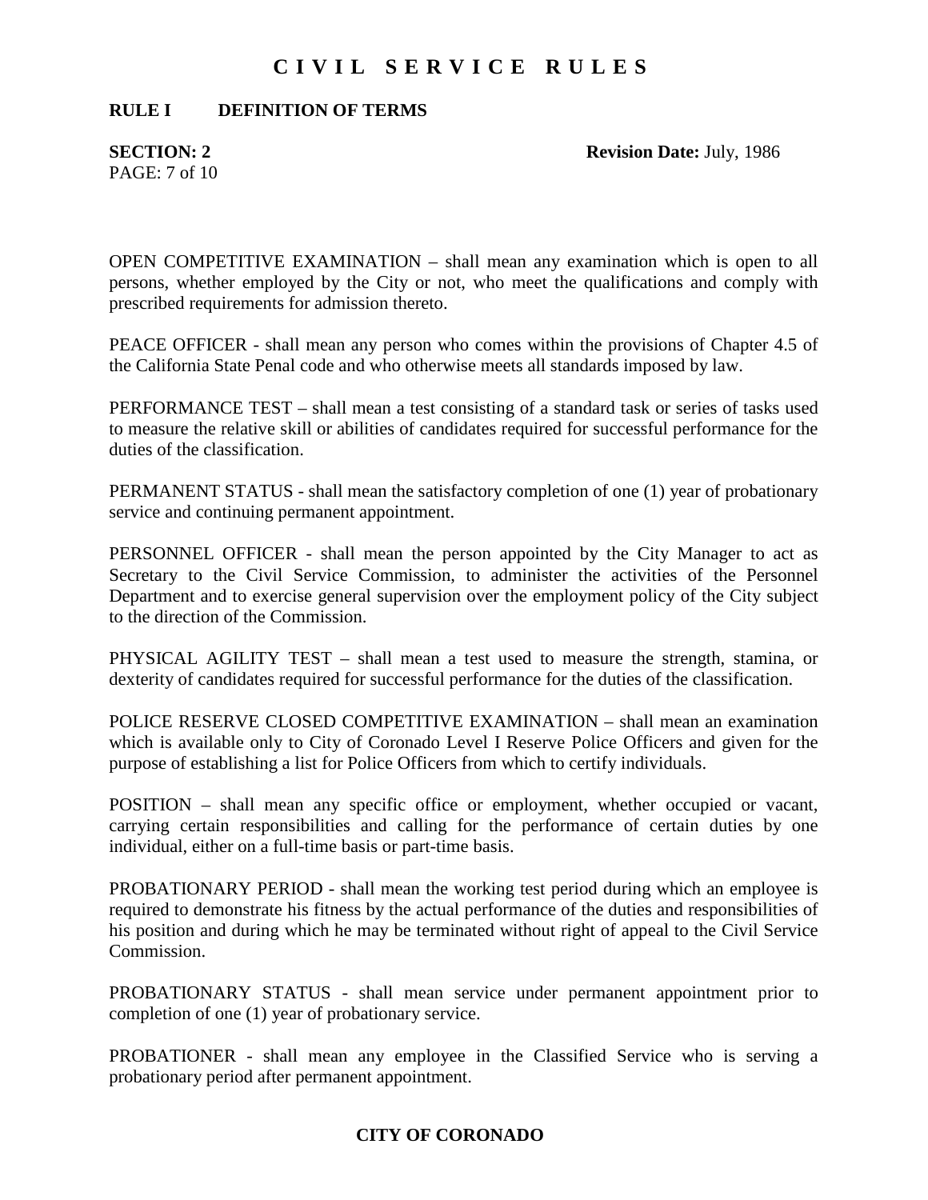OPEN COMPETITIVE EXAMINATION – shall mean any examination which is open to all persons, whether employed by the City or not, who meet the qualifications and comply with prescribed requirements for admission thereto.

PEACE OFFICER - shall mean any person who comes within the provisions of Chapter 4.5 of the California State Penal code and who otherwise meets all standards imposed by law.

PERFORMANCE TEST – shall mean a test consisting of a standard task or series of tasks used to measure the relative skill or abilities of candidates required for successful performance for the duties of the classification.

PERMANENT STATUS - shall mean the satisfactory completion of one (1) year of probationary service and continuing permanent appointment.

PERSONNEL OFFICER - shall mean the person appointed by the City Manager to act as Secretary to the Civil Service Commission, to administer the activities of the Personnel Department and to exercise general supervision over the employment policy of the City subject to the direction of the Commission.

PHYSICAL AGILITY TEST – shall mean a test used to measure the strength, stamina, or dexterity of candidates required for successful performance for the duties of the classification.

POLICE RESERVE CLOSED COMPETITIVE EXAMINATION – shall mean an examination which is available only to City of Coronado Level I Reserve Police Officers and given for the purpose of establishing a list for Police Officers from which to certify individuals.

POSITION – shall mean any specific office or employment, whether occupied or vacant, carrying certain responsibilities and calling for the performance of certain duties by one individual, either on a full-time basis or part-time basis.

PROBATIONARY PERIOD - shall mean the working test period during which an employee is required to demonstrate his fitness by the actual performance of the duties and responsibilities of his position and during which he may be terminated without right of appeal to the Civil Service Commission.

PROBATIONARY STATUS - shall mean service under permanent appointment prior to completion of one (1) year of probationary service.

PROBATIONER - shall mean any employee in the Classified Service who is serving a probationary period after permanent appointment.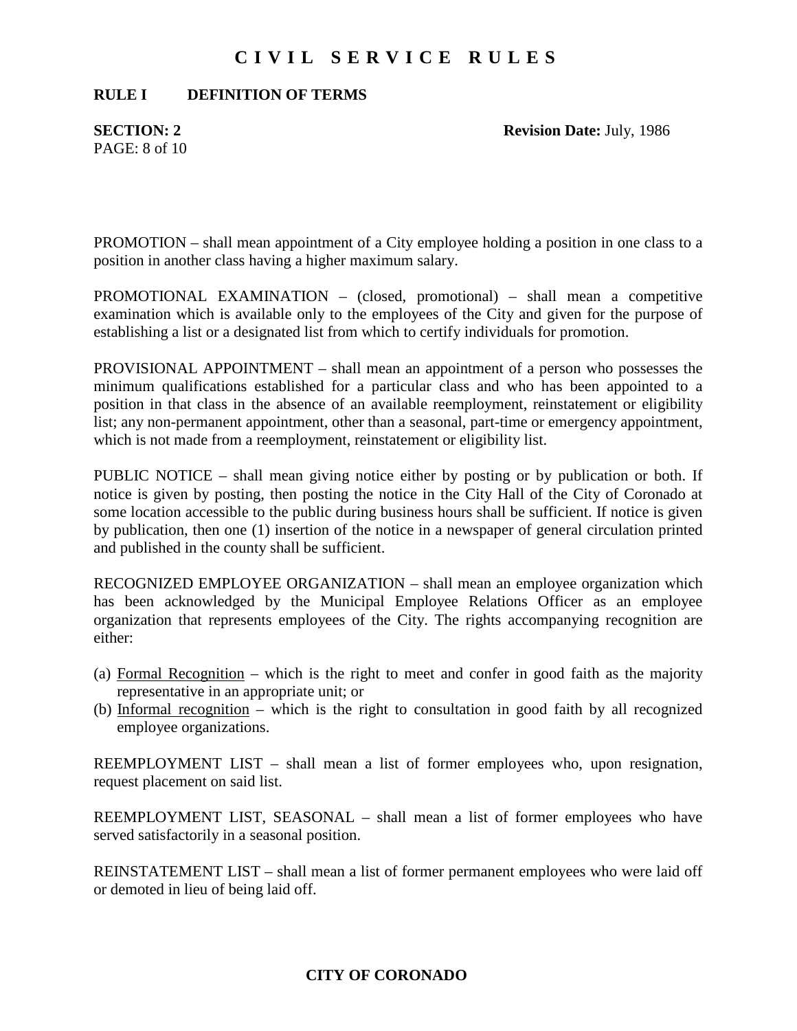PROMOTION – shall mean appointment of a City employee holding a position in one class to a position in another class having a higher maximum salary.

PROMOTIONAL EXAMINATION – (closed, promotional) – shall mean a competitive examination which is available only to the employees of the City and given for the purpose of establishing a list or a designated list from which to certify individuals for promotion.

PROVISIONAL APPOINTMENT – shall mean an appointment of a person who possesses the minimum qualifications established for a particular class and who has been appointed to a position in that class in the absence of an available reemployment, reinstatement or eligibility list; any non-permanent appointment, other than a seasonal, part-time or emergency appointment, which is not made from a reemployment, reinstatement or eligibility list.

PUBLIC NOTICE – shall mean giving notice either by posting or by publication or both. If notice is given by posting, then posting the notice in the City Hall of the City of Coronado at some location accessible to the public during business hours shall be sufficient. If notice is given by publication, then one (1) insertion of the notice in a newspaper of general circulation printed and published in the county shall be sufficient.

RECOGNIZED EMPLOYEE ORGANIZATION – shall mean an employee organization which has been acknowledged by the Municipal Employee Relations Officer as an employee organization that represents employees of the City. The rights accompanying recognition are either:

(a) Formal Recognition – which is the right to meet and confer in good faith as the majority representative in an appropriate unit; or
(b) Informal recognition – which is the right to consultation in good faith by all recognized employee organizations.

REEMPLOYMENT LIST – shall mean a list of former employees who, upon resignation, request placement on said list.

REEMPLOYMENT LIST, SEASONAL – shall mean a list of former employees who have served satisfactorily in a seasonal position.

REINSTATEMENT LIST – shall mean a list of former permanent employees who were laid off or demoted in lieu of being laid off.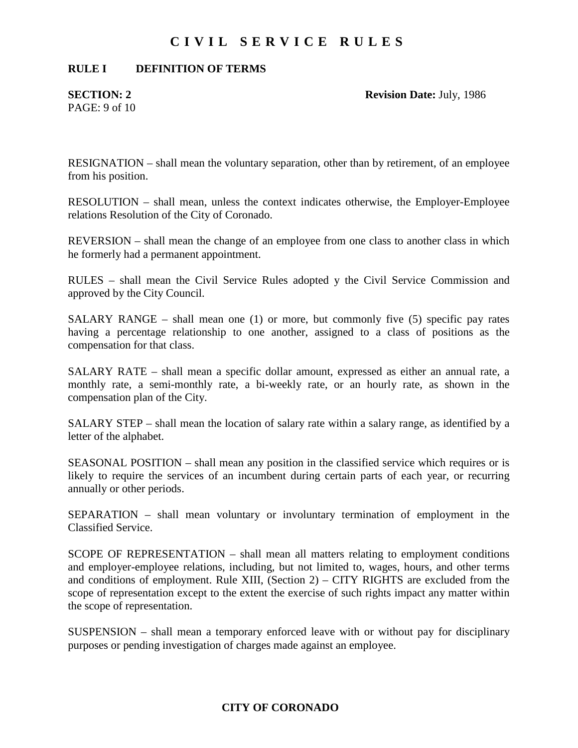RESIGNATION – shall mean the voluntary separation, other than by retirement, of an employee from his position.

RESOLUTION – shall mean, unless the context indicates otherwise, the Employer-Employee relations Resolution of the City of Coronado.

REVERSION – shall mean the change of an employee from one class to another class in which he formerly had a permanent appointment.

RULES – shall mean the Civil Service Rules adopted y the Civil Service Commission and approved by the City Council.

SALARY RANGE – shall mean one (1) or more, but commonly five (5) specific pay rates having a percentage relationship to one another, assigned to a class of positions as the compensation for that class.

SALARY RATE – shall mean a specific dollar amount, expressed as either an annual rate, a monthly rate, a semi-monthly rate, a bi-weekly rate, or an hourly rate, as shown in the compensation plan of the City.

SALARY STEP – shall mean the location of salary rate within a salary range, as identified by a letter of the alphabet.

SEASONAL POSITION – shall mean any position in the classified service which requires or is likely to require the services of an incumbent during certain parts of each year, or recurring annually or other periods.

SEPARATION – shall mean voluntary or involuntary termination of employment in the Classified Service.

SCOPE OF REPRESENTATION – shall mean all matters relating to employment conditions and employer-employee relations, including, but not limited to, wages, hours, and other terms and conditions of employment. Rule XIII, (Section 2) – CITY RIGHTS are excluded from the scope of representation except to the extent the exercise of such rights impact any matter within the scope of representation.

SUSPENSION – shall mean a temporary enforced leave with or without pay for disciplinary purposes or pending investigation of charges made against an employee.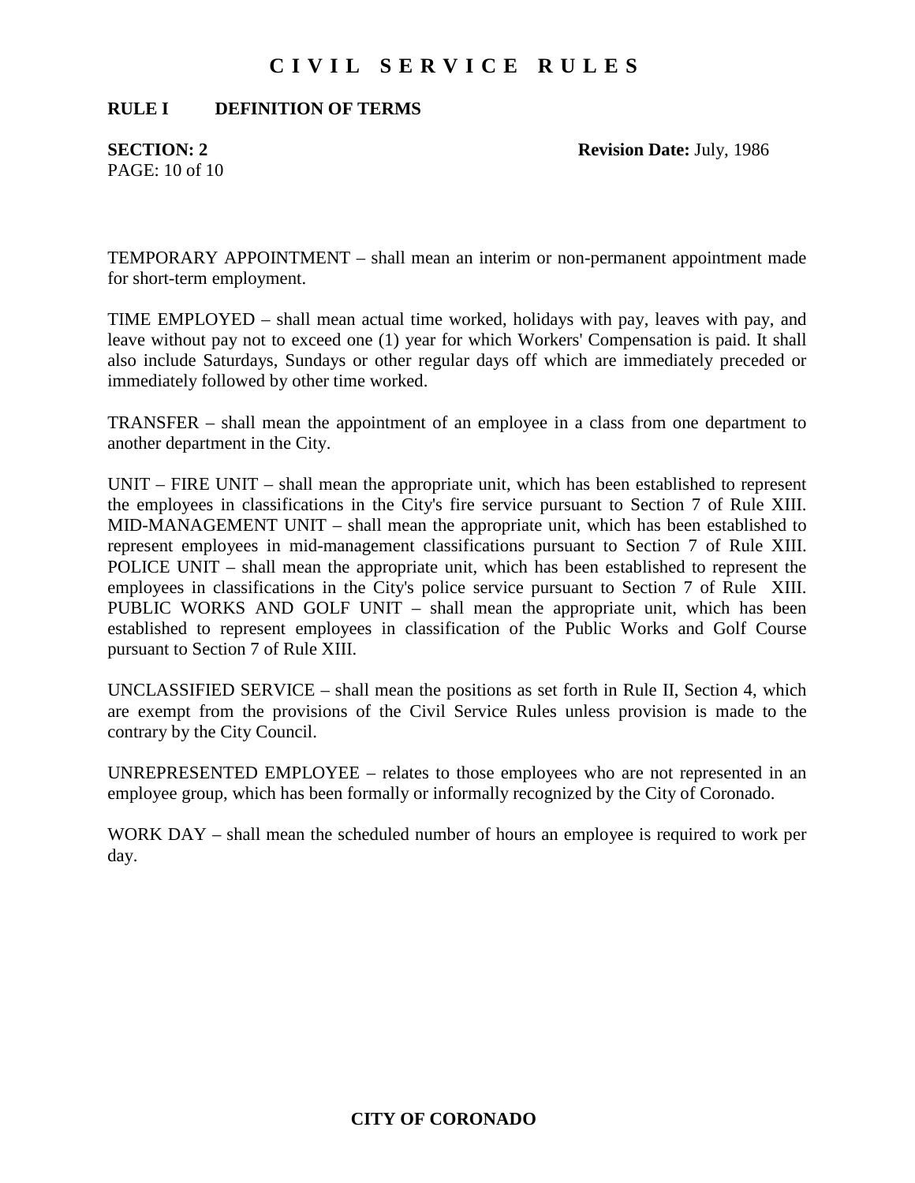TEMPORARY APPOINTMENT – shall mean an interim or non-permanent appointment made for short-term employment.

TIME EMPLOYED – shall mean actual time worked, holidays with pay, leaves with pay, and leave without pay not to exceed one (1) year for which Workers' Compensation is paid. It shall also include Saturdays, Sundays or other regular days off which are immediately preceded or immediately followed by other time worked.

TRANSFER – shall mean the appointment of an employee in a class from one department to another department in the City.

UNIT – FIRE UNIT – shall mean the appropriate unit, which has been established to represent the employees in classifications in the City's fire service pursuant to Section 7 of Rule XIII. MID-MANAGEMENT UNIT – shall mean the appropriate unit, which has been established to represent employees in mid-management classifications pursuant to Section 7 of Rule XIII. POLICE UNIT – shall mean the appropriate unit, which has been established to represent the employees in classifications in the City's police service pursuant to Section 7 of Rule XIII. PUBLIC WORKS AND GOLF UNIT – shall mean the appropriate unit, which has been established to represent employees in classification of the Public Works and Golf Course pursuant to Section 7 of Rule XIII.

UNCLASSIFIED SERVICE – shall mean the positions as set forth in Rule II, Section 4, which are exempt from the provisions of the Civil Service Rules unless provision is made to the contrary by the City Council.

UNREPRESENTED EMPLOYEE – relates to those employees who are not represented in an employee group, which has been formally or informally recognized by the City of Coronado.

WORK DAY – shall mean the scheduled number of hours an employee is required to work per day.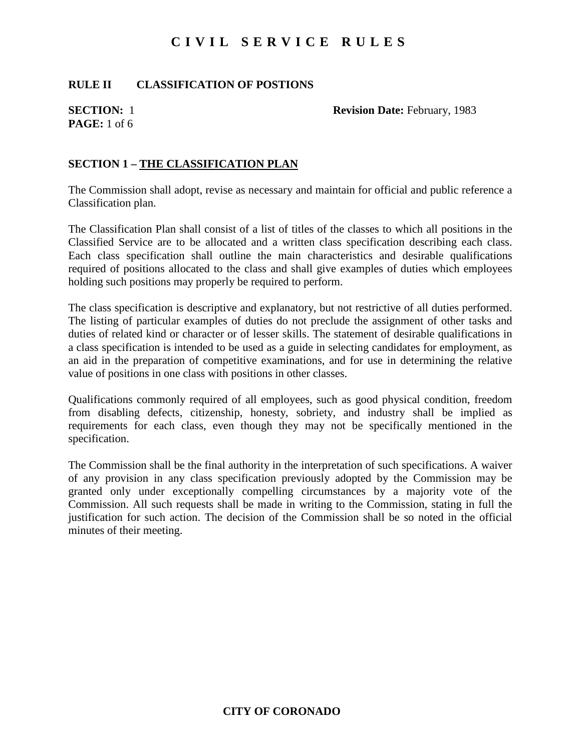# CIVIL SERVICE RULES

## RULE II CLASSIFICATION OF POSTIONS

**SECTION:** 1 **Revision Date:** February, 1983
**PAGE:** 1 of 6

### SECTION 1 – THE CLASSIFICATION PLAN

The Commission shall adopt, revise as necessary and maintain for official and public reference a Classification plan.

The Classification Plan shall consist of a list of titles of the classes to which all positions in the Classified Service are to be allocated and a written class specification describing each class. Each class specification shall outline the main characteristics and desirable qualifications required of positions allocated to the class and shall give examples of duties which employees holding such positions may properly be required to perform.

The class specification is descriptive and explanatory, but not restrictive of all duties performed. The listing of particular examples of duties do not preclude the assignment of other tasks and duties of related kind or character or of lesser skills. The statement of desirable qualifications in a class specification is intended to be used as a guide in selecting candidates for employment, as an aid in the preparation of competitive examinations, and for use in determining the relative value of positions in one class with positions in other classes.

Qualifications commonly required of all employees, such as good physical condition, freedom from disabling defects, citizenship, honesty, sobriety, and industry shall be implied as requirements for each class, even though they may not be specifically mentioned in the specification.

The Commission shall be the final authority in the interpretation of such specifications. A waiver of any provision in any class specification previously adopted by the Commission may be granted only under exceptionally compelling circumstances by a majority vote of the Commission. All such requests shall be made in writing to the Commission, stating in full the justification for such action. The decision of the Commission shall be so noted in the official minutes of their meeting.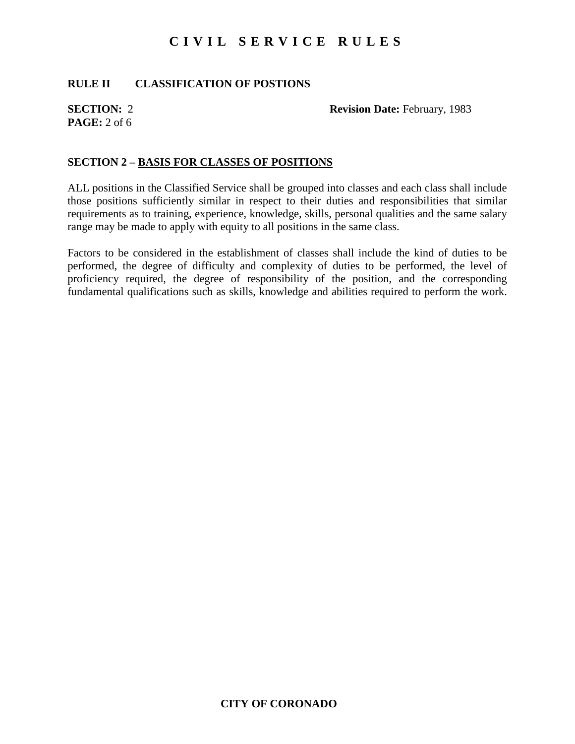**RULE II CLASSIFICATION OF POSTIONS**

**SECTION:** 2 **Revision Date:** February, 1983

## SECTION 2 – BASIS FOR CLASSES OF POSITIONS

ALL positions in the Classified Service shall be grouped into classes and each class shall include those positions sufficiently similar in respect to their duties and responsibilities that similar requirements as to training, experience, knowledge, skills, personal qualities and the same salary range may be made to apply with equity to all positions in the same class.

Factors to be considered in the establishment of classes shall include the kind of duties to be performed, the degree of difficulty and complexity of duties to be performed, the level of proficiency required, the degree of responsibility of the position, and the corresponding fundamental qualifications such as skills, knowledge and abilities required to perform the work.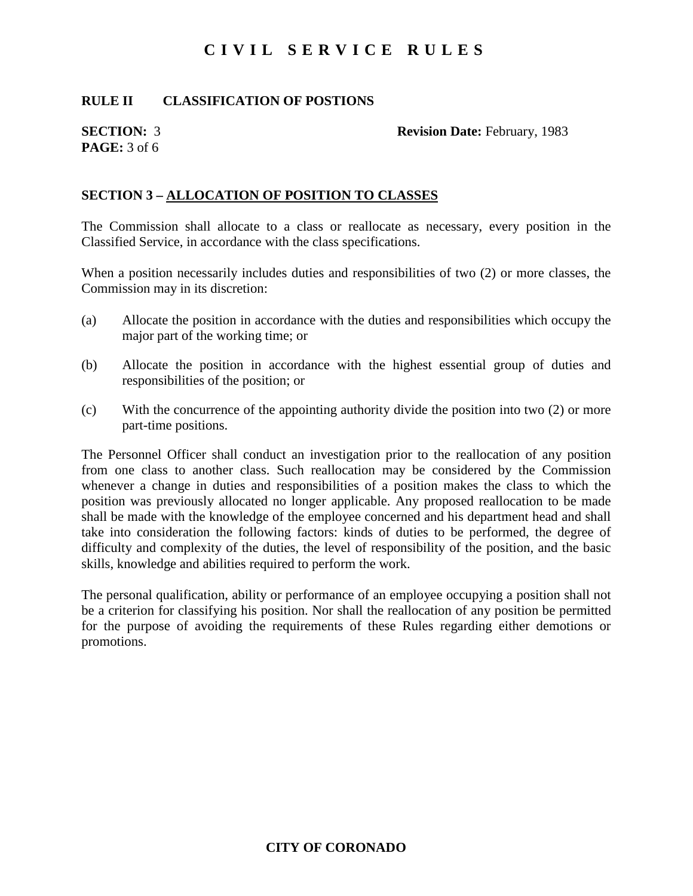## SECTION 3 – ALLOCATION OF POSITION TO CLASSES

The Commission shall allocate to a class or reallocate as necessary, every position in the Classified Service, in accordance with the class specifications.

When a position necessarily includes duties and responsibilities of two (2) or more classes, the Commission may in its discretion:

(a) Allocate the position in accordance with the duties and responsibilities which occupy the major part of the working time; or

(b) Allocate the position in accordance with the highest essential group of duties and responsibilities of the position; or

(c) With the concurrence of the appointing authority divide the position into two (2) or more part-time positions.

The Personnel Officer shall conduct an investigation prior to the reallocation of any position from one class to another class. Such reallocation may be considered by the Commission whenever a change in duties and responsibilities of a position makes the class to which the position was previously allocated no longer applicable. Any proposed reallocation to be made shall be made with the knowledge of the employee concerned and his department head and shall take into consideration the following factors: kinds of duties to be performed, the degree of difficulty and complexity of the duties, the level of responsibility of the position, and the basic skills, knowledge and abilities required to perform the work.

The personal qualification, ability or performance of an employee occupying a position shall not be a criterion for classifying his position. Nor shall the reallocation of any position be permitted for the purpose of avoiding the requirements of these Rules regarding either demotions or promotions.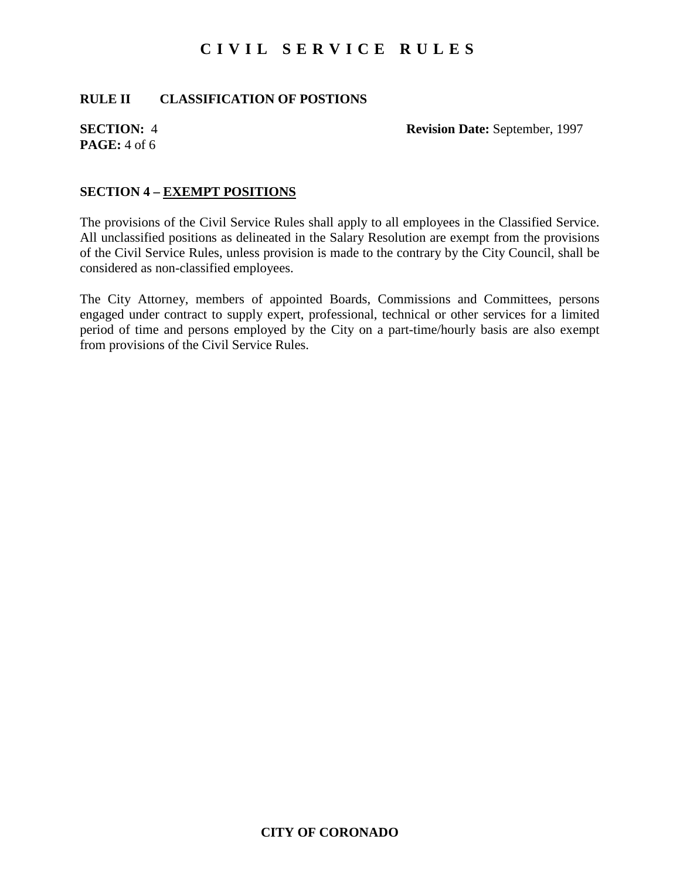## RULE II CLASSIFICATION OF POSTIONS

**SECTION:** 4 **Revision Date:** September, 1997
**PAGE:** 4 of 6

### SECTION 4 – EXEMPT POSITIONS

The provisions of the Civil Service Rules shall apply to all employees in the Classified Service. All unclassified positions as delineated in the Salary Resolution are exempt from the provisions of the Civil Service Rules, unless provision is made to the contrary by the City Council, shall be considered as non-classified employees.

The City Attorney, members of appointed Boards, Commissions and Committees, persons engaged under contract to supply expert, professional, technical or other services for a limited period of time and persons employed by the City on a part-time/hourly basis are also exempt from provisions of the Civil Service Rules.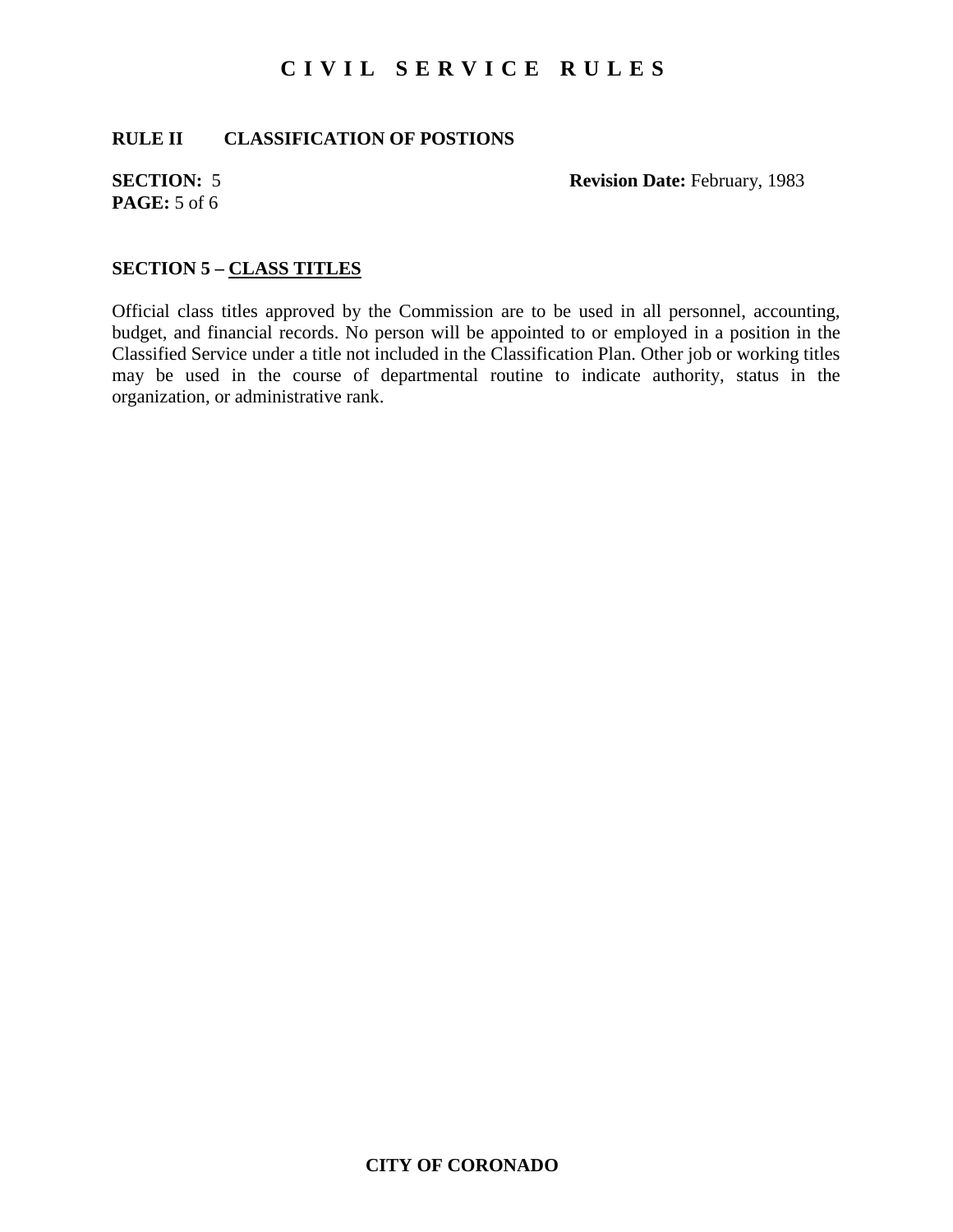# C I V I L   S E R V I C E   R U L E S

**RULE II    CLASSIFICATION OF POSTIONS**

**SECTION:** 5    **Revision Date:** February, 1983

## SECTION 5 – CLASS TITLES

Official class titles approved by the Commission are to be used in all personnel, accounting, budget, and financial records. No person will be appointed to or employed in a position in the Classified Service under a title not included in the Classification Plan. Other job or working titles may be used in the course of departmental routine to indicate authority, status in the organization, or administrative rank.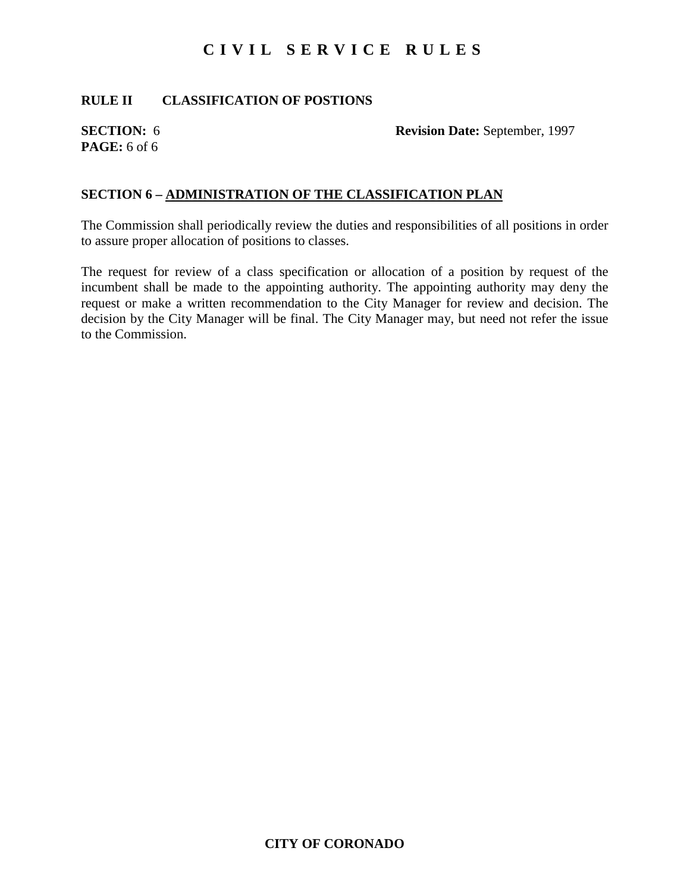**RULE II CLASSIFICATION OF POSTIONS**

**SECTION:** 6 **Revision Date:** September, 1997

## SECTION 6 – ADMINISTRATION OF THE CLASSIFICATION PLAN

The Commission shall periodically review the duties and responsibilities of all positions in order to assure proper allocation of positions to classes.

The request for review of a class specification or allocation of a position by request of the incumbent shall be made to the appointing authority. The appointing authority may deny the request or make a written recommendation to the City Manager for review and decision. The decision by the City Manager will be final. The City Manager may, but need not refer the issue to the Commission.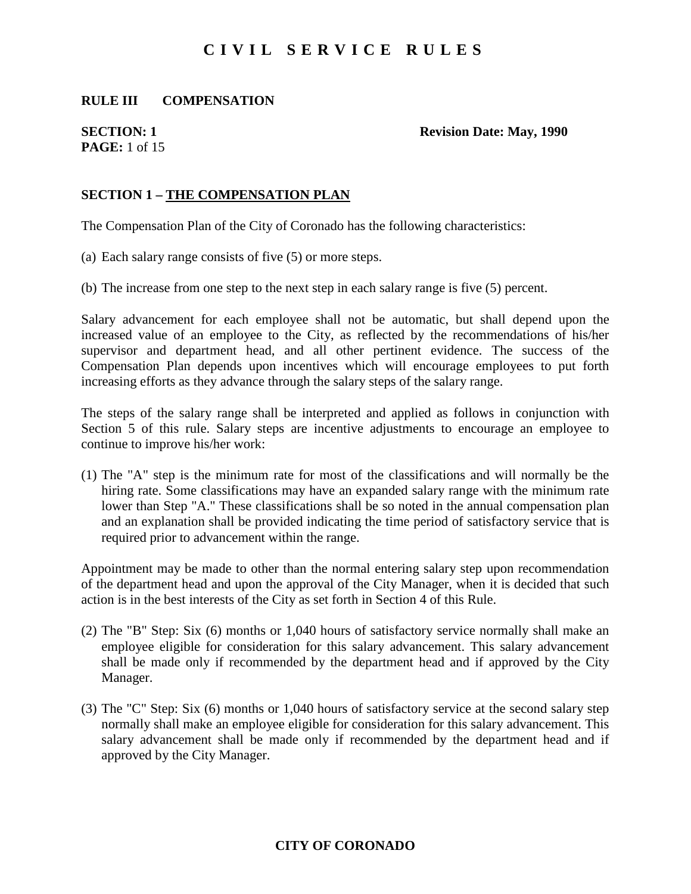## RULE III COMPENSATION

**SECTION: 1** **Revision Date: May, 1990**

### SECTION 1 – THE COMPENSATION PLAN

The Compensation Plan of the City of Coronado has the following characteristics:

(a) Each salary range consists of five (5) or more steps.

(b) The increase from one step to the next step in each salary range is five (5) percent.

Salary advancement for each employee shall not be automatic, but shall depend upon the increased value of an employee to the City, as reflected by the recommendations of his/her supervisor and department head, and all other pertinent evidence. The success of the Compensation Plan depends upon incentives which will encourage employees to put forth increasing efforts as they advance through the salary steps of the salary range.

The steps of the salary range shall be interpreted and applied as follows in conjunction with Section 5 of this rule. Salary steps are incentive adjustments to encourage an employee to continue to improve his/her work:

(1) The "A" step is the minimum rate for most of the classifications and will normally be the hiring rate. Some classifications may have an expanded salary range with the minimum rate lower than Step "A." These classifications shall be so noted in the annual compensation plan and an explanation shall be provided indicating the time period of satisfactory service that is required prior to advancement within the range.

Appointment may be made to other than the normal entering salary step upon recommendation of the department head and upon the approval of the City Manager, when it is decided that such action is in the best interests of the City as set forth in Section 4 of this Rule.

(2) The "B" Step: Six (6) months or 1,040 hours of satisfactory service normally shall make an employee eligible for consideration for this salary advancement. This salary advancement shall be made only if recommended by the department head and if approved by the City Manager.

(3) The "C" Step: Six (6) months or 1,040 hours of satisfactory service at the second salary step normally shall make an employee eligible for consideration for this salary advancement. This salary advancement shall be made only if recommended by the department head and if approved by the City Manager.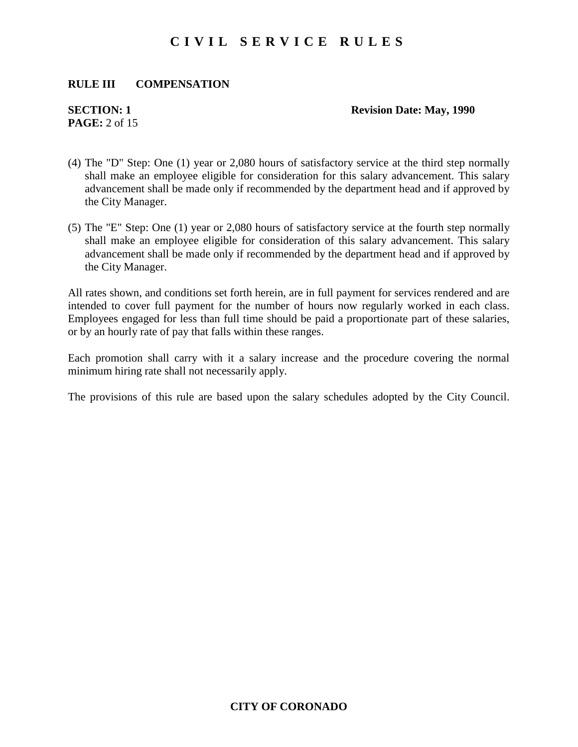(4) The "D" Step: One (1) year or 2,080 hours of satisfactory service at the third step normally shall make an employee eligible for consideration for this salary advancement. This salary advancement shall be made only if recommended by the department head and if approved by the City Manager.

(5) The "E" Step: One (1) year or 2,080 hours of satisfactory service at the fourth step normally shall make an employee eligible for consideration of this salary advancement. This salary advancement shall be made only if recommended by the department head and if approved by the City Manager.

All rates shown, and conditions set forth herein, are in full payment for services rendered and are intended to cover full payment for the number of hours now regularly worked in each class. Employees engaged for less than full time should be paid a proportionate part of these salaries, or by an hourly rate of pay that falls within these ranges.

Each promotion shall carry with it a salary increase and the procedure covering the normal minimum hiring rate shall not necessarily apply.

The provisions of this rule are based upon the salary schedules adopted by the City Council.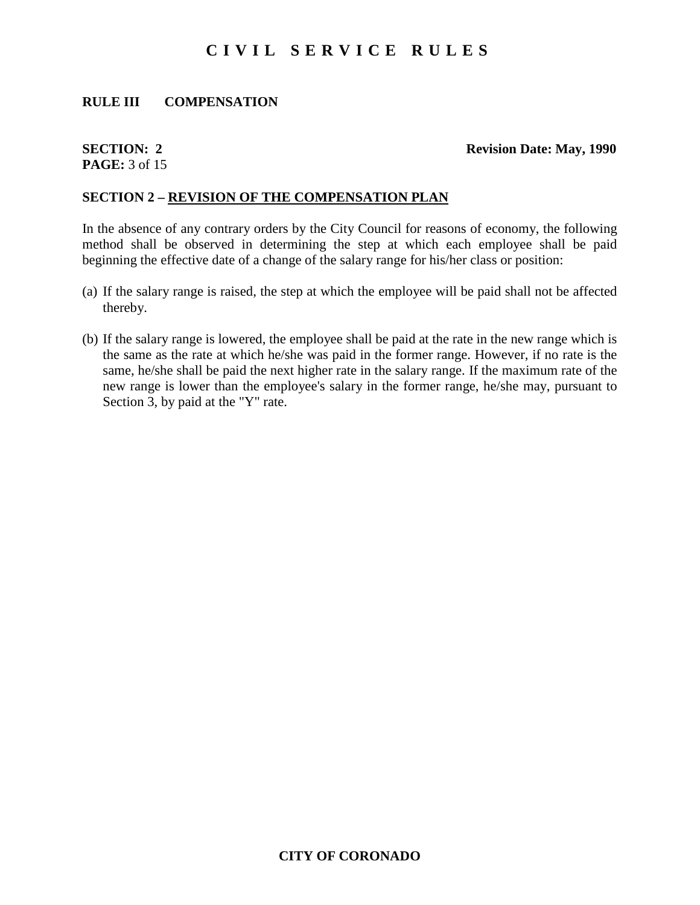## RULE III COMPENSATION

**SECTION: 2** **Revision Date: May, 1990**

### SECTION 2 – REVISION OF THE COMPENSATION PLAN

In the absence of any contrary orders by the City Council for reasons of economy, the following method shall be observed in determining the step at which each employee shall be paid beginning the effective date of a change of the salary range for his/her class or position:

(a) If the salary range is raised, the step at which the employee will be paid shall not be affected thereby.

(b) If the salary range is lowered, the employee shall be paid at the rate in the new range which is the same as the rate at which he/she was paid in the former range. However, if no rate is the same, he/she shall be paid the next higher rate in the salary range. If the maximum rate of the new range is lower than the employee's salary in the former range, he/she may, pursuant to Section 3, by paid at the "Y" rate.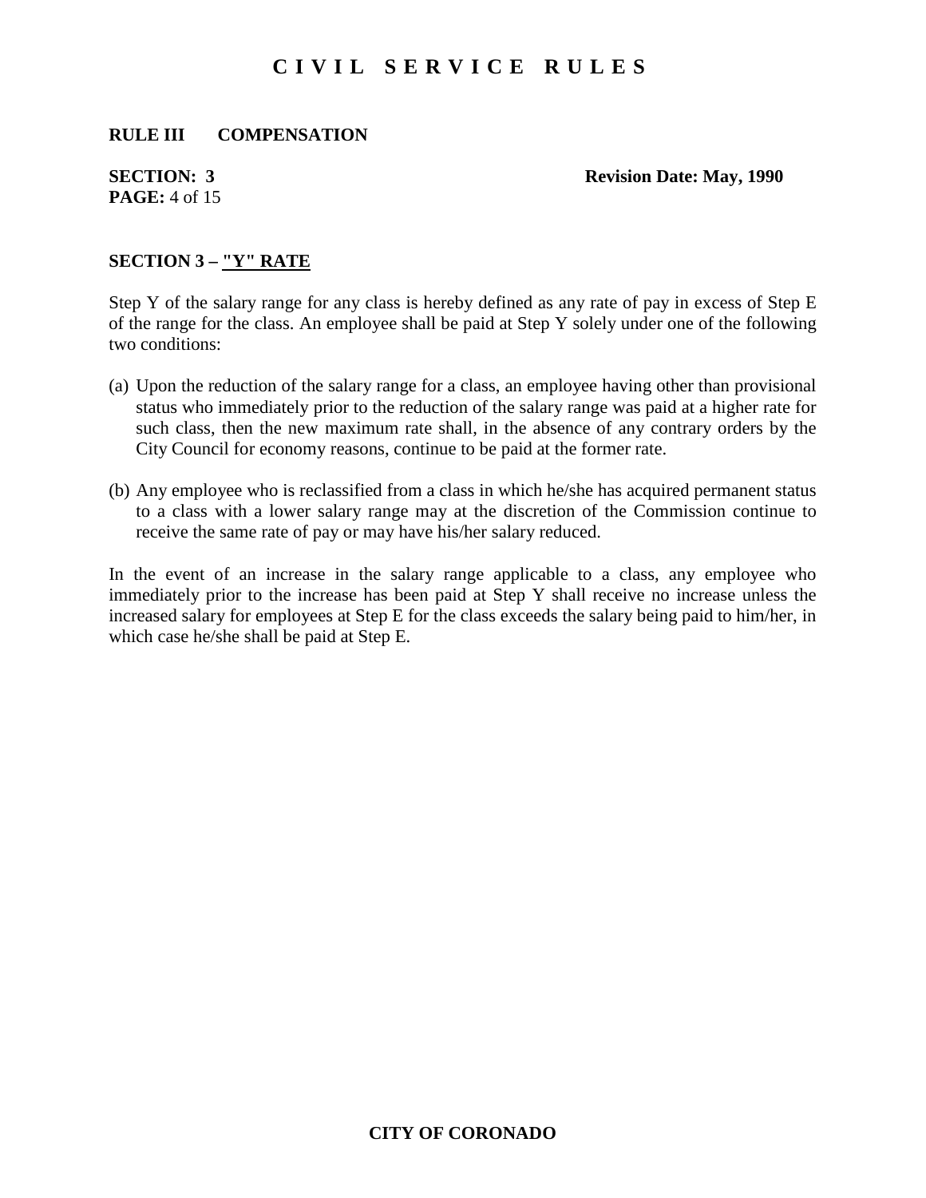## RULE III COMPENSATION

**SECTION: 3** **Revision Date: May, 1990**

### SECTION 3 – "Y" RATE

Step Y of the salary range for any class is hereby defined as any rate of pay in excess of Step E of the range for the class. An employee shall be paid at Step Y solely under one of the following two conditions:

(a) Upon the reduction of the salary range for a class, an employee having other than provisional status who immediately prior to the reduction of the salary range was paid at a higher rate for such class, then the new maximum rate shall, in the absence of any contrary orders by the City Council for economy reasons, continue to be paid at the former rate.

(b) Any employee who is reclassified from a class in which he/she has acquired permanent status to a class with a lower salary range may at the discretion of the Commission continue to receive the same rate of pay or may have his/her salary reduced.

In the event of an increase in the salary range applicable to a class, any employee who immediately prior to the increase has been paid at Step Y shall receive no increase unless the increased salary for employees at Step E for the class exceeds the salary being paid to him/her, in which case he/she shall be paid at Step E.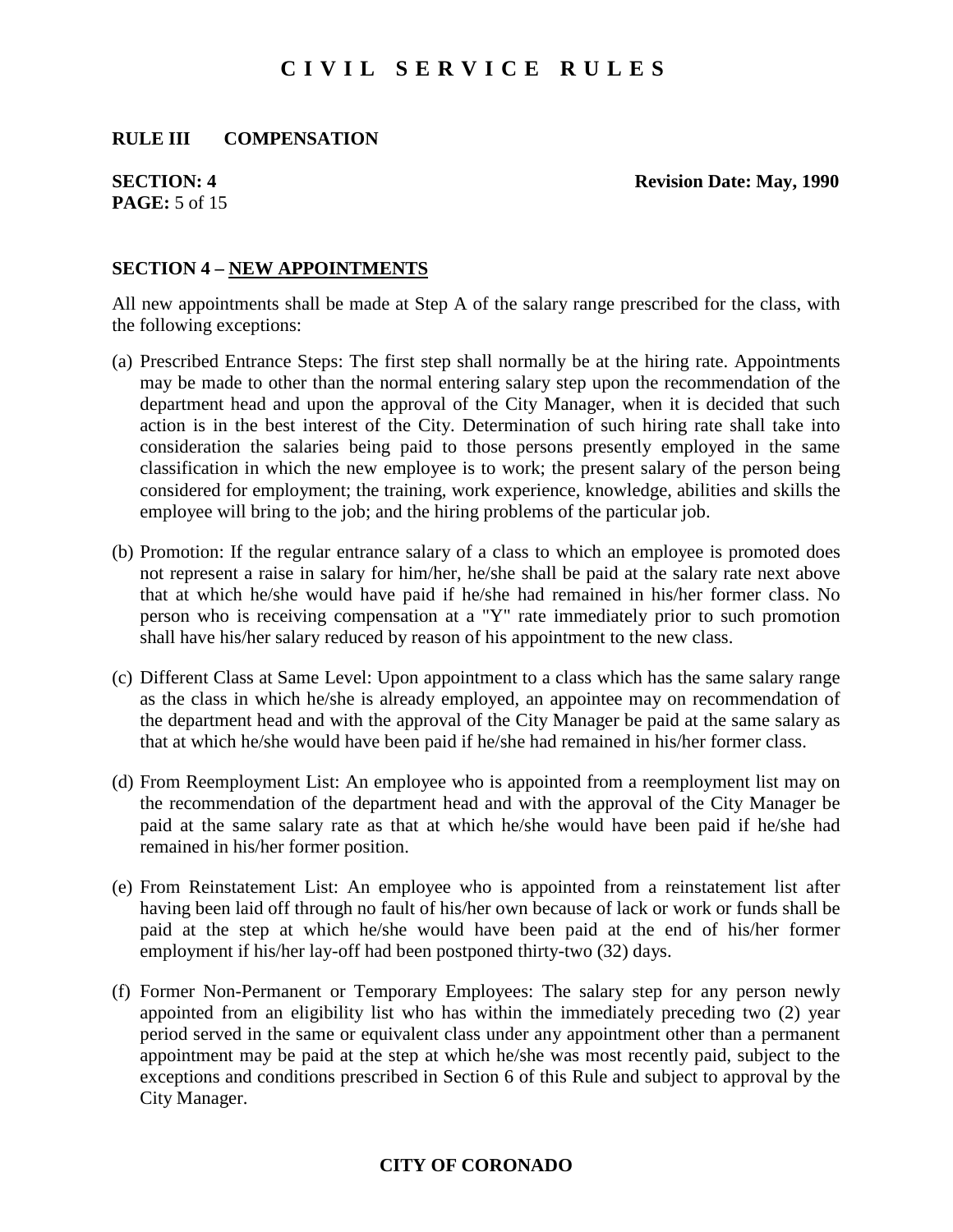# CIVIL SERVICE RULES

## RULE III COMPENSATION

**SECTION: 4** **Revision Date: May, 1990**

### SECTION 4 – NEW APPOINTMENTS

All new appointments shall be made at Step A of the salary range prescribed for the class, with the following exceptions:

(a) Prescribed Entrance Steps: The first step shall normally be at the hiring rate. Appointments may be made to other than the normal entering salary step upon the recommendation of the department head and upon the approval of the City Manager, when it is decided that such action is in the best interest of the City. Determination of such hiring rate shall take into consideration the salaries being paid to those persons presently employed in the same classification in which the new employee is to work; the present salary of the person being considered for employment; the training, work experience, knowledge, abilities and skills the employee will bring to the job; and the hiring problems of the particular job.

(b) Promotion: If the regular entrance salary of a class to which an employee is promoted does not represent a raise in salary for him/her, he/she shall be paid at the salary rate next above that at which he/she would have paid if he/she had remained in his/her former class. No person who is receiving compensation at a "Y" rate immediately prior to such promotion shall have his/her salary reduced by reason of his appointment to the new class.

(c) Different Class at Same Level: Upon appointment to a class which has the same salary range as the class in which he/she is already employed, an appointee may on recommendation of the department head and with the approval of the City Manager be paid at the same salary as that at which he/she would have been paid if he/she had remained in his/her former class.

(d) From Reemployment List: An employee who is appointed from a reemployment list may on the recommendation of the department head and with the approval of the City Manager be paid at the same salary rate as that at which he/she would have been paid if he/she had remained in his/her former position.

(e) From Reinstatement List: An employee who is appointed from a reinstatement list after having been laid off through no fault of his/her own because of lack or work or funds shall be paid at the step at which he/she would have been paid at the end of his/her former employment if his/her lay-off had been postponed thirty-two (32) days.

(f) Former Non-Permanent or Temporary Employees: The salary step for any person newly appointed from an eligibility list who has within the immediately preceding two (2) year period served in the same or equivalent class under any appointment other than a permanent appointment may be paid at the step at which he/she was most recently paid, subject to the exceptions and conditions prescribed in Section 6 of this Rule and subject to approval by the City Manager.

**CITY OF CORONADO**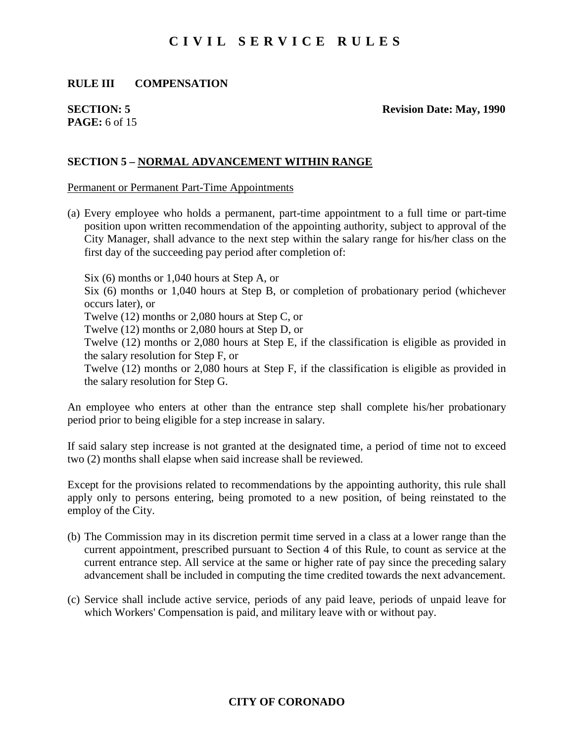## RULE III COMPENSATION

**SECTION:** 5 **Revision Date: May, 1990**

### SECTION 5 – NORMAL ADVANCEMENT WITHIN RANGE

Permanent or Permanent Part-Time Appointments

(a) Every employee who holds a permanent, part-time appointment to a full time or part-time position upon written recommendation of the appointing authority, subject to approval of the City Manager, shall advance to the next step within the salary range for his/her class on the first day of the succeeding pay period after completion of:

Six (6) months or 1,040 hours at Step A, or

Six (6) months or 1,040 hours at Step B, or completion of probationary period (whichever occurs later), or

Twelve (12) months or 2,080 hours at Step C, or

Twelve (12) months or 2,080 hours at Step D, or

Twelve (12) months or 2,080 hours at Step E, if the classification is eligible as provided in the salary resolution for Step F, or

Twelve (12) months or 2,080 hours at Step F, if the classification is eligible as provided in the salary resolution for Step G.

An employee who enters at other than the entrance step shall complete his/her probationary period prior to being eligible for a step increase in salary.

If said salary step increase is not granted at the designated time, a period of time not to exceed two (2) months shall elapse when said increase shall be reviewed.

Except for the provisions related to recommendations by the appointing authority, this rule shall apply only to persons entering, being promoted to a new position, of being reinstated to the employ of the City.

(b) The Commission may in its discretion permit time served in a class at a lower range than the current appointment, prescribed pursuant to Section 4 of this Rule, to count as service at the current entrance step. All service at the same or higher rate of pay since the preceding salary advancement shall be included in computing the time credited towards the next advancement.

(c) Service shall include active service, periods of any paid leave, periods of unpaid leave for which Workers' Compensation is paid, and military leave with or without pay.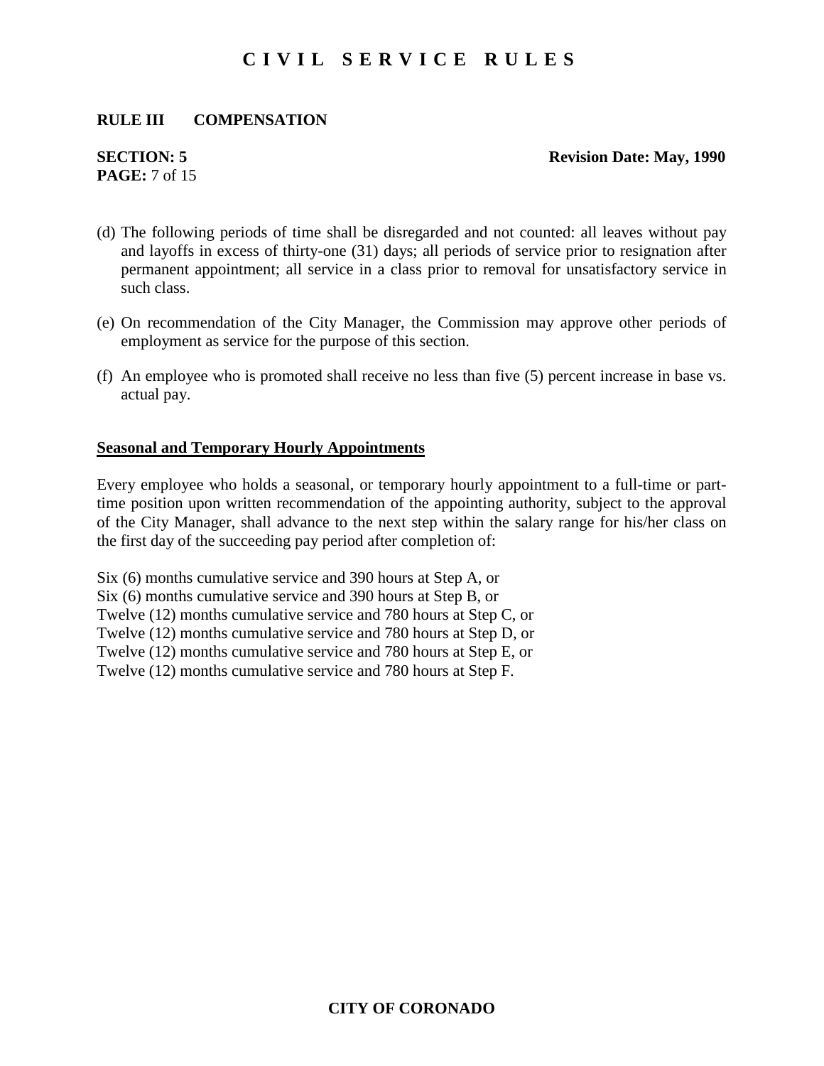(d) The following periods of time shall be disregarded and not counted: all leaves without pay and layoffs in excess of thirty-one (31) days; all periods of service prior to resignation after permanent appointment; all service in a class prior to removal for unsatisfactory service in such class.

(e) On recommendation of the City Manager, the Commission may approve other periods of employment as service for the purpose of this section.

(f) An employee who is promoted shall receive no less than five (5) percent increase in base vs. actual pay.

## Seasonal and Temporary Hourly Appointments

Every employee who holds a seasonal, or temporary hourly appointment to a full-time or part-time position upon written recommendation of the appointing authority, subject to the approval of the City Manager, shall advance to the next step within the salary range for his/her class on the first day of the succeeding pay period after completion of:

Six (6) months cumulative service and 390 hours at Step A, or
Six (6) months cumulative service and 390 hours at Step B, or
Twelve (12) months cumulative service and 780 hours at Step C, or
Twelve (12) months cumulative service and 780 hours at Step D, or
Twelve (12) months cumulative service and 780 hours at Step E, or
Twelve (12) months cumulative service and 780 hours at Step F.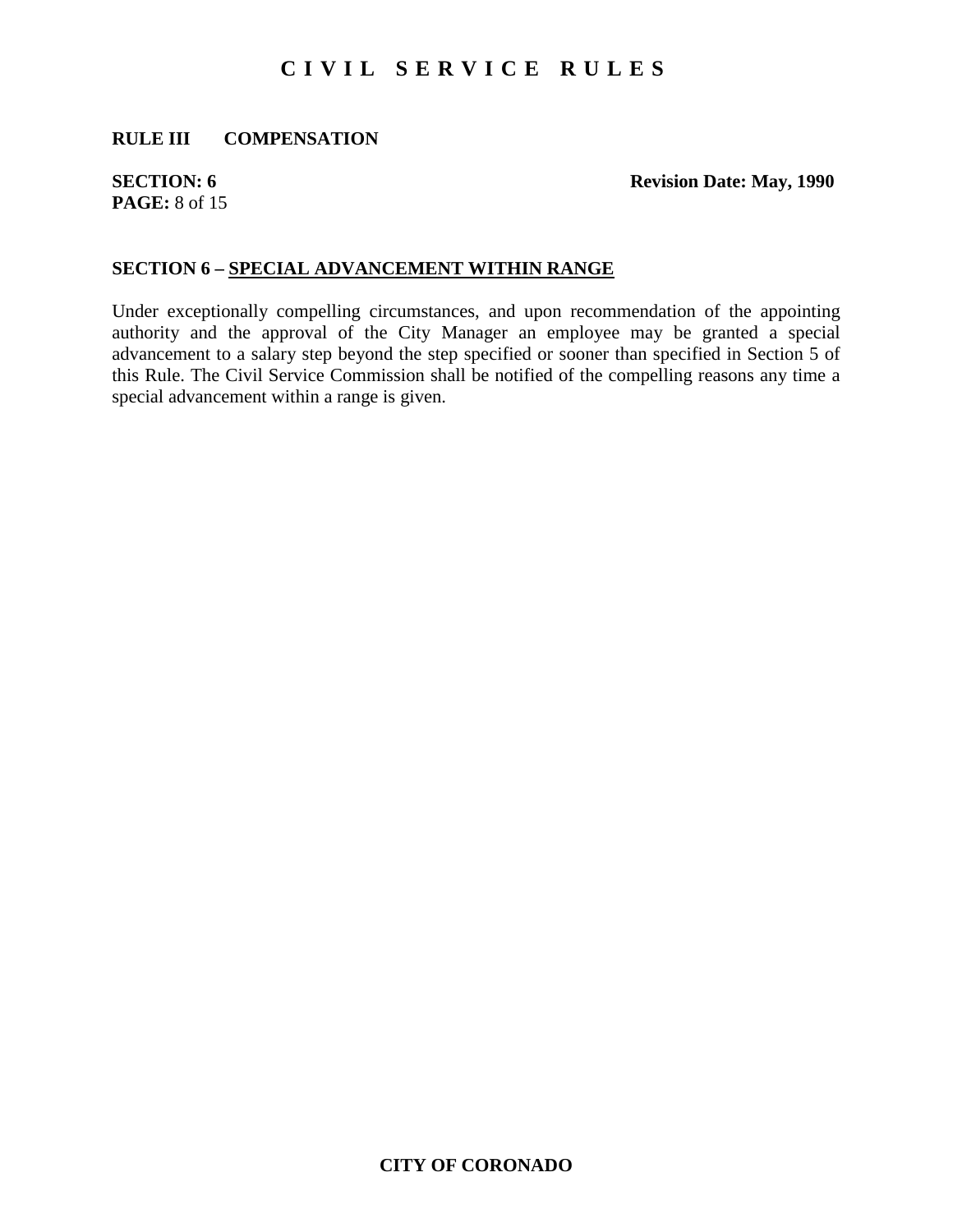## RULE III COMPENSATION

**SECTION: 6** **Revision Date: May, 1990**

### SECTION 6 – SPECIAL ADVANCEMENT WITHIN RANGE

Under exceptionally compelling circumstances, and upon recommendation of the appointing authority and the approval of the City Manager an employee may be granted a special advancement to a salary step beyond the step specified or sooner than specified in Section 5 of this Rule. The Civil Service Commission shall be notified of the compelling reasons any time a special advancement within a range is given.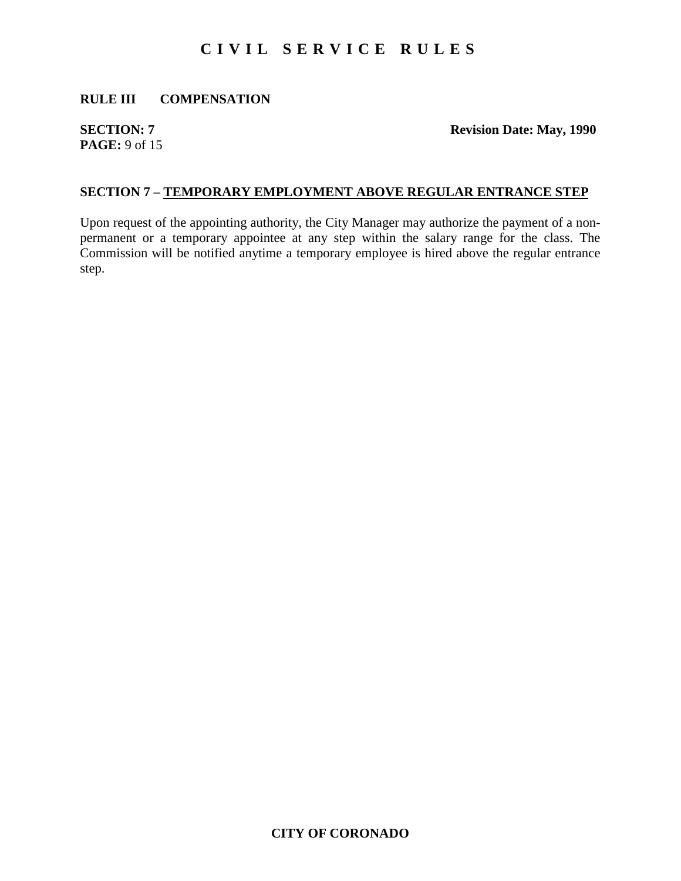## SECTION 7 – TEMPORARY EMPLOYMENT ABOVE REGULAR ENTRANCE STEP

Upon request of the appointing authority, the City Manager may authorize the payment of a non-permanent or a temporary appointee at any step within the salary range for the class. The Commission will be notified anytime a temporary employee is hired above the regular entrance step.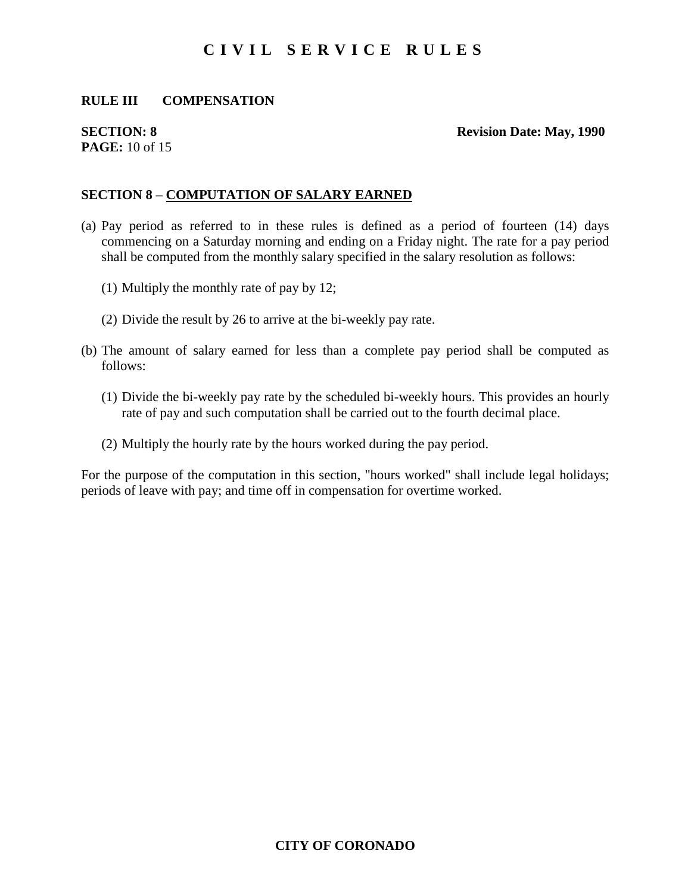## RULE III COMPENSATION

**SECTION: 8** **Revision Date: May, 1990**

### SECTION 8 – COMPUTATION OF SALARY EARNED

(a) Pay period as referred to in these rules is defined as a period of fourteen (14) days commencing on a Saturday morning and ending on a Friday night. The rate for a pay period shall be computed from the monthly salary specified in the salary resolution as follows:

(1) Multiply the monthly rate of pay by 12;

(2) Divide the result by 26 to arrive at the bi-weekly pay rate.

(b) The amount of salary earned for less than a complete pay period shall be computed as follows:

(1) Divide the bi-weekly pay rate by the scheduled bi-weekly hours. This provides an hourly rate of pay and such computation shall be carried out to the fourth decimal place.

(2) Multiply the hourly rate by the hours worked during the pay period.

For the purpose of the computation in this section, "hours worked" shall include legal holidays; periods of leave with pay; and time off in compensation for overtime worked.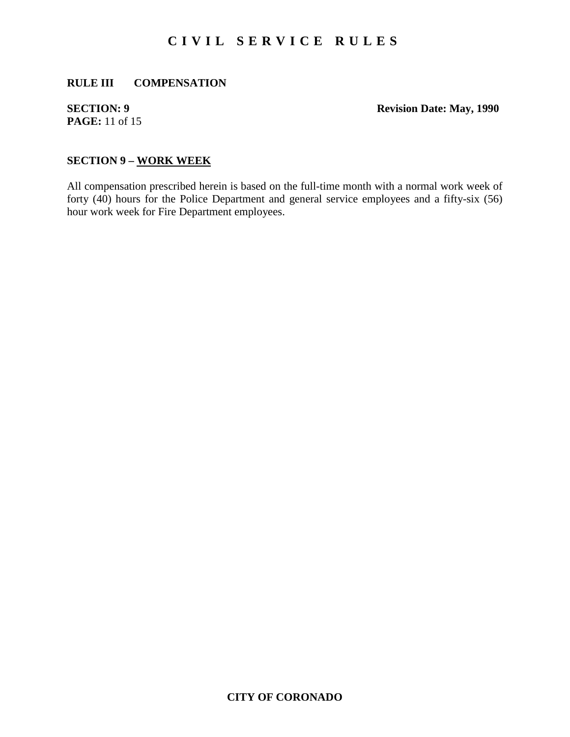## RULE III COMPENSATION

**SECTION: 9** **Revision Date: May, 1990**

### SECTION 9 – WORK WEEK

All compensation prescribed herein is based on the full-time month with a normal work week of forty (40) hours for the Police Department and general service employees and a fifty-six (56) hour work week for Fire Department employees.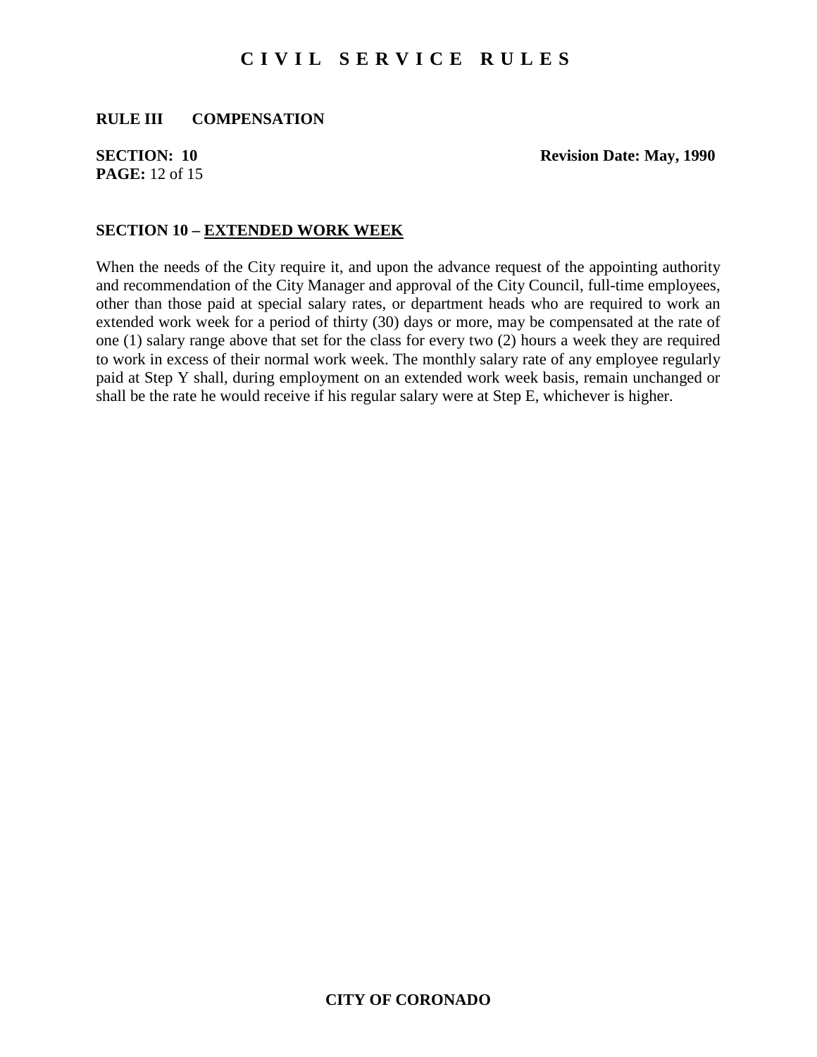**RULE III COMPENSATION**

**SECTION: 10** **Revision Date: May, 1990**

### SECTION 10 – EXTENDED WORK WEEK

When the needs of the City require it, and upon the advance request of the appointing authority and recommendation of the City Manager and approval of the City Council, full-time employees, other than those paid at special salary rates, or department heads who are required to work an extended work week for a period of thirty (30) days or more, may be compensated at the rate of one (1) salary range above that set for the class for every two (2) hours a week they are required to work in excess of their normal work week. The monthly salary rate of any employee regularly paid at Step Y shall, during employment on an extended work week basis, remain unchanged or shall be the rate he would receive if his regular salary were at Step E, whichever is higher.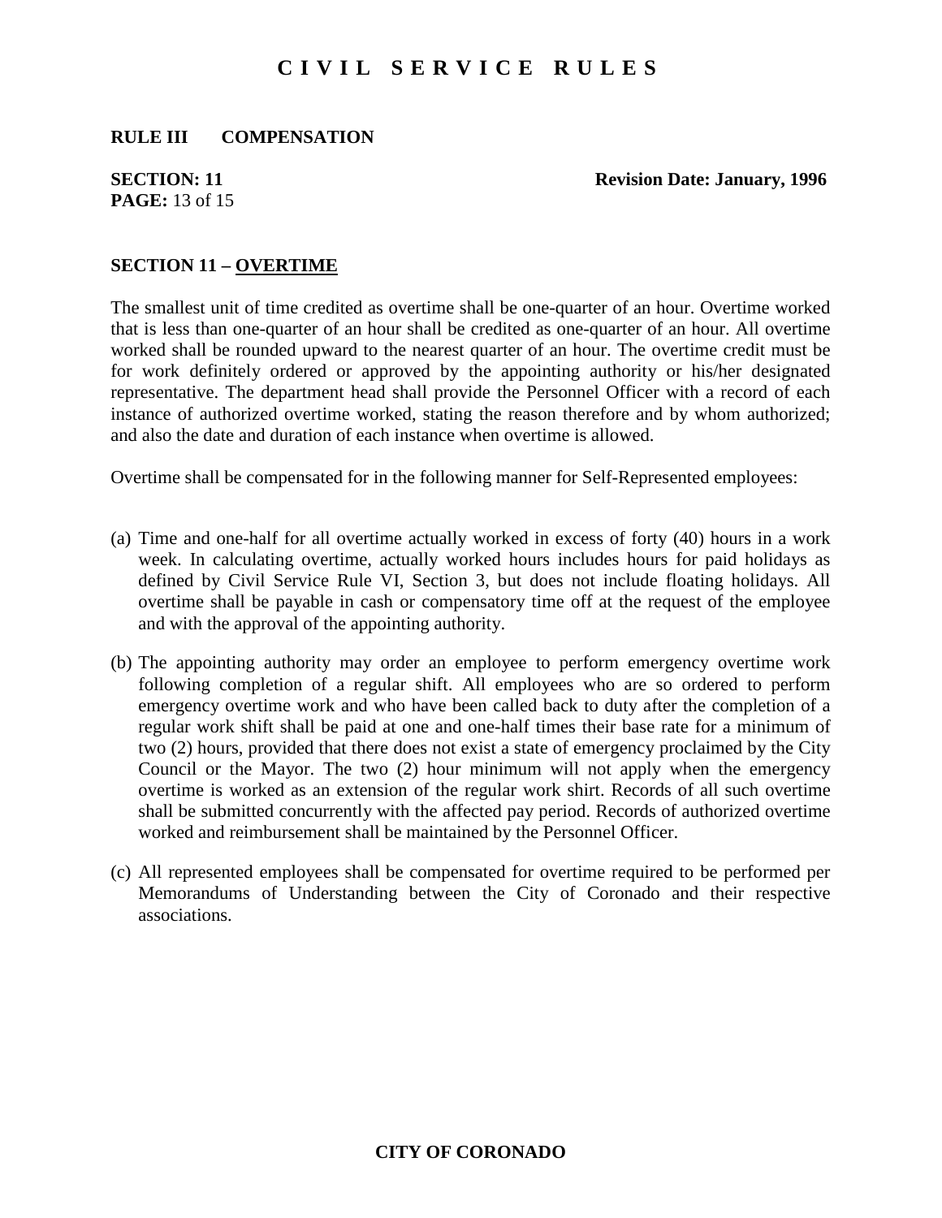**RULE III COMPENSATION**

**SECTION: 11** **Revision Date: January, 1996**

## SECTION 11 – OVERTIME

The smallest unit of time credited as overtime shall be one-quarter of an hour. Overtime worked that is less than one-quarter of an hour shall be credited as one-quarter of an hour. All overtime worked shall be rounded upward to the nearest quarter of an hour. The overtime credit must be for work definitely ordered or approved by the appointing authority or his/her designated representative. The department head shall provide the Personnel Officer with a record of each instance of authorized overtime worked, stating the reason therefore and by whom authorized; and also the date and duration of each instance when overtime is allowed.

Overtime shall be compensated for in the following manner for Self-Represented employees:

(a) Time and one-half for all overtime actually worked in excess of forty (40) hours in a work week. In calculating overtime, actually worked hours includes hours for paid holidays as defined by Civil Service Rule VI, Section 3, but does not include floating holidays. All overtime shall be payable in cash or compensatory time off at the request of the employee and with the approval of the appointing authority.

(b) The appointing authority may order an employee to perform emergency overtime work following completion of a regular shift. All employees who are so ordered to perform emergency overtime work and who have been called back to duty after the completion of a regular work shift shall be paid at one and one-half times their base rate for a minimum of two (2) hours, provided that there does not exist a state of emergency proclaimed by the City Council or the Mayor. The two (2) hour minimum will not apply when the emergency overtime is worked as an extension of the regular work shirt. Records of all such overtime shall be submitted concurrently with the affected pay period. Records of authorized overtime worked and reimbursement shall be maintained by the Personnel Officer.

(c) All represented employees shall be compensated for overtime required to be performed per Memorandums of Understanding between the City of Coronado and their respective associations.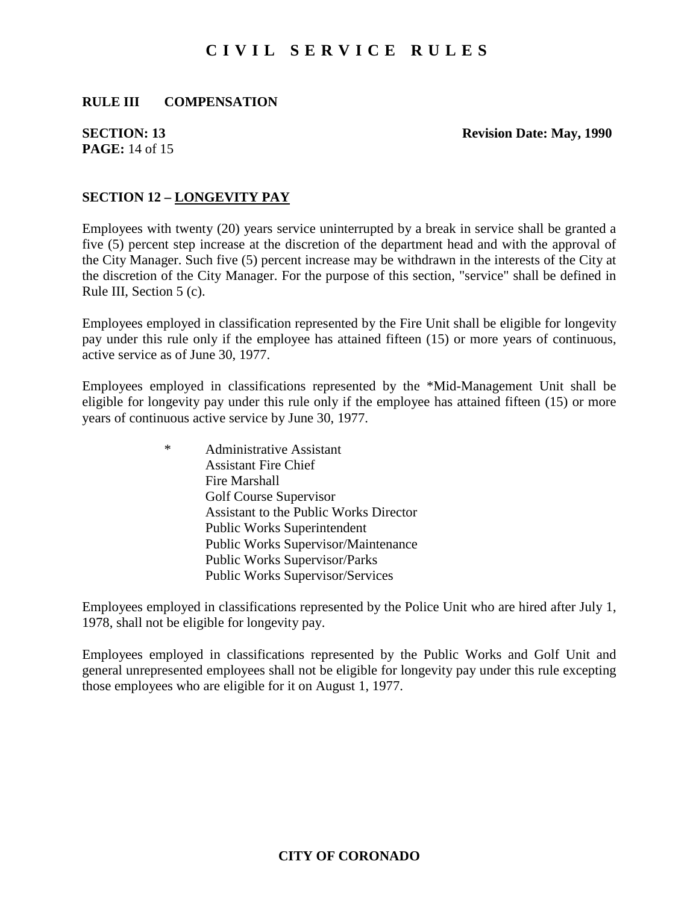## SECTION 12 – LONGEVITY PAY

Employees with twenty (20) years service uninterrupted by a break in service shall be granted a five (5) percent step increase at the discretion of the department head and with the approval of the City Manager. Such five (5) percent increase may be withdrawn in the interests of the City at the discretion of the City Manager. For the purpose of this section, "service" shall be defined in Rule III, Section 5 (c).

Employees employed in classification represented by the Fire Unit shall be eligible for longevity pay under this rule only if the employee has attained fifteen (15) or more years of continuous, active service as of June 30, 1977.

Employees employed in classifications represented by the *Mid-Management Unit shall be eligible for longevity pay under this rule only if the employee has attained fifteen (15) or more years of continuous active service by June 30, 1977.

\* Administrative Assistant
Assistant Fire Chief
Fire Marshall
Golf Course Supervisor
Assistant to the Public Works Director
Public Works Superintendent
Public Works Supervisor/Maintenance
Public Works Supervisor/Parks
Public Works Supervisor/Services

Employees employed in classifications represented by the Police Unit who are hired after July 1, 1978, shall not be eligible for longevity pay.

Employees employed in classifications represented by the Public Works and Golf Unit and general unrepresented employees shall not be eligible for longevity pay under this rule excepting those employees who are eligible for it on August 1, 1977.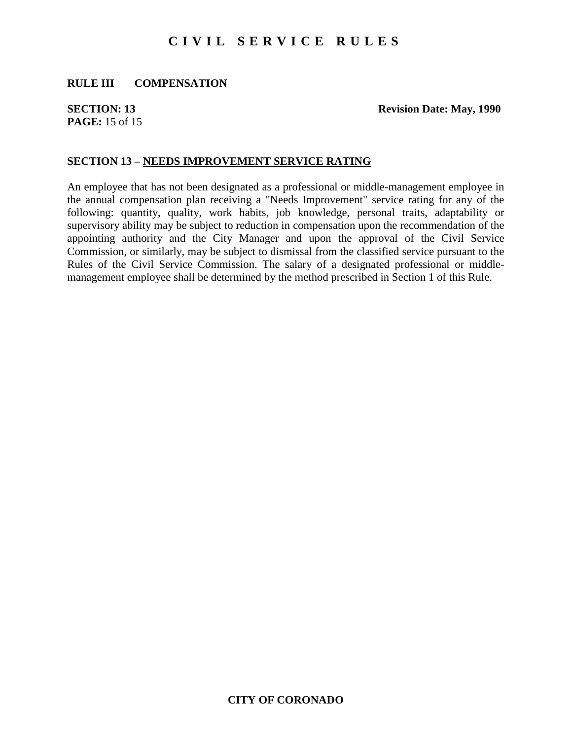**RULE III COMPENSATION**

**SECTION: 13** **Revision Date: May, 1990**

## SECTION 13 – NEEDS IMPROVEMENT SERVICE RATING

An employee that has not been designated as a professional or middle-management employee in the annual compensation plan receiving a "Needs Improvement" service rating for any of the following: quantity, quality, work habits, job knowledge, personal traits, adaptability or supervisory ability may be subject to reduction in compensation upon the recommendation of the appointing authority and the City Manager and upon the approval of the Civil Service Commission, or similarly, may be subject to dismissal from the classified service pursuant to the Rules of the Civil Service Commission. The salary of a designated professional or middle-management employee shall be determined by the method prescribed in Section 1 of this Rule.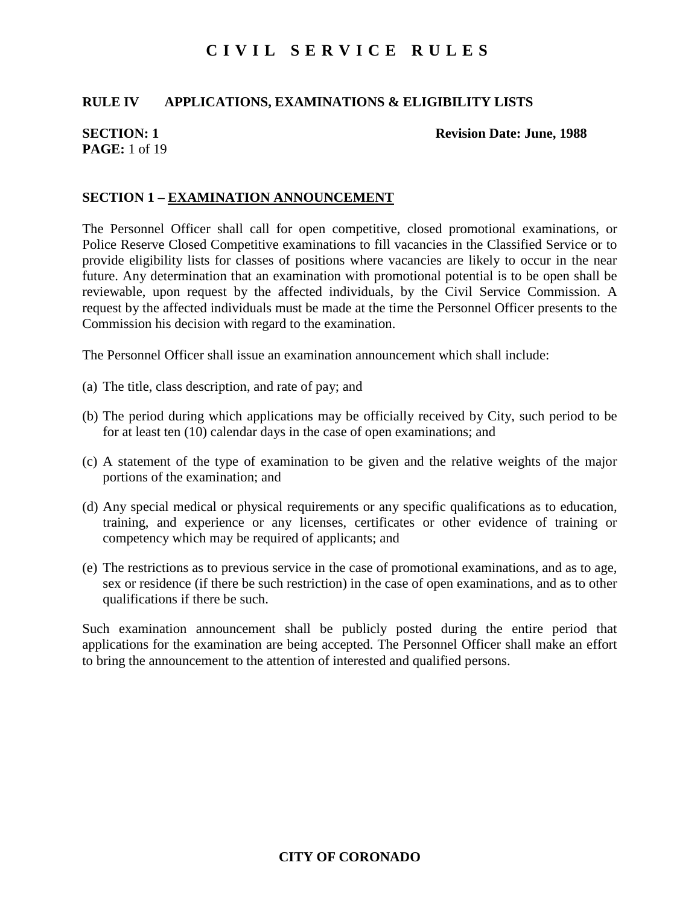## RULE IV APPLICATIONS, EXAMINATIONS & ELIGIBILITY LISTS

**SECTION: 1** **Revision Date: June, 1988**

### SECTION 1 – EXAMINATION ANNOUNCEMENT

The Personnel Officer shall call for open competitive, closed promotional examinations, or Police Reserve Closed Competitive examinations to fill vacancies in the Classified Service or to provide eligibility lists for classes of positions where vacancies are likely to occur in the near future. Any determination that an examination with promotional potential is to be open shall be reviewable, upon request by the affected individuals, by the Civil Service Commission. A request by the affected individuals must be made at the time the Personnel Officer presents to the Commission his decision with regard to the examination.

The Personnel Officer shall issue an examination announcement which shall include:

(a) The title, class description, and rate of pay; and

(b) The period during which applications may be officially received by City, such period to be for at least ten (10) calendar days in the case of open examinations; and

(c) A statement of the type of examination to be given and the relative weights of the major portions of the examination; and

(d) Any special medical or physical requirements or any specific qualifications as to education, training, and experience or any licenses, certificates or other evidence of training or competency which may be required of applicants; and

(e) The restrictions as to previous service in the case of promotional examinations, and as to age, sex or residence (if there be such restriction) in the case of open examinations, and as to other qualifications if there be such.

Such examination announcement shall be publicly posted during the entire period that applications for the examination are being accepted. The Personnel Officer shall make an effort to bring the announcement to the attention of interested and qualified persons.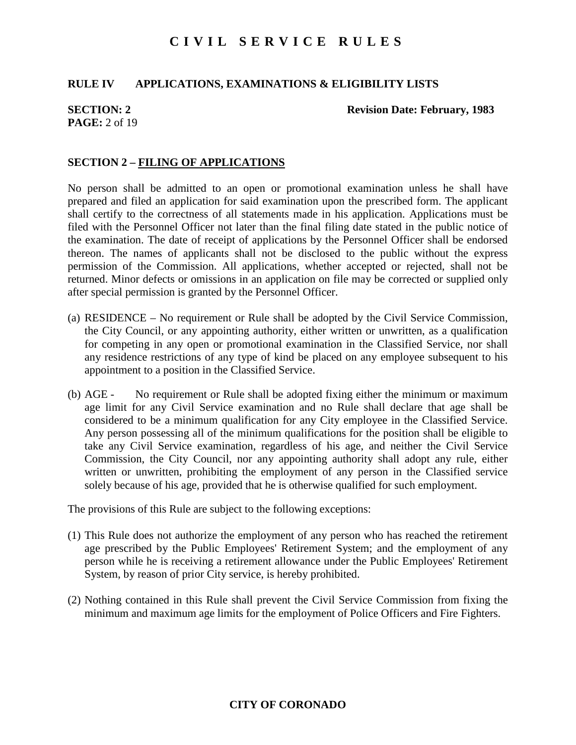## SECTION 2 – FILING OF APPLICATIONS

No person shall be admitted to an open or promotional examination unless he shall have prepared and filed an application for said examination upon the prescribed form. The applicant shall certify to the correctness of all statements made in his application. Applications must be filed with the Personnel Officer not later than the final filing date stated in the public notice of the examination. The date of receipt of applications by the Personnel Officer shall be endorsed thereon. The names of applicants shall not be disclosed to the public without the express permission of the Commission. All applications, whether accepted or rejected, shall not be returned. Minor defects or omissions in an application on file may be corrected or supplied only after special permission is granted by the Personnel Officer.

(a) RESIDENCE – No requirement or Rule shall be adopted by the Civil Service Commission, the City Council, or any appointing authority, either written or unwritten, as a qualification for competing in any open or promotional examination in the Classified Service, nor shall any residence restrictions of any type of kind be placed on any employee subsequent to his appointment to a position in the Classified Service.

(b) AGE - No requirement or Rule shall be adopted fixing either the minimum or maximum age limit for any Civil Service examination and no Rule shall declare that age shall be considered to be a minimum qualification for any City employee in the Classified Service. Any person possessing all of the minimum qualifications for the position shall be eligible to take any Civil Service examination, regardless of his age, and neither the Civil Service Commission, the City Council, nor any appointing authority shall adopt any rule, either written or unwritten, prohibiting the employment of any person in the Classified service solely because of his age, provided that he is otherwise qualified for such employment.

The provisions of this Rule are subject to the following exceptions:

(1) This Rule does not authorize the employment of any person who has reached the retirement age prescribed by the Public Employees' Retirement System; and the employment of any person while he is receiving a retirement allowance under the Public Employees' Retirement System, by reason of prior City service, is hereby prohibited.

(2) Nothing contained in this Rule shall prevent the Civil Service Commission from fixing the minimum and maximum age limits for the employment of Police Officers and Fire Fighters.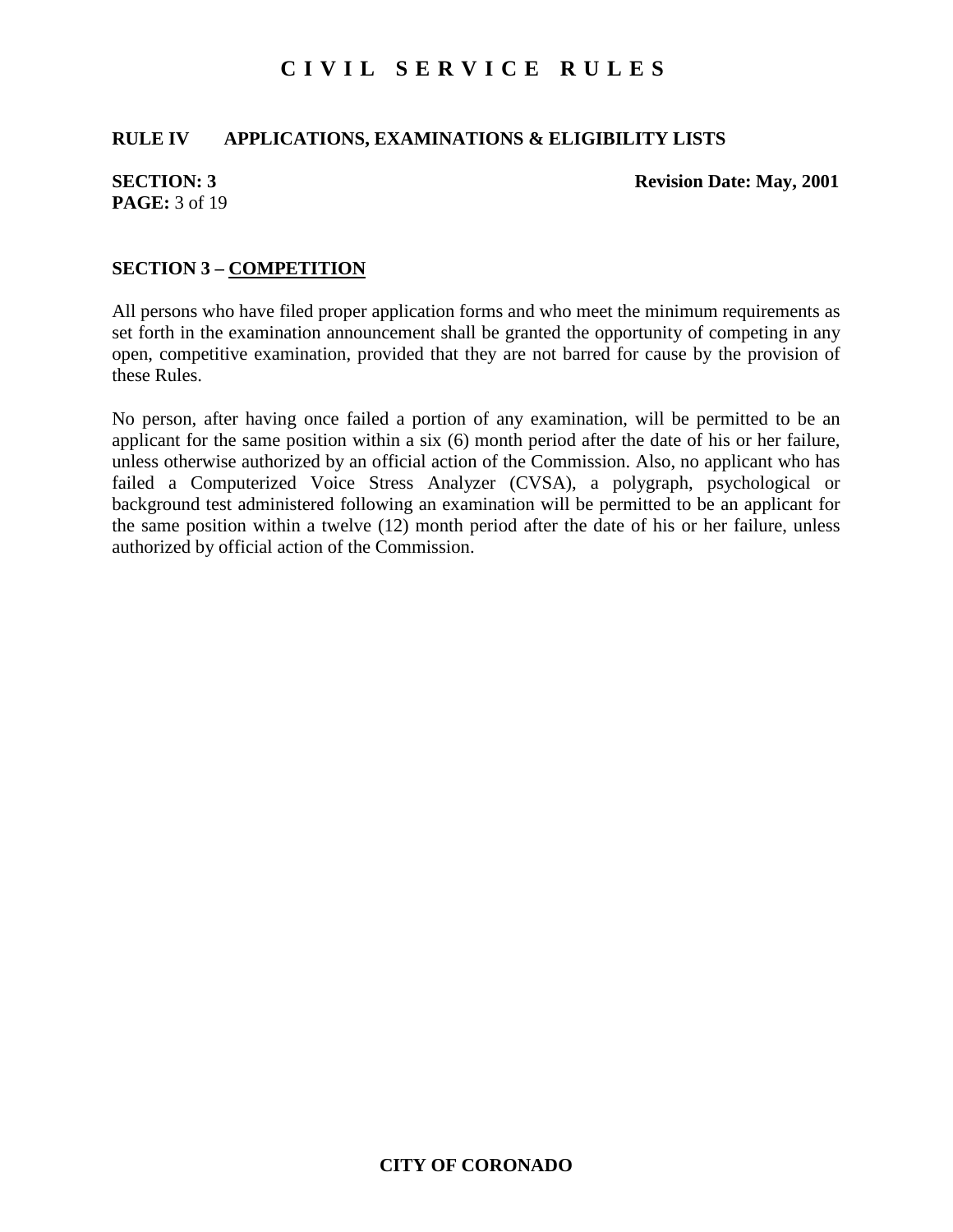## SECTION 3 – COMPETITION

All persons who have filed proper application forms and who meet the minimum requirements as set forth in the examination announcement shall be granted the opportunity of competing in any open, competitive examination, provided that they are not barred for cause by the provision of these Rules.

No person, after having once failed a portion of any examination, will be permitted to be an applicant for the same position within a six (6) month period after the date of his or her failure, unless otherwise authorized by an official action of the Commission. Also, no applicant who has failed a Computerized Voice Stress Analyzer (CVSA), a polygraph, psychological or background test administered following an examination will be permitted to be an applicant for the same position within a twelve (12) month period after the date of his or her failure, unless authorized by official action of the Commission.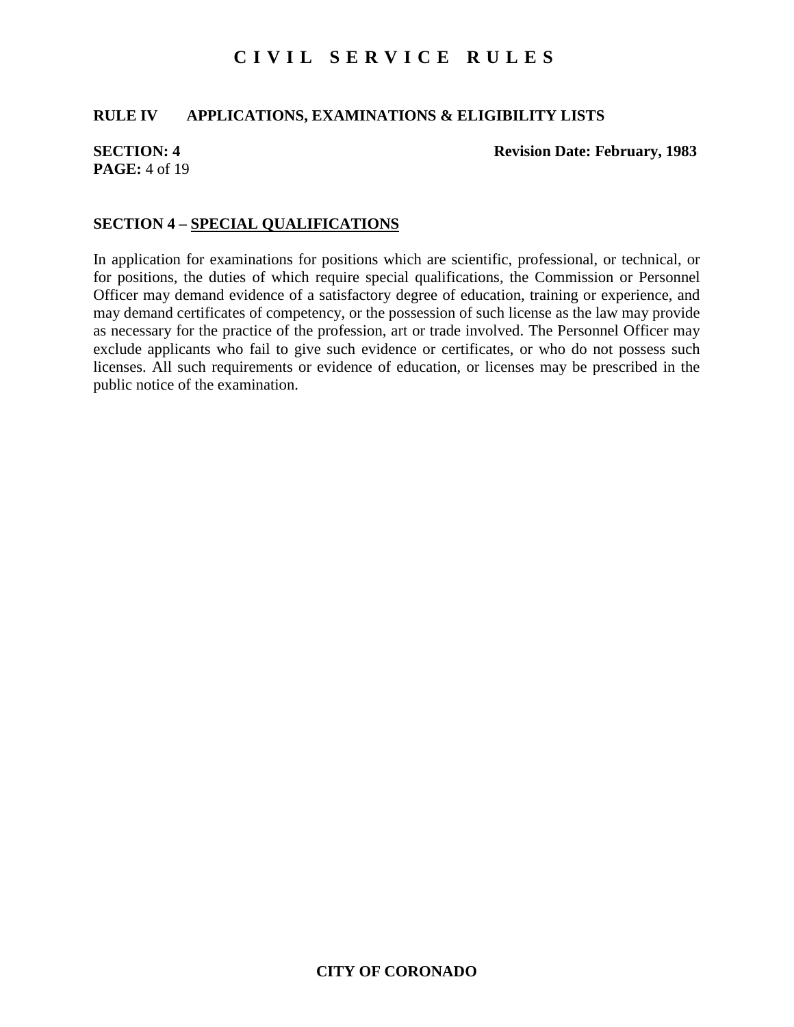## SECTION 4 – SPECIAL QUALIFICATIONS

In application for examinations for positions which are scientific, professional, or technical, or for positions, the duties of which require special qualifications, the Commission or Personnel Officer may demand evidence of a satisfactory degree of education, training or experience, and may demand certificates of competency, or the possession of such license as the law may provide as necessary for the practice of the profession, art or trade involved. The Personnel Officer may exclude applicants who fail to give such evidence or certificates, or who do not possess such licenses. All such requirements or evidence of education, or licenses may be prescribed in the public notice of the examination.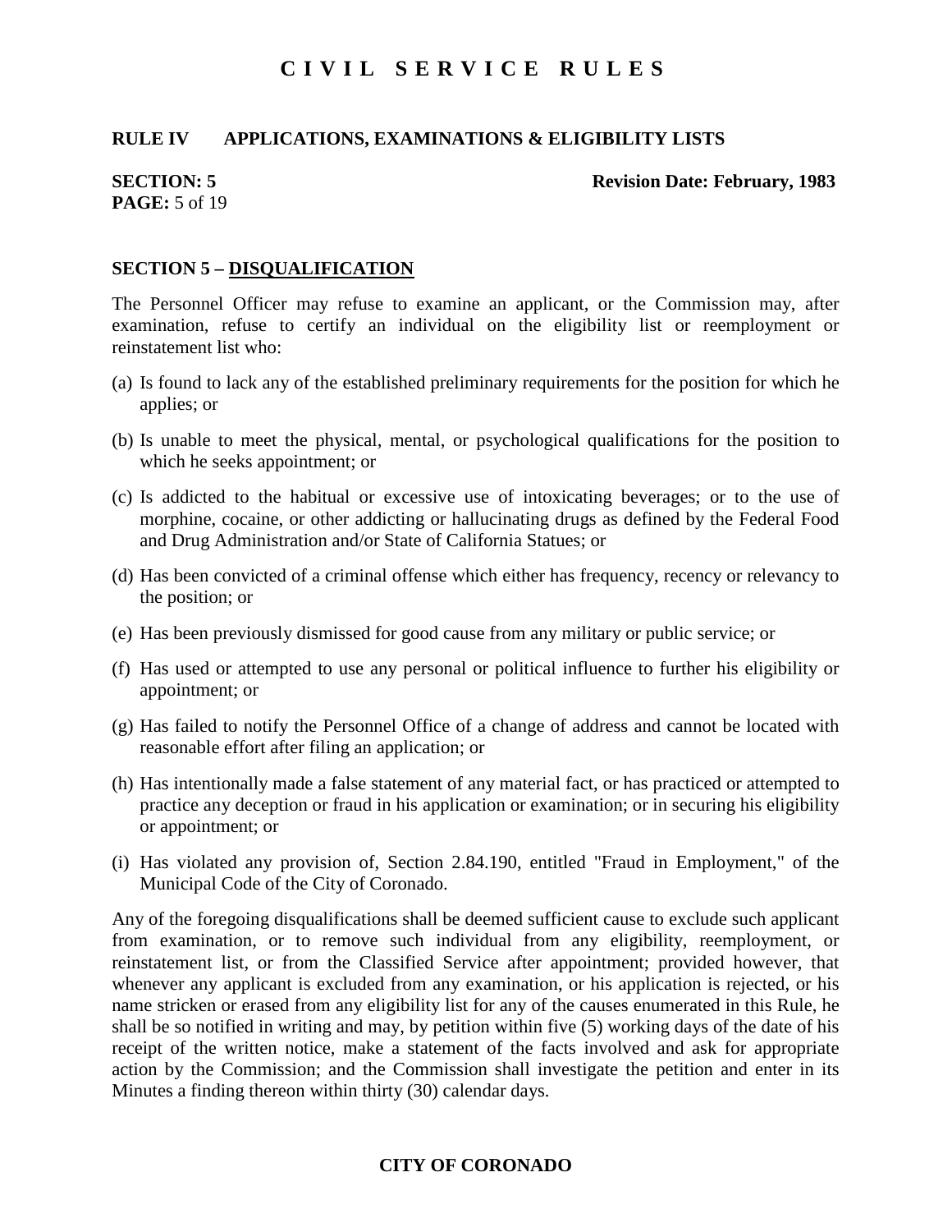# CIVIL SERVICE RULES

## RULE IV APPLICATIONS, EXAMINATIONS & ELIGIBILITY LISTS

**SECTION: 5** **Revision Date: February, 1983**

### SECTION 5 – DISQUALIFICATION

The Personnel Officer may refuse to examine an applicant, or the Commission may, after examination, refuse to certify an individual on the eligibility list or reemployment or reinstatement list who:

(a) Is found to lack any of the established preliminary requirements for the position for which he applies; or

(b) Is unable to meet the physical, mental, or psychological qualifications for the position to which he seeks appointment; or

(c) Is addicted to the habitual or excessive use of intoxicating beverages; or to the use of morphine, cocaine, or other addicting or hallucinating drugs as defined by the Federal Food and Drug Administration and/or State of California Statues; or

(d) Has been convicted of a criminal offense which either has frequency, recency or relevancy to the position; or

(e) Has been previously dismissed for good cause from any military or public service; or

(f) Has used or attempted to use any personal or political influence to further his eligibility or appointment; or

(g) Has failed to notify the Personnel Office of a change of address and cannot be located with reasonable effort after filing an application; or

(h) Has intentionally made a false statement of any material fact, or has practiced or attempted to practice any deception or fraud in his application or examination; or in securing his eligibility or appointment; or

(i) Has violated any provision of, Section 2.84.190, entitled "Fraud in Employment," of the Municipal Code of the City of Coronado.

Any of the foregoing disqualifications shall be deemed sufficient cause to exclude such applicant from examination, or to remove such individual from any eligibility, reemployment, or reinstatement list, or from the Classified Service after appointment; provided however, that whenever any applicant is excluded from any examination, or his application is rejected, or his name stricken or erased from any eligibility list for any of the causes enumerated in this Rule, he shall be so notified in writing and may, by petition within five (5) working days of the date of his receipt of the written notice, make a statement of the facts involved and ask for appropriate action by the Commission; and the Commission shall investigate the petition and enter in its Minutes a finding thereon within thirty (30) calendar days.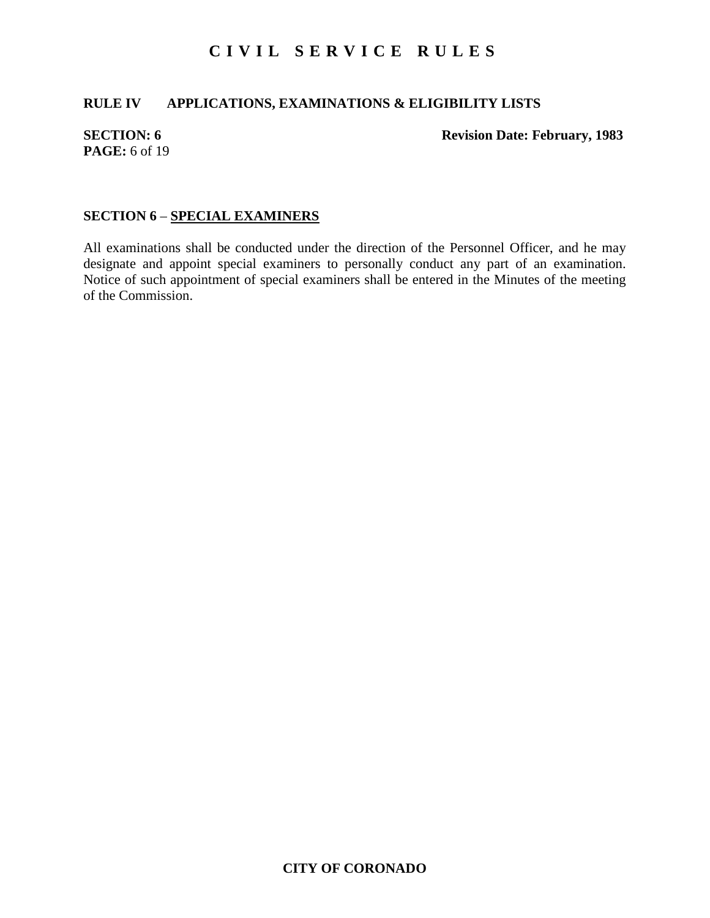## RULE IV APPLICATIONS, EXAMINATIONS & ELIGIBILITY LISTS

**SECTION: 6** **Revision Date: February, 1983**

### SECTION 6 – SPECIAL EXAMINERS

All examinations shall be conducted under the direction of the Personnel Officer, and he may designate and appoint special examiners to personally conduct any part of an examination. Notice of such appointment of special examiners shall be entered in the Minutes of the meeting of the Commission.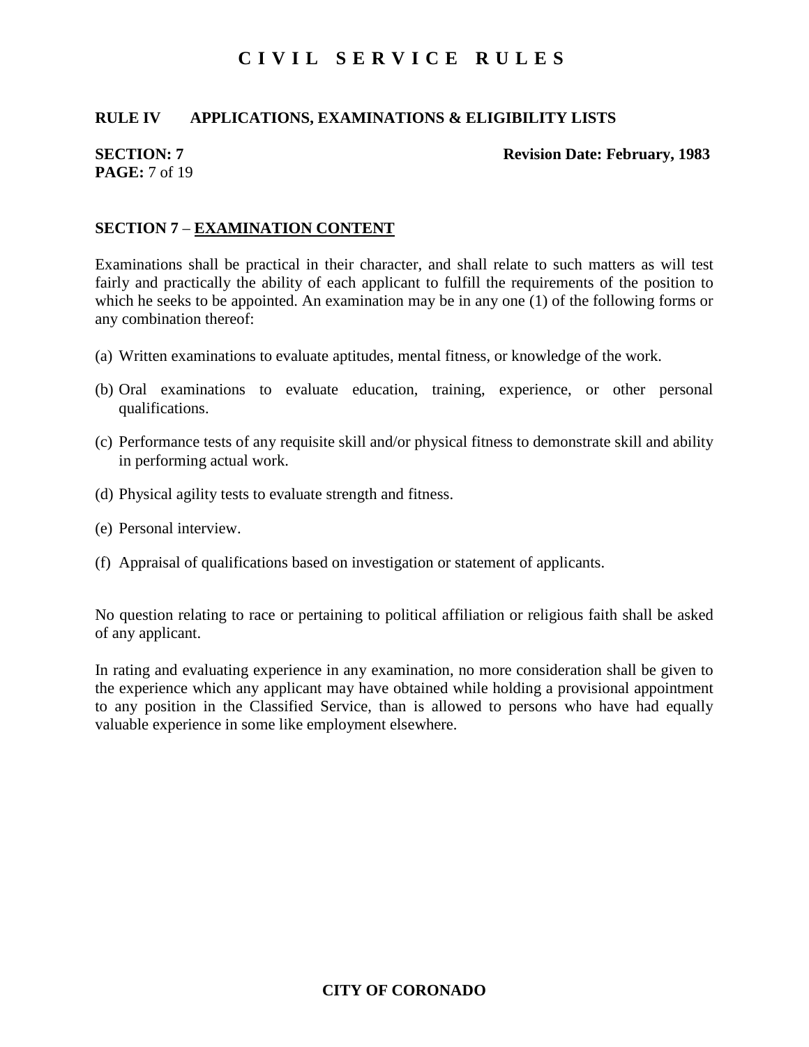## SECTION 7 – EXAMINATION CONTENT

Examinations shall be practical in their character, and shall relate to such matters as will test fairly and practically the ability of each applicant to fulfill the requirements of the position to which he seeks to be appointed. An examination may be in any one (1) of the following forms or any combination thereof:

(a) Written examinations to evaluate aptitudes, mental fitness, or knowledge of the work.

(b) Oral examinations to evaluate education, training, experience, or other personal qualifications.

(c) Performance tests of any requisite skill and/or physical fitness to demonstrate skill and ability in performing actual work.

(d) Physical agility tests to evaluate strength and fitness.

(e) Personal interview.

(f) Appraisal of qualifications based on investigation or statement of applicants.

No question relating to race or pertaining to political affiliation or religious faith shall be asked of any applicant.

In rating and evaluating experience in any examination, no more consideration shall be given to the experience which any applicant may have obtained while holding a provisional appointment to any position in the Classified Service, than is allowed to persons who have had equally valuable experience in some like employment elsewhere.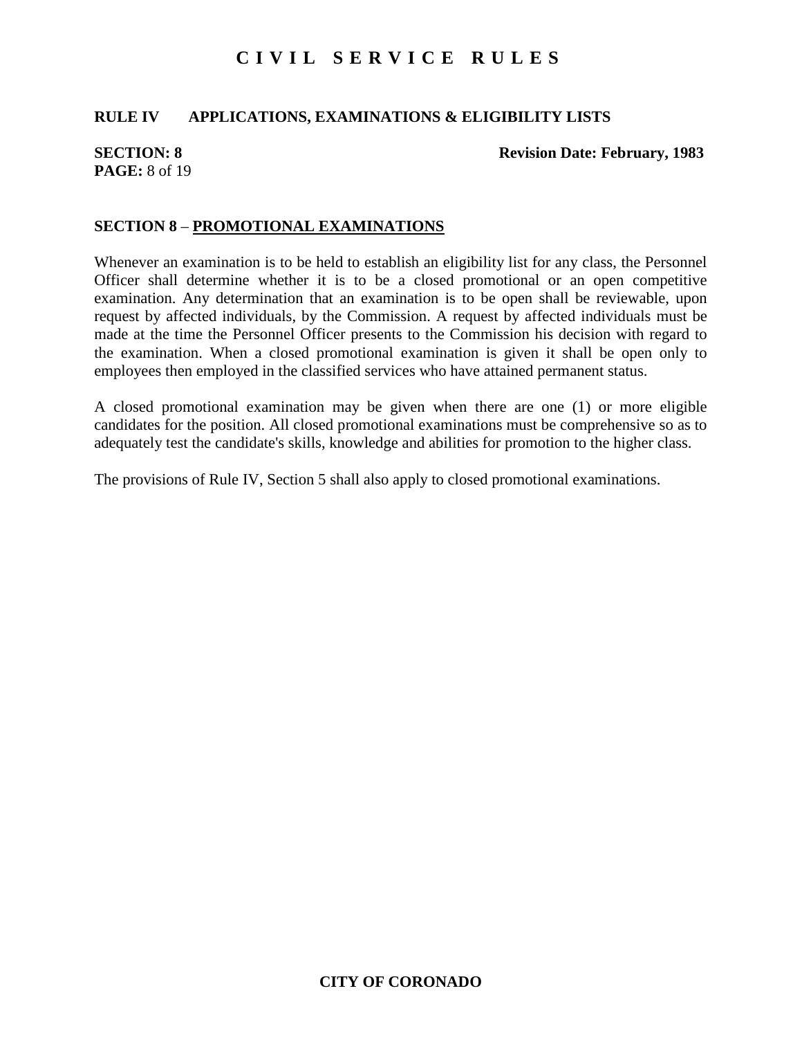## RULE IV APPLICATIONS, EXAMINATIONS & ELIGIBILITY LISTS

**SECTION: 8** **Revision Date: February, 1983**

### SECTION 8 – PROMOTIONAL EXAMINATIONS

Whenever an examination is to be held to establish an eligibility list for any class, the Personnel Officer shall determine whether it is to be a closed promotional or an open competitive examination. Any determination that an examination is to be open shall be reviewable, upon request by affected individuals, by the Commission. A request by affected individuals must be made at the time the Personnel Officer presents to the Commission his decision with regard to the examination. When a closed promotional examination is given it shall be open only to employees then employed in the classified services who have attained permanent status.

A closed promotional examination may be given when there are one (1) or more eligible candidates for the position. All closed promotional examinations must be comprehensive so as to adequately test the candidate's skills, knowledge and abilities for promotion to the higher class.

The provisions of Rule IV, Section 5 shall also apply to closed promotional examinations.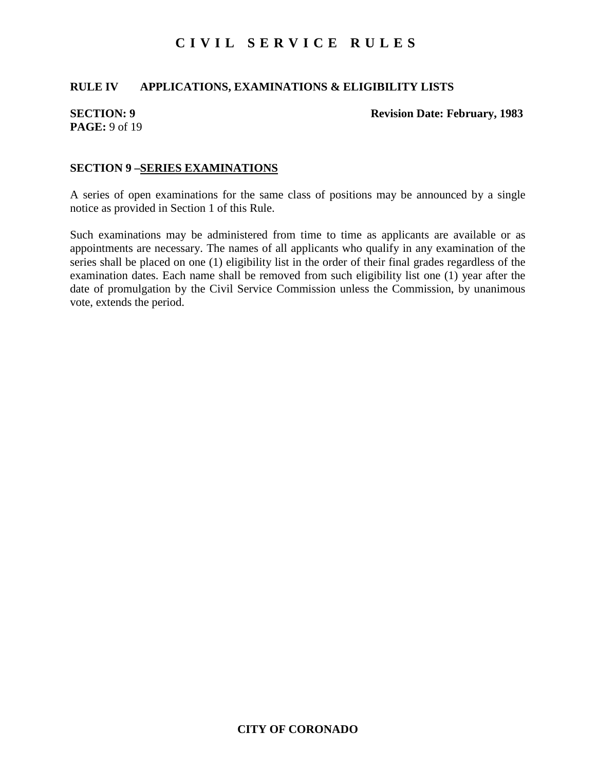## RULE IV APPLICATIONS, EXAMINATIONS & ELIGIBILITY LISTS

**SECTION: 9** **Revision Date: February, 1983**

**PAGE:** 9 of 19

### SECTION 9 – SERIES EXAMINATIONS

A series of open examinations for the same class of positions may be announced by a single notice as provided in Section 1 of this Rule.

Such examinations may be administered from time to time as applicants are available or as appointments are necessary. The names of all applicants who qualify in any examination of the series shall be placed on one (1) eligibility list in the order of their final grades regardless of the examination dates. Each name shall be removed from such eligibility list one (1) year after the date of promulgation by the Civil Service Commission unless the Commission, by unanimous vote, extends the period.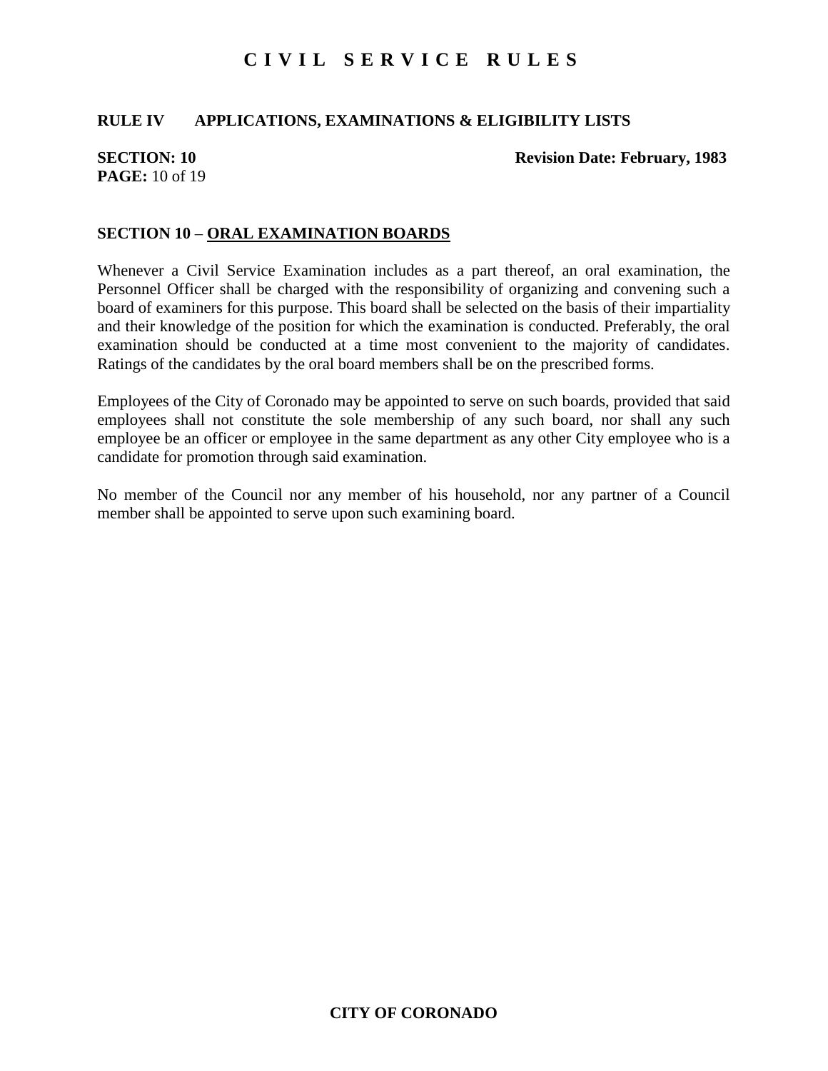## RULE IV APPLICATIONS, EXAMINATIONS & ELIGIBILITY LISTS

**SECTION: 10** **Revision Date: February, 1983**

### SECTION 10 – ORAL EXAMINATION BOARDS

Whenever a Civil Service Examination includes as a part thereof, an oral examination, the Personnel Officer shall be charged with the responsibility of organizing and convening such a board of examiners for this purpose. This board shall be selected on the basis of their impartiality and their knowledge of the position for which the examination is conducted. Preferably, the oral examination should be conducted at a time most convenient to the majority of candidates. Ratings of the candidates by the oral board members shall be on the prescribed forms.

Employees of the City of Coronado may be appointed to serve on such boards, provided that said employees shall not constitute the sole membership of any such board, nor shall any such employee be an officer or employee in the same department as any other City employee who is a candidate for promotion through said examination.

No member of the Council nor any member of his household, nor any partner of a Council member shall be appointed to serve upon such examining board.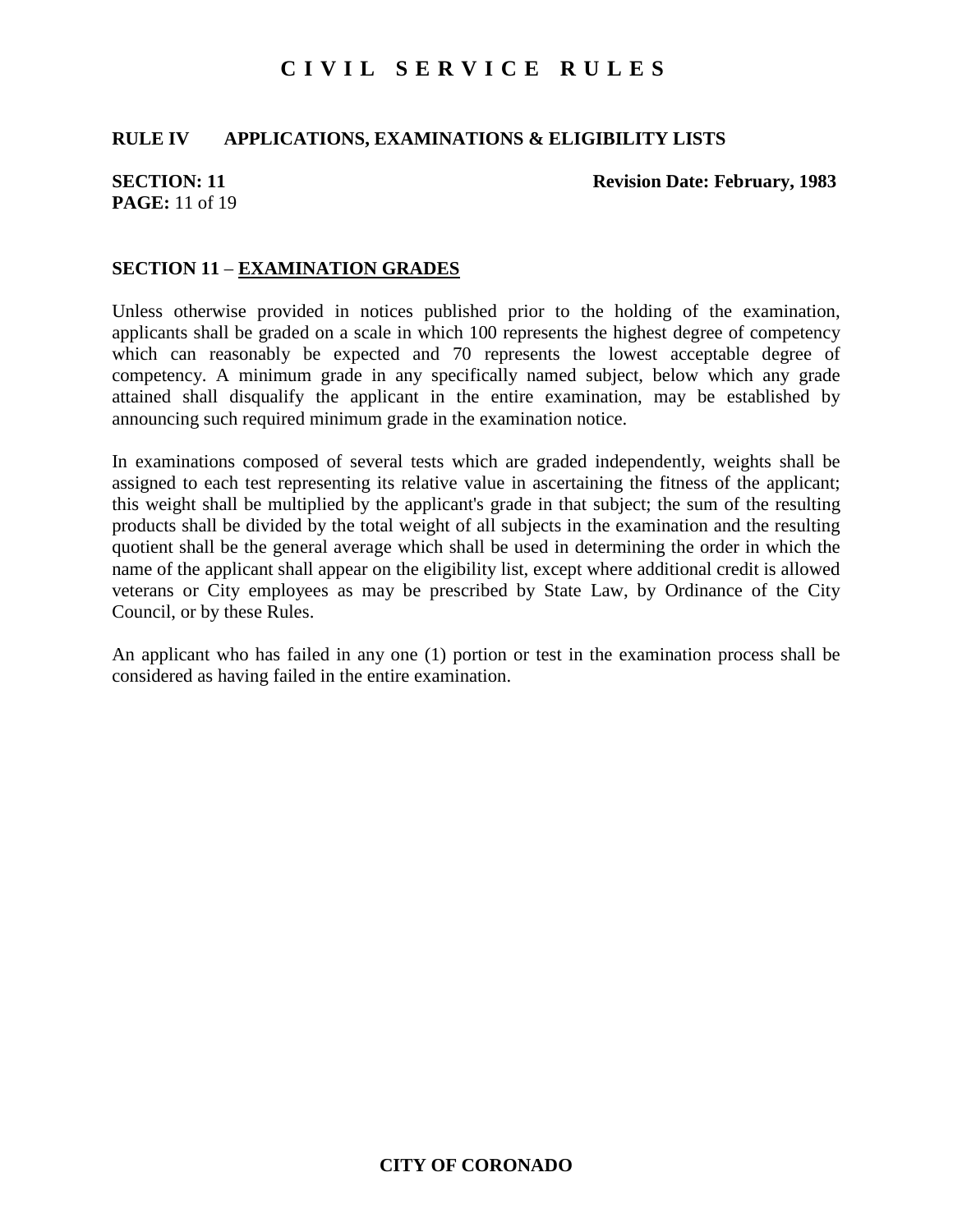## RULE IV APPLICATIONS, EXAMINATIONS & ELIGIBILITY LISTS

**SECTION: 11** **Revision Date: February, 1983**

### SECTION 11 – EXAMINATION GRADES

Unless otherwise provided in notices published prior to the holding of the examination, applicants shall be graded on a scale in which 100 represents the highest degree of competency which can reasonably be expected and 70 represents the lowest acceptable degree of competency. A minimum grade in any specifically named subject, below which any grade attained shall disqualify the applicant in the entire examination, may be established by announcing such required minimum grade in the examination notice.

In examinations composed of several tests which are graded independently, weights shall be assigned to each test representing its relative value in ascertaining the fitness of the applicant; this weight shall be multiplied by the applicant's grade in that subject; the sum of the resulting products shall be divided by the total weight of all subjects in the examination and the resulting quotient shall be the general average which shall be used in determining the order in which the name of the applicant shall appear on the eligibility list, except where additional credit is allowed veterans or City employees as may be prescribed by State Law, by Ordinance of the City Council, or by these Rules.

An applicant who has failed in any one (1) portion or test in the examination process shall be considered as having failed in the entire examination.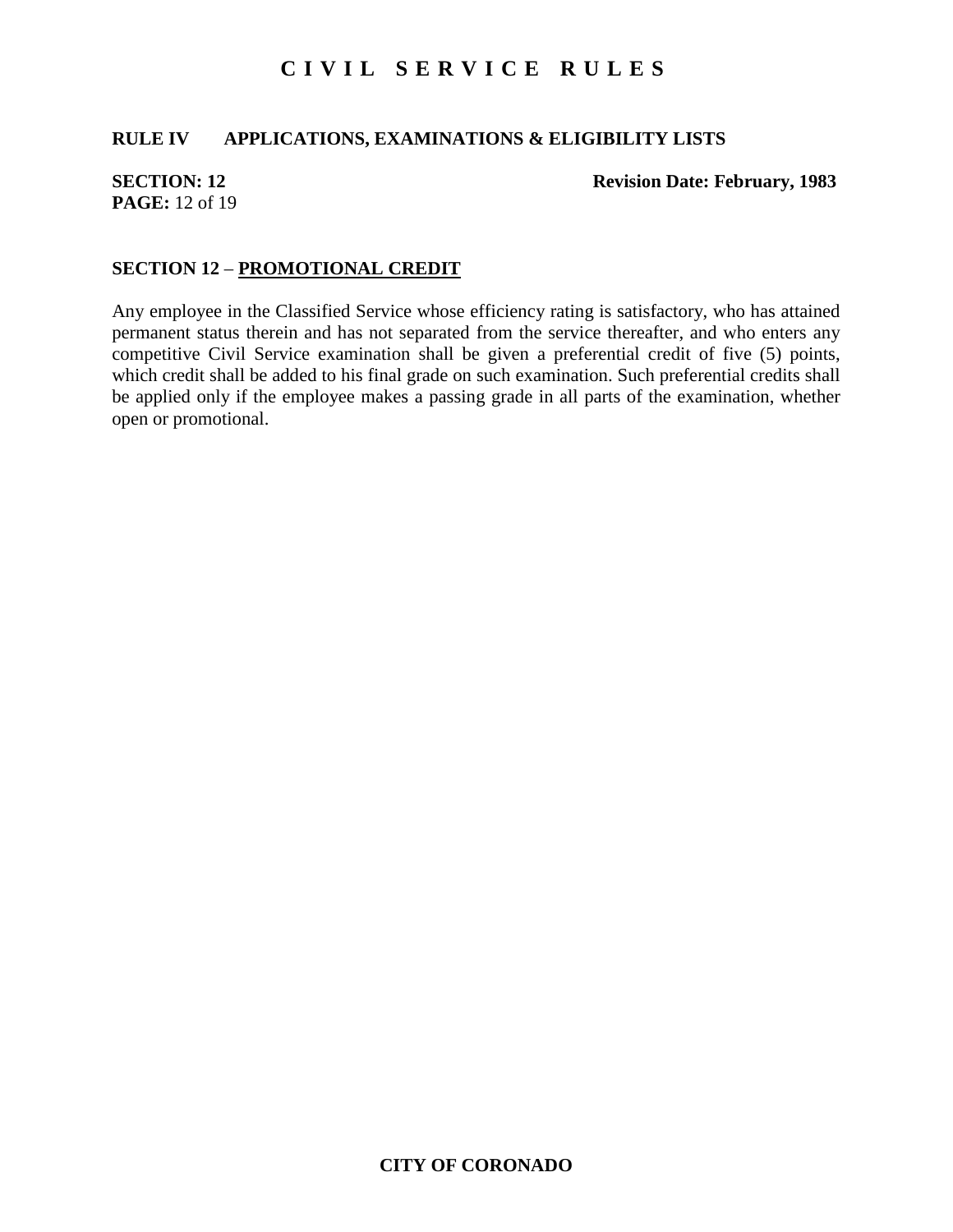## RULE IV APPLICATIONS, EXAMINATIONS & ELIGIBILITY LISTS

**SECTION: 12** **Revision Date: February, 1983**

### SECTION 12 – PROMOTIONAL CREDIT

Any employee in the Classified Service whose efficiency rating is satisfactory, who has attained permanent status therein and has not separated from the service thereafter, and who enters any competitive Civil Service examination shall be given a preferential credit of five (5) points, which credit shall be added to his final grade on such examination. Such preferential credits shall be applied only if the employee makes a passing grade in all parts of the examination, whether open or promotional.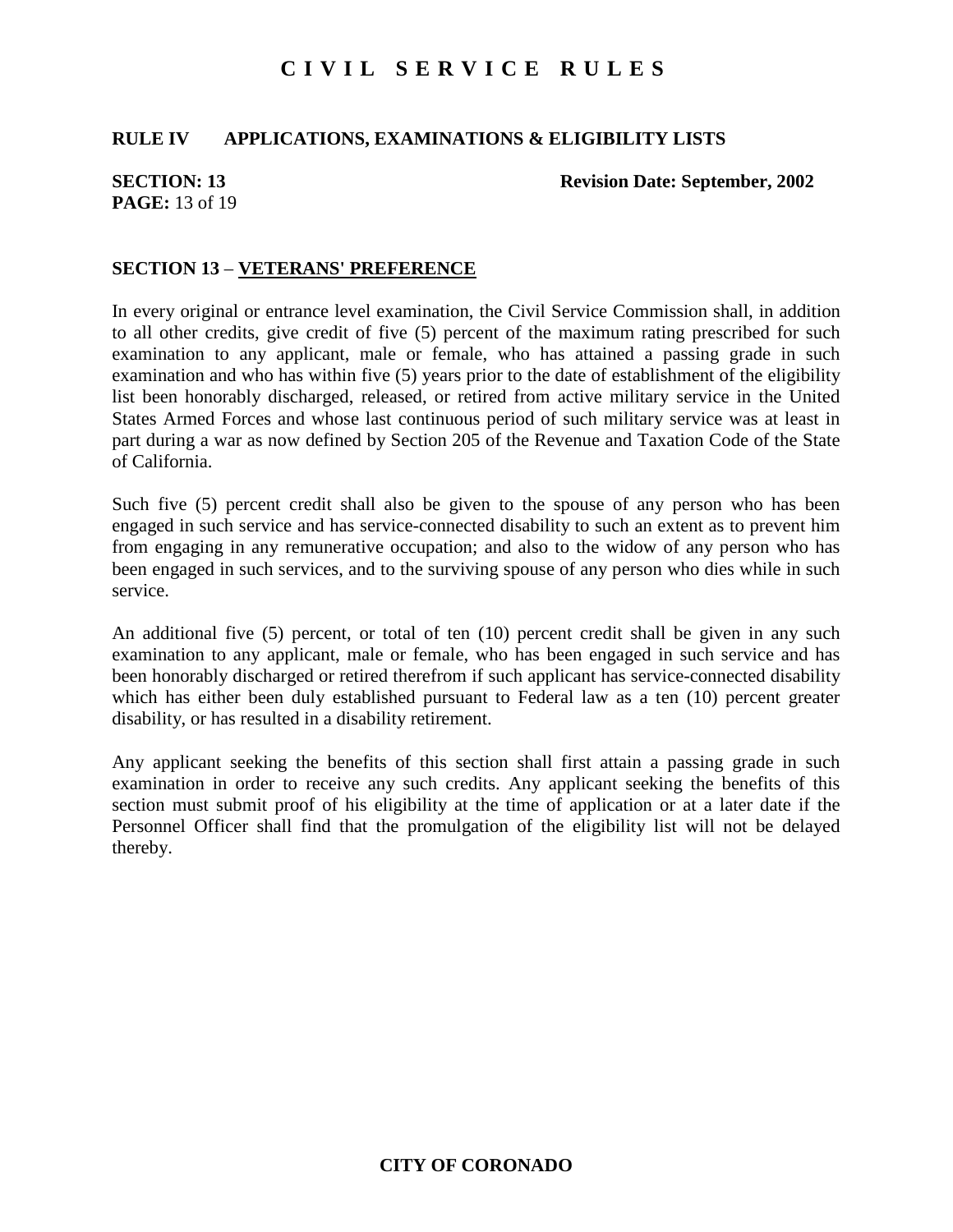## RULE IV APPLICATIONS, EXAMINATIONS & ELIGIBILITY LISTS

**SECTION: 13** **Revision Date: September, 2002**

### SECTION 13 – VETERANS' PREFERENCE

In every original or entrance level examination, the Civil Service Commission shall, in addition to all other credits, give credit of five (5) percent of the maximum rating prescribed for such examination to any applicant, male or female, who has attained a passing grade in such examination and who has within five (5) years prior to the date of establishment of the eligibility list been honorably discharged, released, or retired from active military service in the United States Armed Forces and whose last continuous period of such military service was at least in part during a war as now defined by Section 205 of the Revenue and Taxation Code of the State of California.

Such five (5) percent credit shall also be given to the spouse of any person who has been engaged in such service and has service-connected disability to such an extent as to prevent him from engaging in any remunerative occupation; and also to the widow of any person who has been engaged in such services, and to the surviving spouse of any person who dies while in such service.

An additional five (5) percent, or total of ten (10) percent credit shall be given in any such examination to any applicant, male or female, who has been engaged in such service and has been honorably discharged or retired therefrom if such applicant has service-connected disability which has either been duly established pursuant to Federal law as a ten (10) percent greater disability, or has resulted in a disability retirement.

Any applicant seeking the benefits of this section shall first attain a passing grade in such examination in order to receive any such credits. Any applicant seeking the benefits of this section must submit proof of his eligibility at the time of application or at a later date if the Personnel Officer shall find that the promulgation of the eligibility list will not be delayed thereby.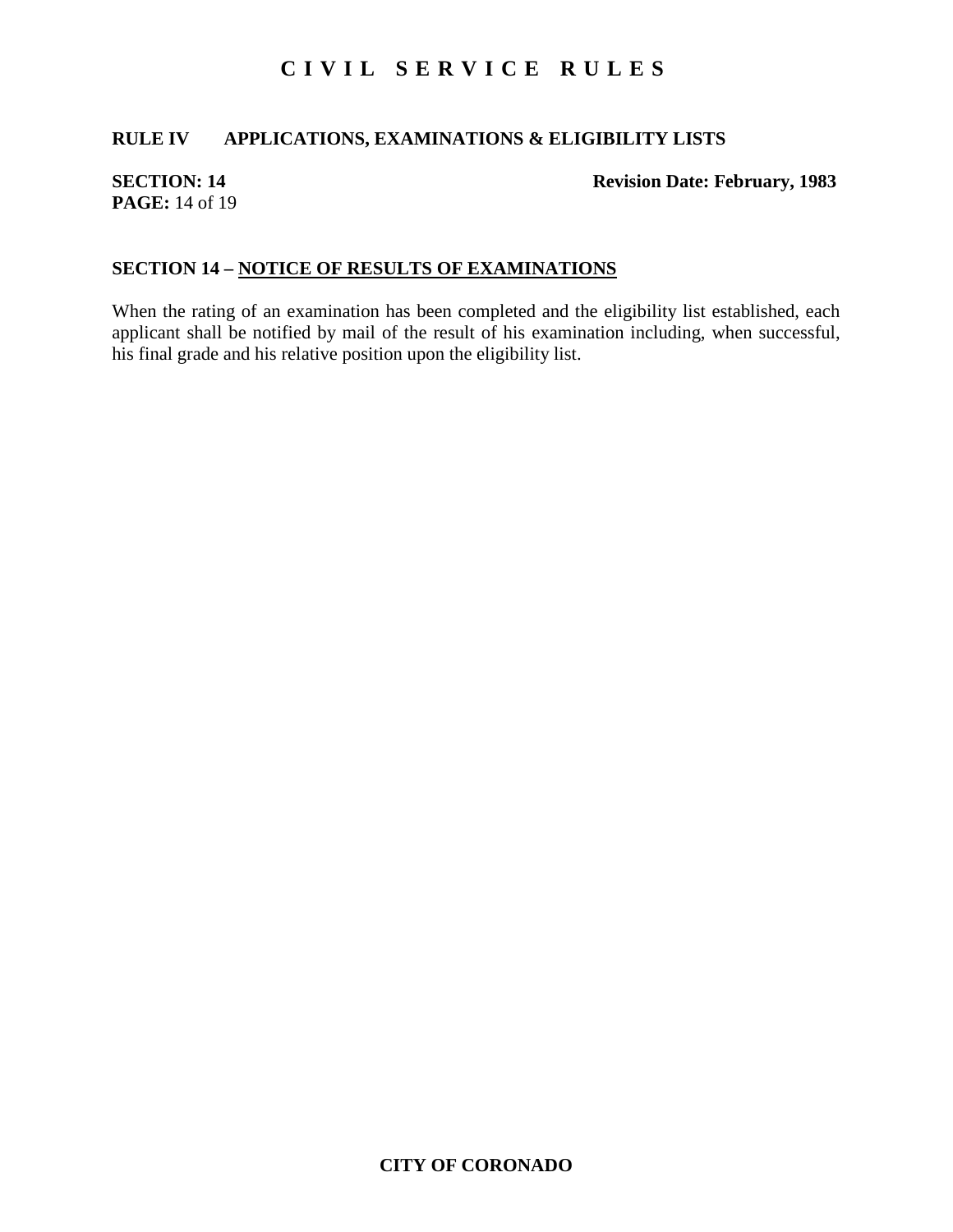## RULE IV APPLICATIONS, EXAMINATIONS & ELIGIBILITY LISTS

**SECTION: 14** **Revision Date: February, 1983**

### SECTION 14 – NOTICE OF RESULTS OF EXAMINATIONS

When the rating of an examination has been completed and the eligibility list established, each applicant shall be notified by mail of the result of his examination including, when successful, his final grade and his relative position upon the eligibility list.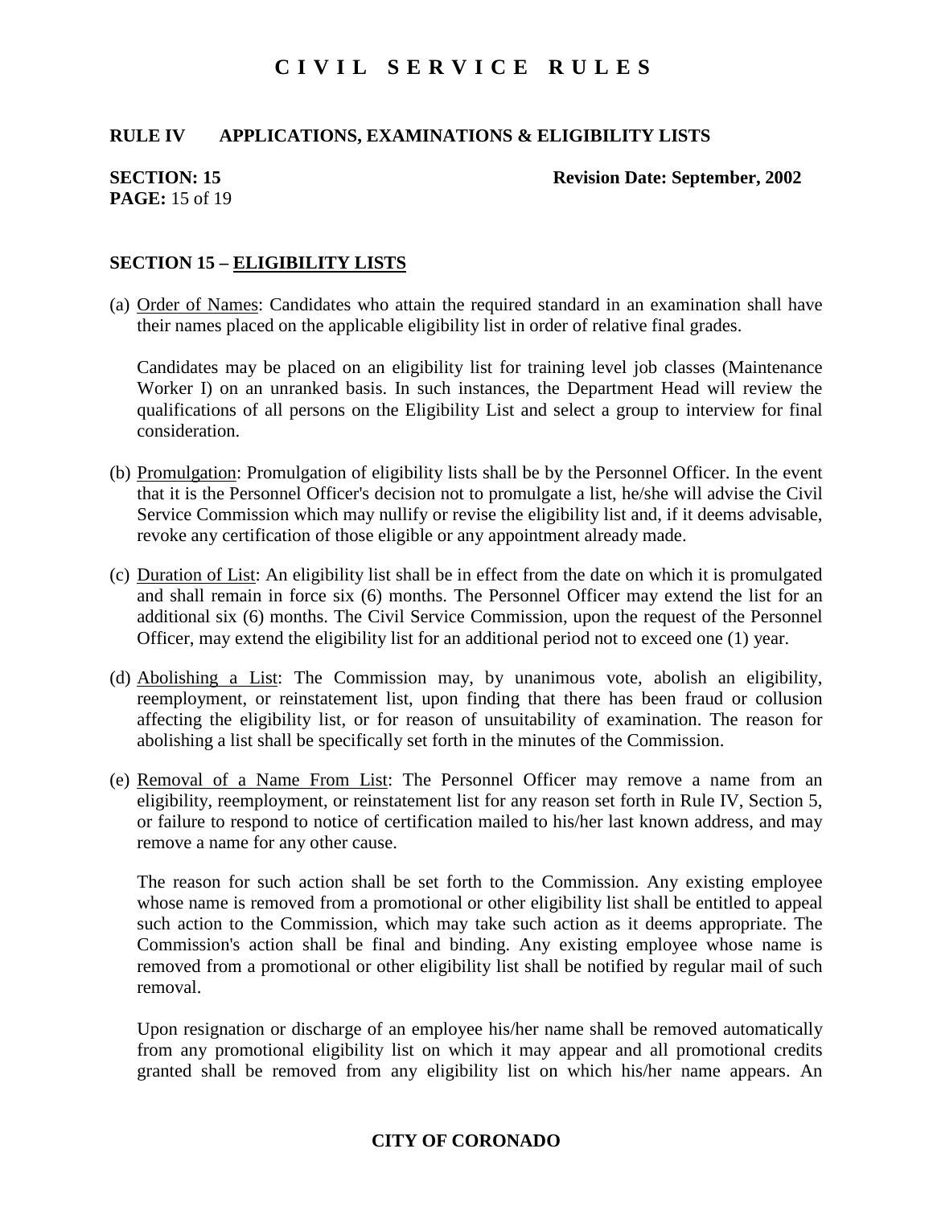# C I V I L S E R V I C E R U L E S

## RULE IV APPLICATIONS, EXAMINATIONS & ELIGIBILITY LISTS

**SECTION: 15** **Revision Date: September, 2002**

### SECTION 15 – ELIGIBILITY LISTS

(a) Order of Names: Candidates who attain the required standard in an examination shall have their names placed on the applicable eligibility list in order of relative final grades.

Candidates may be placed on an eligibility list for training level job classes (Maintenance Worker I) on an unranked basis. In such instances, the Department Head will review the qualifications of all persons on the Eligibility List and select a group to interview for final consideration.

(b) Promulgation: Promulgation of eligibility lists shall be by the Personnel Officer. In the event that it is the Personnel Officer's decision not to promulgate a list, he/she will advise the Civil Service Commission which may nullify or revise the eligibility list and, if it deems advisable, revoke any certification of those eligible or any appointment already made.

(c) Duration of List: An eligibility list shall be in effect from the date on which it is promulgated and shall remain in force six (6) months. The Personnel Officer may extend the list for an additional six (6) months. The Civil Service Commission, upon the request of the Personnel Officer, may extend the eligibility list for an additional period not to exceed one (1) year.

(d) Abolishing a List: The Commission may, by unanimous vote, abolish an eligibility, reemployment, or reinstatement list, upon finding that there has been fraud or collusion affecting the eligibility list, or for reason of unsuitability of examination. The reason for abolishing a list shall be specifically set forth in the minutes of the Commission.

(e) Removal of a Name From List: The Personnel Officer may remove a name from an eligibility, reemployment, or reinstatement list for any reason set forth in Rule IV, Section 5, or failure to respond to notice of certification mailed to his/her last known address, and may remove a name for any other cause.

The reason for such action shall be set forth to the Commission. Any existing employee whose name is removed from a promotional or other eligibility list shall be entitled to appeal such action to the Commission, which may take such action as it deems appropriate. The Commission's action shall be final and binding. Any existing employee whose name is removed from a promotional or other eligibility list shall be notified by regular mail of such removal.

Upon resignation or discharge of an employee his/her name shall be removed automatically from any promotional eligibility list on which it may appear and all promotional credits granted shall be removed from any eligibility list on which his/her name appears. An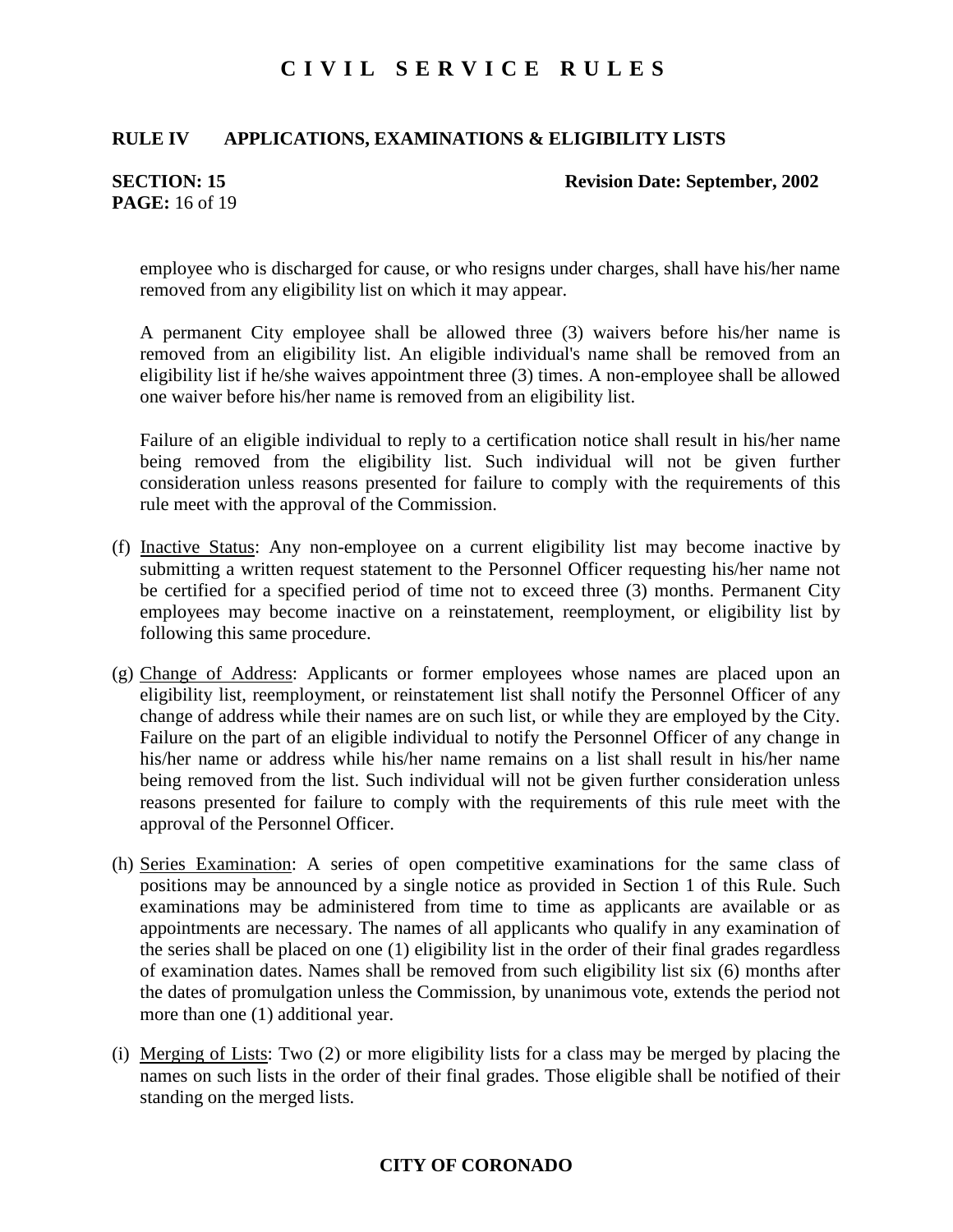employee who is discharged for cause, or who resigns under charges, shall have his/her name removed from any eligibility list on which it may appear.

A permanent City employee shall be allowed three (3) waivers before his/her name is removed from an eligibility list. An eligible individual's name shall be removed from an eligibility list if he/she waives appointment three (3) times. A non-employee shall be allowed one waiver before his/her name is removed from an eligibility list.

Failure of an eligible individual to reply to a certification notice shall result in his/her name being removed from the eligibility list. Such individual will not be given further consideration unless reasons presented for failure to comply with the requirements of this rule meet with the approval of the Commission.

(f) Inactive Status: Any non-employee on a current eligibility list may become inactive by submitting a written request statement to the Personnel Officer requesting his/her name not be certified for a specified period of time not to exceed three (3) months. Permanent City employees may become inactive on a reinstatement, reemployment, or eligibility list by following this same procedure.

(g) Change of Address: Applicants or former employees whose names are placed upon an eligibility list, reemployment, or reinstatement list shall notify the Personnel Officer of any change of address while their names are on such list, or while they are employed by the City. Failure on the part of an eligible individual to notify the Personnel Officer of any change in his/her name or address while his/her name remains on a list shall result in his/her name being removed from the list. Such individual will not be given further consideration unless reasons presented for failure to comply with the requirements of this rule meet with the approval of the Personnel Officer.

(h) Series Examination: A series of open competitive examinations for the same class of positions may be announced by a single notice as provided in Section 1 of this Rule. Such examinations may be administered from time to time as applicants are available or as appointments are necessary. The names of all applicants who qualify in any examination of the series shall be placed on one (1) eligibility list in the order of their final grades regardless of examination dates. Names shall be removed from such eligibility list six (6) months after the dates of promulgation unless the Commission, by unanimous vote, extends the period not more than one (1) additional year.

(i) Merging of Lists: Two (2) or more eligibility lists for a class may be merged by placing the names on such lists in the order of their final grades. Those eligible shall be notified of their standing on the merged lists.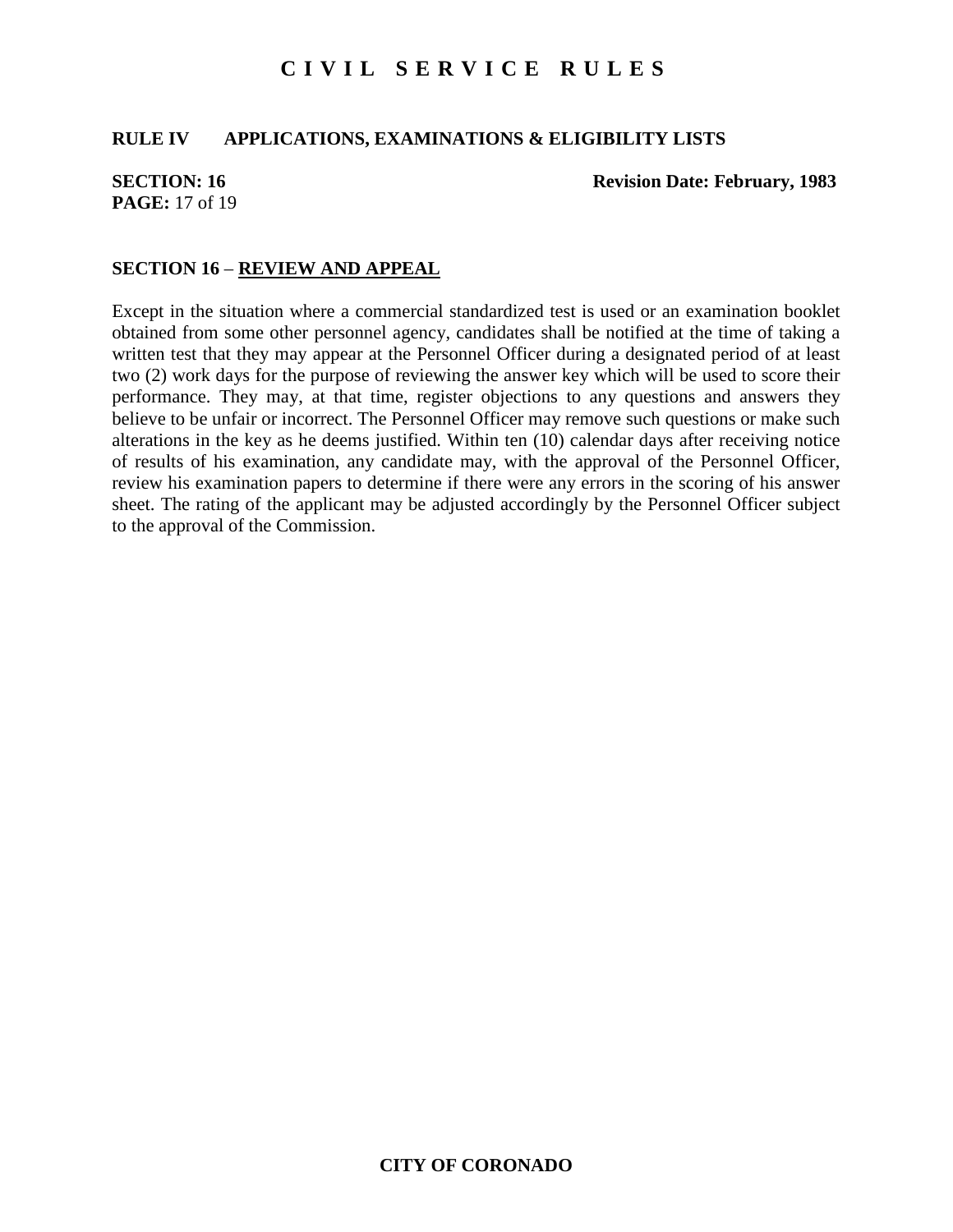**RULE IV APPLICATIONS, EXAMINATIONS & ELIGIBILITY LISTS**

**SECTION: 16** **Revision Date: February, 1983**

**PAGE:** 17 of 19

**SECTION 16** – **REVIEW AND APPEAL**

Except in the situation where a commercial standardized test is used or an examination booklet obtained from some other personnel agency, candidates shall be notified at the time of taking a written test that they may appear at the Personnel Officer during a designated period of at least two (2) work days for the purpose of reviewing the answer key which will be used to score their performance. They may, at that time, register objections to any questions and answers they believe to be unfair or incorrect. The Personnel Officer may remove such questions or make such alterations in the key as he deems justified. Within ten (10) calendar days after receiving notice of results of his examination, any candidate may, with the approval of the Personnel Officer, review his examination papers to determine if there were any errors in the scoring of his answer sheet. The rating of the applicant may be adjusted accordingly by the Personnel Officer subject to the approval of the Commission.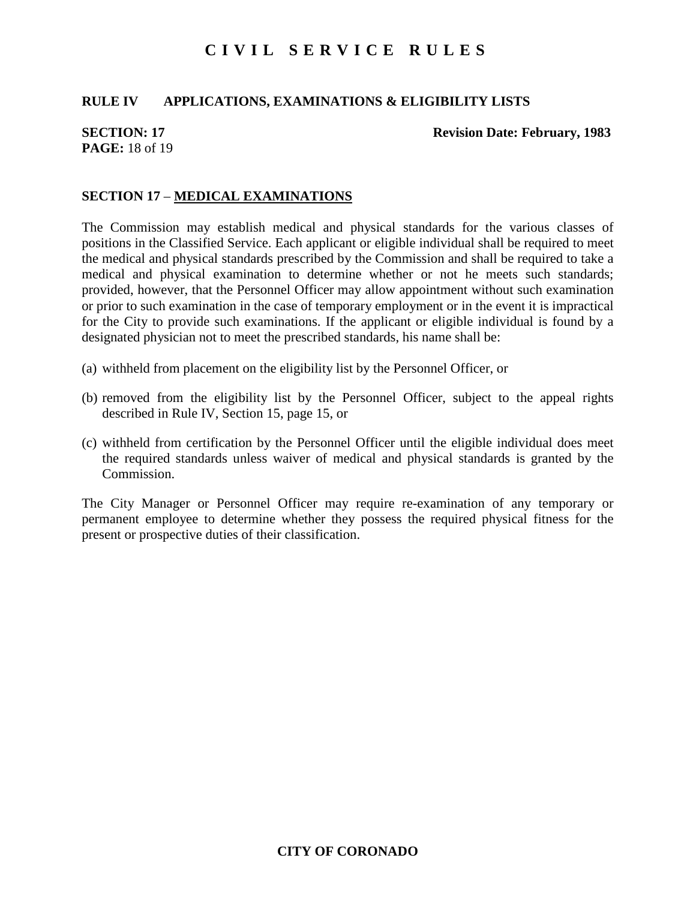# RULE IV APPLICATIONS, EXAMINATIONS & ELIGIBILITY LISTS

**SECTION:** 17 **Revision Date: February, 1983**

## SECTION 17 – MEDICAL EXAMINATIONS

The Commission may establish medical and physical standards for the various classes of positions in the Classified Service. Each applicant or eligible individual shall be required to meet the medical and physical standards prescribed by the Commission and shall be required to take a medical and physical examination to determine whether or not he meets such standards; provided, however, that the Personnel Officer may allow appointment without such examination or prior to such examination in the case of temporary employment or in the event it is impractical for the City to provide such examinations. If the applicant or eligible individual is found by a designated physician not to meet the prescribed standards, his name shall be:

(a) withheld from placement on the eligibility list by the Personnel Officer, or

(b) removed from the eligibility list by the Personnel Officer, subject to the appeal rights described in Rule IV, Section 15, page 15, or

(c) withheld from certification by the Personnel Officer until the eligible individual does meet the required standards unless waiver of medical and physical standards is granted by the Commission.

The City Manager or Personnel Officer may require re-examination of any temporary or permanent employee to determine whether they possess the required physical fitness for the present or prospective duties of their classification.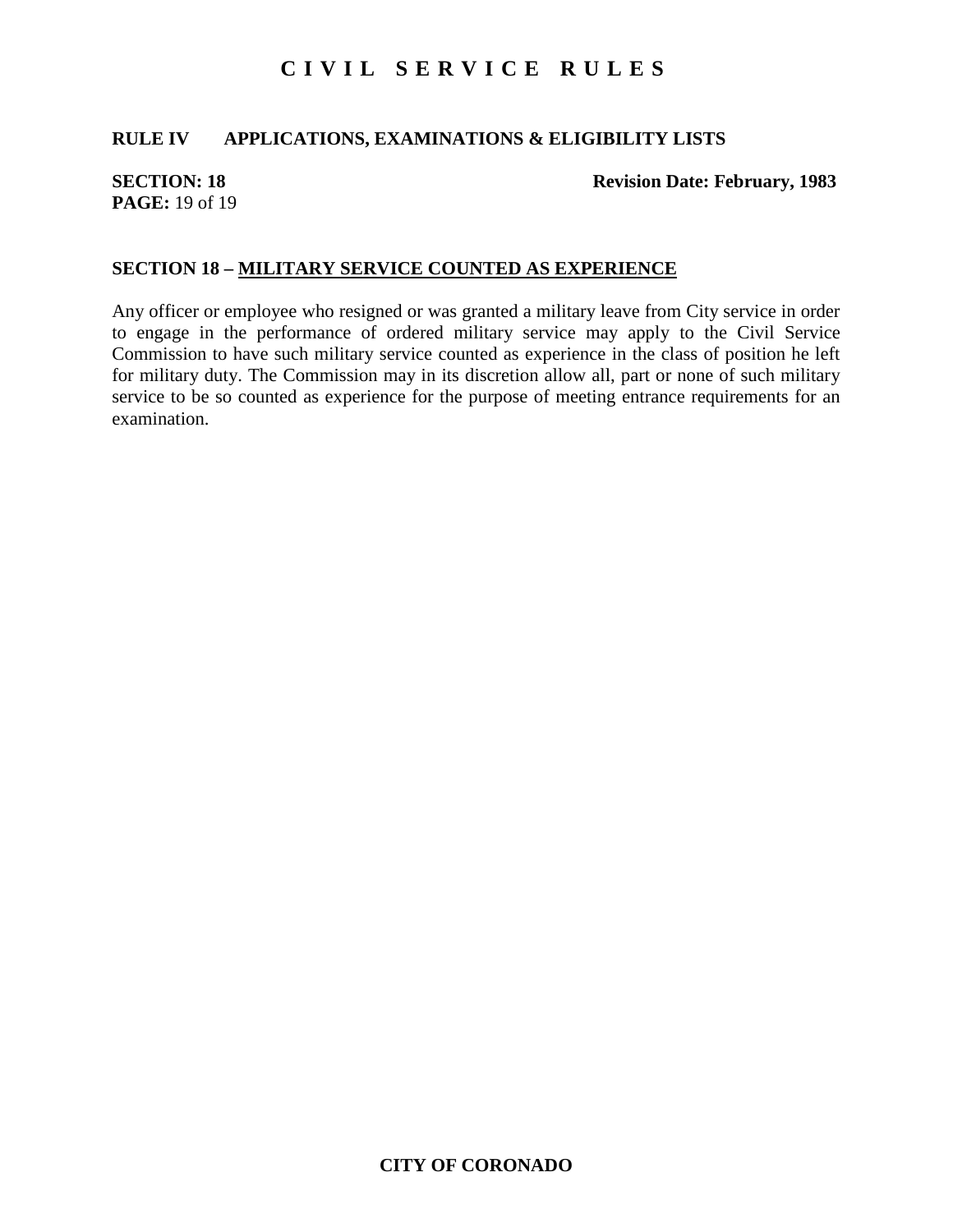## RULE IV APPLICATIONS, EXAMINATIONS & ELIGIBILITY LISTS

**SECTION: 18** **Revision Date: February, 1983**

### SECTION 18 – MILITARY SERVICE COUNTED AS EXPERIENCE

Any officer or employee who resigned or was granted a military leave from City service in order to engage in the performance of ordered military service may apply to the Civil Service Commission to have such military service counted as experience in the class of position he left for military duty. The Commission may in its discretion allow all, part or none of such military service to be so counted as experience for the purpose of meeting entrance requirements for an examination.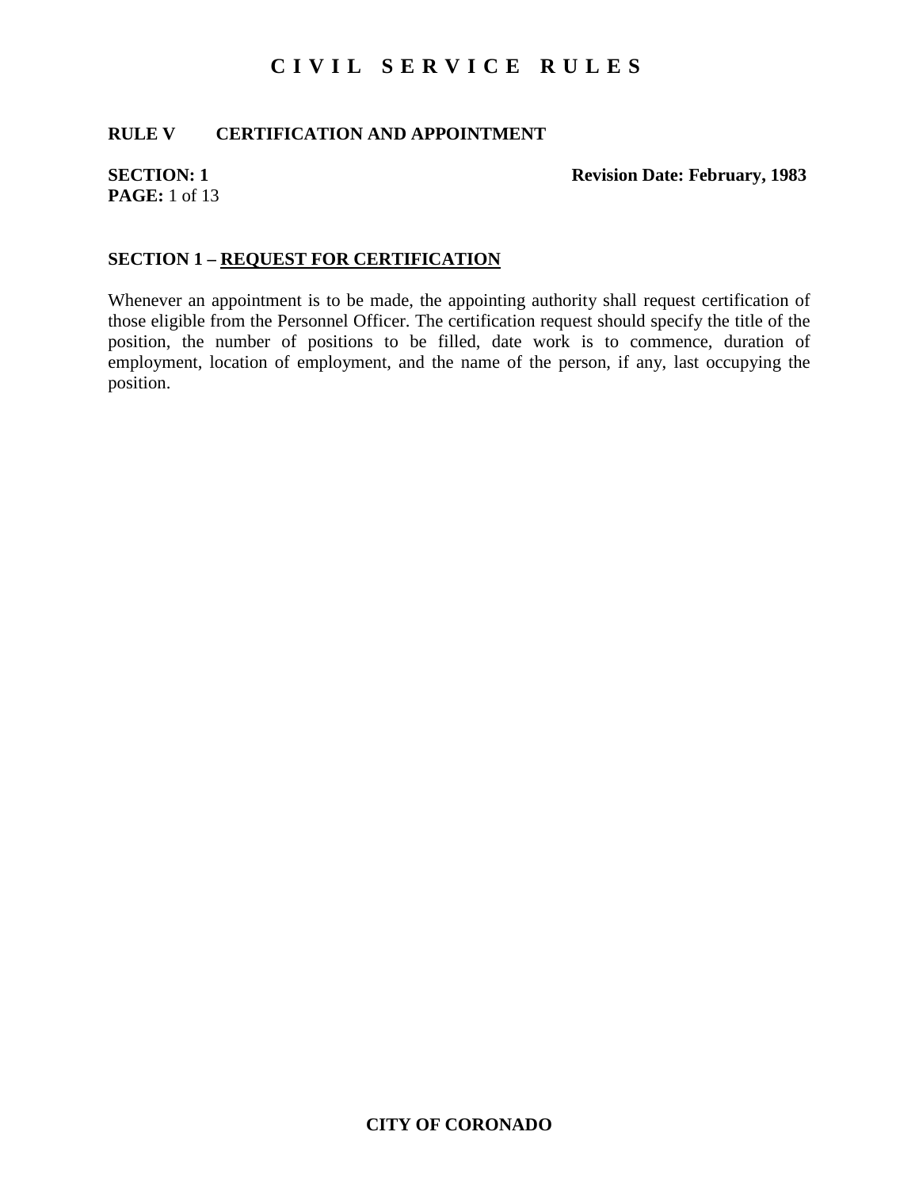## RULE V CERTIFICATION AND APPOINTMENT

**SECTION: 1** **Revision Date: February, 1983**

### SECTION 1 – REQUEST FOR CERTIFICATION

Whenever an appointment is to be made, the appointing authority shall request certification of those eligible from the Personnel Officer. The certification request should specify the title of the position, the number of positions to be filled, date work is to commence, duration of employment, location of employment, and the name of the person, if any, last occupying the position.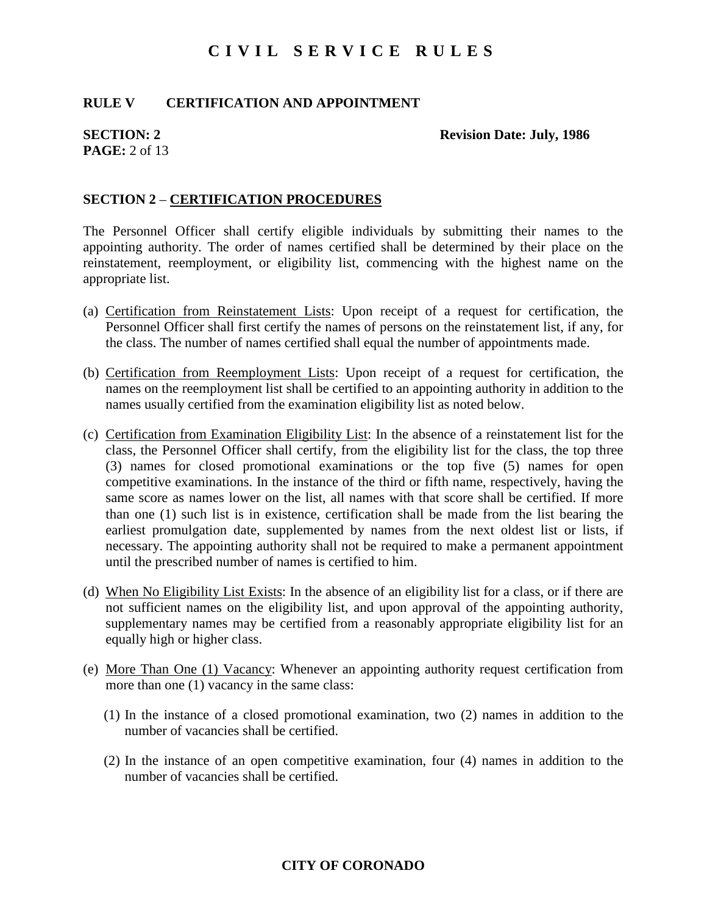## SECTION 2 – CERTIFICATION PROCEDURES

The Personnel Officer shall certify eligible individuals by submitting their names to the appointing authority. The order of names certified shall be determined by their place on the reinstatement, reemployment, or eligibility list, commencing with the highest name on the appropriate list.

(a) Certification from Reinstatement Lists: Upon receipt of a request for certification, the Personnel Officer shall first certify the names of persons on the reinstatement list, if any, for the class. The number of names certified shall equal the number of appointments made.

(b) Certification from Reemployment Lists: Upon receipt of a request for certification, the names on the reemployment list shall be certified to an appointing authority in addition to the names usually certified from the examination eligibility list as noted below.

(c) Certification from Examination Eligibility List: In the absence of a reinstatement list for the class, the Personnel Officer shall certify, from the eligibility list for the class, the top three (3) names for closed promotional examinations or the top five (5) names for open competitive examinations. In the instance of the third or fifth name, respectively, having the same score as names lower on the list, all names with that score shall be certified. If more than one (1) such list is in existence, certification shall be made from the list bearing the earliest promulgation date, supplemented by names from the next oldest list or lists, if necessary. The appointing authority shall not be required to make a permanent appointment until the prescribed number of names is certified to him.

(d) When No Eligibility List Exists: In the absence of an eligibility list for a class, or if there are not sufficient names on the eligibility list, and upon approval of the appointing authority, supplementary names may be certified from a reasonably appropriate eligibility list for an equally high or higher class.

(e) More Than One (1) Vacancy: Whenever an appointing authority request certification from more than one (1) vacancy in the same class:

   (1) In the instance of a closed promotional examination, two (2) names in addition to the number of vacancies shall be certified.

   (2) In the instance of an open competitive examination, four (4) names in addition to the number of vacancies shall be certified.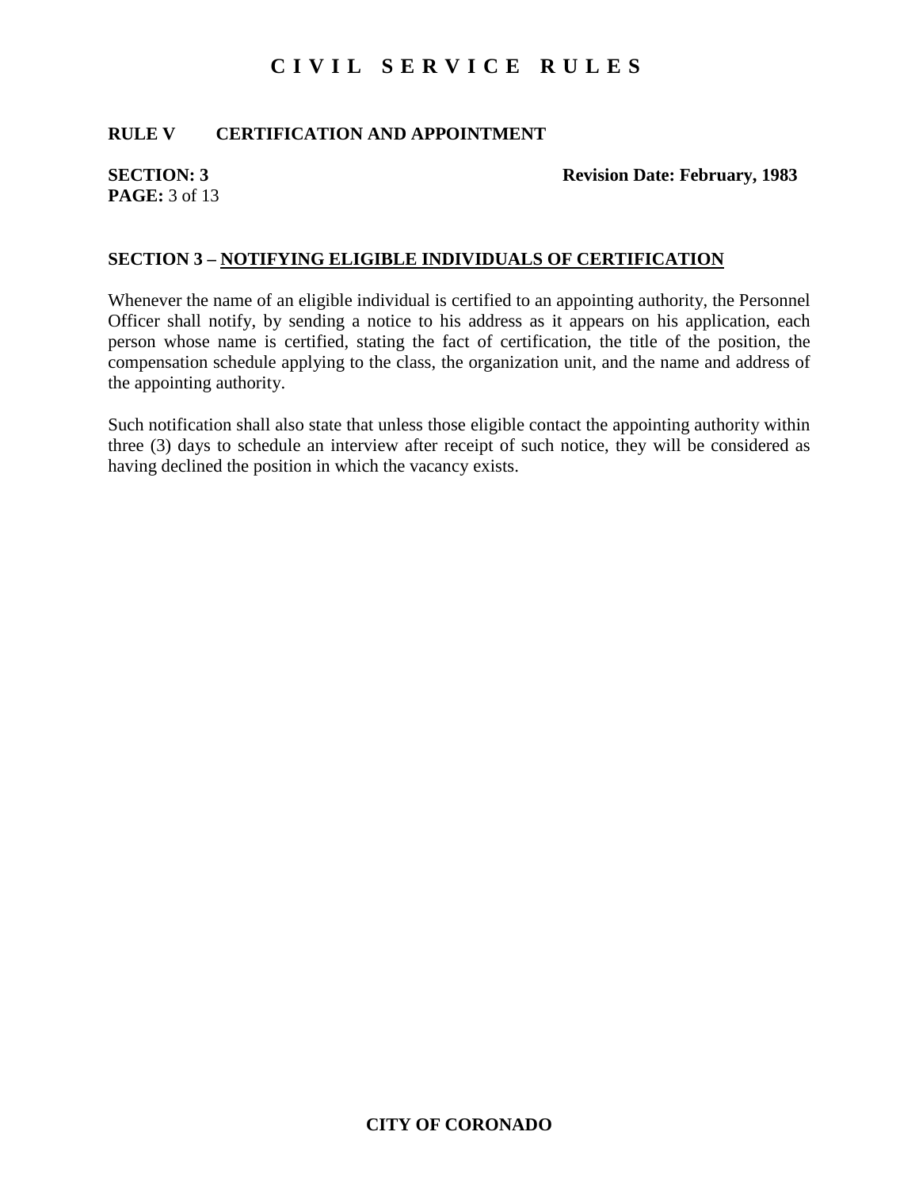## RULE V CERTIFICATION AND APPOINTMENT

**SECTION: 3** **Revision Date: February, 1983**

### SECTION 3 – NOTIFYING ELIGIBLE INDIVIDUALS OF CERTIFICATION

Whenever the name of an eligible individual is certified to an appointing authority, the Personnel Officer shall notify, by sending a notice to his address as it appears on his application, each person whose name is certified, stating the fact of certification, the title of the position, the compensation schedule applying to the class, the organization unit, and the name and address of the appointing authority.

Such notification shall also state that unless those eligible contact the appointing authority within three (3) days to schedule an interview after receipt of such notice, they will be considered as having declined the position in which the vacancy exists.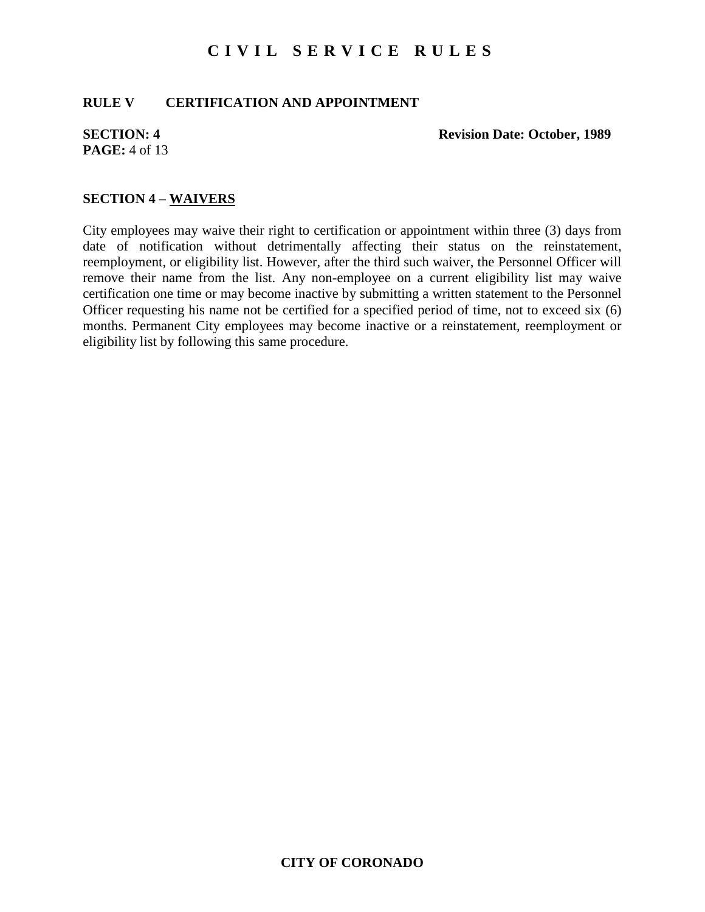## RULE V CERTIFICATION AND APPOINTMENT

**SECTION: 4** **Revision Date: October, 1989**

### SECTION 4 – WAIVERS

City employees may waive their right to certification or appointment within three (3) days from date of notification without detrimentally affecting their status on the reinstatement, reemployment, or eligibility list. However, after the third such waiver, the Personnel Officer will remove their name from the list. Any non-employee on a current eligibility list may waive certification one time or may become inactive by submitting a written statement to the Personnel Officer requesting his name not be certified for a specified period of time, not to exceed six (6) months. Permanent City employees may become inactive or a reinstatement, reemployment or eligibility list by following this same procedure.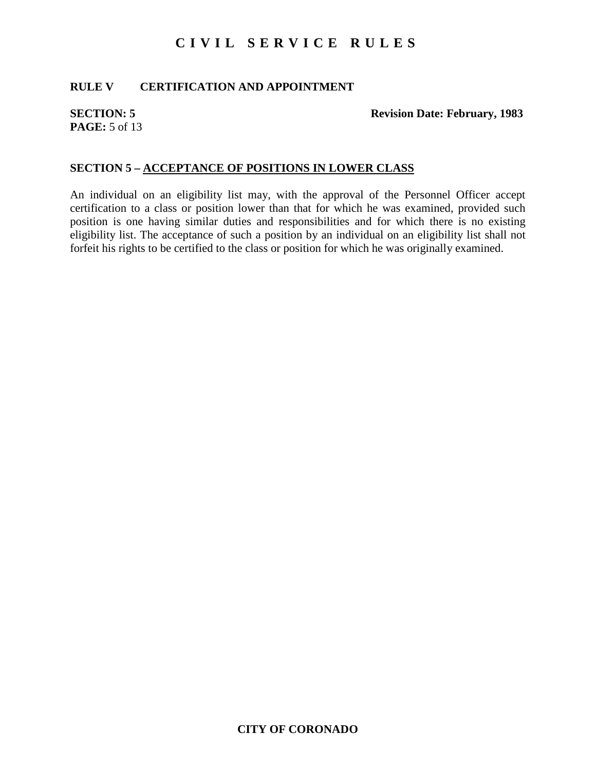# C I V I L  S E R V I C E  R U L E S

**RULE V CERTIFICATION AND APPOINTMENT**

**SECTION: 5** **Revision Date: February, 1983**

## SECTION 5 – ACCEPTANCE OF POSITIONS IN LOWER CLASS

An individual on an eligibility list may, with the approval of the Personnel Officer accept certification to a class or position lower than that for which he was examined, provided such position is one having similar duties and responsibilities and for which there is no existing eligibility list. The acceptance of such a position by an individual on an eligibility list shall not forfeit his rights to be certified to the class or position for which he was originally examined.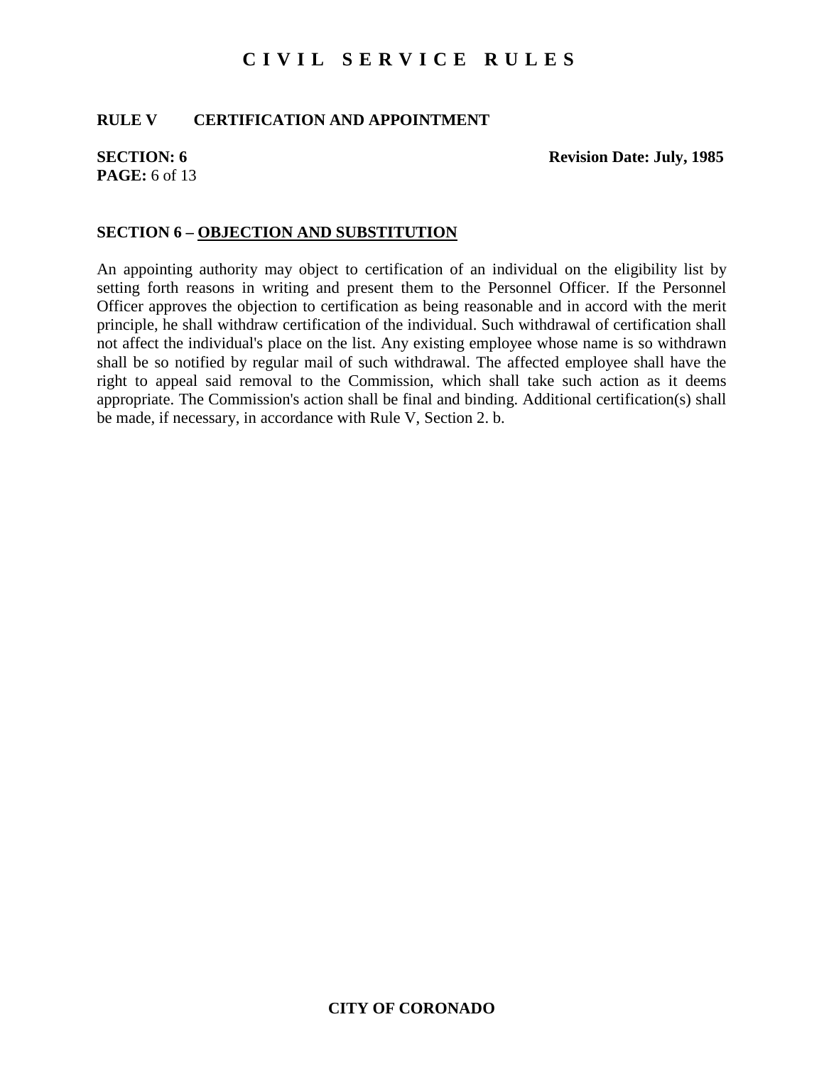## RULE V CERTIFICATION AND APPOINTMENT

**SECTION: 6** **Revision Date: July, 1985**

### SECTION 6 – OBJECTION AND SUBSTITUTION

An appointing authority may object to certification of an individual on the eligibility list by setting forth reasons in writing and present them to the Personnel Officer. If the Personnel Officer approves the objection to certification as being reasonable and in accord with the merit principle, he shall withdraw certification of the individual. Such withdrawal of certification shall not affect the individual's place on the list. Any existing employee whose name is so withdrawn shall be so notified by regular mail of such withdrawal. The affected employee shall have the right to appeal said removal to the Commission, which shall take such action as it deems appropriate. The Commission's action shall be final and binding. Additional certification(s) shall be made, if necessary, in accordance with Rule V, Section 2. b.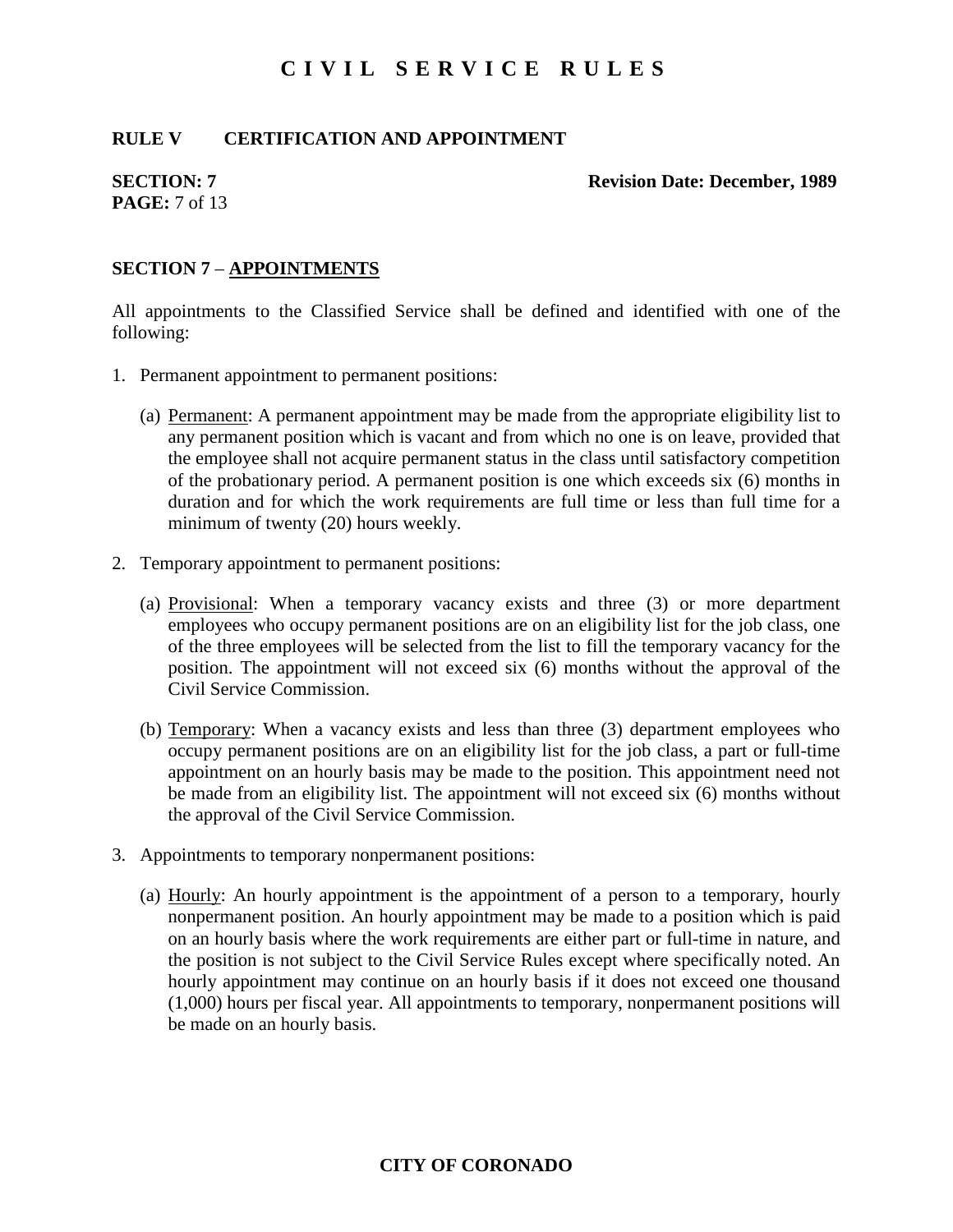# CIVIL SERVICE RULES

## RULE V CERTIFICATION AND APPOINTMENT

**SECTION: 7** **Revision Date: December, 1989**

## SECTION 7 – APPOINTMENTS

All appointments to the Classified Service shall be defined and identified with one of the following:

1. Permanent appointment to permanent positions:

   (a) Permanent: A permanent appointment may be made from the appropriate eligibility list to any permanent position which is vacant and from which no one is on leave, provided that the employee shall not acquire permanent status in the class until satisfactory competition of the probationary period. A permanent position is one which exceeds six (6) months in duration and for which the work requirements are full time or less than full time for a minimum of twenty (20) hours weekly.

2. Temporary appointment to permanent positions:

   (a) Provisional: When a temporary vacancy exists and three (3) or more department employees who occupy permanent positions are on an eligibility list for the job class, one of the three employees will be selected from the list to fill the temporary vacancy for the position. The appointment will not exceed six (6) months without the approval of the Civil Service Commission.

   (b) Temporary: When a vacancy exists and less than three (3) department employees who occupy permanent positions are on an eligibility list for the job class, a part or full-time appointment on an hourly basis may be made to the position. This appointment need not be made from an eligibility list. The appointment will not exceed six (6) months without the approval of the Civil Service Commission.

3. Appointments to temporary nonpermanent positions:

   (a) Hourly: An hourly appointment is the appointment of a person to a temporary, hourly nonpermanent position. An hourly appointment may be made to a position which is paid on an hourly basis where the work requirements are either part or full-time in nature, and the position is not subject to the Civil Service Rules except where specifically noted. An hourly appointment may continue on an hourly basis if it does not exceed one thousand (1,000) hours per fiscal year. All appointments to temporary, nonpermanent positions will be made on an hourly basis.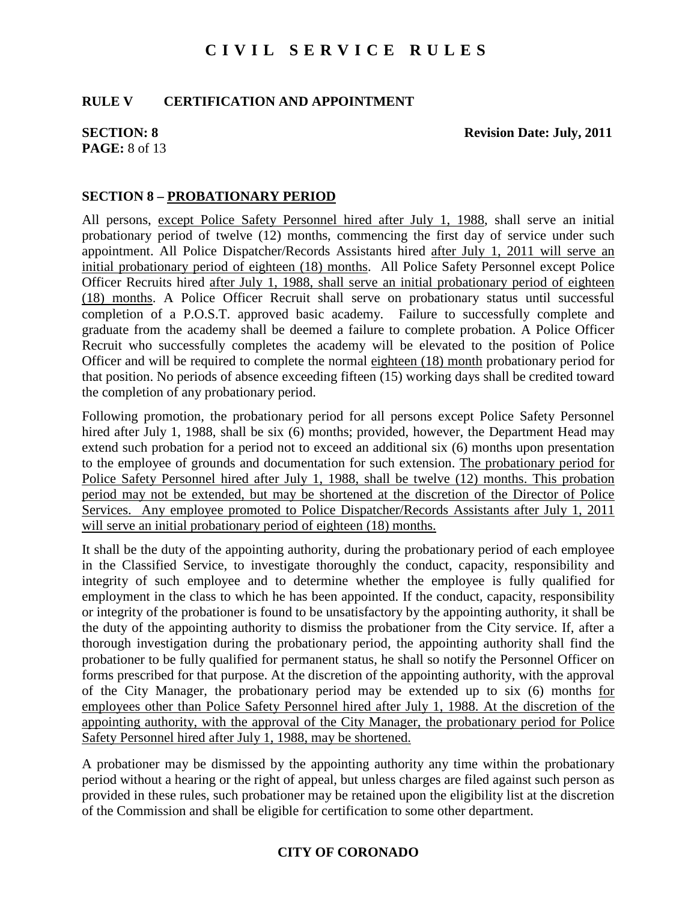# CIVIL SERVICE RULES

## RULE V CERTIFICATION AND APPOINTMENT

**SECTION: 8** **Revision Date: July, 2011**

**PAGE:** 8 of 13

### SECTION 8 – PROBATIONARY PERIOD

All persons, except Police Safety Personnel hired after July 1, 1988, shall serve an initial probationary period of twelve (12) months, commencing the first day of service under such appointment. All Police Dispatcher/Records Assistants hired after July 1, 2011 will serve an initial probationary period of eighteen (18) months. All Police Safety Personnel except Police Officer Recruits hired after July 1, 1988, shall serve an initial probationary period of eighteen (18) months. A Police Officer Recruit shall serve on probationary status until successful completion of a P.O.S.T. approved basic academy. Failure to successfully complete and graduate from the academy shall be deemed a failure to complete probation. A Police Officer Recruit who successfully completes the academy will be elevated to the position of Police Officer and will be required to complete the normal eighteen (18) month probationary period for that position. No periods of absence exceeding fifteen (15) working days shall be credited toward the completion of any probationary period.

Following promotion, the probationary period for all persons except Police Safety Personnel hired after July 1, 1988, shall be six (6) months; provided, however, the Department Head may extend such probation for a period not to exceed an additional six (6) months upon presentation to the employee of grounds and documentation for such extension. The probationary period for Police Safety Personnel hired after July 1, 1988, shall be twelve (12) months. This probation period may not be extended, but may be shortened at the discretion of the Director of Police Services. Any employee promoted to Police Dispatcher/Records Assistants after July 1, 2011 will serve an initial probationary period of eighteen (18) months.

It shall be the duty of the appointing authority, during the probationary period of each employee in the Classified Service, to investigate thoroughly the conduct, capacity, responsibility and integrity of such employee and to determine whether the employee is fully qualified for employment in the class to which he has been appointed. If the conduct, capacity, responsibility or integrity of the probationer is found to be unsatisfactory by the appointing authority, it shall be the duty of the appointing authority to dismiss the probationer from the City service. If, after a thorough investigation during the probationary period, the appointing authority shall find the probationer to be fully qualified for permanent status, he shall so notify the Personnel Officer on forms prescribed for that purpose. At the discretion of the appointing authority, with the approval of the City Manager, the probationary period may be extended up to six (6) months for employees other than Police Safety Personnel hired after July 1, 1988. At the discretion of the appointing authority, with the approval of the City Manager, the probationary period for Police Safety Personnel hired after July 1, 1988, may be shortened.

A probationer may be dismissed by the appointing authority any time within the probationary period without a hearing or the right of appeal, but unless charges are filed against such person as provided in these rules, such probationer may be retained upon the eligibility list at the discretion of the Commission and shall be eligible for certification to some other department.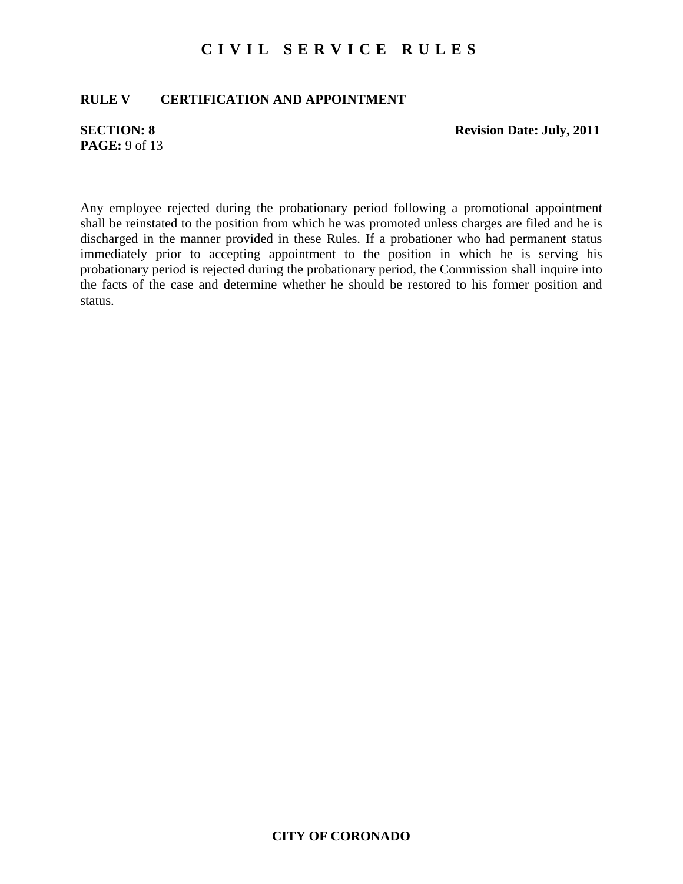Any employee rejected during the probationary period following a promotional appointment shall be reinstated to the position from which he was promoted unless charges are filed and he is discharged in the manner provided in these Rules. If a probationer who had permanent status immediately prior to accepting appointment to the position in which he is serving his probationary period is rejected during the probationary period, the Commission shall inquire into the facts of the case and determine whether he should be restored to his former position and status.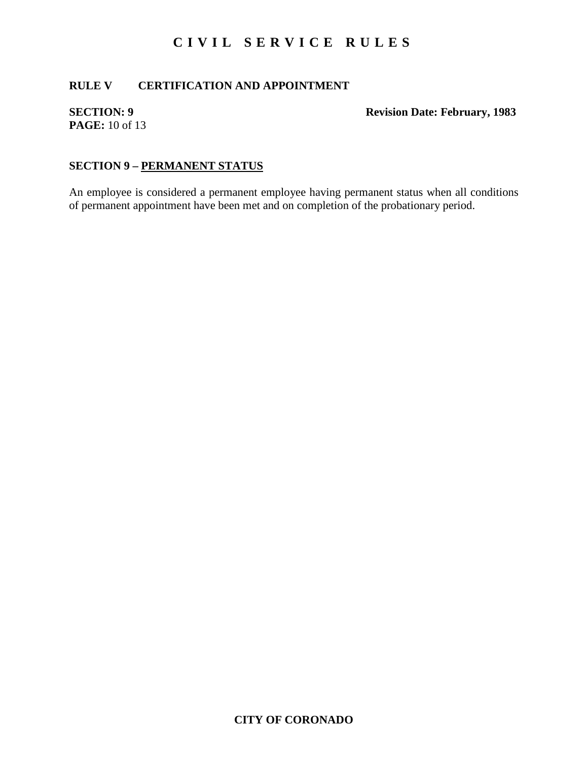## RULE V CERTIFICATION AND APPOINTMENT

**SECTION: 9** **Revision Date: February, 1983**

### SECTION 9 – PERMANENT STATUS

An employee is considered a permanent employee having permanent status when all conditions of permanent appointment have been met and on completion of the probationary period.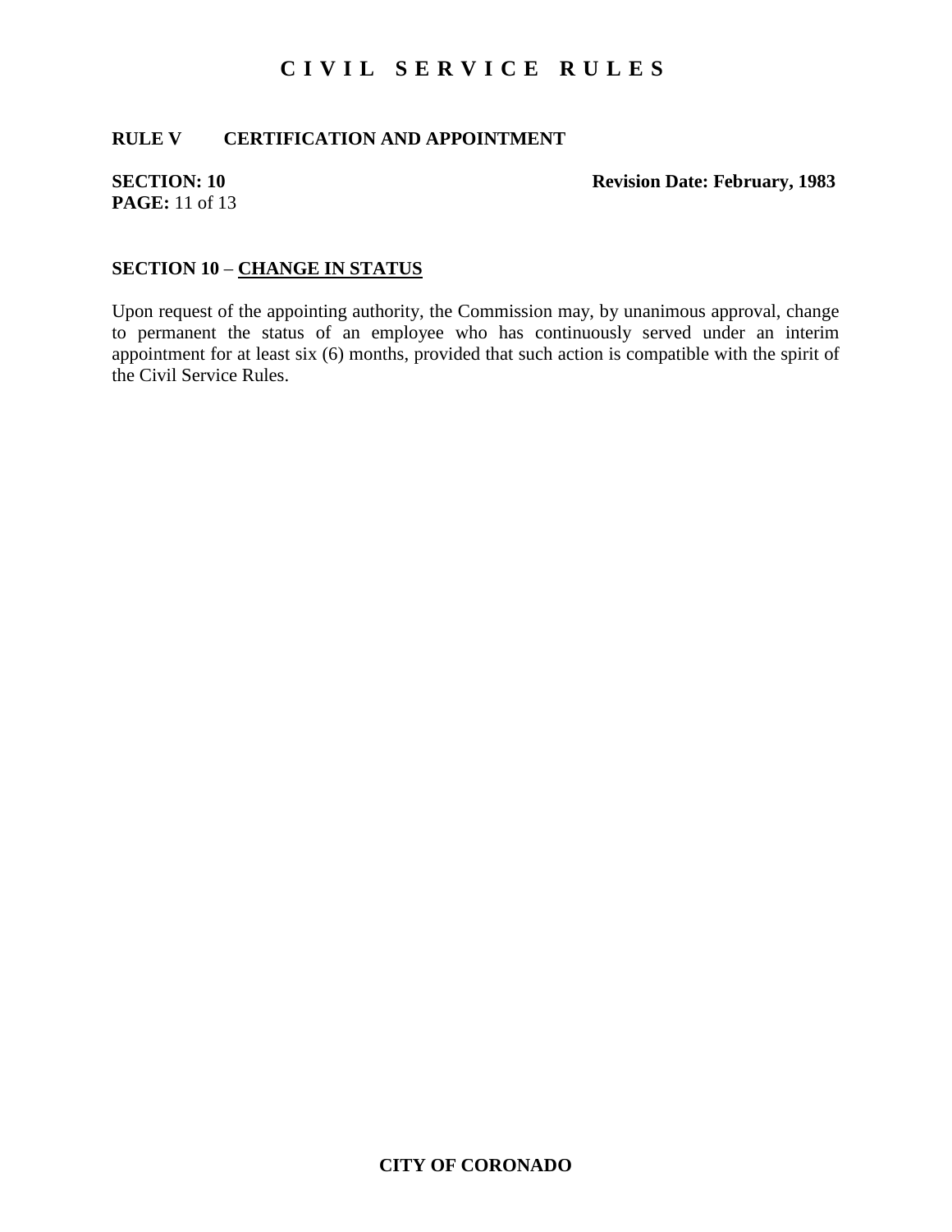## RULE V CERTIFICATION AND APPOINTMENT

**SECTION: 10** **Revision Date: February, 1983**

### SECTION 10 – CHANGE IN STATUS

Upon request of the appointing authority, the Commission may, by unanimous approval, change to permanent the status of an employee who has continuously served under an interim appointment for at least six (6) months, provided that such action is compatible with the spirit of the Civil Service Rules.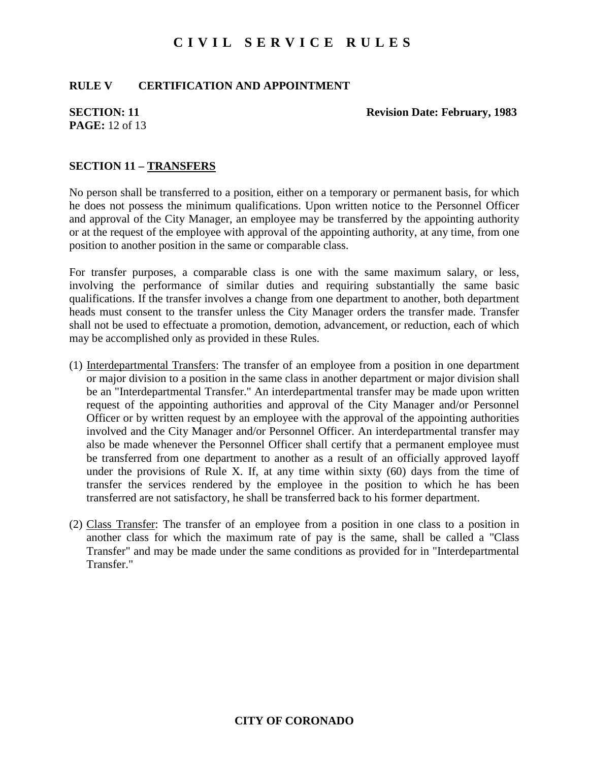## SECTION 11 – TRANSFERS

No person shall be transferred to a position, either on a temporary or permanent basis, for which he does not possess the minimum qualifications. Upon written notice to the Personnel Officer and approval of the City Manager, an employee may be transferred by the appointing authority or at the request of the employee with approval of the appointing authority, at any time, from one position to another position in the same or comparable class.

For transfer purposes, a comparable class is one with the same maximum salary, or less, involving the performance of similar duties and requiring substantially the same basic qualifications. If the transfer involves a change from one department to another, both department heads must consent to the transfer unless the City Manager orders the transfer made. Transfer shall not be used to effectuate a promotion, demotion, advancement, or reduction, each of which may be accomplished only as provided in these Rules.

(1) Interdepartmental Transfers: The transfer of an employee from a position in one department or major division to a position in the same class in another department or major division shall be an "Interdepartmental Transfer." An interdepartmental transfer may be made upon written request of the appointing authorities and approval of the City Manager and/or Personnel Officer or by written request by an employee with the approval of the appointing authorities involved and the City Manager and/or Personnel Officer. An interdepartmental transfer may also be made whenever the Personnel Officer shall certify that a permanent employee must be transferred from one department to another as a result of an officially approved layoff under the provisions of Rule X. If, at any time within sixty (60) days from the time of transfer the services rendered by the employee in the position to which he has been transferred are not satisfactory, he shall be transferred back to his former department.

(2) Class Transfer: The transfer of an employee from a position in one class to a position in another class for which the maximum rate of pay is the same, shall be called a "Class Transfer" and may be made under the same conditions as provided for in "Interdepartmental Transfer."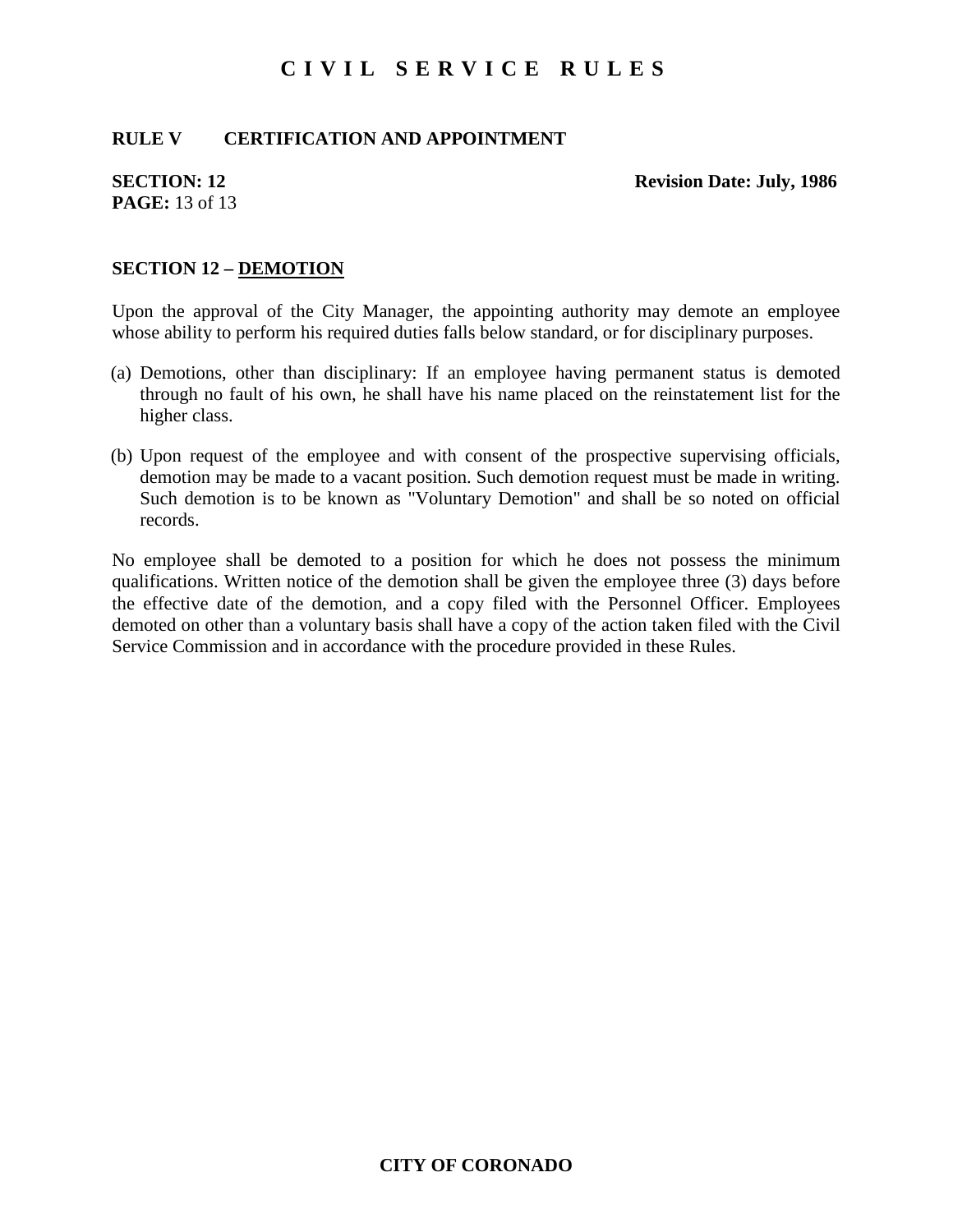## SECTION 12 – <u>DEMOTION</u>

Upon the approval of the City Manager, the appointing authority may demote an employee whose ability to perform his required duties falls below standard, or for disciplinary purposes.

(a) Demotions, other than disciplinary: If an employee having permanent status is demoted through no fault of his own, he shall have his name placed on the reinstatement list for the higher class.

(b) Upon request of the employee and with consent of the prospective supervising officials, demotion may be made to a vacant position. Such demotion request must be made in writing. Such demotion is to be known as "Voluntary Demotion" and shall be so noted on official records.

No employee shall be demoted to a position for which he does not possess the minimum qualifications. Written notice of the demotion shall be given the employee three (3) days before the effective date of the demotion, and a copy filed with the Personnel Officer. Employees demoted on other than a voluntary basis shall have a copy of the action taken filed with the Civil Service Commission and in accordance with the procedure provided in these Rules.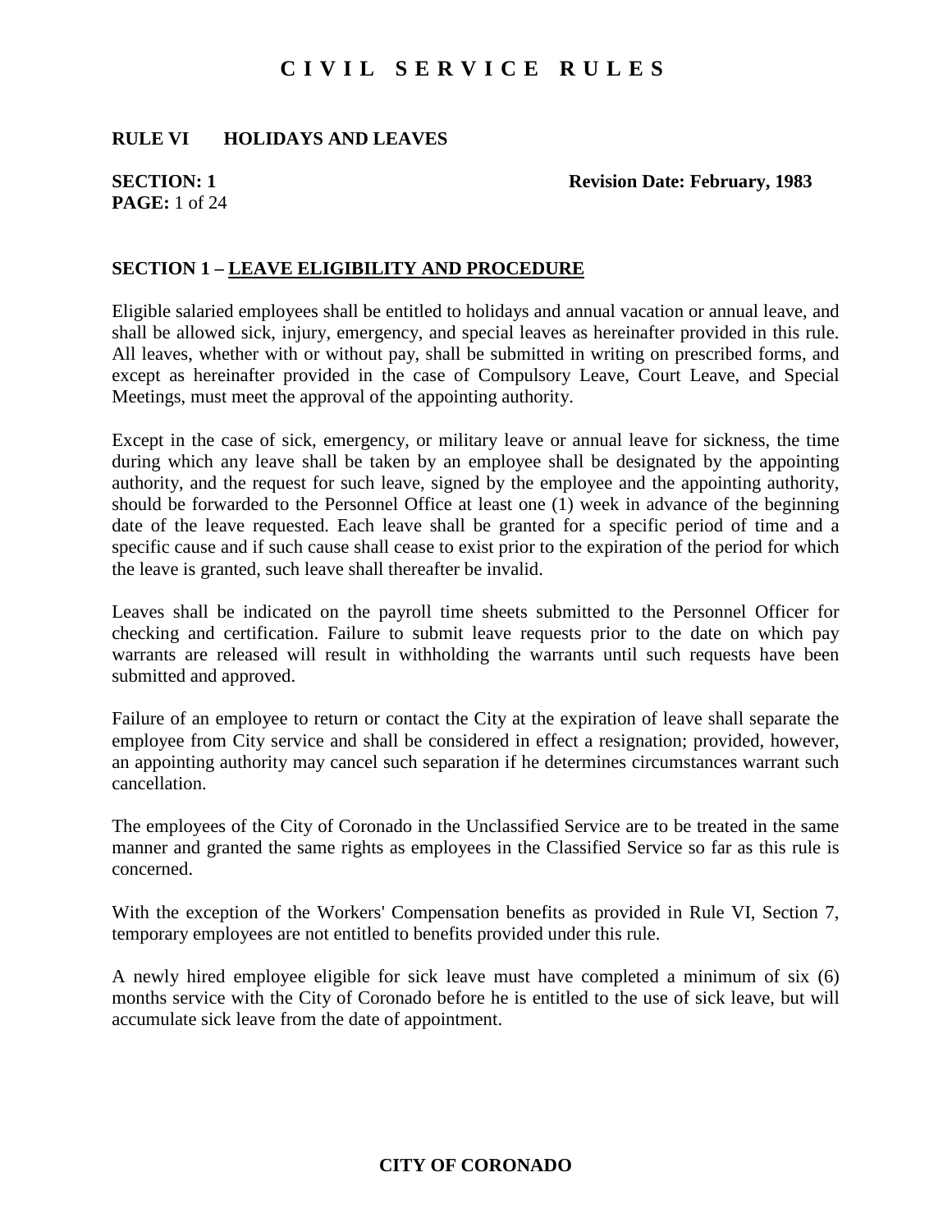# CIVIL SERVICE RULES

## RULE VI HOLIDAYS AND LEAVES

**SECTION: 1** **Revision Date: February, 1983**

### SECTION 1 – LEAVE ELIGIBILITY AND PROCEDURE

Eligible salaried employees shall be entitled to holidays and annual vacation or annual leave, and shall be allowed sick, injury, emergency, and special leaves as hereinafter provided in this rule. All leaves, whether with or without pay, shall be submitted in writing on prescribed forms, and except as hereinafter provided in the case of Compulsory Leave, Court Leave, and Special Meetings, must meet the approval of the appointing authority.

Except in the case of sick, emergency, or military leave or annual leave for sickness, the time during which any leave shall be taken by an employee shall be designated by the appointing authority, and the request for such leave, signed by the employee and the appointing authority, should be forwarded to the Personnel Office at least one (1) week in advance of the beginning date of the leave requested. Each leave shall be granted for a specific period of time and a specific cause and if such cause shall cease to exist prior to the expiration of the period for which the leave is granted, such leave shall thereafter be invalid.

Leaves shall be indicated on the payroll time sheets submitted to the Personnel Officer for checking and certification. Failure to submit leave requests prior to the date on which pay warrants are released will result in withholding the warrants until such requests have been submitted and approved.

Failure of an employee to return or contact the City at the expiration of leave shall separate the employee from City service and shall be considered in effect a resignation; provided, however, an appointing authority may cancel such separation if he determines circumstances warrant such cancellation.

The employees of the City of Coronado in the Unclassified Service are to be treated in the same manner and granted the same rights as employees in the Classified Service so far as this rule is concerned.

With the exception of the Workers' Compensation benefits as provided in Rule VI, Section 7, temporary employees are not entitled to benefits provided under this rule.

A newly hired employee eligible for sick leave must have completed a minimum of six (6) months service with the City of Coronado before he is entitled to the use of sick leave, but will accumulate sick leave from the date of appointment.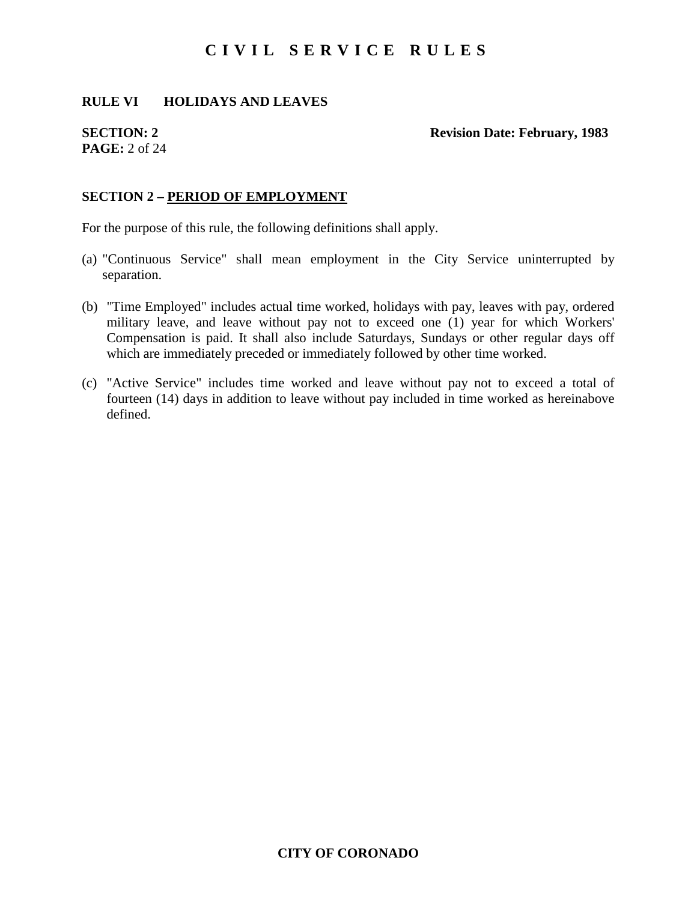## RULE VI HOLIDAYS AND LEAVES

**SECTION: 2** **Revision Date: February, 1983**

### SECTION 2 – PERIOD OF EMPLOYMENT

For the purpose of this rule, the following definitions shall apply.

(a) "Continuous Service" shall mean employment in the City Service uninterrupted by separation.

(b) "Time Employed" includes actual time worked, holidays with pay, leaves with pay, ordered military leave, and leave without pay not to exceed one (1) year for which Workers' Compensation is paid. It shall also include Saturdays, Sundays or other regular days off which are immediately preceded or immediately followed by other time worked.

(c) "Active Service" includes time worked and leave without pay not to exceed a total of fourteen (14) days in addition to leave without pay included in time worked as hereinabove defined.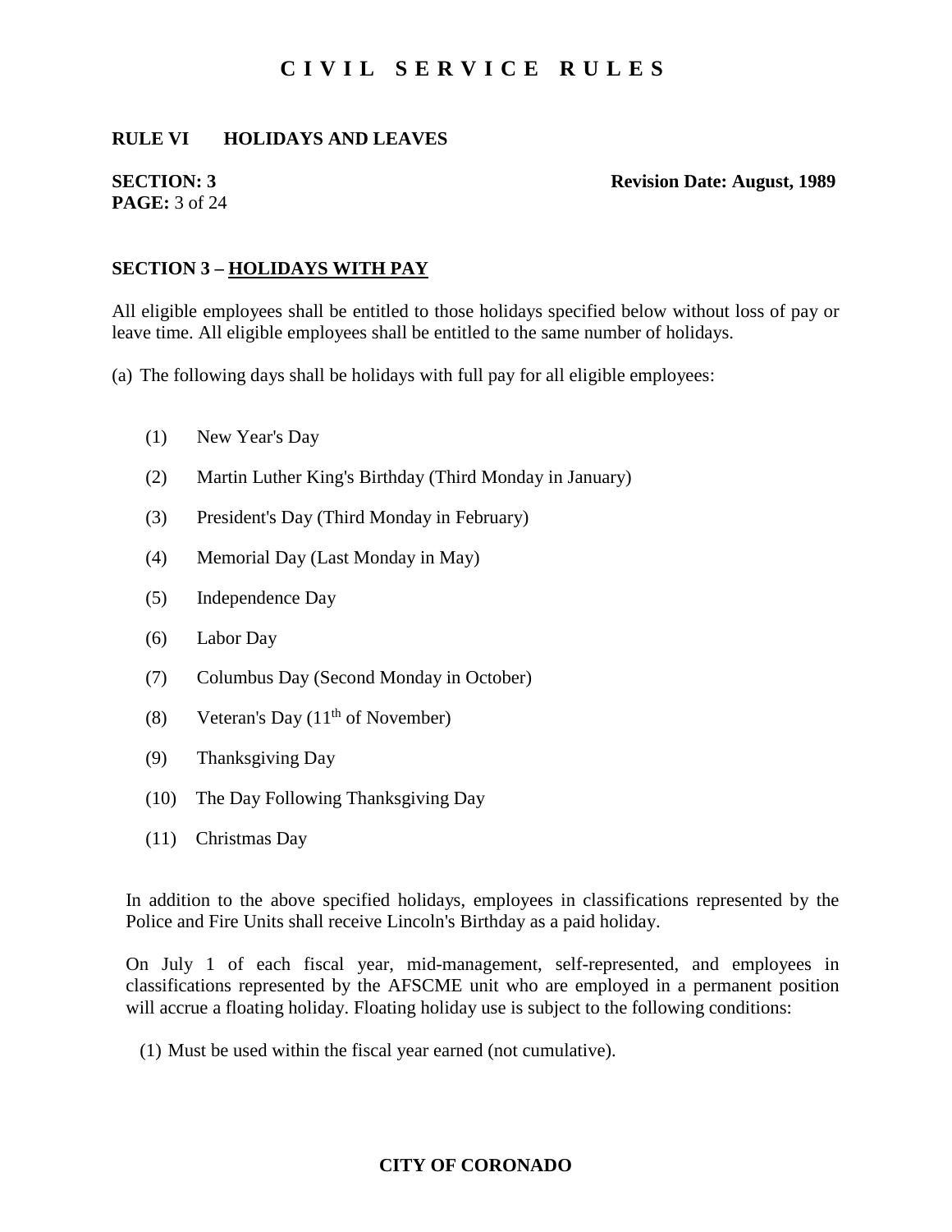## SECTION 3 – HOLIDAYS WITH PAY

All eligible employees shall be entitled to those holidays specified below without loss of pay or leave time. All eligible employees shall be entitled to the same number of holidays.

(a) The following days shall be holidays with full pay for all eligible employees:

(1) New Year's Day

(2) Martin Luther King's Birthday (Third Monday in January)

(3) President's Day (Third Monday in February)

(4) Memorial Day (Last Monday in May)

(5) Independence Day

(6) Labor Day

(7) Columbus Day (Second Monday in October)

(8) Veteran's Day (11th of November)

(9) Thanksgiving Day

(10) The Day Following Thanksgiving Day

(11) Christmas Day

In addition to the above specified holidays, employees in classifications represented by the Police and Fire Units shall receive Lincoln's Birthday as a paid holiday.

On July 1 of each fiscal year, mid-management, self-represented, and employees in classifications represented by the AFSCME unit who are employed in a permanent position will accrue a floating holiday. Floating holiday use is subject to the following conditions:

(1) Must be used within the fiscal year earned (not cumulative).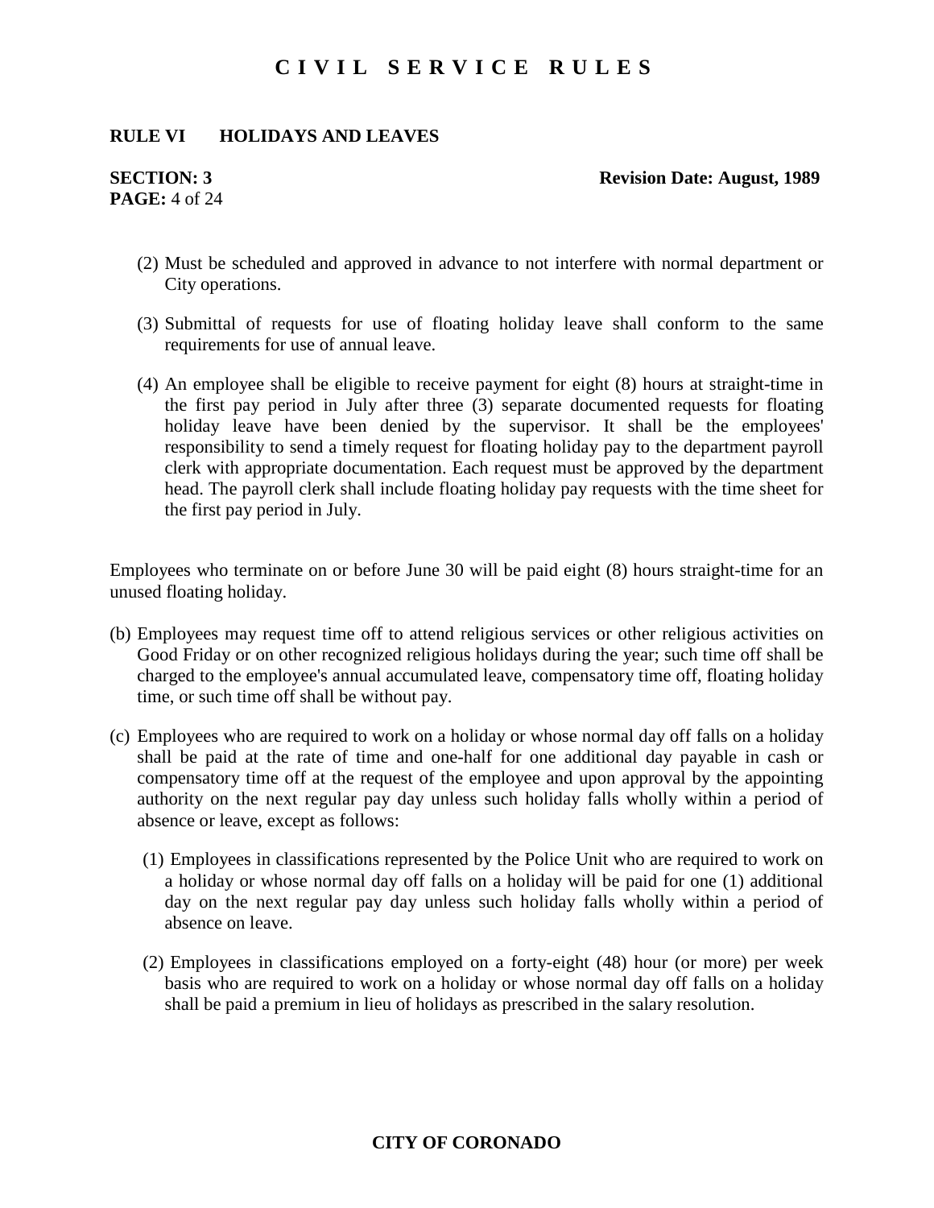(2) Must be scheduled and approved in advance to not interfere with normal department or City operations.

(3) Submittal of requests for use of floating holiday leave shall conform to the same requirements for use of annual leave.

(4) An employee shall be eligible to receive payment for eight (8) hours at straight-time in the first pay period in July after three (3) separate documented requests for floating holiday leave have been denied by the supervisor. It shall be the employees' responsibility to send a timely request for floating holiday pay to the department payroll clerk with appropriate documentation. Each request must be approved by the department head. The payroll clerk shall include floating holiday pay requests with the time sheet for the first pay period in July.

Employees who terminate on or before June 30 will be paid eight (8) hours straight-time for an unused floating holiday.

(b) Employees may request time off to attend religious services or other religious activities on Good Friday or on other recognized religious holidays during the year; such time off shall be charged to the employee's annual accumulated leave, compensatory time off, floating holiday time, or such time off shall be without pay.

(c) Employees who are required to work on a holiday or whose normal day off falls on a holiday shall be paid at the rate of time and one-half for one additional day payable in cash or compensatory time off at the request of the employee and upon approval by the appointing authority on the next regular pay day unless such holiday falls wholly within a period of absence or leave, except as follows:

(1) Employees in classifications represented by the Police Unit who are required to work on a holiday or whose normal day off falls on a holiday will be paid for one (1) additional day on the next regular pay day unless such holiday falls wholly within a period of absence on leave.

(2) Employees in classifications employed on a forty-eight (48) hour (or more) per week basis who are required to work on a holiday or whose normal day off falls on a holiday shall be paid a premium in lieu of holidays as prescribed in the salary resolution.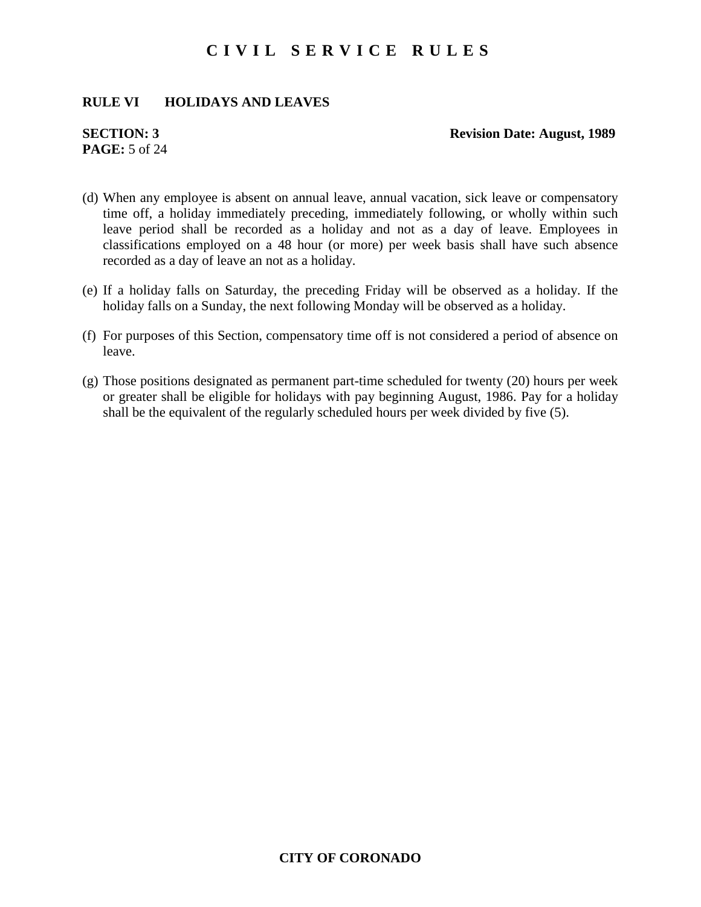**RULE VI HOLIDAYS AND LEAVES**

**SECTION: 3** **Revision Date: August, 1989**

(d) When any employee is absent on annual leave, annual vacation, sick leave or compensatory time off, a holiday immediately preceding, immediately following, or wholly within such leave period shall be recorded as a holiday and not as a day of leave. Employees in classifications employed on a 48 hour (or more) per week basis shall have such absence recorded as a day of leave an not as a holiday.

(e) If a holiday falls on Saturday, the preceding Friday will be observed as a holiday. If the holiday falls on a Sunday, the next following Monday will be observed as a holiday.

(f) For purposes of this Section, compensatory time off is not considered a period of absence on leave.

(g) Those positions designated as permanent part-time scheduled for twenty (20) hours per week or greater shall be eligible for holidays with pay beginning August, 1986. Pay for a holiday shall be the equivalent of the regularly scheduled hours per week divided by five (5).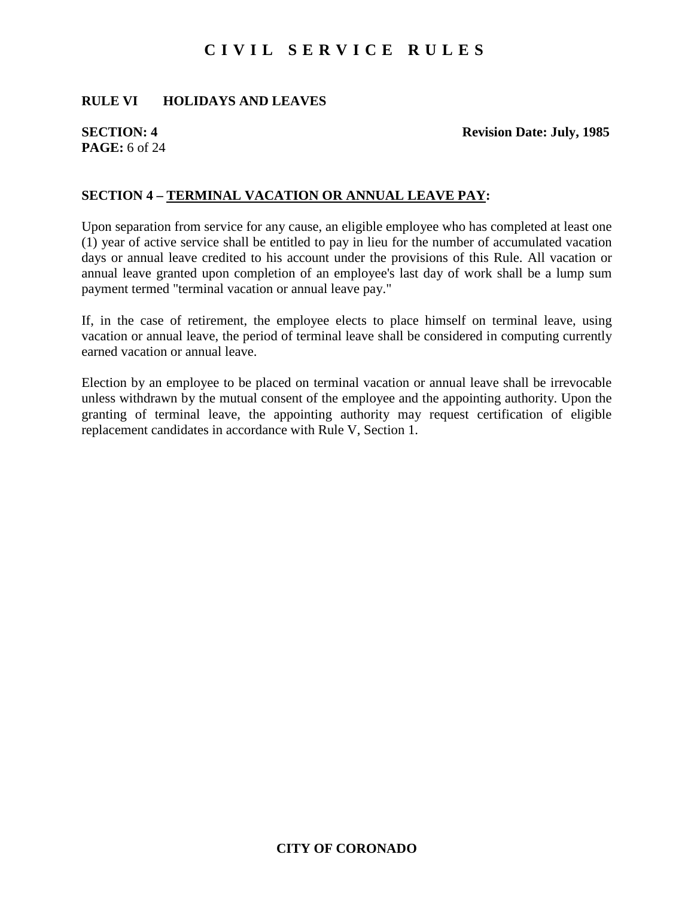## RULE VI HOLIDAYS AND LEAVES

**SECTION: 4** **Revision Date: July, 1985**

### SECTION 4 – TERMINAL VACATION OR ANNUAL LEAVE PAY:

Upon separation from service for any cause, an eligible employee who has completed at least one (1) year of active service shall be entitled to pay in lieu for the number of accumulated vacation days or annual leave credited to his account under the provisions of this Rule. All vacation or annual leave granted upon completion of an employee's last day of work shall be a lump sum payment termed "terminal vacation or annual leave pay."

If, in the case of retirement, the employee elects to place himself on terminal leave, using vacation or annual leave, the period of terminal leave shall be considered in computing currently earned vacation or annual leave.

Election by an employee to be placed on terminal vacation or annual leave shall be irrevocable unless withdrawn by the mutual consent of the employee and the appointing authority. Upon the granting of terminal leave, the appointing authority may request certification of eligible replacement candidates in accordance with Rule V, Section 1.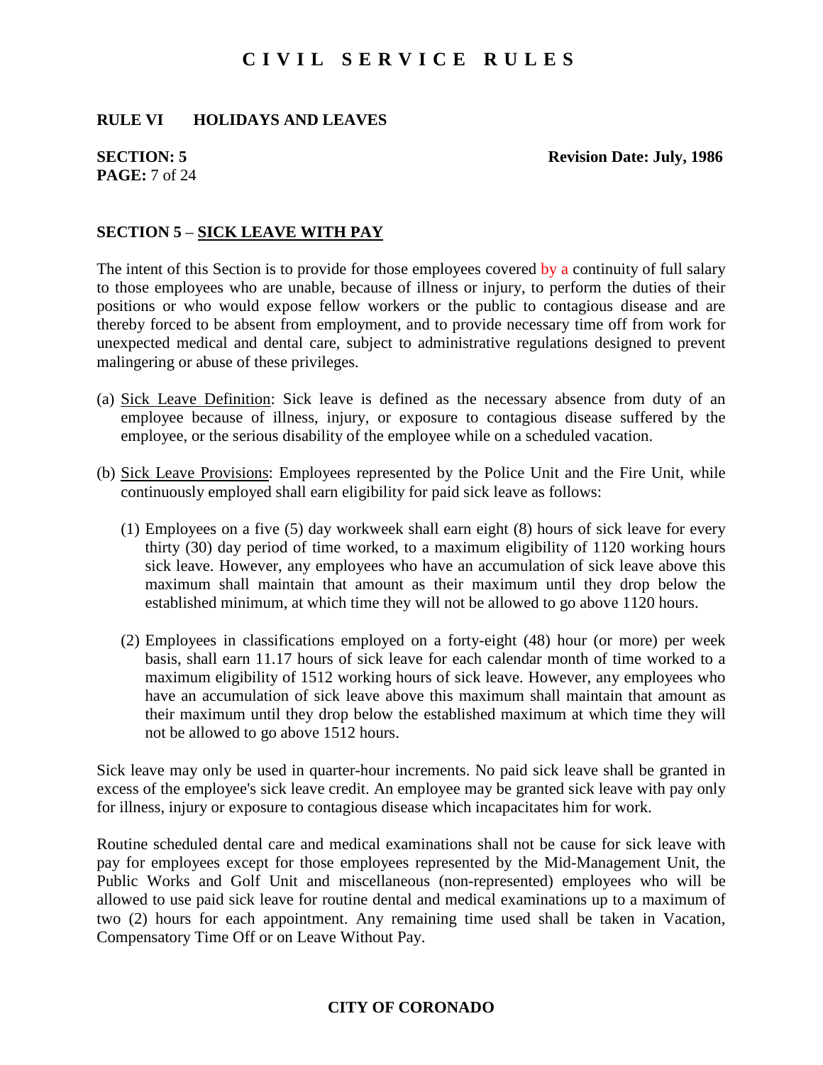## SECTION 5 – SICK LEAVE WITH PAY

The intent of this Section is to provide for those employees covered by a continuity of full salary to those employees who are unable, because of illness or injury, to perform the duties of their positions or who would expose fellow workers or the public to contagious disease and are thereby forced to be absent from employment, and to provide necessary time off from work for unexpected medical and dental care, subject to administrative regulations designed to prevent malingering or abuse of these privileges.

(a) Sick Leave Definition: Sick leave is defined as the necessary absence from duty of an employee because of illness, injury, or exposure to contagious disease suffered by the employee, or the serious disability of the employee while on a scheduled vacation.

(b) Sick Leave Provisions: Employees represented by the Police Unit and the Fire Unit, while continuously employed shall earn eligibility for paid sick leave as follows:

(1) Employees on a five (5) day workweek shall earn eight (8) hours of sick leave for every thirty (30) day period of time worked, to a maximum eligibility of 1120 working hours sick leave. However, any employees who have an accumulation of sick leave above this maximum shall maintain that amount as their maximum until they drop below the established minimum, at which time they will not be allowed to go above 1120 hours.

(2) Employees in classifications employed on a forty-eight (48) hour (or more) per week basis, shall earn 11.17 hours of sick leave for each calendar month of time worked to a maximum eligibility of 1512 working hours of sick leave. However, any employees who have an accumulation of sick leave above this maximum shall maintain that amount as their maximum until they drop below the established maximum at which time they will not be allowed to go above 1512 hours.

Sick leave may only be used in quarter-hour increments. No paid sick leave shall be granted in excess of the employee's sick leave credit. An employee may be granted sick leave with pay only for illness, injury or exposure to contagious disease which incapacitates him for work.

Routine scheduled dental care and medical examinations shall not be cause for sick leave with pay for employees except for those employees represented by the Mid-Management Unit, the Public Works and Golf Unit and miscellaneous (non-represented) employees who will be allowed to use paid sick leave for routine dental and medical examinations up to a maximum of two (2) hours for each appointment. Any remaining time used shall be taken in Vacation, Compensatory Time Off or on Leave Without Pay.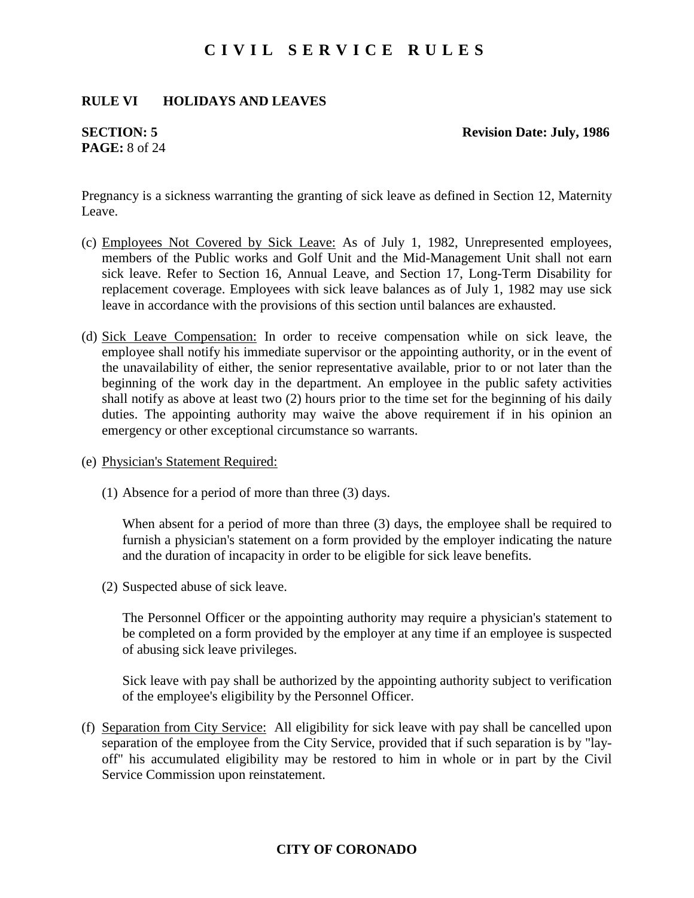Pregnancy is a sickness warranting the granting of sick leave as defined in Section 12, Maternity Leave.

(c) Employees Not Covered by Sick Leave: As of July 1, 1982, Unrepresented employees, members of the Public works and Golf Unit and the Mid-Management Unit shall not earn sick leave. Refer to Section 16, Annual Leave, and Section 17, Long-Term Disability for replacement coverage. Employees with sick leave balances as of July 1, 1982 may use sick leave in accordance with the provisions of this section until balances are exhausted.

(d) Sick Leave Compensation: In order to receive compensation while on sick leave, the employee shall notify his immediate supervisor or the appointing authority, or in the event of the unavailability of either, the senior representative available, prior to or not later than the beginning of the work day in the department. An employee in the public safety activities shall notify as above at least two (2) hours prior to the time set for the beginning of his daily duties. The appointing authority may waive the above requirement if in his opinion an emergency or other exceptional circumstance so warrants.

(e) Physician's Statement Required:

(1) Absence for a period of more than three (3) days.

When absent for a period of more than three (3) days, the employee shall be required to furnish a physician's statement on a form provided by the employer indicating the nature and the duration of incapacity in order to be eligible for sick leave benefits.

(2) Suspected abuse of sick leave.

The Personnel Officer or the appointing authority may require a physician's statement to be completed on a form provided by the employer at any time if an employee is suspected of abusing sick leave privileges.

Sick leave with pay shall be authorized by the appointing authority subject to verification of the employee's eligibility by the Personnel Officer.

(f) Separation from City Service: All eligibility for sick leave with pay shall be cancelled upon separation of the employee from the City Service, provided that if such separation is by "lay-off" his accumulated eligibility may be restored to him in whole or in part by the Civil Service Commission upon reinstatement.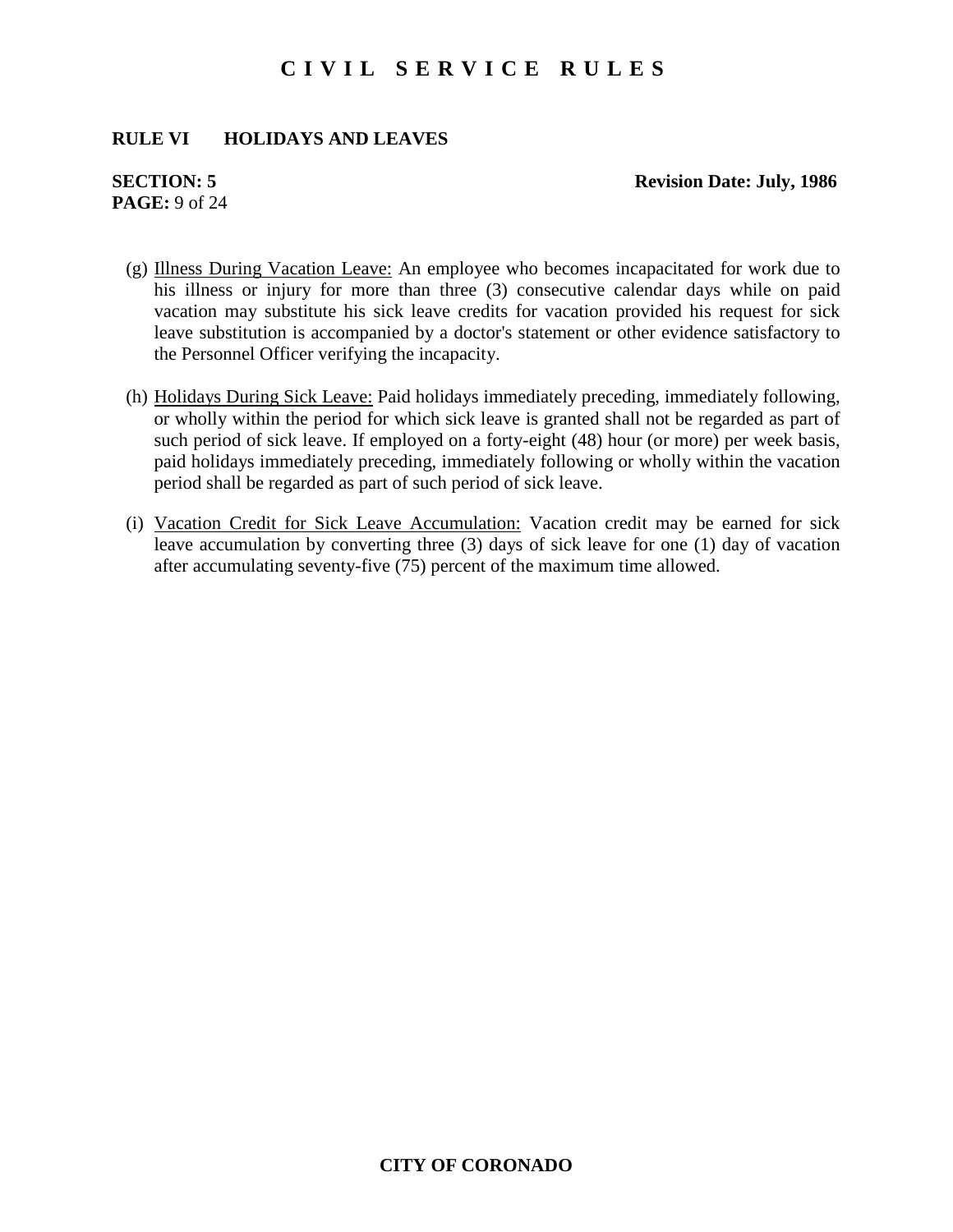(g) Illness During Vacation Leave: An employee who becomes incapacitated for work due to his illness or injury for more than three (3) consecutive calendar days while on paid vacation may substitute his sick leave credits for vacation provided his request for sick leave substitution is accompanied by a doctor's statement or other evidence satisfactory to the Personnel Officer verifying the incapacity.

(h) Holidays During Sick Leave: Paid holidays immediately preceding, immediately following, or wholly within the period for which sick leave is granted shall not be regarded as part of such period of sick leave. If employed on a forty-eight (48) hour (or more) per week basis, paid holidays immediately preceding, immediately following or wholly within the vacation period shall be regarded as part of such period of sick leave.

(i) Vacation Credit for Sick Leave Accumulation: Vacation credit may be earned for sick leave accumulation by converting three (3) days of sick leave for one (1) day of vacation after accumulating seventy-five (75) percent of the maximum time allowed.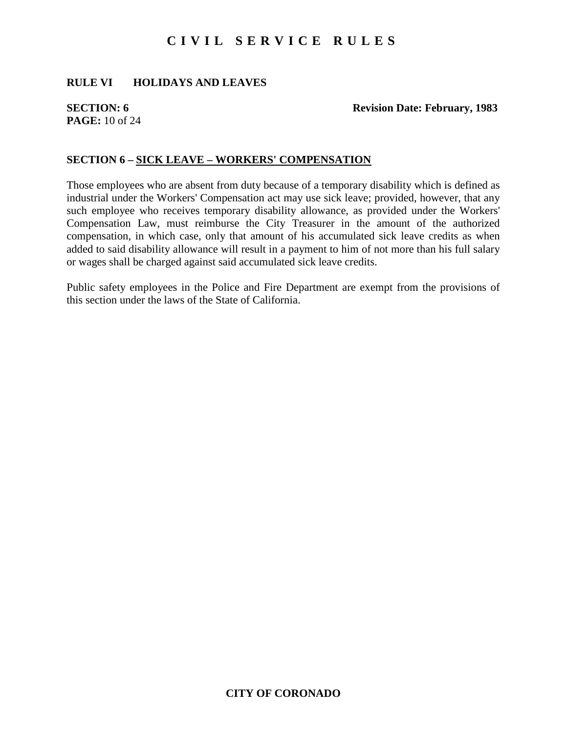## RULE VI HOLIDAYS AND LEAVES

**SECTION: 6** **Revision Date: February, 1983**
**PAGE:** 10 of 24

### SECTION 6 – SICK LEAVE – WORKERS' COMPENSATION

Those employees who are absent from duty because of a temporary disability which is defined as industrial under the Workers' Compensation act may use sick leave; provided, however, that any such employee who receives temporary disability allowance, as provided under the Workers' Compensation Law, must reimburse the City Treasurer in the amount of the authorized compensation, in which case, only that amount of his accumulated sick leave credits as when added to said disability allowance will result in a payment to him of not more than his full salary or wages shall be charged against said accumulated sick leave credits.

Public safety employees in the Police and Fire Department are exempt from the provisions of this section under the laws of the State of California.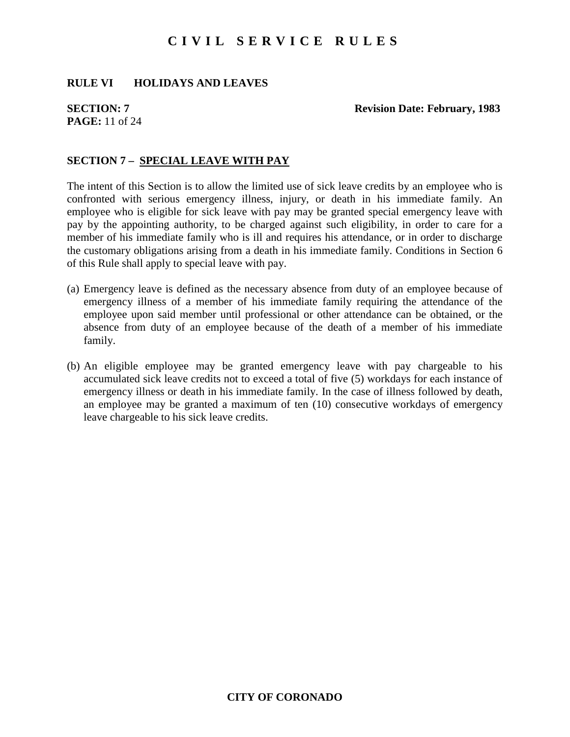# RULE VI HOLIDAYS AND LEAVES

**SECTION:** 7 **Revision Date: February, 1983**

## SECTION 7 – SPECIAL LEAVE WITH PAY

The intent of this Section is to allow the limited use of sick leave credits by an employee who is confronted with serious emergency illness, injury, or death in his immediate family. An employee who is eligible for sick leave with pay may be granted special emergency leave with pay by the appointing authority, to be charged against such eligibility, in order to care for a member of his immediate family who is ill and requires his attendance, or in order to discharge the customary obligations arising from a death in his immediate family. Conditions in Section 6 of this Rule shall apply to special leave with pay.

(a) Emergency leave is defined as the necessary absence from duty of an employee because of emergency illness of a member of his immediate family requiring the attendance of the employee upon said member until professional or other attendance can be obtained, or the absence from duty of an employee because of the death of a member of his immediate family.

(b) An eligible employee may be granted emergency leave with pay chargeable to his accumulated sick leave credits not to exceed a total of five (5) workdays for each instance of emergency illness or death in his immediate family. In the case of illness followed by death, an employee may be granted a maximum of ten (10) consecutive workdays of emergency leave chargeable to his sick leave credits.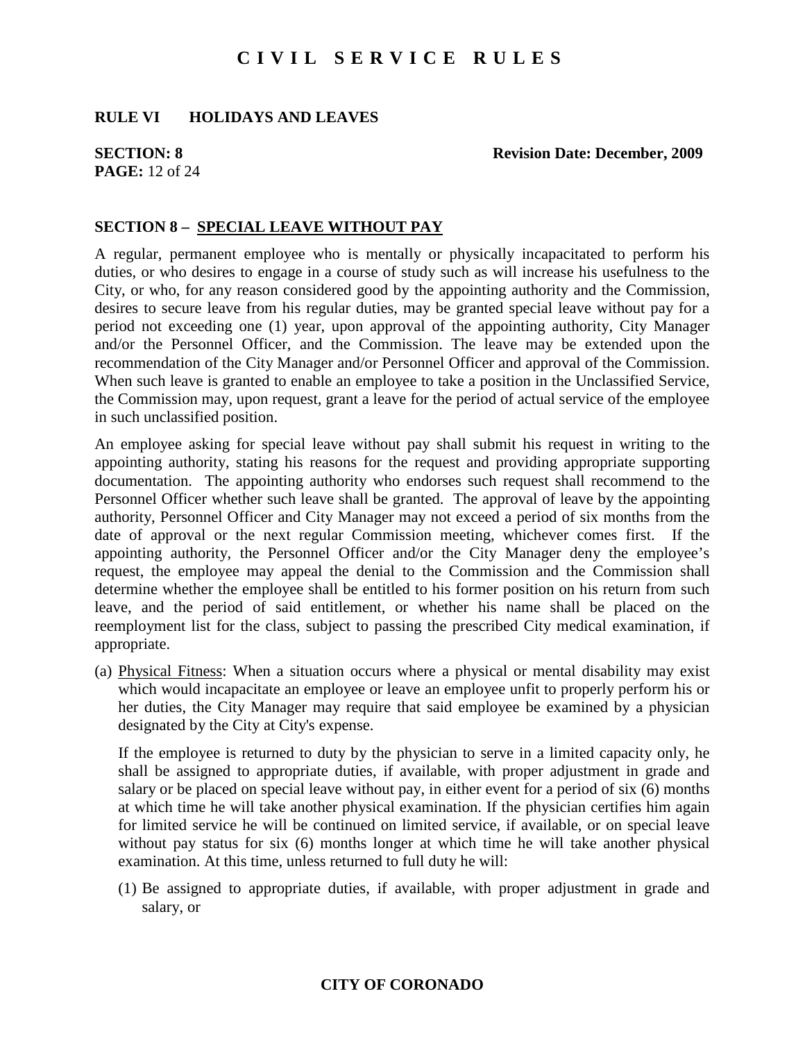## SECTION 8 – SPECIAL LEAVE WITHOUT PAY

A regular, permanent employee who is mentally or physically incapacitated to perform his duties, or who desires to engage in a course of study such as will increase his usefulness to the City, or who, for any reason considered good by the appointing authority and the Commission, desires to secure leave from his regular duties, may be granted special leave without pay for a period not exceeding one (1) year, upon approval of the appointing authority, City Manager and/or the Personnel Officer, and the Commission. The leave may be extended upon the recommendation of the City Manager and/or Personnel Officer and approval of the Commission. When such leave is granted to enable an employee to take a position in the Unclassified Service, the Commission may, upon request, grant a leave for the period of actual service of the employee in such unclassified position.

An employee asking for special leave without pay shall submit his request in writing to the appointing authority, stating his reasons for the request and providing appropriate supporting documentation. The appointing authority who endorses such request shall recommend to the Personnel Officer whether such leave shall be granted. The approval of leave by the appointing authority, Personnel Officer and City Manager may not exceed a period of six months from the date of approval or the next regular Commission meeting, whichever comes first. If the appointing authority, the Personnel Officer and/or the City Manager deny the employee's request, the employee may appeal the denial to the Commission and the Commission shall determine whether the employee shall be entitled to his former position on his return from such leave, and the period of said entitlement, or whether his name shall be placed on the reemployment list for the class, subject to passing the prescribed City medical examination, if appropriate.

(a) Physical Fitness: When a situation occurs where a physical or mental disability may exist which would incapacitate an employee or leave an employee unfit to properly perform his or her duties, the City Manager may require that said employee be examined by a physician designated by the City at City's expense.

If the employee is returned to duty by the physician to serve in a limited capacity only, he shall be assigned to appropriate duties, if available, with proper adjustment in grade and salary or be placed on special leave without pay, in either event for a period of six (6) months at which time he will take another physical examination. If the physician certifies him again for limited service he will be continued on limited service, if available, or on special leave without pay status for six (6) months longer at which time he will take another physical examination. At this time, unless returned to full duty he will:

(1) Be assigned to appropriate duties, if available, with proper adjustment in grade and salary, or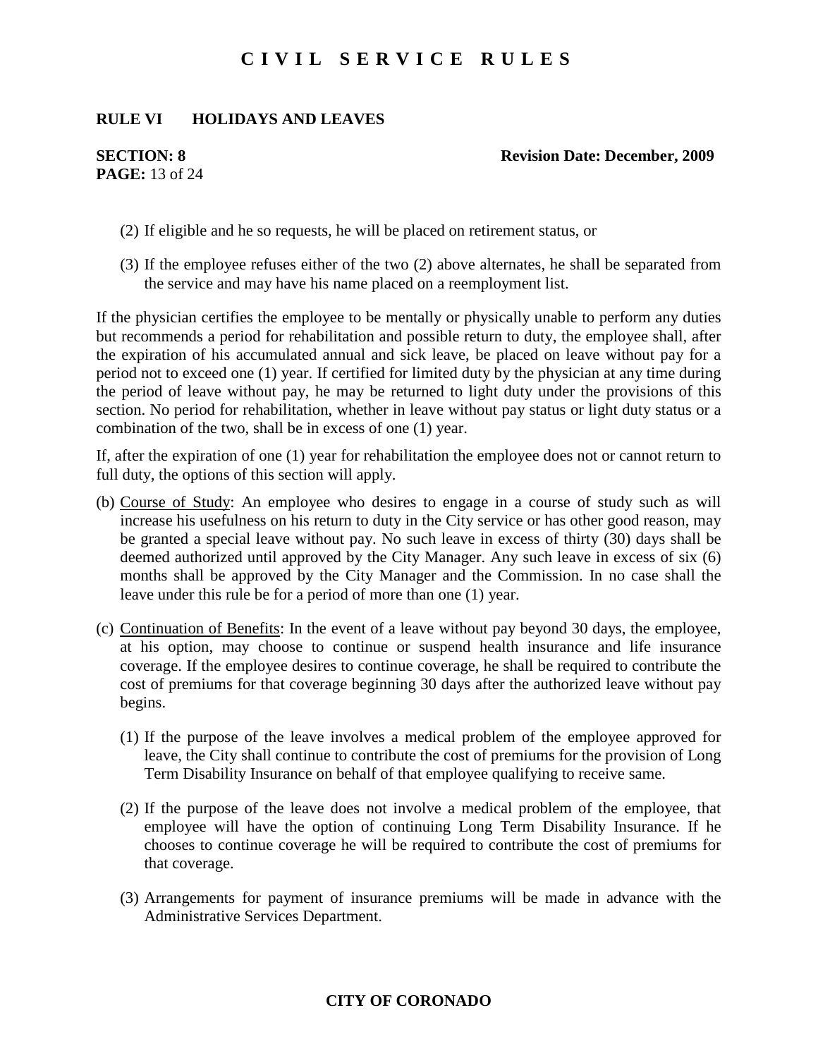(2) If eligible and he so requests, he will be placed on retirement status, or

(3) If the employee refuses either of the two (2) above alternates, he shall be separated from the service and may have his name placed on a reemployment list.

If the physician certifies the employee to be mentally or physically unable to perform any duties but recommends a period for rehabilitation and possible return to duty, the employee shall, after the expiration of his accumulated annual and sick leave, be placed on leave without pay for a period not to exceed one (1) year. If certified for limited duty by the physician at any time during the period of leave without pay, he may be returned to light duty under the provisions of this section. No period for rehabilitation, whether in leave without pay status or light duty status or a combination of the two, shall be in excess of one (1) year.

If, after the expiration of one (1) year for rehabilitation the employee does not or cannot return to full duty, the options of this section will apply.

(b) Course of Study: An employee who desires to engage in a course of study such as will increase his usefulness on his return to duty in the City service or has other good reason, may be granted a special leave without pay. No such leave in excess of thirty (30) days shall be deemed authorized until approved by the City Manager. Any such leave in excess of six (6) months shall be approved by the City Manager and the Commission. In no case shall the leave under this rule be for a period of more than one (1) year.

(c) Continuation of Benefits: In the event of a leave without pay beyond 30 days, the employee, at his option, may choose to continue or suspend health insurance and life insurance coverage. If the employee desires to continue coverage, he shall be required to contribute the cost of premiums for that coverage beginning 30 days after the authorized leave without pay begins.

   (1) If the purpose of the leave involves a medical problem of the employee approved for leave, the City shall continue to contribute the cost of premiums for the provision of Long Term Disability Insurance on behalf of that employee qualifying to receive same.

   (2) If the purpose of the leave does not involve a medical problem of the employee, that employee will have the option of continuing Long Term Disability Insurance. If he chooses to continue coverage he will be required to contribute the cost of premiums for that coverage.

   (3) Arrangements for payment of insurance premiums will be made in advance with the Administrative Services Department.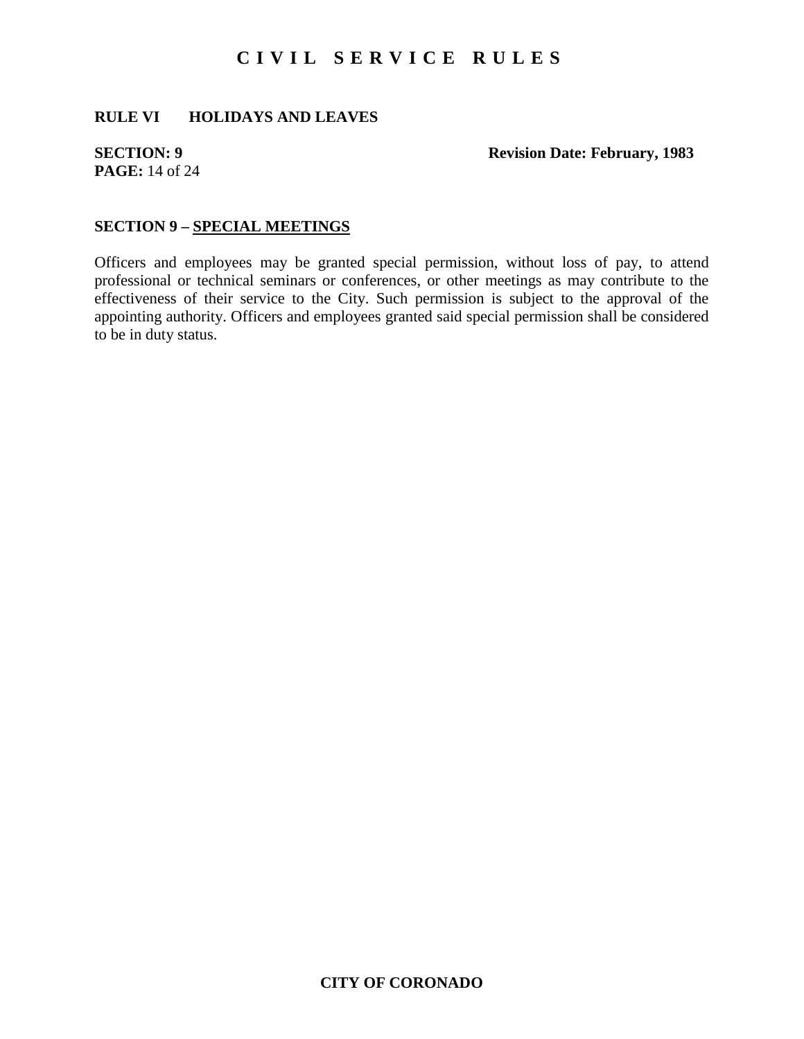## RULE VI HOLIDAYS AND LEAVES

**SECTION: 9** **Revision Date: February, 1983**

### SECTION 9 – SPECIAL MEETINGS

Officers and employees may be granted special permission, without loss of pay, to attend professional or technical seminars or conferences, or other meetings as may contribute to the effectiveness of their service to the City. Such permission is subject to the approval of the appointing authority. Officers and employees granted said special permission shall be considered to be in duty status.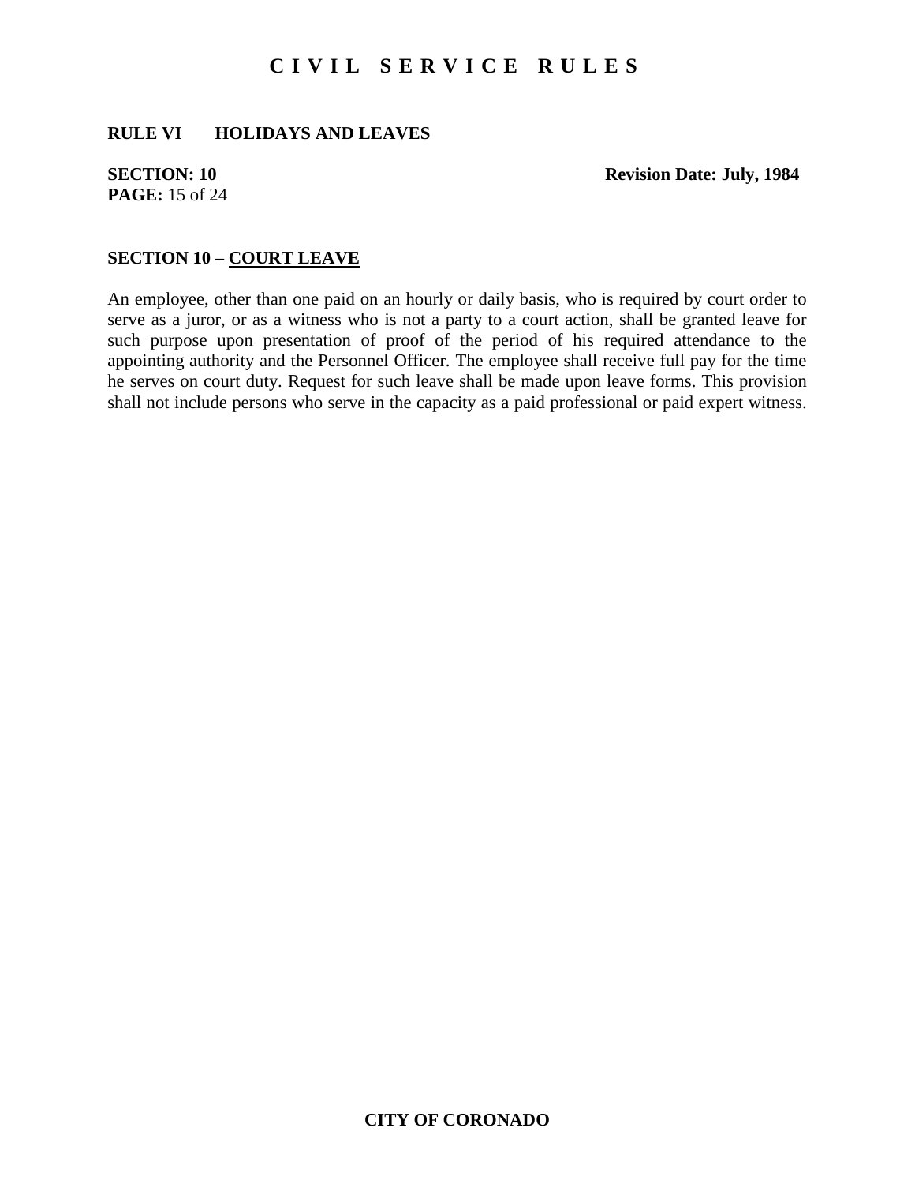**RULE VI HOLIDAYS AND LEAVES**

**SECTION: 10** **Revision Date: July, 1984**

## SECTION 10 – COURT LEAVE

An employee, other than one paid on an hourly or daily basis, who is required by court order to serve as a juror, or as a witness who is not a party to a court action, shall be granted leave for such purpose upon presentation of proof of the period of his required attendance to the appointing authority and the Personnel Officer. The employee shall receive full pay for the time he serves on court duty. Request for such leave shall be made upon leave forms. This provision shall not include persons who serve in the capacity as a paid professional or paid expert witness.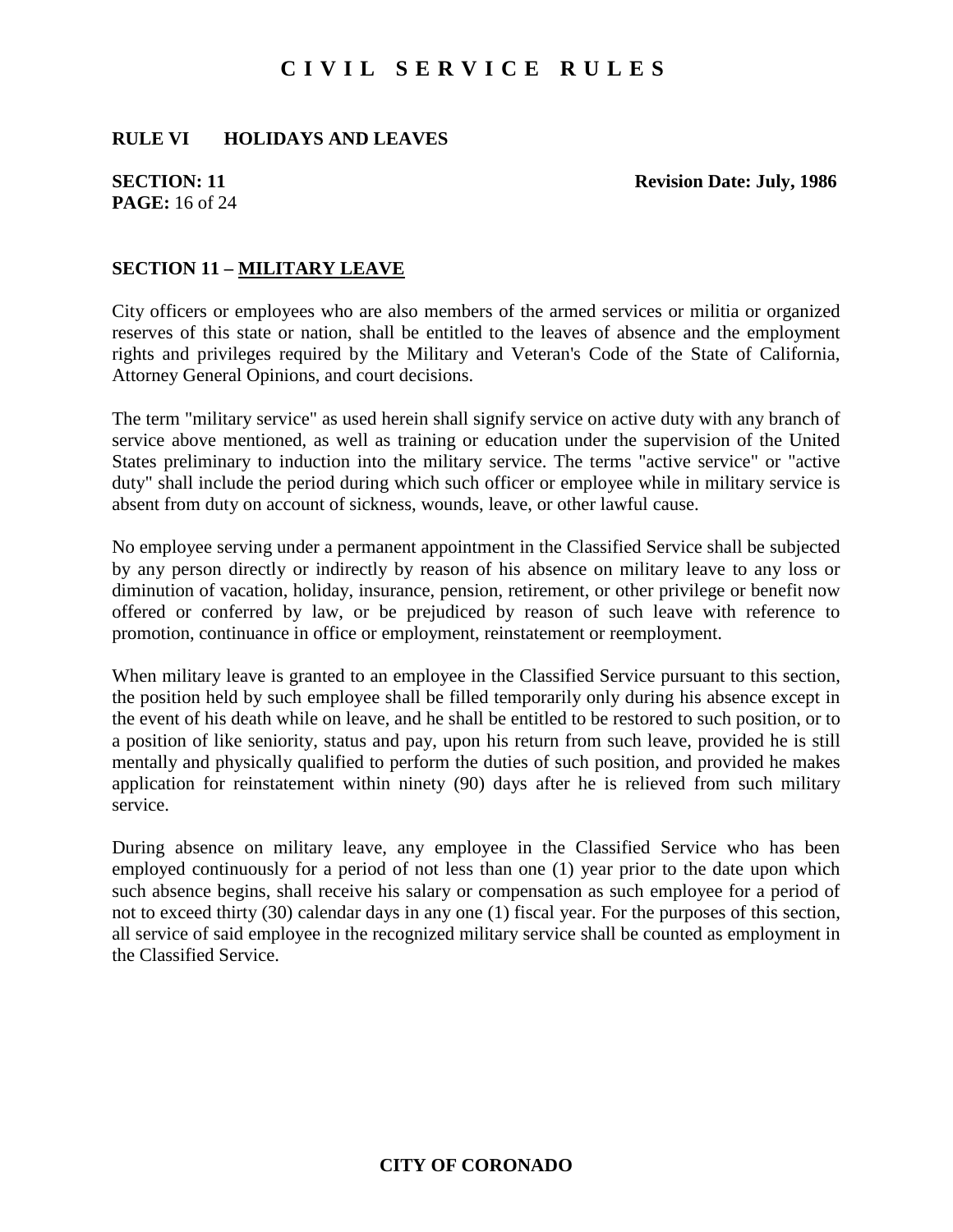## RULE VI HOLIDAYS AND LEAVES

**SECTION: 11** **Revision Date: July, 1986**

### SECTION 11 – MILITARY LEAVE

City officers or employees who are also members of the armed services or militia or organized reserves of this state or nation, shall be entitled to the leaves of absence and the employment rights and privileges required by the Military and Veteran's Code of the State of California, Attorney General Opinions, and court decisions.

The term "military service" as used herein shall signify service on active duty with any branch of service above mentioned, as well as training or education under the supervision of the United States preliminary to induction into the military service. The terms "active service" or "active duty" shall include the period during which such officer or employee while in military service is absent from duty on account of sickness, wounds, leave, or other lawful cause.

No employee serving under a permanent appointment in the Classified Service shall be subjected by any person directly or indirectly by reason of his absence on military leave to any loss or diminution of vacation, holiday, insurance, pension, retirement, or other privilege or benefit now offered or conferred by law, or be prejudiced by reason of such leave with reference to promotion, continuance in office or employment, reinstatement or reemployment.

When military leave is granted to an employee in the Classified Service pursuant to this section, the position held by such employee shall be filled temporarily only during his absence except in the event of his death while on leave, and he shall be entitled to be restored to such position, or to a position of like seniority, status and pay, upon his return from such leave, provided he is still mentally and physically qualified to perform the duties of such position, and provided he makes application for reinstatement within ninety (90) days after he is relieved from such military service.

During absence on military leave, any employee in the Classified Service who has been employed continuously for a period of not less than one (1) year prior to the date upon which such absence begins, shall receive his salary or compensation as such employee for a period of not to exceed thirty (30) calendar days in any one (1) fiscal year. For the purposes of this section, all service of said employee in the recognized military service shall be counted as employment in the Classified Service.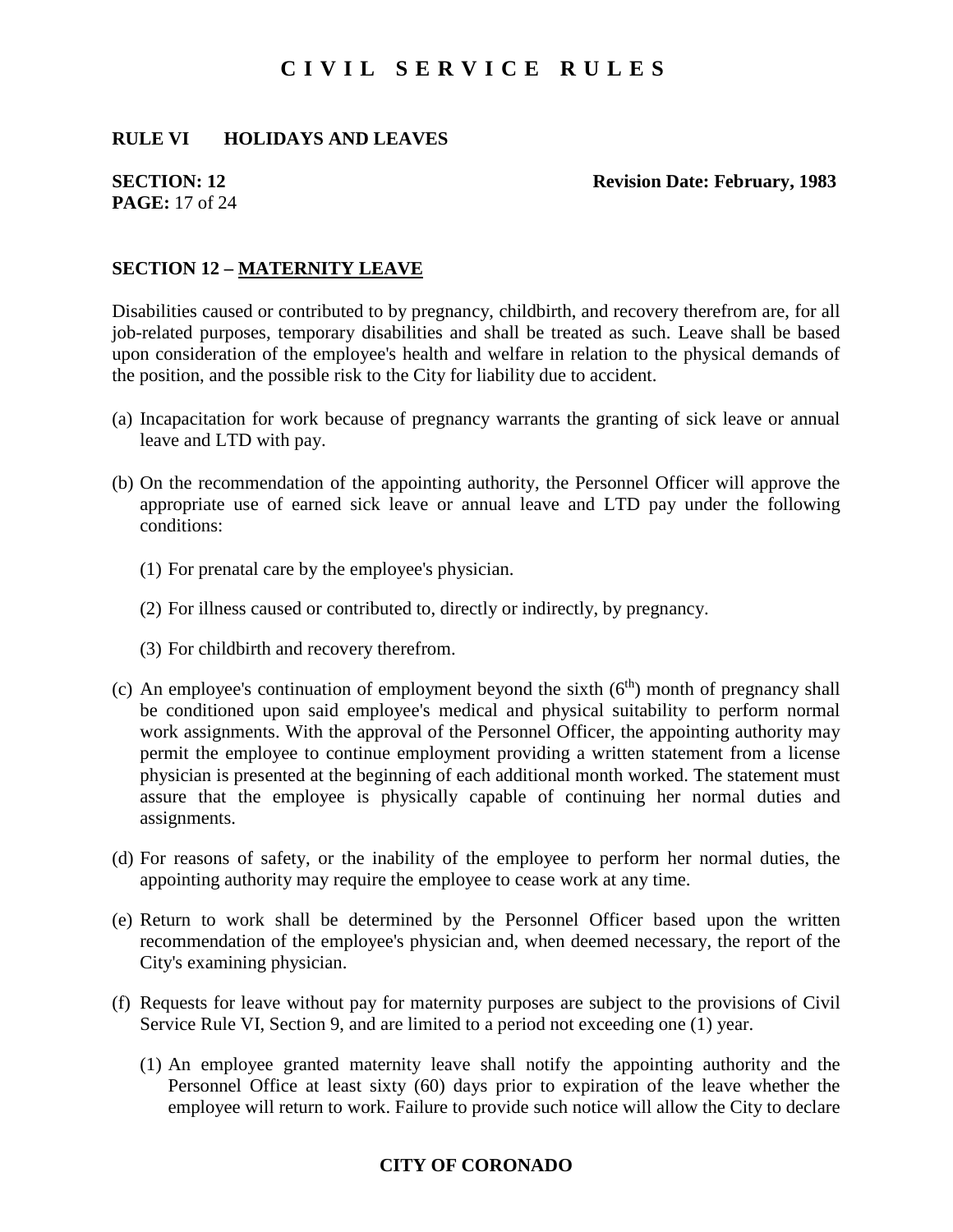## RULE VI HOLIDAYS AND LEAVES

**SECTION: 12** **Revision Date: February, 1983**

### SECTION 12 – MATERNITY LEAVE

Disabilities caused or contributed to by pregnancy, childbirth, and recovery therefrom are, for all job-related purposes, temporary disabilities and shall be treated as such. Leave shall be based upon consideration of the employee's health and welfare in relation to the physical demands of the position, and the possible risk to the City for liability due to accident.

(a) Incapacitation for work because of pregnancy warrants the granting of sick leave or annual leave and LTD with pay.

(b) On the recommendation of the appointing authority, the Personnel Officer will approve the appropriate use of earned sick leave or annual leave and LTD pay under the following conditions:

   (1) For prenatal care by the employee's physician.

   (2) For illness caused or contributed to, directly or indirectly, by pregnancy.

   (3) For childbirth and recovery therefrom.

(c) An employee's continuation of employment beyond the sixth (6th) month of pregnancy shall be conditioned upon said employee's medical and physical suitability to perform normal work assignments. With the approval of the Personnel Officer, the appointing authority may permit the employee to continue employment providing a written statement from a license physician is presented at the beginning of each additional month worked. The statement must assure that the employee is physically capable of continuing her normal duties and assignments.

(d) For reasons of safety, or the inability of the employee to perform her normal duties, the appointing authority may require the employee to cease work at any time.

(e) Return to work shall be determined by the Personnel Officer based upon the written recommendation of the employee's physician and, when deemed necessary, the report of the City's examining physician.

(f) Requests for leave without pay for maternity purposes are subject to the provisions of Civil Service Rule VI, Section 9, and are limited to a period not exceeding one (1) year.

   (1) An employee granted maternity leave shall notify the appointing authority and the Personnel Office at least sixty (60) days prior to expiration of the leave whether the employee will return to work. Failure to provide such notice will allow the City to declare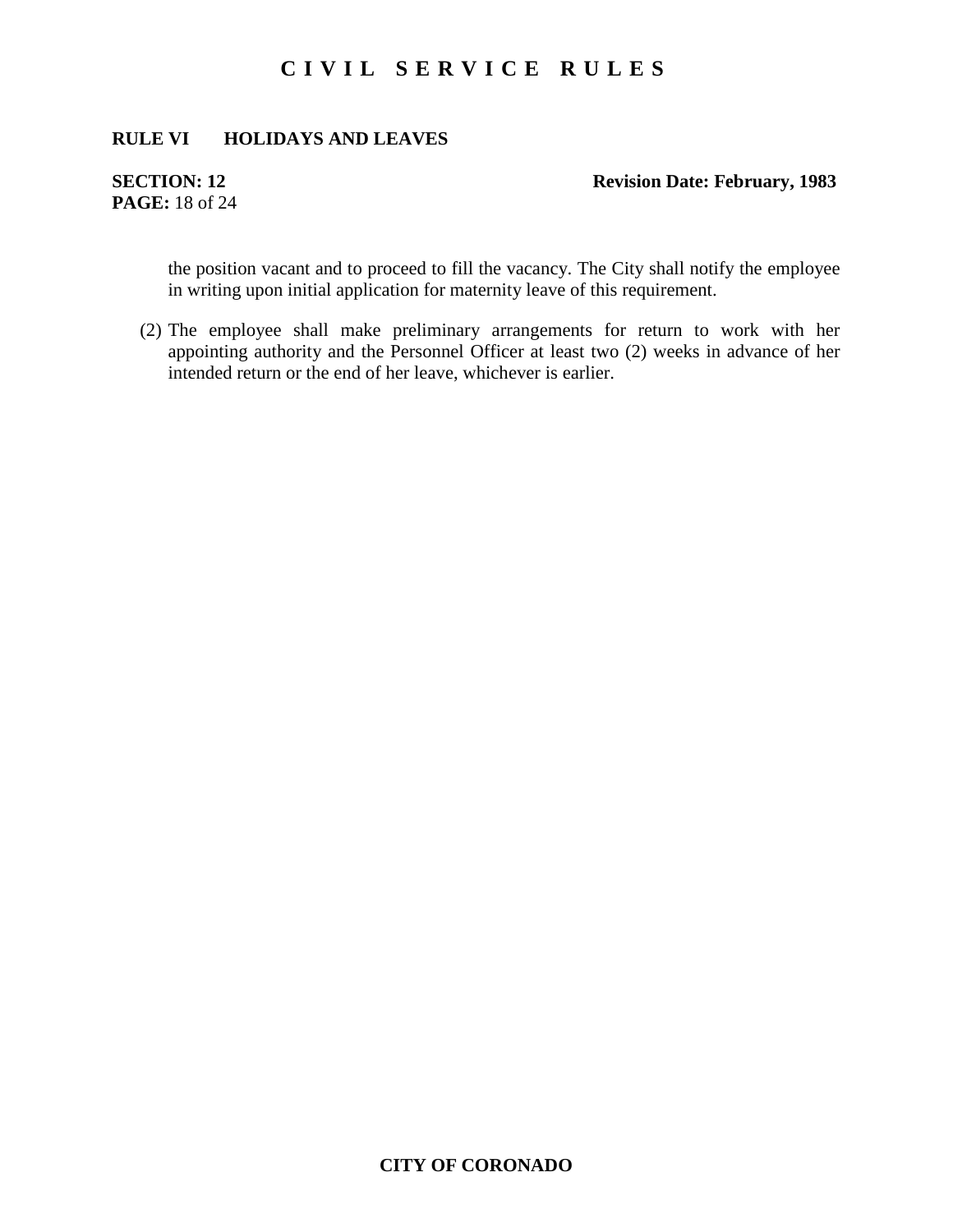the position vacant and to proceed to fill the vacancy. The City shall notify the employee in writing upon initial application for maternity leave of this requirement.

(2) The employee shall make preliminary arrangements for return to work with her appointing authority and the Personnel Officer at least two (2) weeks in advance of her intended return or the end of her leave, whichever is earlier.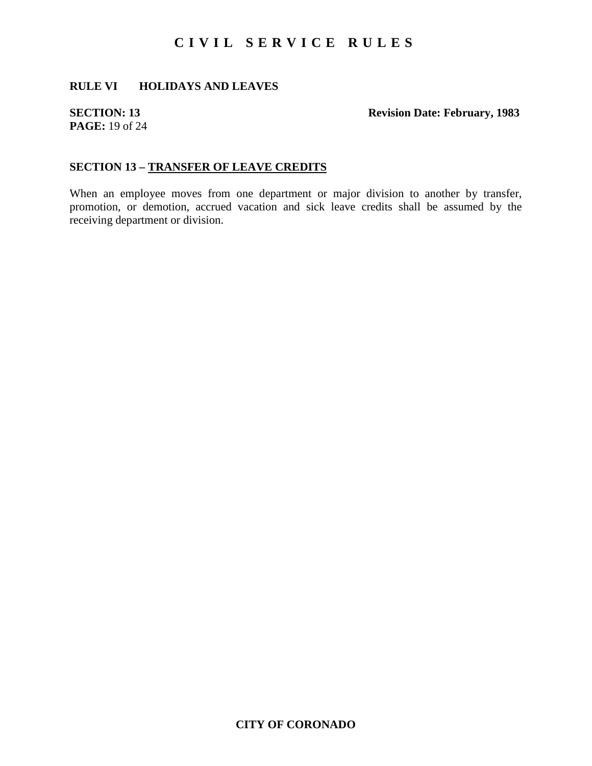**RULE VI HOLIDAYS AND LEAVES**

**SECTION: 13** **Revision Date: February, 1983**

## SECTION 13 – TRANSFER OF LEAVE CREDITS

When an employee moves from one department or major division to another by transfer, promotion, or demotion, accrued vacation and sick leave credits shall be assumed by the receiving department or division.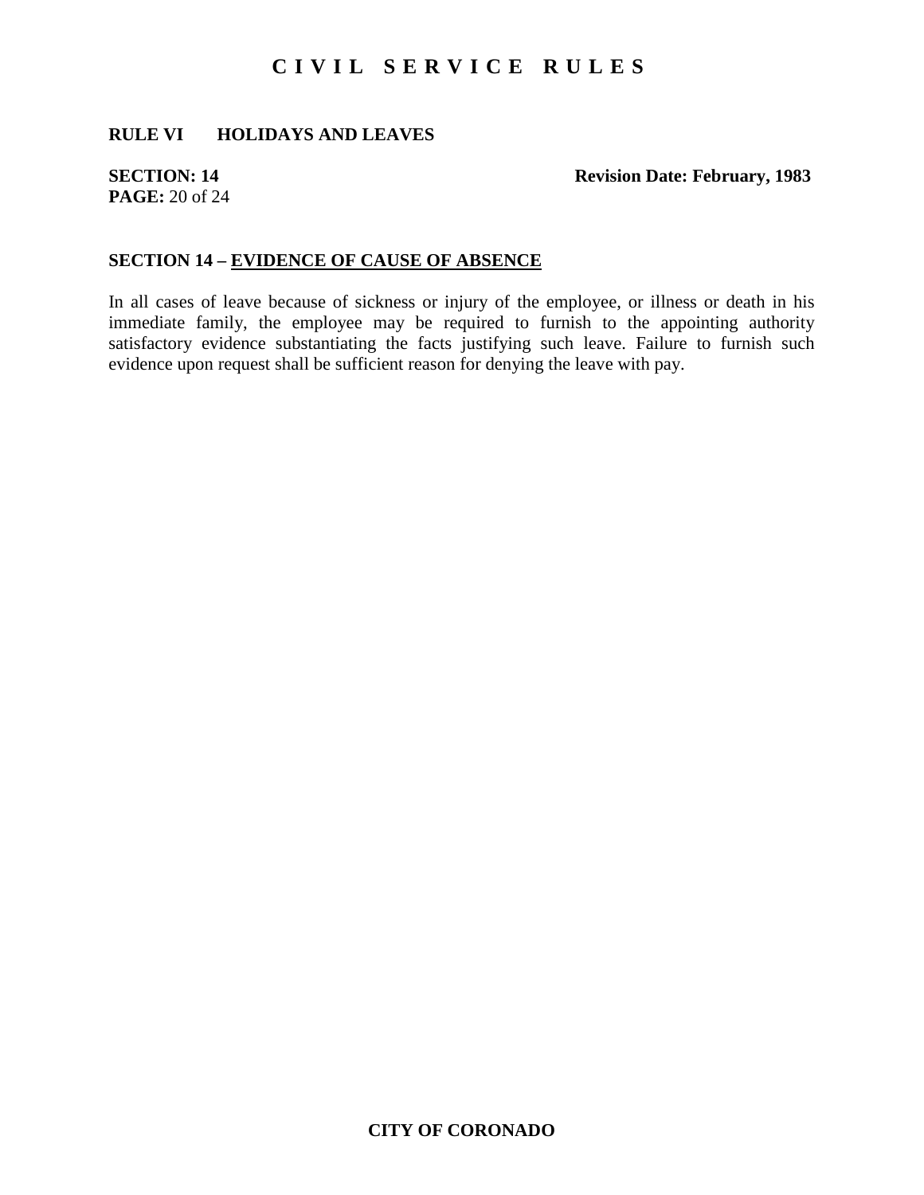# CIVIL SERVICE RULES

**RULE VI HOLIDAYS AND LEAVES**

**SECTION: 14** **Revision Date: February, 1983**

## SECTION 14 – EVIDENCE OF CAUSE OF ABSENCE

In all cases of leave because of sickness or injury of the employee, or illness or death in his immediate family, the employee may be required to furnish to the appointing authority satisfactory evidence substantiating the facts justifying such leave. Failure to furnish such evidence upon request shall be sufficient reason for denying the leave with pay.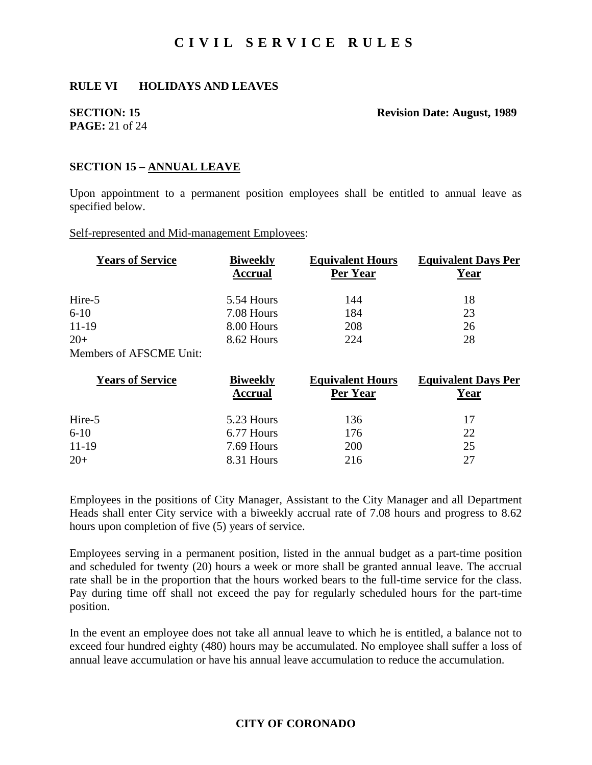# CIVIL SERVICE RULES

## RULE VI HOLIDAYS AND LEAVES

**SECTION: 15** **Revision Date: August, 1989**

### SECTION 15 – ANNUAL LEAVE

Upon appointment to a permanent position employees shall be entitled to annual leave as specified below.

Self-represented and Mid-management Employees:

| Years of Service | Biweekly Accrual | Equivalent Hours Per Year | Equivalent Days Per Year |
|---|---|---|---|
| Hire-5 | 5.54 Hours | 144 | 18 |
| 6-10 | 7.08 Hours | 184 | 23 |
| 11-19 | 8.00 Hours | 208 | 26 |
| 20+ | 8.62 Hours | 224 | 28 |

Members of AFSCME Unit:

| Years of Service | Biweekly Accrual | Equivalent Hours Per Year | Equivalent Days Per Year |
|---|---|---|---|
| Hire-5 | 5.23 Hours | 136 | 17 |
| 6-10 | 6.77 Hours | 176 | 22 |
| 11-19 | 7.69 Hours | 200 | 25 |
| 20+ | 8.31 Hours | 216 | 27 |

Employees in the positions of City Manager, Assistant to the City Manager and all Department Heads shall enter City service with a biweekly accrual rate of 7.08 hours and progress to 8.62 hours upon completion of five (5) years of service.

Employees serving in a permanent position, listed in the annual budget as a part-time position and scheduled for twenty (20) hours a week or more shall be granted annual leave. The accrual rate shall be in the proportion that the hours worked bears to the full-time service for the class. Pay during time off shall not exceed the pay for regularly scheduled hours for the part-time position.

In the event an employee does not take all annual leave to which he is entitled, a balance not to exceed four hundred eighty (480) hours may be accumulated. No employee shall suffer a loss of annual leave accumulation or have his annual leave accumulation to reduce the accumulation.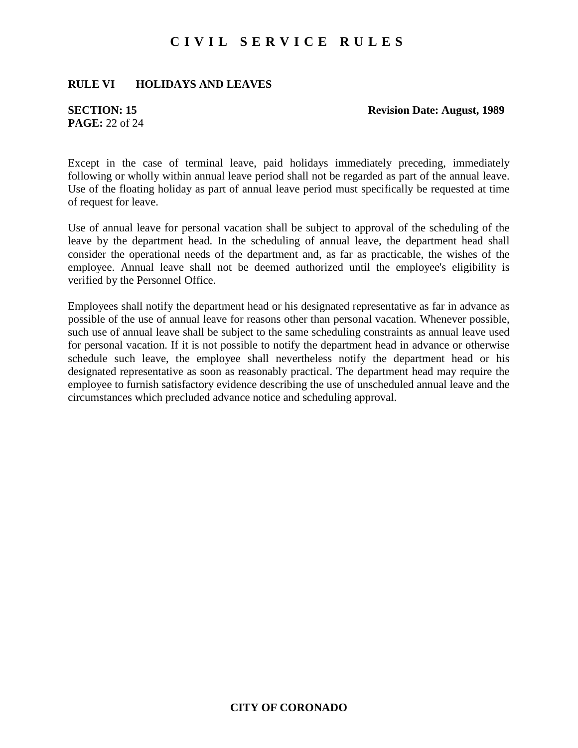Except in the case of terminal leave, paid holidays immediately preceding, immediately following or wholly within annual leave period shall not be regarded as part of the annual leave. Use of the floating holiday as part of annual leave period must specifically be requested at time of request for leave.

Use of annual leave for personal vacation shall be subject to approval of the scheduling of the leave by the department head. In the scheduling of annual leave, the department head shall consider the operational needs of the department and, as far as practicable, the wishes of the employee. Annual leave shall not be deemed authorized until the employee's eligibility is verified by the Personnel Office.

Employees shall notify the department head or his designated representative as far in advance as possible of the use of annual leave for reasons other than personal vacation. Whenever possible, such use of annual leave shall be subject to the same scheduling constraints as annual leave used for personal vacation. If it is not possible to notify the department head in advance or otherwise schedule such leave, the employee shall nevertheless notify the department head or his designated representative as soon as reasonably practical. The department head may require the employee to furnish satisfactory evidence describing the use of unscheduled annual leave and the circumstances which precluded advance notice and scheduling approval.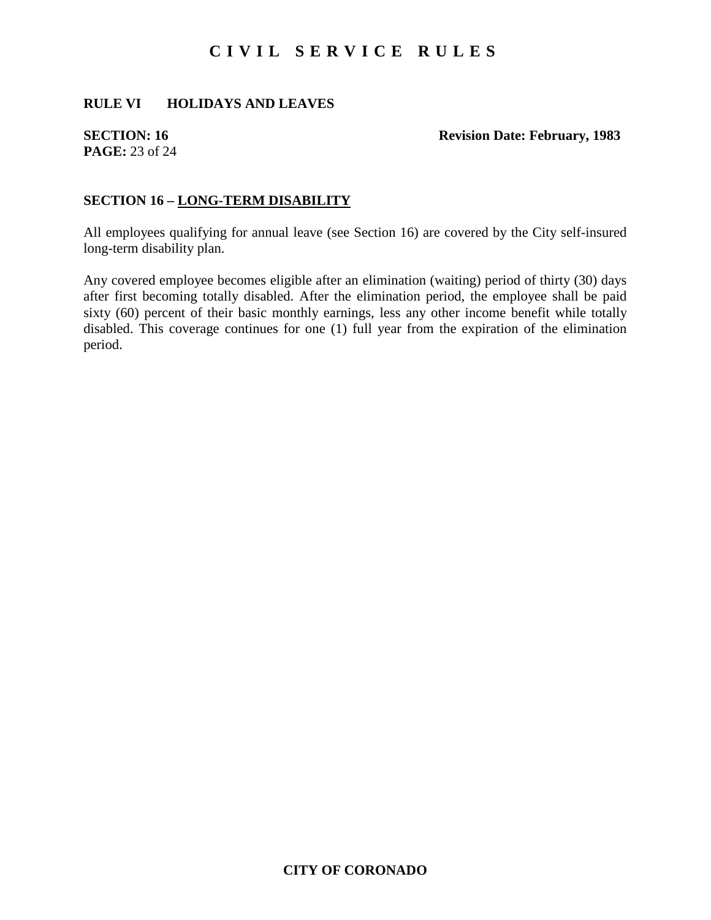**RULE VI HOLIDAYS AND LEAVES**

**SECTION: 16** **Revision Date: February, 1983**

## SECTION 16 – LONG-TERM DISABILITY

All employees qualifying for annual leave (see Section 16) are covered by the City self-insured long-term disability plan.

Any covered employee becomes eligible after an elimination (waiting) period of thirty (30) days after first becoming totally disabled. After the elimination period, the employee shall be paid sixty (60) percent of their basic monthly earnings, less any other income benefit while totally disabled. This coverage continues for one (1) full year from the expiration of the elimination period.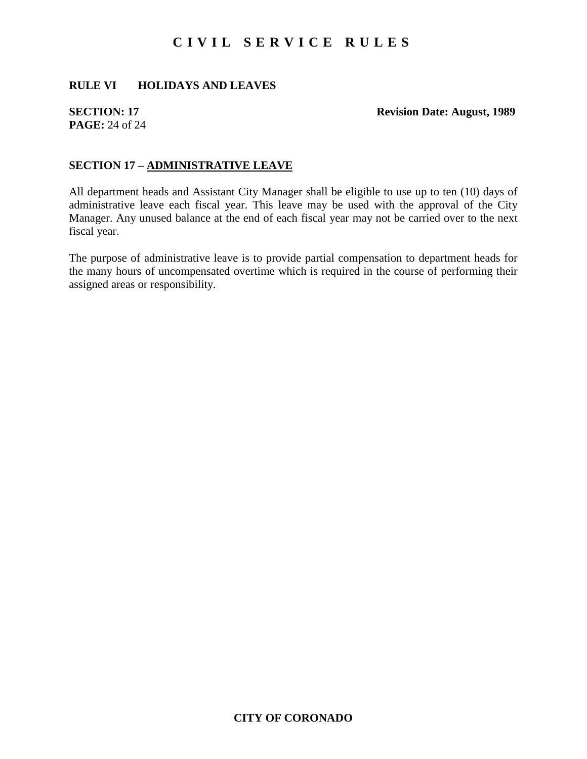## RULE VI HOLIDAYS AND LEAVES

**SECTION: 17** **Revision Date: August, 1989**

### SECTION 17 – ADMINISTRATIVE LEAVE

All department heads and Assistant City Manager shall be eligible to use up to ten (10) days of administrative leave each fiscal year. This leave may be used with the approval of the City Manager. Any unused balance at the end of each fiscal year may not be carried over to the next fiscal year.

The purpose of administrative leave is to provide partial compensation to department heads for the many hours of uncompensated overtime which is required in the course of performing their assigned areas or responsibility.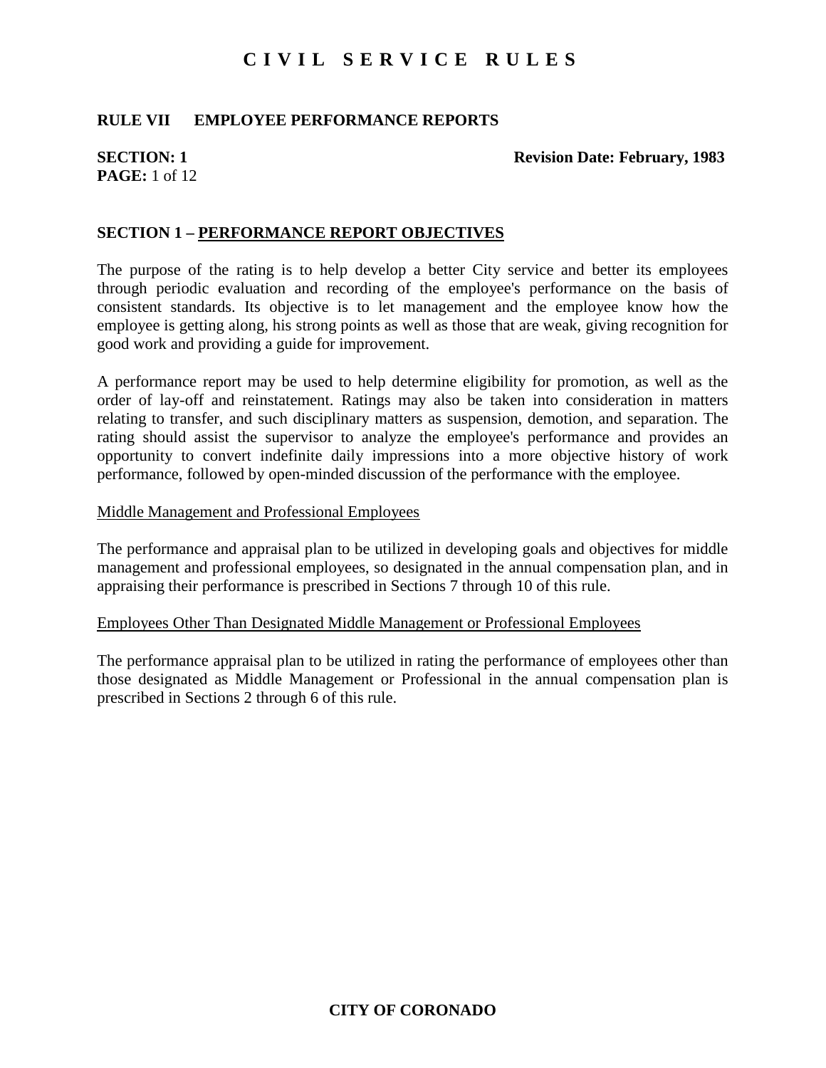## RULE VII EMPLOYEE PERFORMANCE REPORTS

**SECTION: 1** **Revision Date: February, 1983**

### SECTION 1 – PERFORMANCE REPORT OBJECTIVES

The purpose of the rating is to help develop a better City service and better its employees through periodic evaluation and recording of the employee's performance on the basis of consistent standards. Its objective is to let management and the employee know how the employee is getting along, his strong points as well as those that are weak, giving recognition for good work and providing a guide for improvement.

A performance report may be used to help determine eligibility for promotion, as well as the order of lay-off and reinstatement. Ratings may also be taken into consideration in matters relating to transfer, and such disciplinary matters as suspension, demotion, and separation. The rating should assist the supervisor to analyze the employee's performance and provides an opportunity to convert indefinite daily impressions into a more objective history of work performance, followed by open-minded discussion of the performance with the employee.

Middle Management and Professional Employees

The performance and appraisal plan to be utilized in developing goals and objectives for middle management and professional employees, so designated in the annual compensation plan, and in appraising their performance is prescribed in Sections 7 through 10 of this rule.

Employees Other Than Designated Middle Management or Professional Employees

The performance appraisal plan to be utilized in rating the performance of employees other than those designated as Middle Management or Professional in the annual compensation plan is prescribed in Sections 2 through 6 of this rule.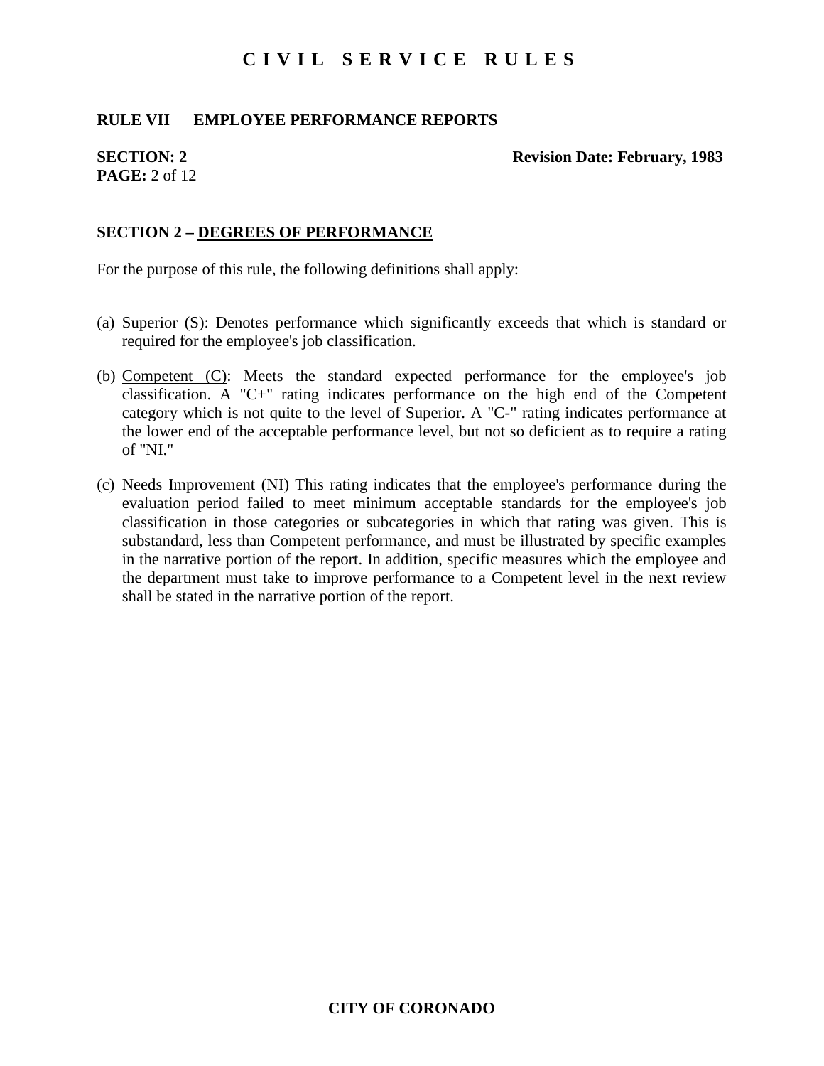## SECTION 2 – DEGREES OF PERFORMANCE

For the purpose of this rule, the following definitions shall apply:

(a) Superior (S): Denotes performance which significantly exceeds that which is standard or required for the employee's job classification.

(b) Competent (C): Meets the standard expected performance for the employee's job classification. A "C+" rating indicates performance on the high end of the Competent category which is not quite to the level of Superior. A "C-" rating indicates performance at the lower end of the acceptable performance level, but not so deficient as to require a rating of "NI."

(c) Needs Improvement (NI) This rating indicates that the employee's performance during the evaluation period failed to meet minimum acceptable standards for the employee's job classification in those categories or subcategories in which that rating was given. This is substandard, less than Competent performance, and must be illustrated by specific examples in the narrative portion of the report. In addition, specific measures which the employee and the department must take to improve performance to a Competent level in the next review shall be stated in the narrative portion of the report.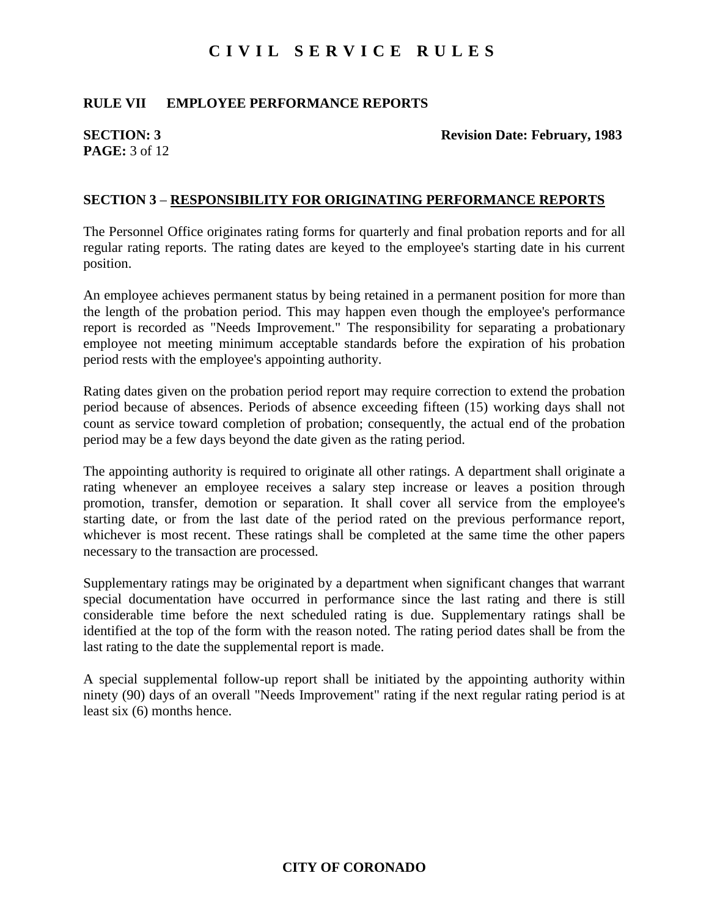## SECTION 3 – RESPONSIBILITY FOR ORIGINATING PERFORMANCE REPORTS

The Personnel Office originates rating forms for quarterly and final probation reports and for all regular rating reports. The rating dates are keyed to the employee's starting date in his current position.

An employee achieves permanent status by being retained in a permanent position for more than the length of the probation period. This may happen even though the employee's performance report is recorded as "Needs Improvement." The responsibility for separating a probationary employee not meeting minimum acceptable standards before the expiration of his probation period rests with the employee's appointing authority.

Rating dates given on the probation period report may require correction to extend the probation period because of absences. Periods of absence exceeding fifteen (15) working days shall not count as service toward completion of probation; consequently, the actual end of the probation period may be a few days beyond the date given as the rating period.

The appointing authority is required to originate all other ratings. A department shall originate a rating whenever an employee receives a salary step increase or leaves a position through promotion, transfer, demotion or separation. It shall cover all service from the employee's starting date, or from the last date of the period rated on the previous performance report, whichever is most recent. These ratings shall be completed at the same time the other papers necessary to the transaction are processed.

Supplementary ratings may be originated by a department when significant changes that warrant special documentation have occurred in performance since the last rating and there is still considerable time before the next scheduled rating is due. Supplementary ratings shall be identified at the top of the form with the reason noted. The rating period dates shall be from the last rating to the date the supplemental report is made.

A special supplemental follow-up report shall be initiated by the appointing authority within ninety (90) days of an overall "Needs Improvement" rating if the next regular rating period is at least six (6) months hence.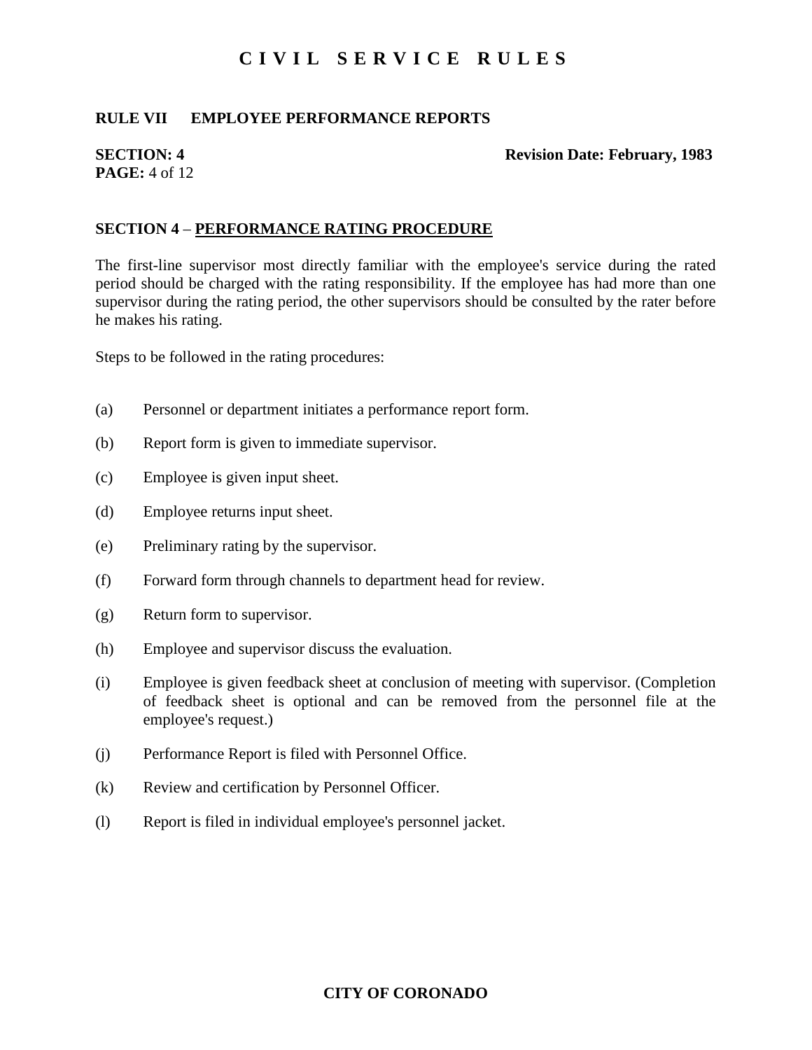## RULE VII EMPLOYEE PERFORMANCE REPORTS

**SECTION: 4** **Revision Date: February, 1983**

### SECTION 4 – PERFORMANCE RATING PROCEDURE

The first-line supervisor most directly familiar with the employee's service during the rated period should be charged with the rating responsibility. If the employee has had more than one supervisor during the rating period, the other supervisors should be consulted by the rater before he makes his rating.

Steps to be followed in the rating procedures:

(a) Personnel or department initiates a performance report form.

(b) Report form is given to immediate supervisor.

(c) Employee is given input sheet.

(d) Employee returns input sheet.

(e) Preliminary rating by the supervisor.

(f) Forward form through channels to department head for review.

(g) Return form to supervisor.

(h) Employee and supervisor discuss the evaluation.

(i) Employee is given feedback sheet at conclusion of meeting with supervisor. (Completion of feedback sheet is optional and can be removed from the personnel file at the employee's request.)

(j) Performance Report is filed with Personnel Office.

(k) Review and certification by Personnel Officer.

(l) Report is filed in individual employee's personnel jacket.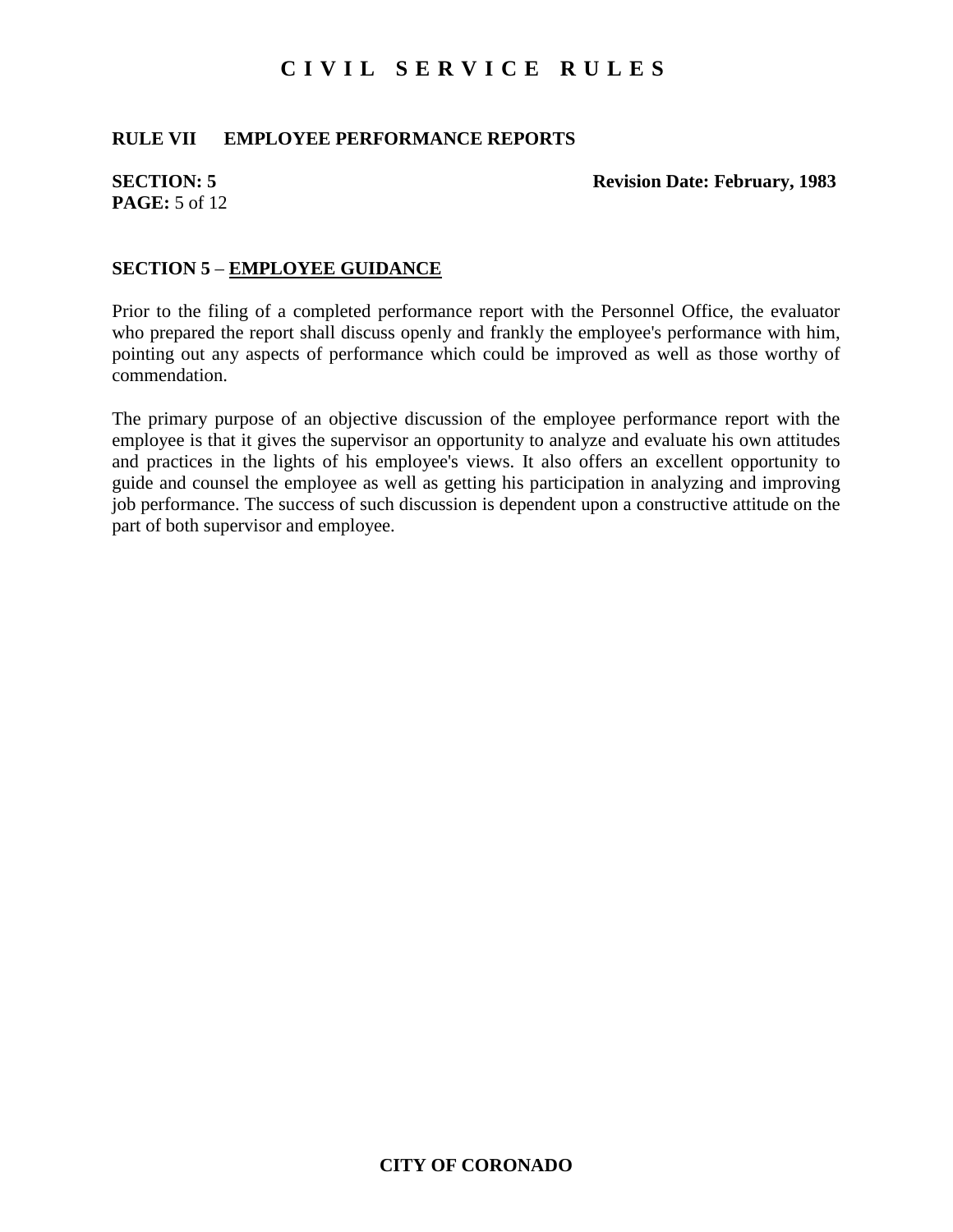## RULE VII EMPLOYEE PERFORMANCE REPORTS

**SECTION: 5** **Revision Date: February, 1983**

### SECTION 5 – EMPLOYEE GUIDANCE

Prior to the filing of a completed performance report with the Personnel Office, the evaluator who prepared the report shall discuss openly and frankly the employee's performance with him, pointing out any aspects of performance which could be improved as well as those worthy of commendation.

The primary purpose of an objective discussion of the employee performance report with the employee is that it gives the supervisor an opportunity to analyze and evaluate his own attitudes and practices in the lights of his employee's views. It also offers an excellent opportunity to guide and counsel the employee as well as getting his participation in analyzing and improving job performance. The success of such discussion is dependent upon a constructive attitude on the part of both supervisor and employee.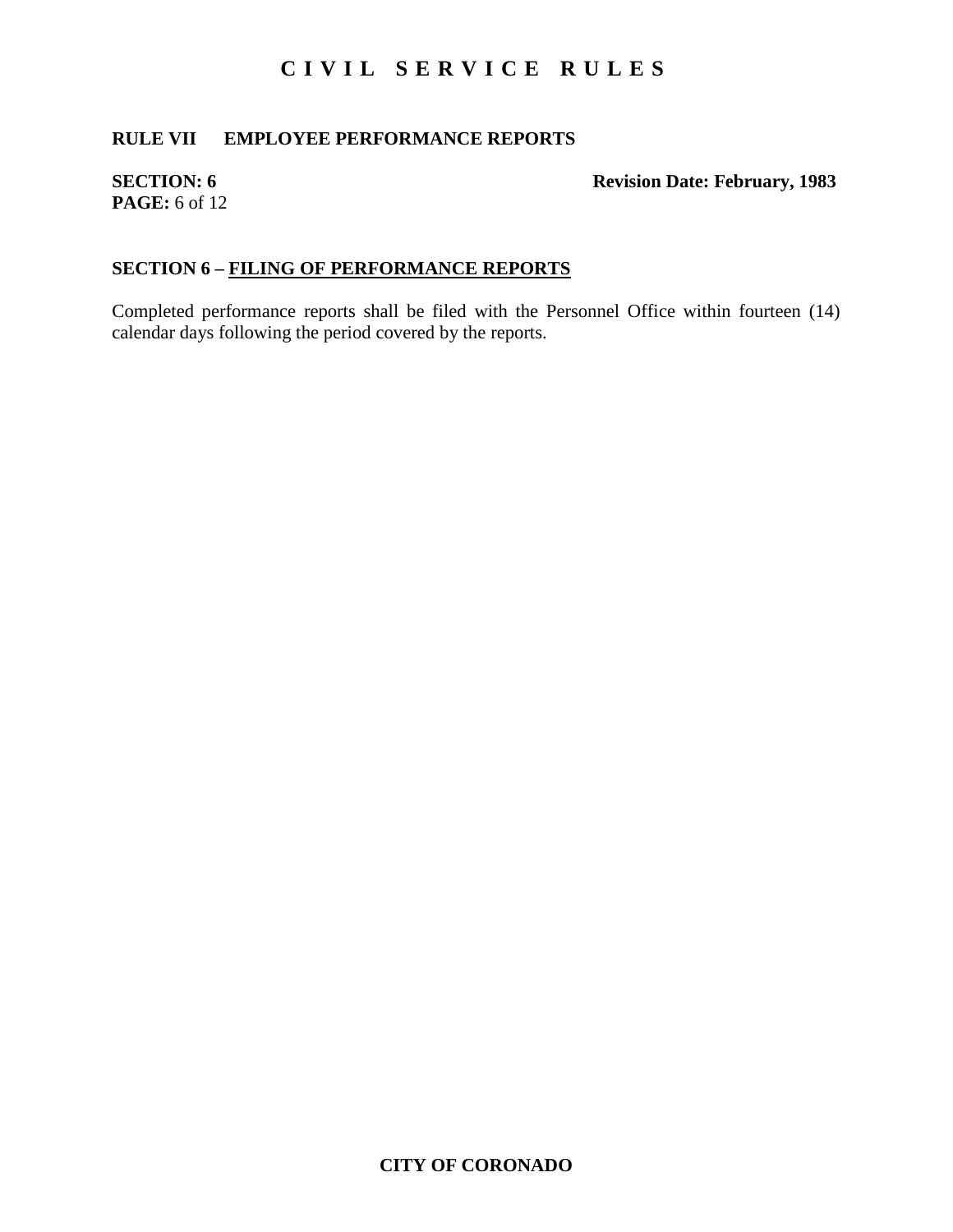## RULE VII EMPLOYEE PERFORMANCE REPORTS

**SECTION: 6** **Revision Date: February, 1983**

### SECTION 6 – FILING OF PERFORMANCE REPORTS

Completed performance reports shall be filed with the Personnel Office within fourteen (14) calendar days following the period covered by the reports.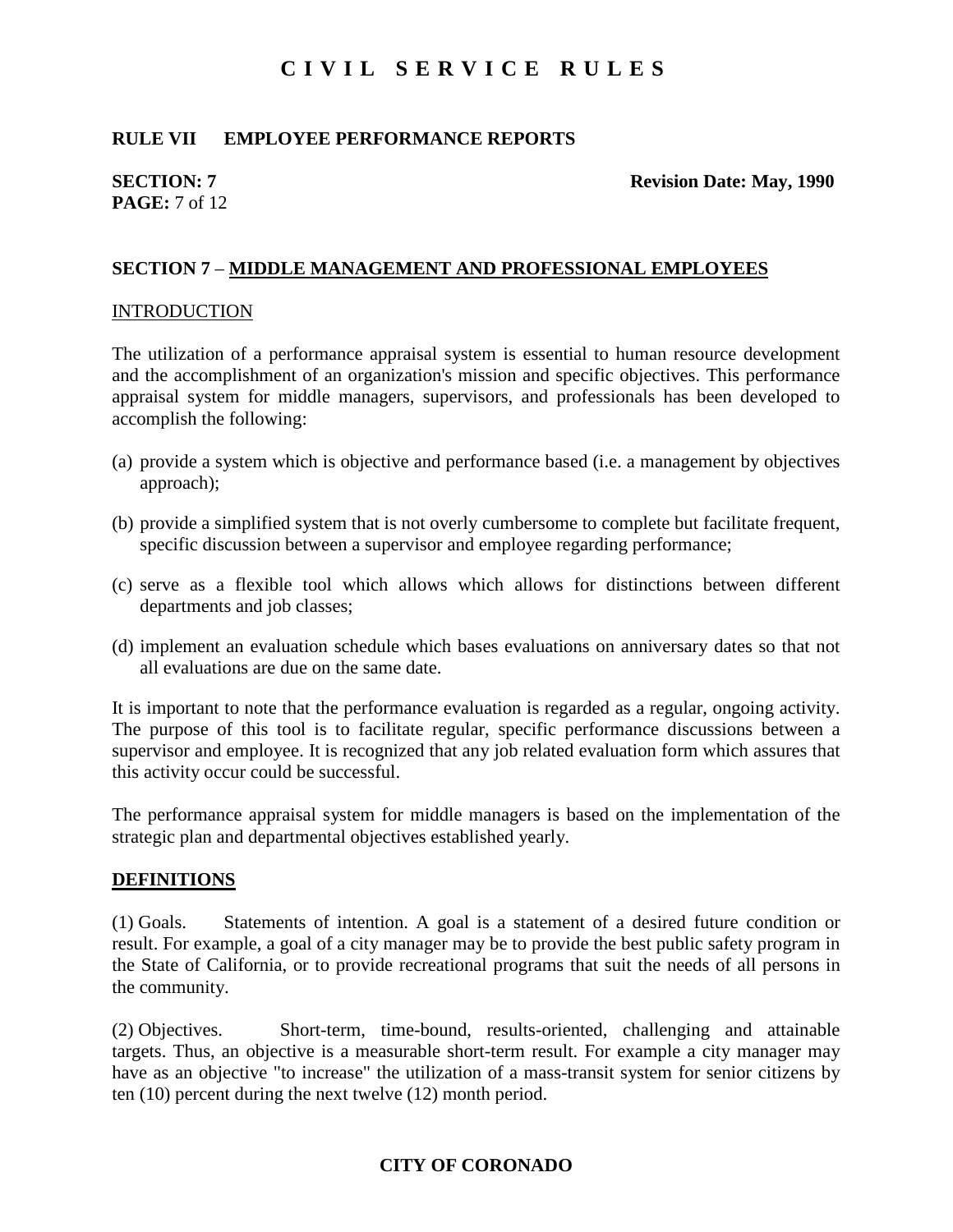# CIVIL SERVICE RULES

## RULE VII EMPLOYEE PERFORMANCE REPORTS

**SECTION: 7** **Revision Date: May, 1990**

## SECTION 7 – MIDDLE MANAGEMENT AND PROFESSIONAL EMPLOYEES

INTRODUCTION

The utilization of a performance appraisal system is essential to human resource development and the accomplishment of an organization's mission and specific objectives. This performance appraisal system for middle managers, supervisors, and professionals has been developed to accomplish the following:

(a) provide a system which is objective and performance based (i.e. a management by objectives approach);

(b) provide a simplified system that is not overly cumbersome to complete but facilitate frequent, specific discussion between a supervisor and employee regarding performance;

(c) serve as a flexible tool which allows which allows for distinctions between different departments and job classes;

(d) implement an evaluation schedule which bases evaluations on anniversary dates so that not all evaluations are due on the same date.

It is important to note that the performance evaluation is regarded as a regular, ongoing activity. The purpose of this tool is to facilitate regular, specific performance discussions between a supervisor and employee. It is recognized that any job related evaluation form which assures that this activity occur could be successful.

The performance appraisal system for middle managers is based on the implementation of the strategic plan and departmental objectives established yearly.

**DEFINITIONS**

(1) Goals. Statements of intention. A goal is a statement of a desired future condition or result. For example, a goal of a city manager may be to provide the best public safety program in the State of California, or to provide recreational programs that suit the needs of all persons in the community.

(2) Objectives. Short-term, time-bound, results-oriented, challenging and attainable targets. Thus, an objective is a measurable short-term result. For example a city manager may have as an objective "to increase" the utilization of a mass-transit system for senior citizens by ten (10) percent during the next twelve (12) month period.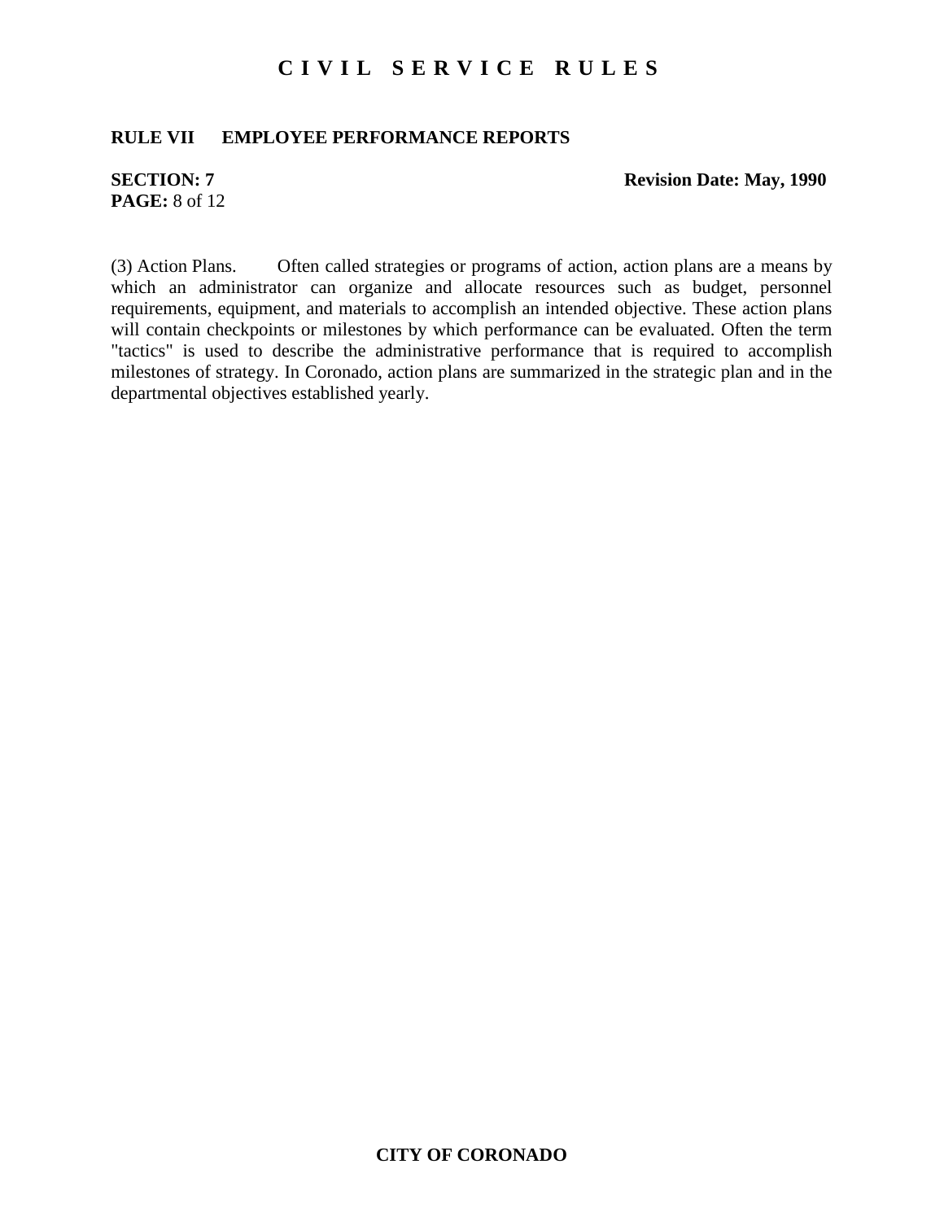(3) Action Plans. Often called strategies or programs of action, action plans are a means by which an administrator can organize and allocate resources such as budget, personnel requirements, equipment, and materials to accomplish an intended objective. These action plans will contain checkpoints or milestones by which performance can be evaluated. Often the term "tactics" is used to describe the administrative performance that is required to accomplish milestones of strategy. In Coronado, action plans are summarized in the strategic plan and in the departmental objectives established yearly.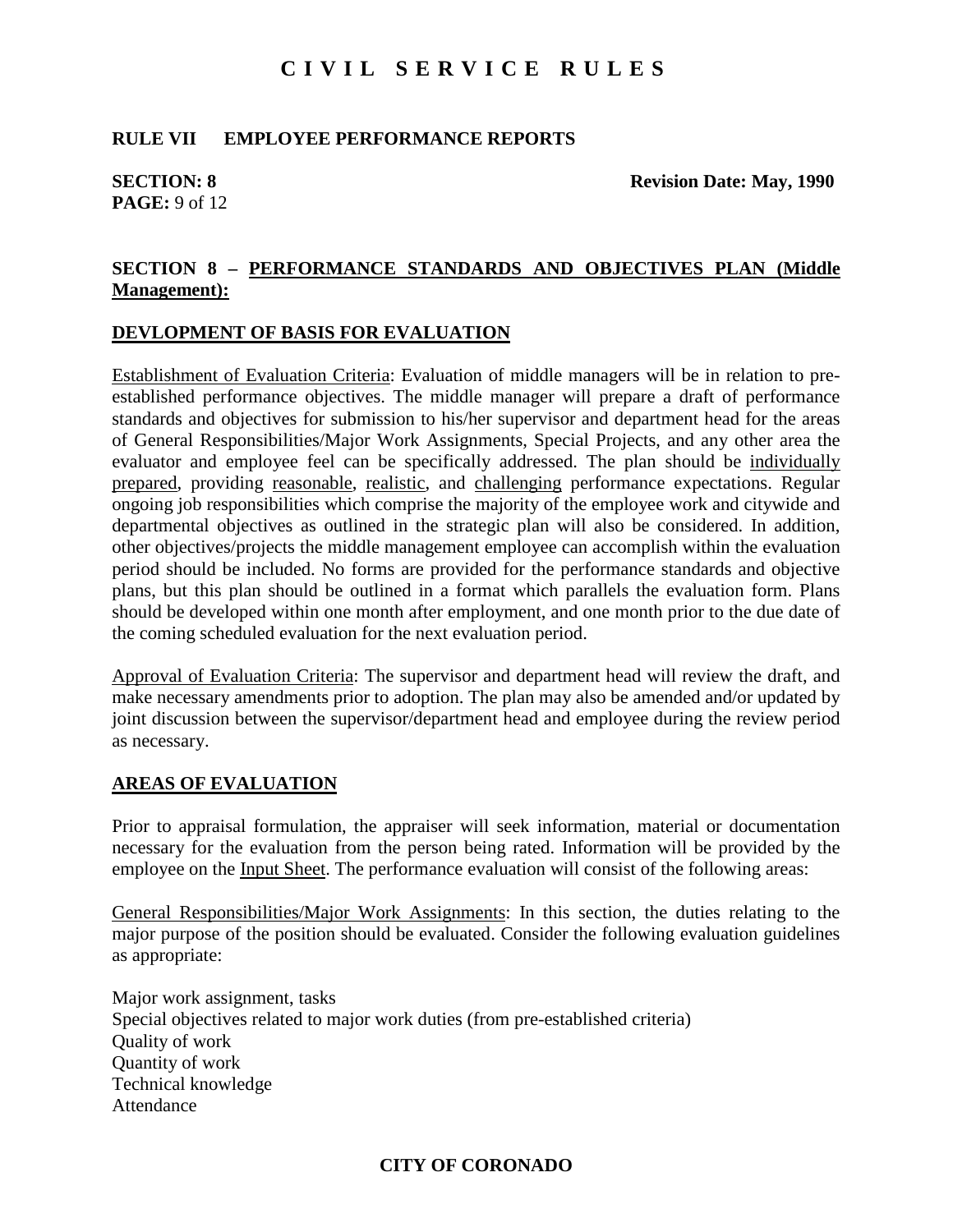## RULE VII EMPLOYEE PERFORMANCE REPORTS

**SECTION: 8** **Revision Date: May, 1990**

## SECTION 8 – PERFORMANCE STANDARDS AND OBJECTIVES PLAN (Middle Management):

### DEVLOPMENT OF BASIS FOR EVALUATION

Establishment of Evaluation Criteria: Evaluation of middle managers will be in relation to pre-established performance objectives. The middle manager will prepare a draft of performance standards and objectives for submission to his/her supervisor and department head for the areas of General Responsibilities/Major Work Assignments, Special Projects, and any other area the evaluator and employee feel can be specifically addressed. The plan should be individually prepared, providing reasonable, realistic, and challenging performance expectations. Regular ongoing job responsibilities which comprise the majority of the employee work and citywide and departmental objectives as outlined in the strategic plan will also be considered. In addition, other objectives/projects the middle management employee can accomplish within the evaluation period should be included. No forms are provided for the performance standards and objective plans, but this plan should be outlined in a format which parallels the evaluation form. Plans should be developed within one month after employment, and one month prior to the due date of the coming scheduled evaluation for the next evaluation period.

Approval of Evaluation Criteria: The supervisor and department head will review the draft, and make necessary amendments prior to adoption. The plan may also be amended and/or updated by joint discussion between the supervisor/department head and employee during the review period as necessary.

### AREAS OF EVALUATION

Prior to appraisal formulation, the appraiser will seek information, material or documentation necessary for the evaluation from the person being rated. Information will be provided by the employee on the Input Sheet. The performance evaluation will consist of the following areas:

General Responsibilities/Major Work Assignments: In this section, the duties relating to the major purpose of the position should be evaluated. Consider the following evaluation guidelines as appropriate:

Major work assignment, tasks
Special objectives related to major work duties (from pre-established criteria)
Quality of work
Quantity of work
Technical knowledge
Attendance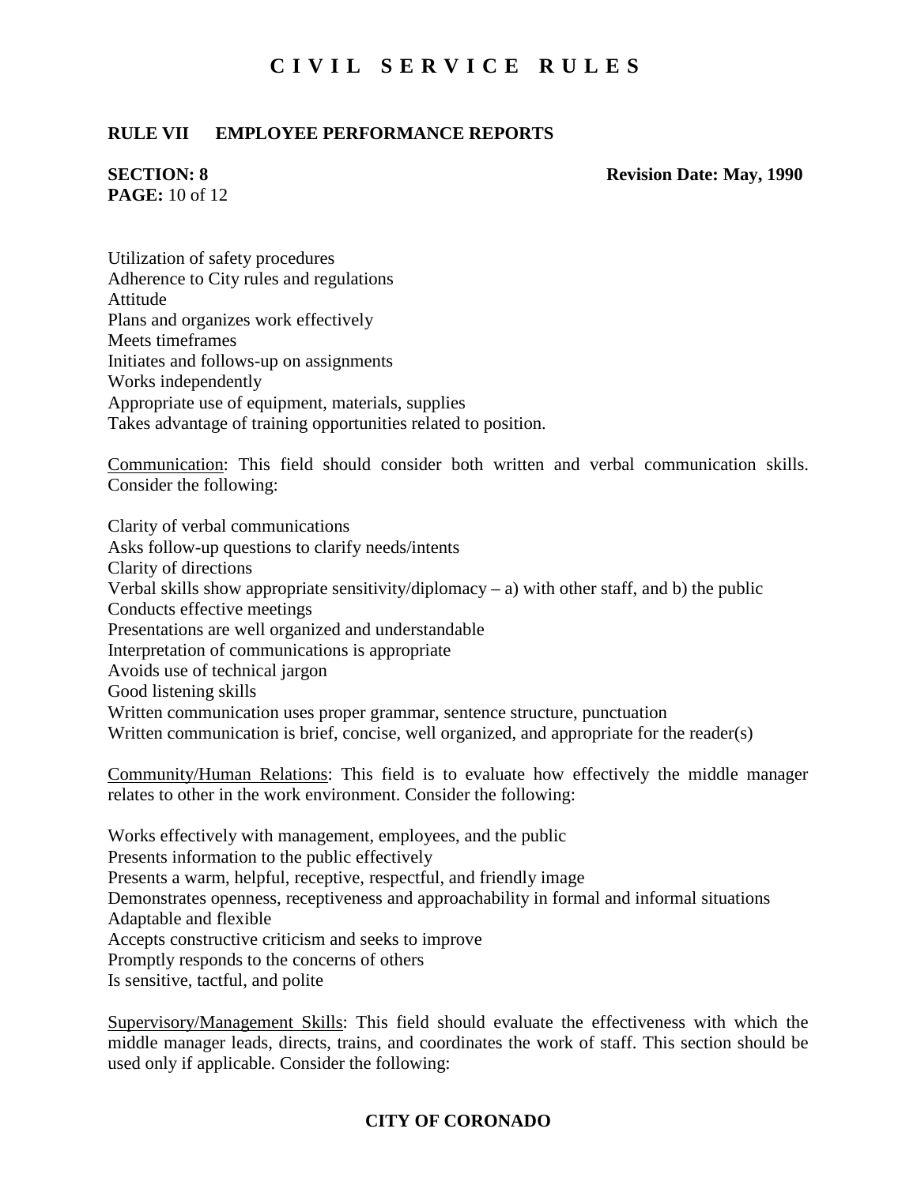Utilization of safety procedures
Adherence to City rules and regulations
Attitude
Plans and organizes work effectively
Meets timeframes
Initiates and follows-up on assignments
Works independently
Appropriate use of equipment, materials, supplies
Takes advantage of training opportunities related to position.

Communication: This field should consider both written and verbal communication skills. Consider the following:

Clarity of verbal communications
Asks follow-up questions to clarify needs/intents
Clarity of directions
Verbal skills show appropriate sensitivity/diplomacy – a) with other staff, and b) the public
Conducts effective meetings
Presentations are well organized and understandable
Interpretation of communications is appropriate
Avoids use of technical jargon
Good listening skills
Written communication uses proper grammar, sentence structure, punctuation
Written communication is brief, concise, well organized, and appropriate for the reader(s)

Community/Human Relations: This field is to evaluate how effectively the middle manager relates to other in the work environment. Consider the following:

Works effectively with management, employees, and the public
Presents information to the public effectively
Presents a warm, helpful, receptive, respectful, and friendly image
Demonstrates openness, receptiveness and approachability in formal and informal situations
Adaptable and flexible
Accepts constructive criticism and seeks to improve
Promptly responds to the concerns of others
Is sensitive, tactful, and polite

Supervisory/Management Skills: This field should evaluate the effectiveness with which the middle manager leads, directs, trains, and coordinates the work of staff. This section should be used only if applicable. Consider the following: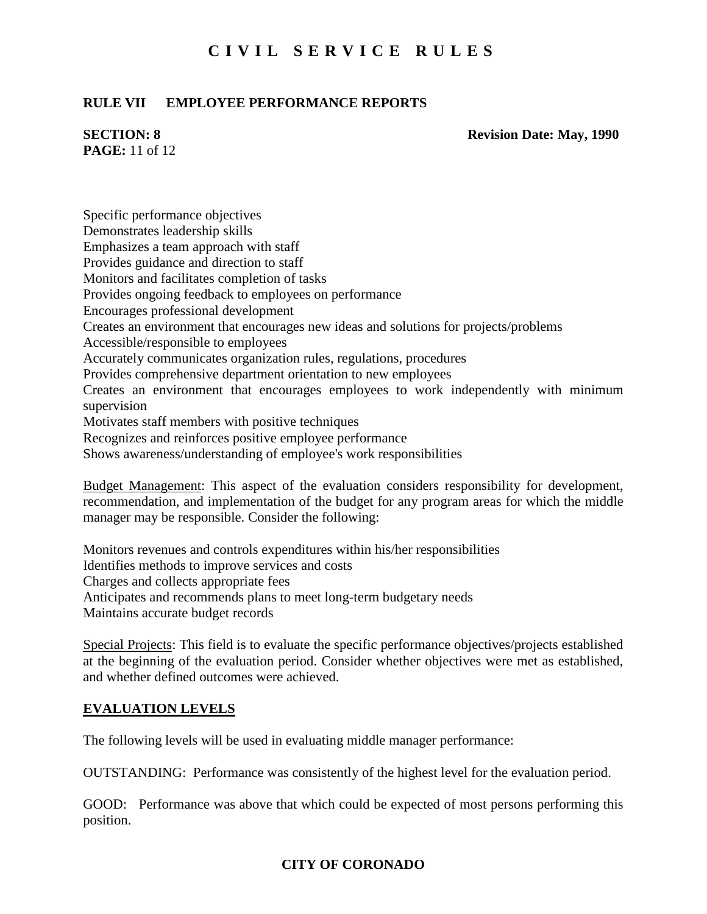Specific performance objectives
Demonstrates leadership skills
Emphasizes a team approach with staff
Provides guidance and direction to staff
Monitors and facilitates completion of tasks
Provides ongoing feedback to employees on performance
Encourages professional development
Creates an environment that encourages new ideas and solutions for projects/problems
Accessible/responsible to employees
Accurately communicates organization rules, regulations, procedures
Provides comprehensive department orientation to new employees
Creates an environment that encourages employees to work independently with minimum supervision
Motivates staff members with positive techniques
Recognizes and reinforces positive employee performance
Shows awareness/understanding of employee's work responsibilities

Budget Management: This aspect of the evaluation considers responsibility for development, recommendation, and implementation of the budget for any program areas for which the middle manager may be responsible. Consider the following:

Monitors revenues and controls expenditures within his/her responsibilities
Identifies methods to improve services and costs
Charges and collects appropriate fees
Anticipates and recommends plans to meet long-term budgetary needs
Maintains accurate budget records

Special Projects: This field is to evaluate the specific performance objectives/projects established at the beginning of the evaluation period. Consider whether objectives were met as established, and whether defined outcomes were achieved.

## EVALUATION LEVELS

The following levels will be used in evaluating middle manager performance:

OUTSTANDING: Performance was consistently of the highest level for the evaluation period.

GOOD: Performance was above that which could be expected of most persons performing this position.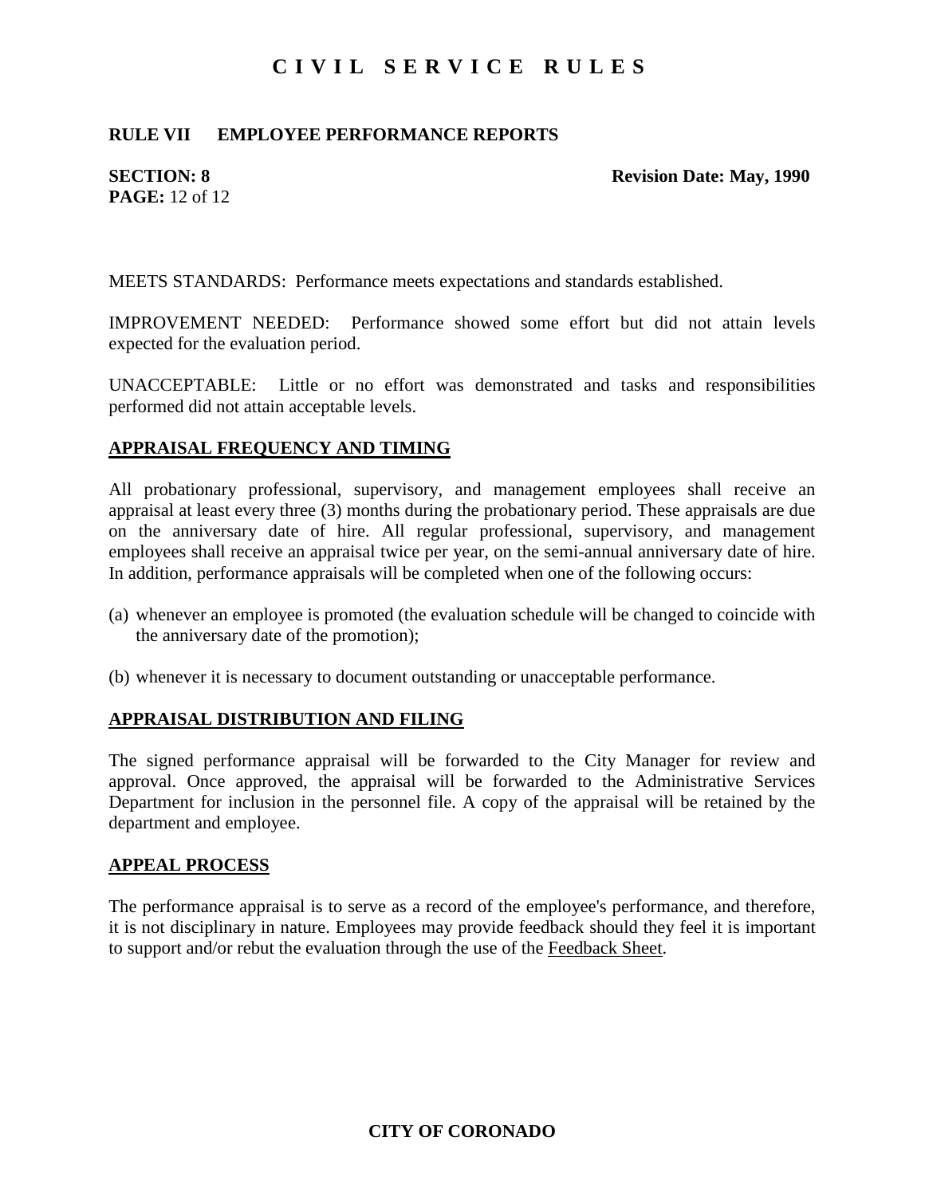MEETS STANDARDS: Performance meets expectations and standards established.

IMPROVEMENT NEEDED: Performance showed some effort but did not attain levels expected for the evaluation period.

UNACCEPTABLE: Little or no effort was demonstrated and tasks and responsibilities performed did not attain acceptable levels.

## APPRAISAL FREQUENCY AND TIMING

All probationary professional, supervisory, and management employees shall receive an appraisal at least every three (3) months during the probationary period. These appraisals are due on the anniversary date of hire. All regular professional, supervisory, and management employees shall receive an appraisal twice per year, on the semi-annual anniversary date of hire. In addition, performance appraisals will be completed when one of the following occurs:

(a) whenever an employee is promoted (the evaluation schedule will be changed to coincide with the anniversary date of the promotion);

(b) whenever it is necessary to document outstanding or unacceptable performance.

## APPRAISAL DISTRIBUTION AND FILING

The signed performance appraisal will be forwarded to the City Manager for review and approval. Once approved, the appraisal will be forwarded to the Administrative Services Department for inclusion in the personnel file. A copy of the appraisal will be retained by the department and employee.

## APPEAL PROCESS

The performance appraisal is to serve as a record of the employee's performance, and therefore, it is not disciplinary in nature. Employees may provide feedback should they feel it is important to support and/or rebut the evaluation through the use of the Feedback Sheet.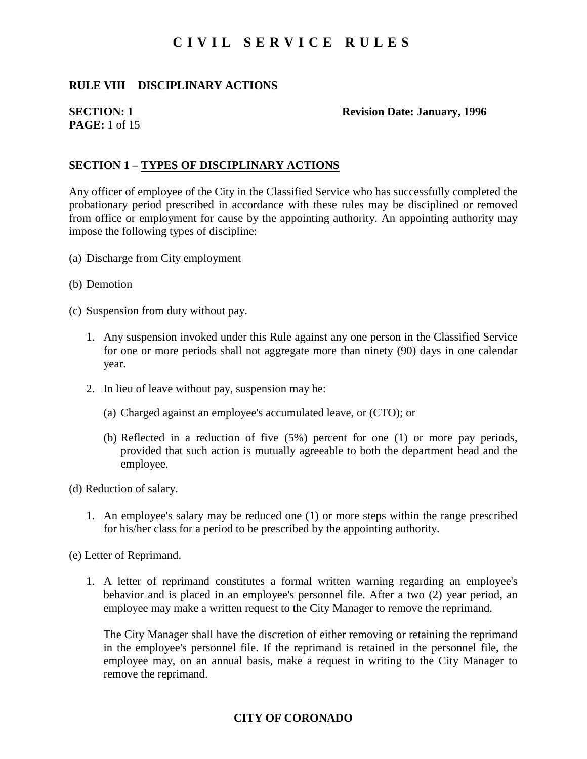## RULE VIII DISCIPLINARY ACTIONS

**SECTION: 1** **Revision Date: January, 1996**

### SECTION 1 – TYPES OF DISCIPLINARY ACTIONS

Any officer of employee of the City in the Classified Service who has successfully completed the probationary period prescribed in accordance with these rules may be disciplined or removed from office or employment for cause by the appointing authority. An appointing authority may impose the following types of discipline:

(a) Discharge from City employment

(b) Demotion

(c) Suspension from duty without pay.

1. Any suspension invoked under this Rule against any one person in the Classified Service for one or more periods shall not aggregate more than ninety (90) days in one calendar year.

2. In lieu of leave without pay, suspension may be:

   (a) Charged against an employee's accumulated leave, or (CTO); or

   (b) Reflected in a reduction of five (5%) percent for one (1) or more pay periods, provided that such action is mutually agreeable to both the department head and the employee.

(d) Reduction of salary.

1. An employee's salary may be reduced one (1) or more steps within the range prescribed for his/her class for a period to be prescribed by the appointing authority.

(e) Letter of Reprimand.

1. A letter of reprimand constitutes a formal written warning regarding an employee's behavior and is placed in an employee's personnel file. After a two (2) year period, an employee may make a written request to the City Manager to remove the reprimand.

   The City Manager shall have the discretion of either removing or retaining the reprimand in the employee's personnel file. If the reprimand is retained in the personnel file, the employee may, on an annual basis, make a request in writing to the City Manager to remove the reprimand.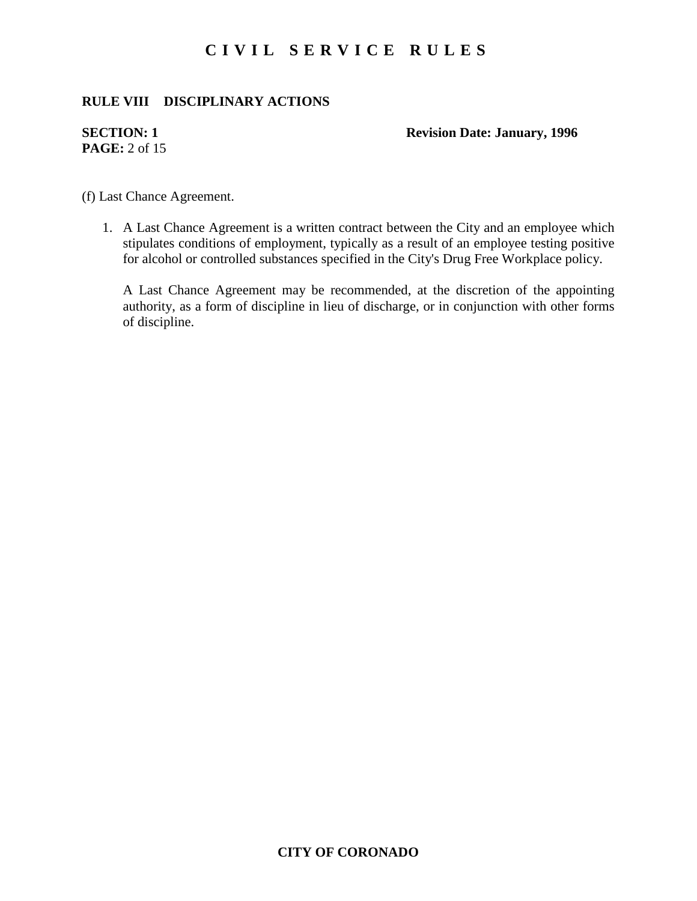(f) Last Chance Agreement.

1. A Last Chance Agreement is a written contract between the City and an employee which stipulates conditions of employment, typically as a result of an employee testing positive for alcohol or controlled substances specified in the City's Drug Free Workplace policy.

   A Last Chance Agreement may be recommended, at the discretion of the appointing authority, as a form of discipline in lieu of discharge, or in conjunction with other forms of discipline.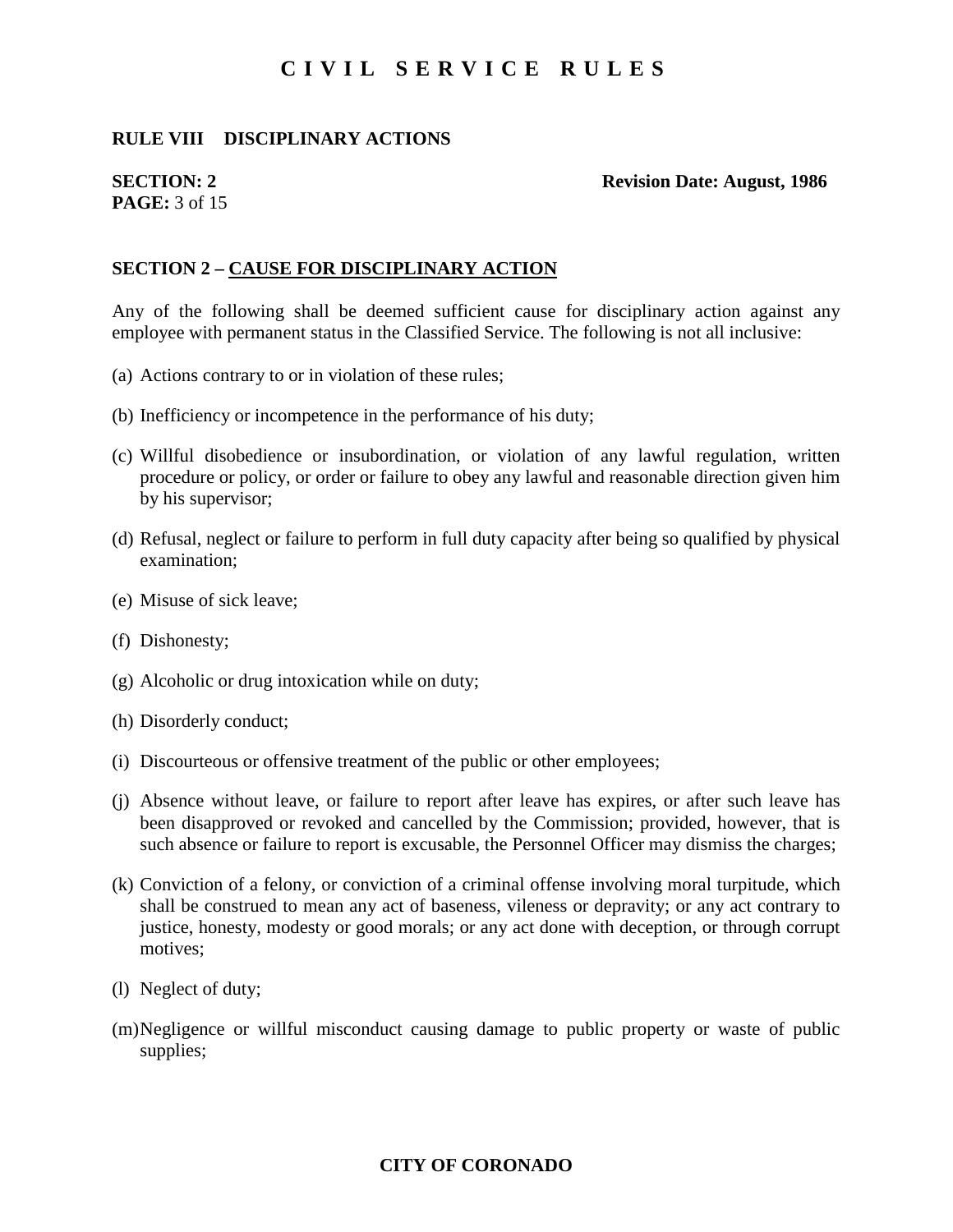## RULE VIII DISCIPLINARY ACTIONS

**SECTION: 2** **Revision Date: August, 1986**

### SECTION 2 – CAUSE FOR DISCIPLINARY ACTION

Any of the following shall be deemed sufficient cause for disciplinary action against any employee with permanent status in the Classified Service. The following is not all inclusive:

(a) Actions contrary to or in violation of these rules;

(b) Inefficiency or incompetence in the performance of his duty;

(c) Willful disobedience or insubordination, or violation of any lawful regulation, written procedure or policy, or order or failure to obey any lawful and reasonable direction given him by his supervisor;

(d) Refusal, neglect or failure to perform in full duty capacity after being so qualified by physical examination;

(e) Misuse of sick leave;

(f) Dishonesty;

(g) Alcoholic or drug intoxication while on duty;

(h) Disorderly conduct;

(i) Discourteous or offensive treatment of the public or other employees;

(j) Absence without leave, or failure to report after leave has expires, or after such leave has been disapproved or revoked and cancelled by the Commission; provided, however, that is such absence or failure to report is excusable, the Personnel Officer may dismiss the charges;

(k) Conviction of a felony, or conviction of a criminal offense involving moral turpitude, which shall be construed to mean any act of baseness, vileness or depravity; or any act contrary to justice, honesty, modesty or good morals; or any act done with deception, or through corrupt motives;

(l) Neglect of duty;

(m) Negligence or willful misconduct causing damage to public property or waste of public supplies;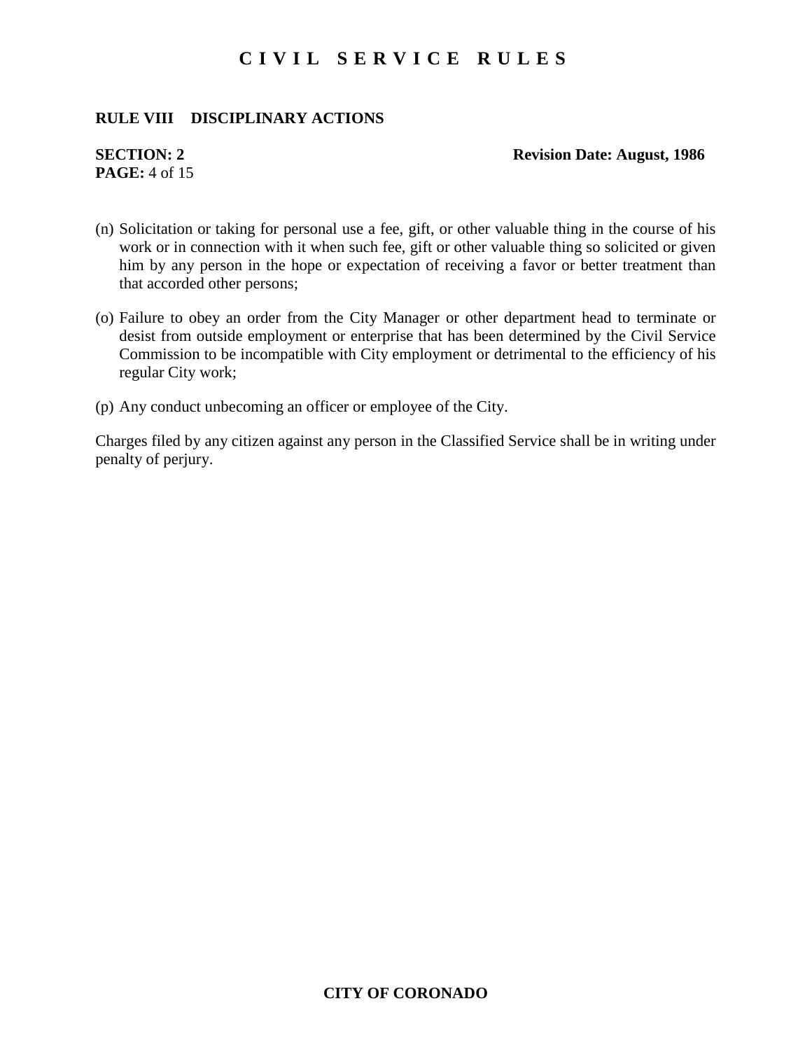(n) Solicitation or taking for personal use a fee, gift, or other valuable thing in the course of his work or in connection with it when such fee, gift or other valuable thing so solicited or given him by any person in the hope or expectation of receiving a favor or better treatment than that accorded other persons;

(o) Failure to obey an order from the City Manager or other department head to terminate or desist from outside employment or enterprise that has been determined by the Civil Service Commission to be incompatible with City employment or detrimental to the efficiency of his regular City work;

(p) Any conduct unbecoming an officer or employee of the City.

Charges filed by any citizen against any person in the Classified Service shall be in writing under penalty of perjury.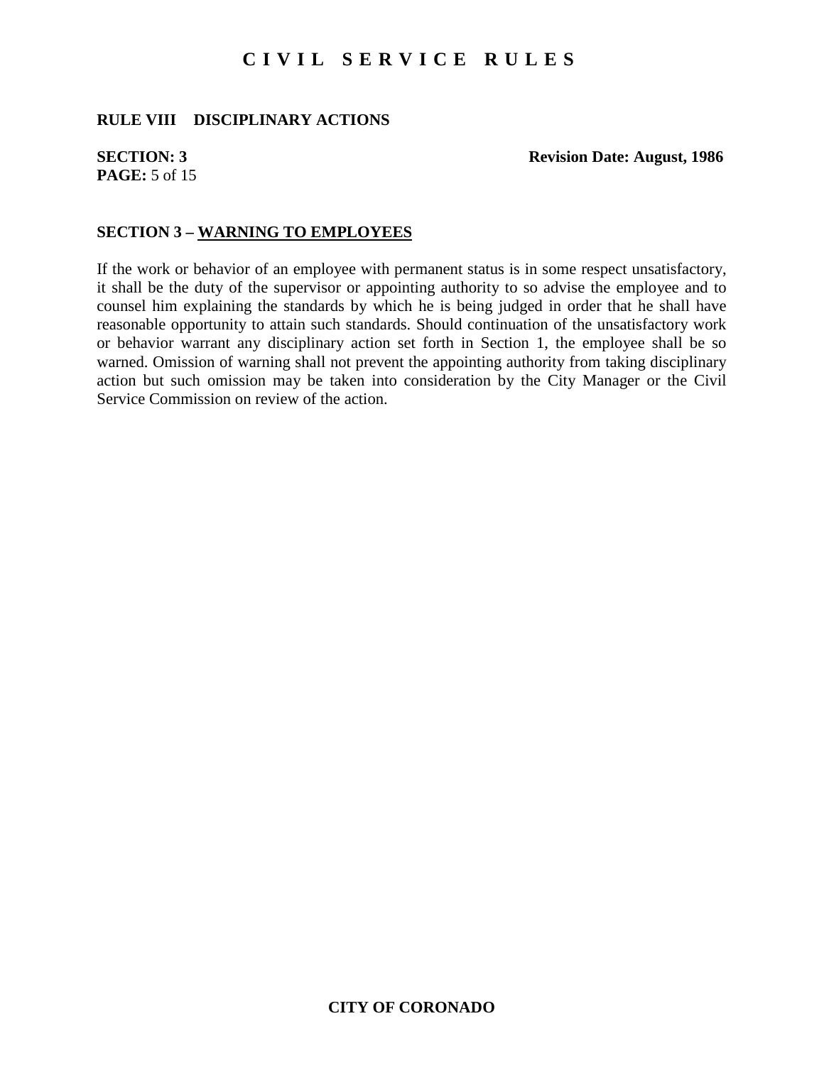**RULE VIII DISCIPLINARY ACTIONS**

**SECTION: 3** **Revision Date: August, 1986**

## SECTION 3 – WARNING TO EMPLOYEES

If the work or behavior of an employee with permanent status is in some respect unsatisfactory, it shall be the duty of the supervisor or appointing authority to so advise the employee and to counsel him explaining the standards by which he is being judged in order that he shall have reasonable opportunity to attain such standards. Should continuation of the unsatisfactory work or behavior warrant any disciplinary action set forth in Section 1, the employee shall be so warned. Omission of warning shall not prevent the appointing authority from taking disciplinary action but such omission may be taken into consideration by the City Manager or the Civil Service Commission on review of the action.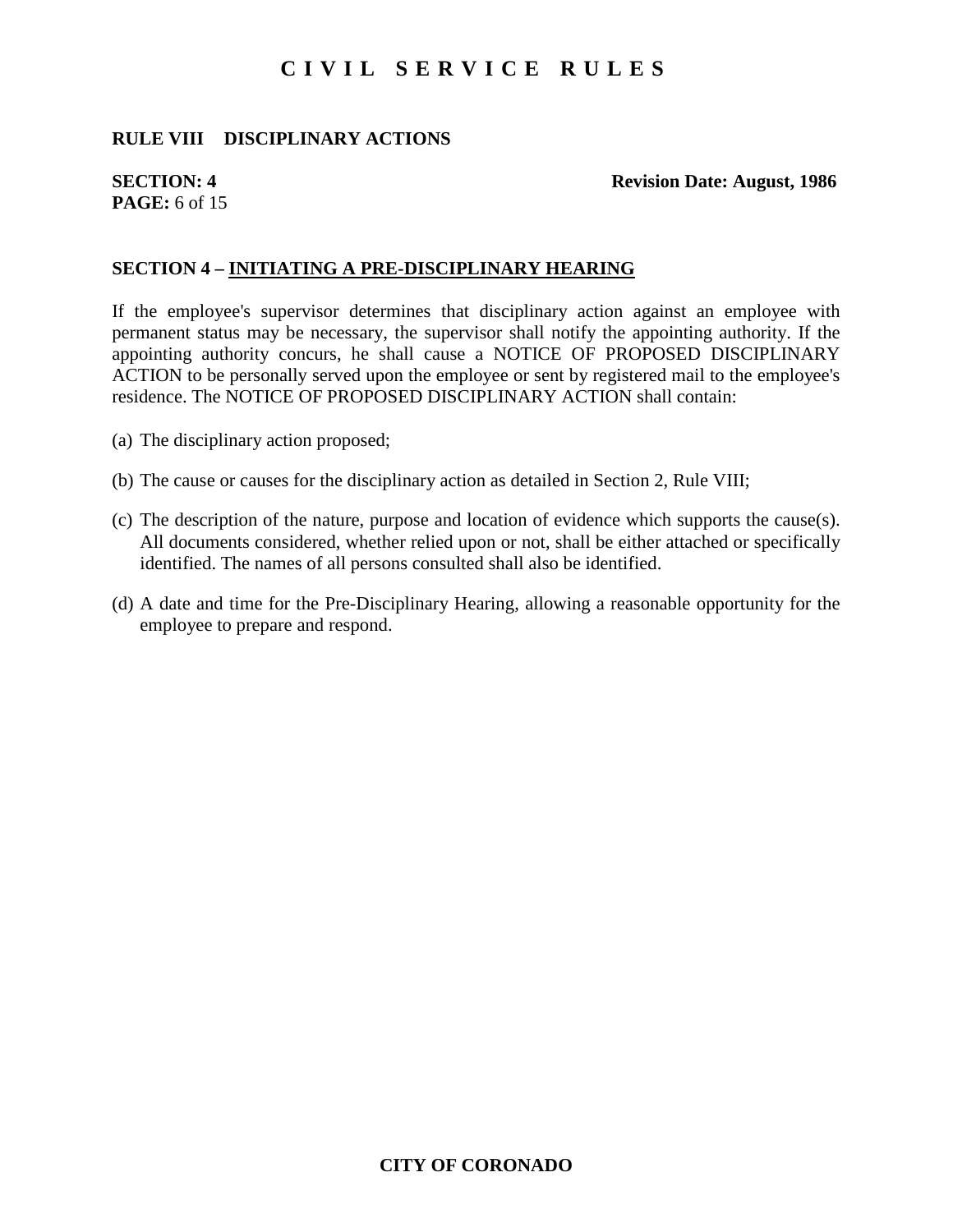## RULE VIII DISCIPLINARY ACTIONS

**SECTION: 4** **Revision Date: August, 1986**

### SECTION 4 – INITIATING A PRE-DISCIPLINARY HEARING

If the employee's supervisor determines that disciplinary action against an employee with permanent status may be necessary, the supervisor shall notify the appointing authority. If the appointing authority concurs, he shall cause a NOTICE OF PROPOSED DISCIPLINARY ACTION to be personally served upon the employee or sent by registered mail to the employee's residence. The NOTICE OF PROPOSED DISCIPLINARY ACTION shall contain:

(a) The disciplinary action proposed;

(b) The cause or causes for the disciplinary action as detailed in Section 2, Rule VIII;

(c) The description of the nature, purpose and location of evidence which supports the cause(s). All documents considered, whether relied upon or not, shall be either attached or specifically identified. The names of all persons consulted shall also be identified.

(d) A date and time for the Pre-Disciplinary Hearing, allowing a reasonable opportunity for the employee to prepare and respond.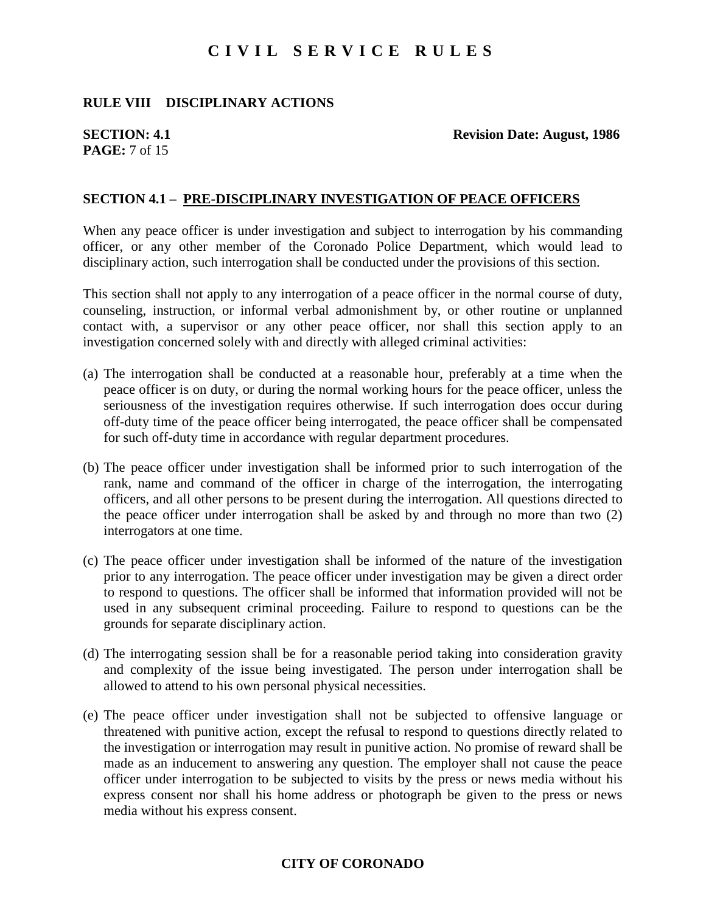## RULE VIII DISCIPLINARY ACTIONS

**SECTION: 4.1** **Revision Date: August, 1986**

### SECTION 4.1 – PRE-DISCIPLINARY INVESTIGATION OF PEACE OFFICERS

When any peace officer is under investigation and subject to interrogation by his commanding officer, or any other member of the Coronado Police Department, which would lead to disciplinary action, such interrogation shall be conducted under the provisions of this section.

This section shall not apply to any interrogation of a peace officer in the normal course of duty, counseling, instruction, or informal verbal admonishment by, or other routine or unplanned contact with, a supervisor or any other peace officer, nor shall this section apply to an investigation concerned solely with and directly with alleged criminal activities:

(a) The interrogation shall be conducted at a reasonable hour, preferably at a time when the peace officer is on duty, or during the normal working hours for the peace officer, unless the seriousness of the investigation requires otherwise. If such interrogation does occur during off-duty time of the peace officer being interrogated, the peace officer shall be compensated for such off-duty time in accordance with regular department procedures.

(b) The peace officer under investigation shall be informed prior to such interrogation of the rank, name and command of the officer in charge of the interrogation, the interrogating officers, and all other persons to be present during the interrogation. All questions directed to the peace officer under interrogation shall be asked by and through no more than two (2) interrogators at one time.

(c) The peace officer under investigation shall be informed of the nature of the investigation prior to any interrogation. The peace officer under investigation may be given a direct order to respond to questions. The officer shall be informed that information provided will not be used in any subsequent criminal proceeding. Failure to respond to questions can be the grounds for separate disciplinary action.

(d) The interrogating session shall be for a reasonable period taking into consideration gravity and complexity of the issue being investigated. The person under interrogation shall be allowed to attend to his own personal physical necessities.

(e) The peace officer under investigation shall not be subjected to offensive language or threatened with punitive action, except the refusal to respond to questions directly related to the investigation or interrogation may result in punitive action. No promise of reward shall be made as an inducement to answering any question. The employer shall not cause the peace officer under interrogation to be subjected to visits by the press or news media without his express consent nor shall his home address or photograph be given to the press or news media without his express consent.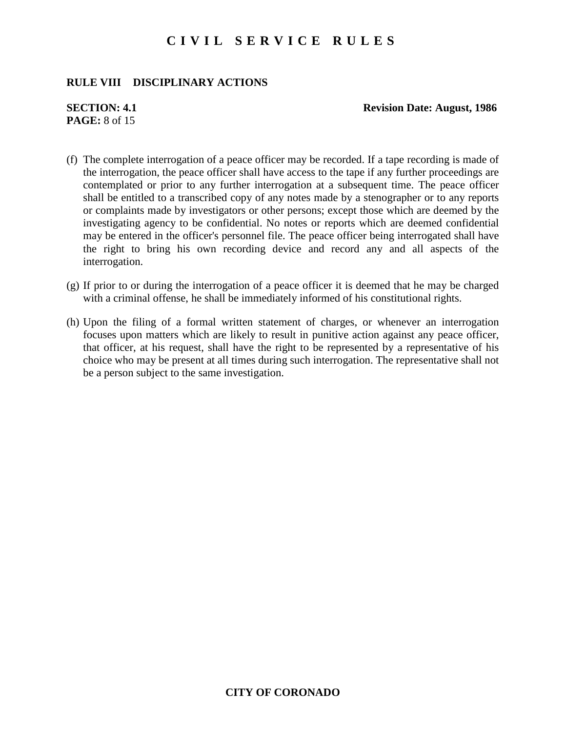(f) The complete interrogation of a peace officer may be recorded. If a tape recording is made of the interrogation, the peace officer shall have access to the tape if any further proceedings are contemplated or prior to any further interrogation at a subsequent time. The peace officer shall be entitled to a transcribed copy of any notes made by a stenographer or to any reports or complaints made by investigators or other persons; except those which are deemed by the investigating agency to be confidential. No notes or reports which are deemed confidential may be entered in the officer's personnel file. The peace officer being interrogated shall have the right to bring his own recording device and record any and all aspects of the interrogation.

(g) If prior to or during the interrogation of a peace officer it is deemed that he may be charged with a criminal offense, he shall be immediately informed of his constitutional rights.

(h) Upon the filing of a formal written statement of charges, or whenever an interrogation focuses upon matters which are likely to result in punitive action against any peace officer, that officer, at his request, shall have the right to be represented by a representative of his choice who may be present at all times during such interrogation. The representative shall not be a person subject to the same investigation.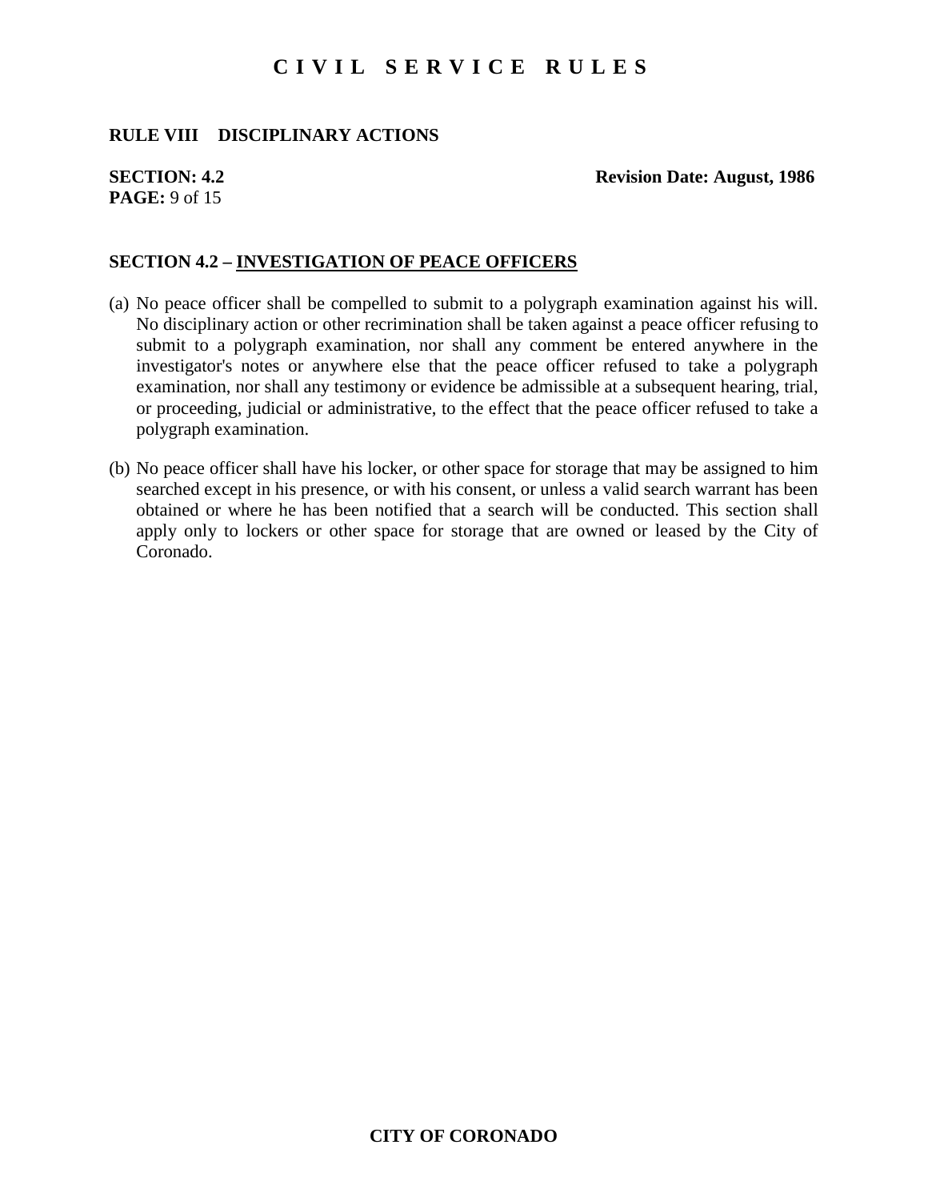## RULE VIII DISCIPLINARY ACTIONS

**SECTION: 4.2** **Revision Date: August, 1986**

### SECTION 4.2 – INVESTIGATION OF PEACE OFFICERS

(a) No peace officer shall be compelled to submit to a polygraph examination against his will. No disciplinary action or other recrimination shall be taken against a peace officer refusing to submit to a polygraph examination, nor shall any comment be entered anywhere in the investigator's notes or anywhere else that the peace officer refused to take a polygraph examination, nor shall any testimony or evidence be admissible at a subsequent hearing, trial, or proceeding, judicial or administrative, to the effect that the peace officer refused to take a polygraph examination.

(b) No peace officer shall have his locker, or other space for storage that may be assigned to him searched except in his presence, or with his consent, or unless a valid search warrant has been obtained or where he has been notified that a search will be conducted. This section shall apply only to lockers or other space for storage that are owned or leased by the City of Coronado.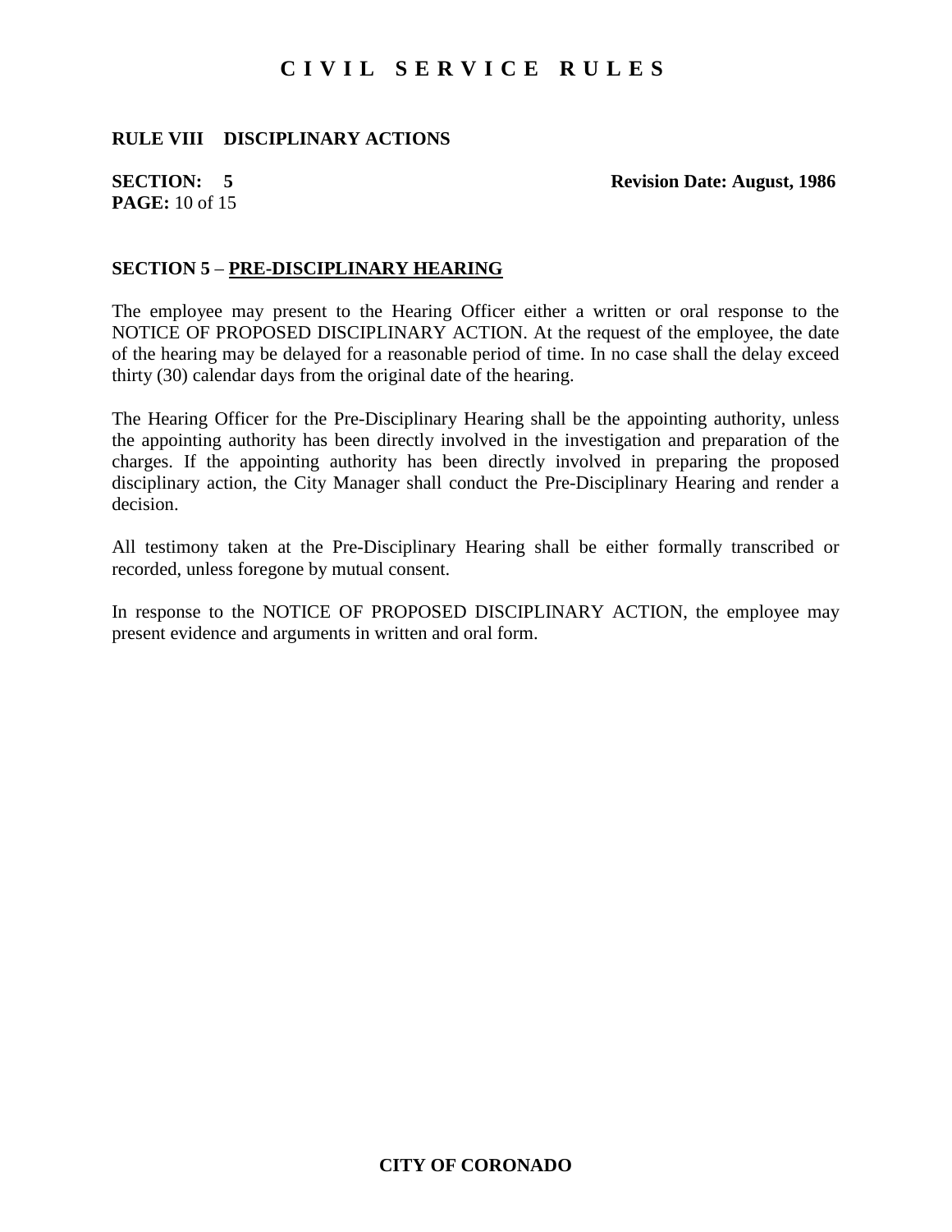## RULE VIII DISCIPLINARY ACTIONS

**SECTION: 5** **Revision Date: August, 1986**

### SECTION 5 – PRE-DISCIPLINARY HEARING

The employee may present to the Hearing Officer either a written or oral response to the NOTICE OF PROPOSED DISCIPLINARY ACTION. At the request of the employee, the date of the hearing may be delayed for a reasonable period of time. In no case shall the delay exceed thirty (30) calendar days from the original date of the hearing.

The Hearing Officer for the Pre-Disciplinary Hearing shall be the appointing authority, unless the appointing authority has been directly involved in the investigation and preparation of the charges. If the appointing authority has been directly involved in preparing the proposed disciplinary action, the City Manager shall conduct the Pre-Disciplinary Hearing and render a decision.

All testimony taken at the Pre-Disciplinary Hearing shall be either formally transcribed or recorded, unless foregone by mutual consent.

In response to the NOTICE OF PROPOSED DISCIPLINARY ACTION, the employee may present evidence and arguments in written and oral form.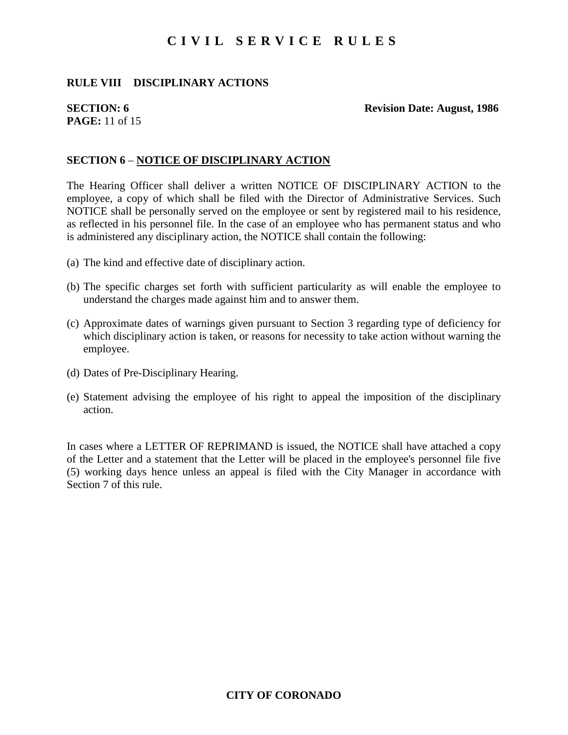## RULE VIII DISCIPLINARY ACTIONS

**SECTION: 6** **Revision Date: August, 1986**

### SECTION 6 – NOTICE OF DISCIPLINARY ACTION

The Hearing Officer shall deliver a written NOTICE OF DISCIPLINARY ACTION to the employee, a copy of which shall be filed with the Director of Administrative Services. Such NOTICE shall be personally served on the employee or sent by registered mail to his residence, as reflected in his personnel file. In the case of an employee who has permanent status and who is administered any disciplinary action, the NOTICE shall contain the following:

(a) The kind and effective date of disciplinary action.

(b) The specific charges set forth with sufficient particularity as will enable the employee to understand the charges made against him and to answer them.

(c) Approximate dates of warnings given pursuant to Section 3 regarding type of deficiency for which disciplinary action is taken, or reasons for necessity to take action without warning the employee.

(d) Dates of Pre-Disciplinary Hearing.

(e) Statement advising the employee of his right to appeal the imposition of the disciplinary action.

In cases where a LETTER OF REPRIMAND is issued, the NOTICE shall have attached a copy of the Letter and a statement that the Letter will be placed in the employee's personnel file five (5) working days hence unless an appeal is filed with the City Manager in accordance with Section 7 of this rule.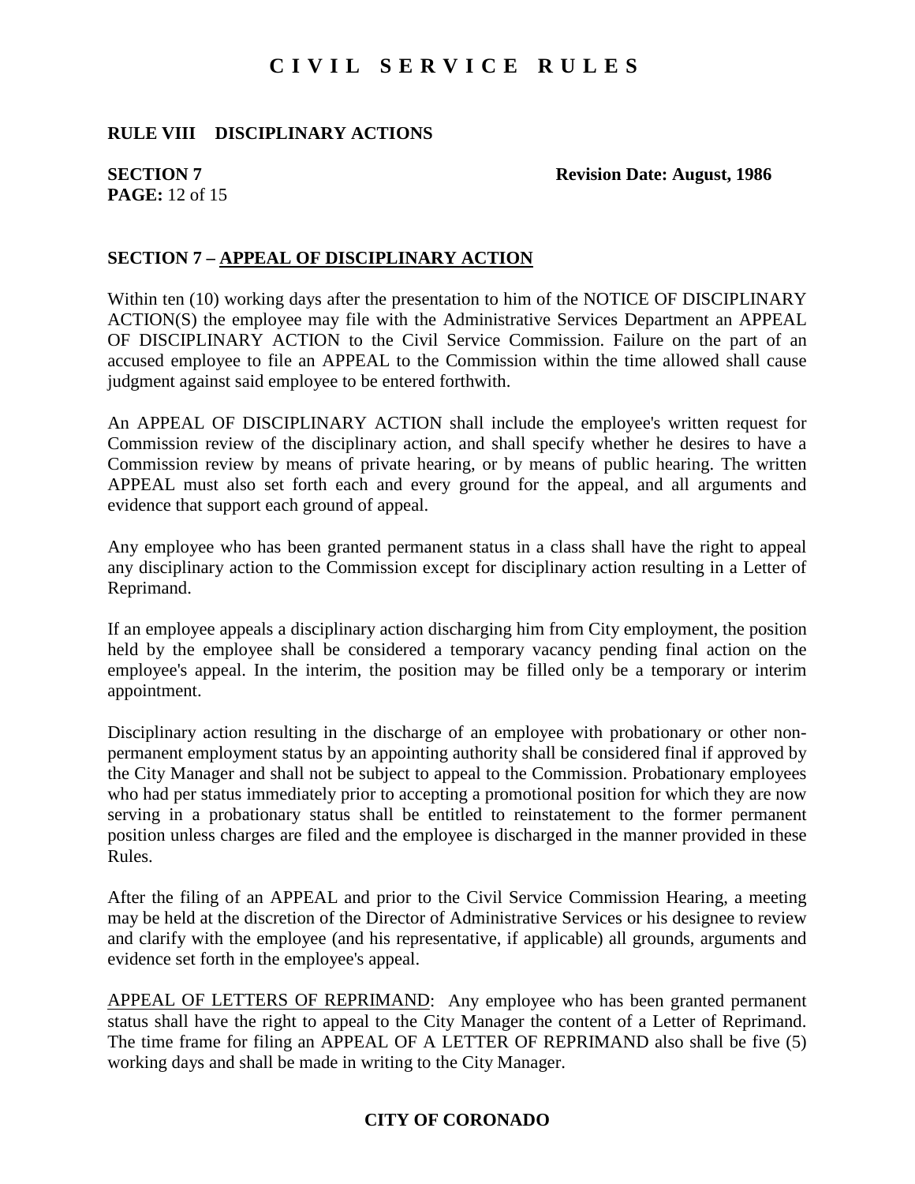## RULE VIII DISCIPLINARY ACTIONS

**SECTION 7** **Revision Date: August, 1986**

### SECTION 7 – APPEAL OF DISCIPLINARY ACTION

Within ten (10) working days after the presentation to him of the NOTICE OF DISCIPLINARY ACTION(S) the employee may file with the Administrative Services Department an APPEAL OF DISCIPLINARY ACTION to the Civil Service Commission. Failure on the part of an accused employee to file an APPEAL to the Commission within the time allowed shall cause judgment against said employee to be entered forthwith.

An APPEAL OF DISCIPLINARY ACTION shall include the employee's written request for Commission review of the disciplinary action, and shall specify whether he desires to have a Commission review by means of private hearing, or by means of public hearing. The written APPEAL must also set forth each and every ground for the appeal, and all arguments and evidence that support each ground of appeal.

Any employee who has been granted permanent status in a class shall have the right to appeal any disciplinary action to the Commission except for disciplinary action resulting in a Letter of Reprimand.

If an employee appeals a disciplinary action discharging him from City employment, the position held by the employee shall be considered a temporary vacancy pending final action on the employee's appeal. In the interim, the position may be filled only be a temporary or interim appointment.

Disciplinary action resulting in the discharge of an employee with probationary or other non-permanent employment status by an appointing authority shall be considered final if approved by the City Manager and shall not be subject to appeal to the Commission. Probationary employees who had per status immediately prior to accepting a promotional position for which they are now serving in a probationary status shall be entitled to reinstatement to the former permanent position unless charges are filed and the employee is discharged in the manner provided in these Rules.

After the filing of an APPEAL and prior to the Civil Service Commission Hearing, a meeting may be held at the discretion of the Director of Administrative Services or his designee to review and clarify with the employee (and his representative, if applicable) all grounds, arguments and evidence set forth in the employee's appeal.

APPEAL OF LETTERS OF REPRIMAND: Any employee who has been granted permanent status shall have the right to appeal to the City Manager the content of a Letter of Reprimand. The time frame for filing an APPEAL OF A LETTER OF REPRIMAND also shall be five (5) working days and shall be made in writing to the City Manager.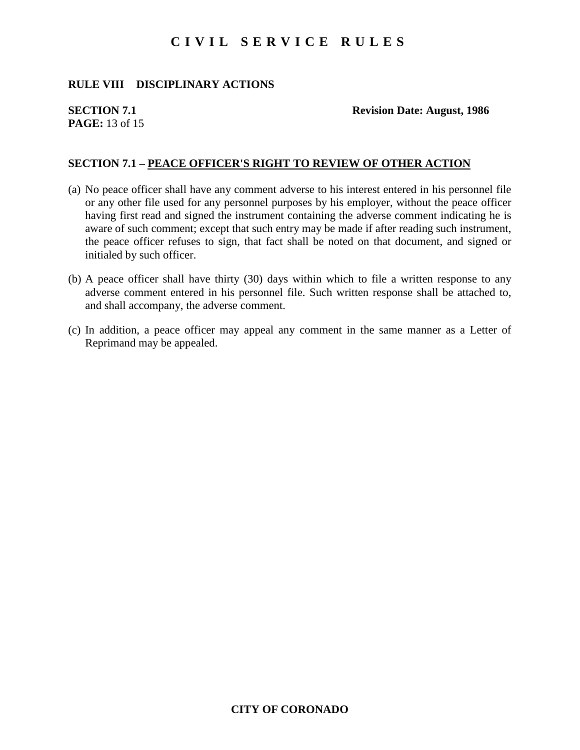## RULE VIII DISCIPLINARY ACTIONS

**SECTION 7.1** **Revision Date: August, 1986**

### SECTION 7.1 – PEACE OFFICER'S RIGHT TO REVIEW OF OTHER ACTION

(a) No peace officer shall have any comment adverse to his interest entered in his personnel file or any other file used for any personnel purposes by his employer, without the peace officer having first read and signed the instrument containing the adverse comment indicating he is aware of such comment; except that such entry may be made if after reading such instrument, the peace officer refuses to sign, that fact shall be noted on that document, and signed or initialed by such officer.

(b) A peace officer shall have thirty (30) days within which to file a written response to any adverse comment entered in his personnel file. Such written response shall be attached to, and shall accompany, the adverse comment.

(c) In addition, a peace officer may appeal any comment in the same manner as a Letter of Reprimand may be appealed.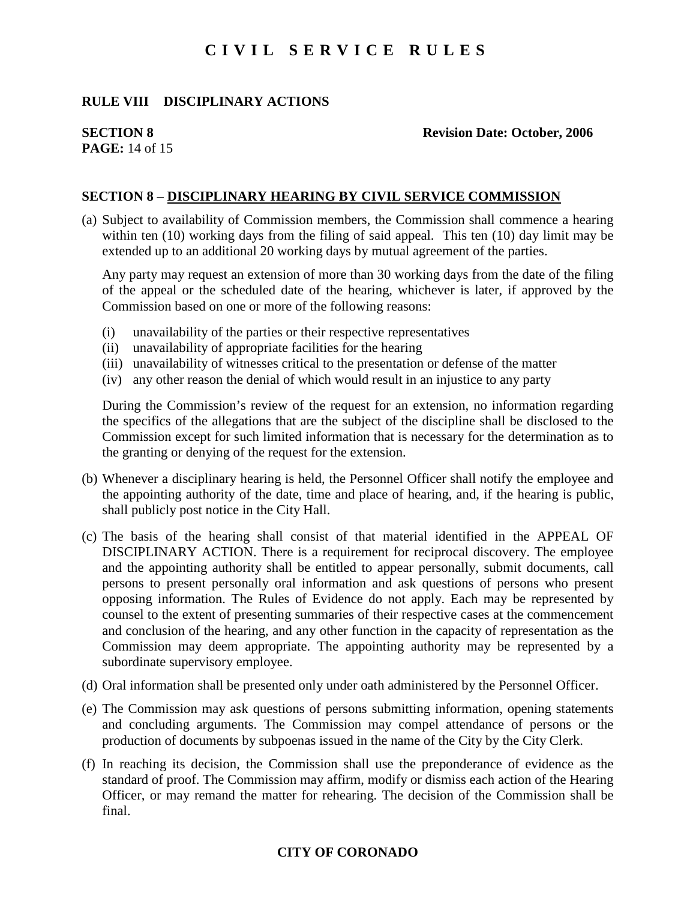## SECTION 8 – DISCIPLINARY HEARING BY CIVIL SERVICE COMMISSION

(a) Subject to availability of Commission members, the Commission shall commence a hearing within ten (10) working days from the filing of said appeal. This ten (10) day limit may be extended up to an additional 20 working days by mutual agreement of the parties.

Any party may request an extension of more than 30 working days from the date of the filing of the appeal or the scheduled date of the hearing, whichever is later, if approved by the Commission based on one or more of the following reasons:

- (i) unavailability of the parties or their respective representatives
- (ii) unavailability of appropriate facilities for the hearing
- (iii) unavailability of witnesses critical to the presentation or defense of the matter
- (iv) any other reason the denial of which would result in an injustice to any party

During the Commission's review of the request for an extension, no information regarding the specifics of the allegations that are the subject of the discipline shall be disclosed to the Commission except for such limited information that is necessary for the determination as to the granting or denying of the request for the extension.

(b) Whenever a disciplinary hearing is held, the Personnel Officer shall notify the employee and the appointing authority of the date, time and place of hearing, and, if the hearing is public, shall publicly post notice in the City Hall.

(c) The basis of the hearing shall consist of that material identified in the APPEAL OF DISCIPLINARY ACTION. There is a requirement for reciprocal discovery. The employee and the appointing authority shall be entitled to appear personally, submit documents, call persons to present personally oral information and ask questions of persons who present opposing information. The Rules of Evidence do not apply. Each may be represented by counsel to the extent of presenting summaries of their respective cases at the commencement and conclusion of the hearing, and any other function in the capacity of representation as the Commission may deem appropriate. The appointing authority may be represented by a subordinate supervisory employee.

(d) Oral information shall be presented only under oath administered by the Personnel Officer.

(e) The Commission may ask questions of persons submitting information, opening statements and concluding arguments. The Commission may compel attendance of persons or the production of documents by subpoenas issued in the name of the City by the City Clerk.

(f) In reaching its decision, the Commission shall use the preponderance of evidence as the standard of proof. The Commission may affirm, modify or dismiss each action of the Hearing Officer, or may remand the matter for rehearing. The decision of the Commission shall be final.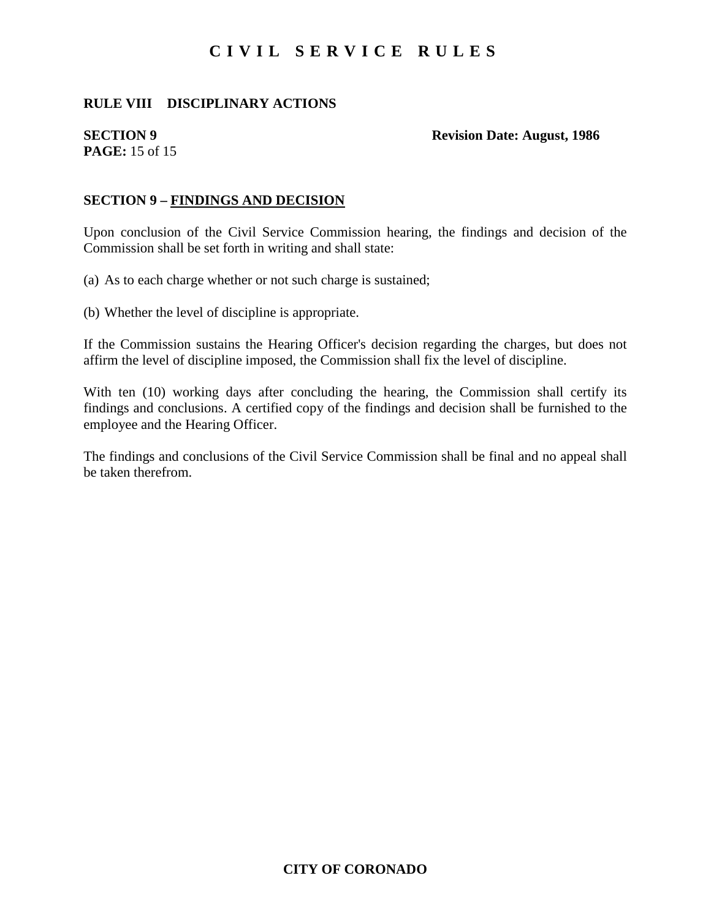## RULE VIII DISCIPLINARY ACTIONS

**SECTION 9** **Revision Date: August, 1986**

### SECTION 9 – FINDINGS AND DECISION

Upon conclusion of the Civil Service Commission hearing, the findings and decision of the Commission shall be set forth in writing and shall state:

(a) As to each charge whether or not such charge is sustained;

(b) Whether the level of discipline is appropriate.

If the Commission sustains the Hearing Officer's decision regarding the charges, but does not affirm the level of discipline imposed, the Commission shall fix the level of discipline.

With ten (10) working days after concluding the hearing, the Commission shall certify its findings and conclusions. A certified copy of the findings and decision shall be furnished to the employee and the Hearing Officer.

The findings and conclusions of the Civil Service Commission shall be final and no appeal shall be taken therefrom.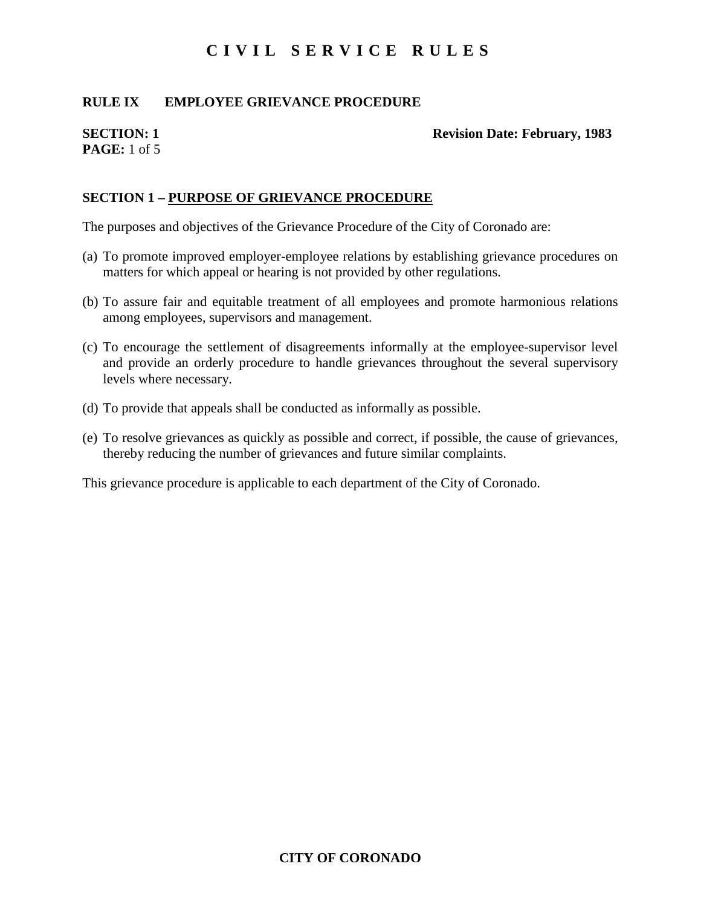## RULE IX EMPLOYEE GRIEVANCE PROCEDURE

**SECTION: 1** **Revision Date: February, 1983**

### SECTION 1 – PURPOSE OF GRIEVANCE PROCEDURE

The purposes and objectives of the Grievance Procedure of the City of Coronado are:

(a) To promote improved employer-employee relations by establishing grievance procedures on matters for which appeal or hearing is not provided by other regulations.

(b) To assure fair and equitable treatment of all employees and promote harmonious relations among employees, supervisors and management.

(c) To encourage the settlement of disagreements informally at the employee-supervisor level and provide an orderly procedure to handle grievances throughout the several supervisory levels where necessary.

(d) To provide that appeals shall be conducted as informally as possible.

(e) To resolve grievances as quickly as possible and correct, if possible, the cause of grievances, thereby reducing the number of grievances and future similar complaints.

This grievance procedure is applicable to each department of the City of Coronado.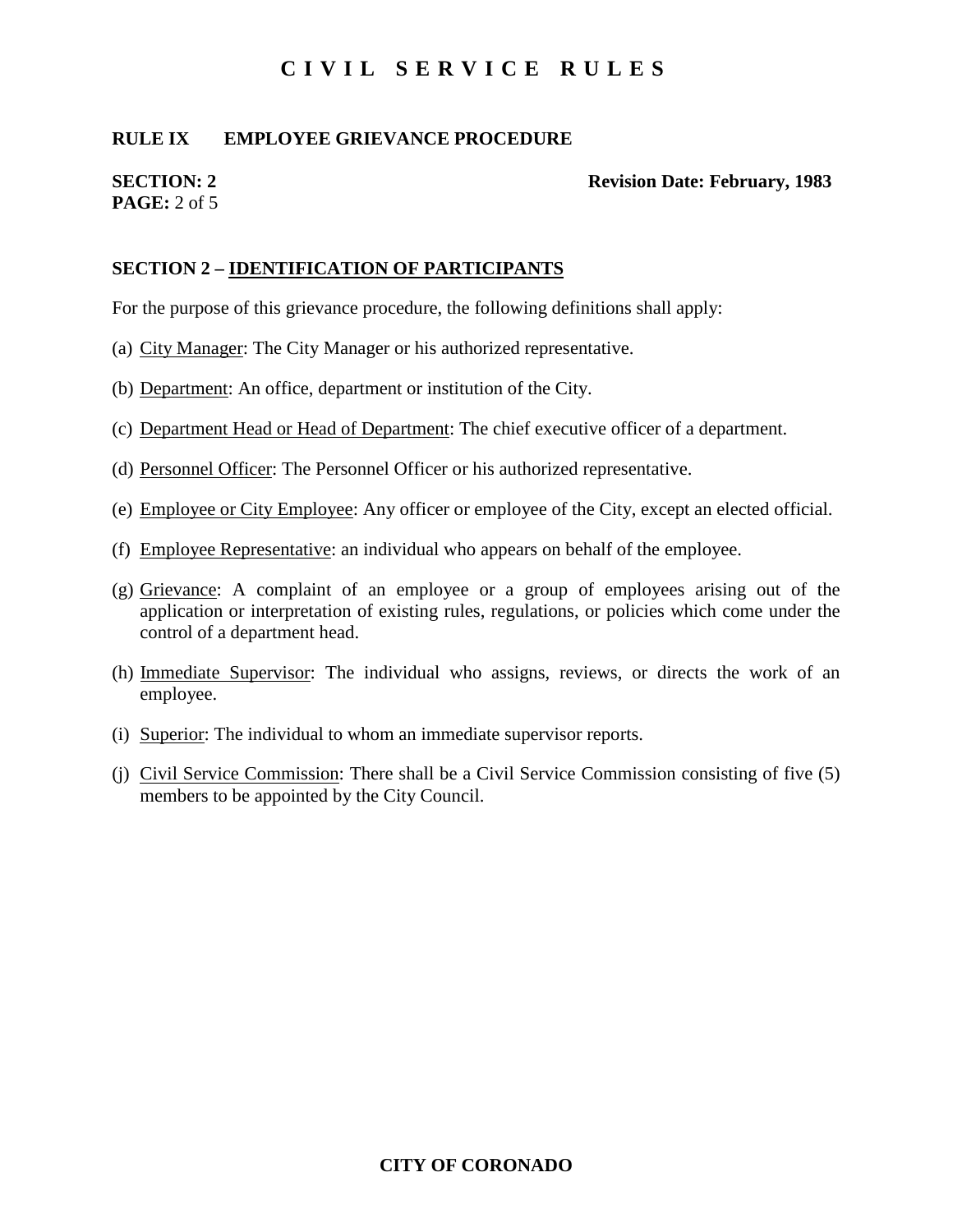## SECTION 2 – IDENTIFICATION OF PARTICIPANTS

For the purpose of this grievance procedure, the following definitions shall apply:

(a) City Manager: The City Manager or his authorized representative.

(b) Department: An office, department or institution of the City.

(c) Department Head or Head of Department: The chief executive officer of a department.

(d) Personnel Officer: The Personnel Officer or his authorized representative.

(e) Employee or City Employee: Any officer or employee of the City, except an elected official.

(f) Employee Representative: an individual who appears on behalf of the employee.

(g) Grievance: A complaint of an employee or a group of employees arising out of the application or interpretation of existing rules, regulations, or policies which come under the control of a department head.

(h) Immediate Supervisor: The individual who assigns, reviews, or directs the work of an employee.

(i) Superior: The individual to whom an immediate supervisor reports.

(j) Civil Service Commission: There shall be a Civil Service Commission consisting of five (5) members to be appointed by the City Council.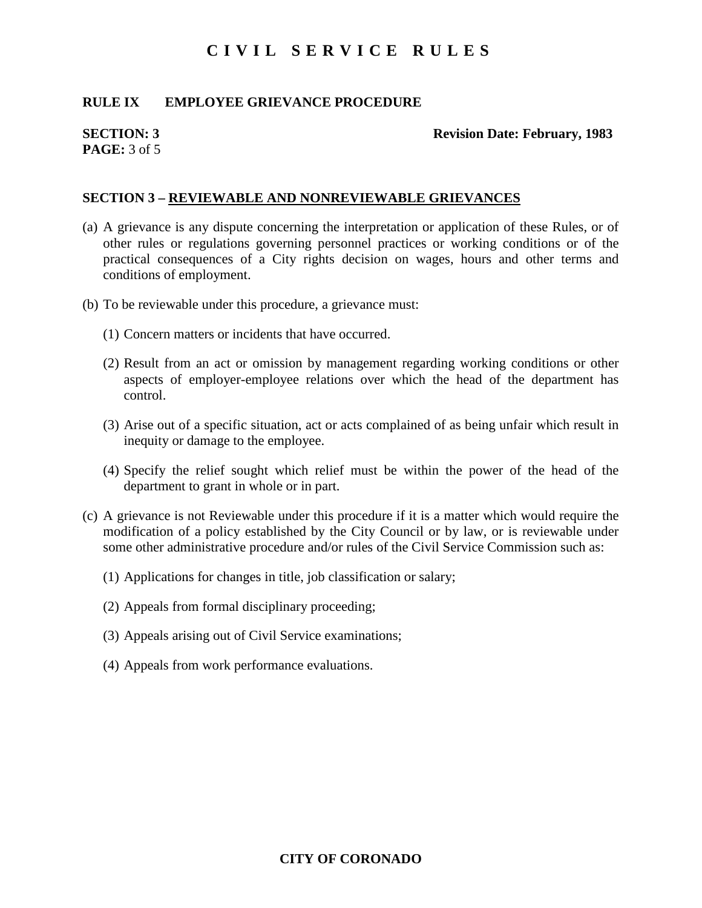## RULE IX EMPLOYEE GRIEVANCE PROCEDURE

**SECTION: 3** **Revision Date: February, 1983**
**PAGE:** 3 of 5

### SECTION 3 – REVIEWABLE AND NONREVIEWABLE GRIEVANCES

(a) A grievance is any dispute concerning the interpretation or application of these Rules, or of other rules or regulations governing personnel practices or working conditions or of the practical consequences of a City rights decision on wages, hours and other terms and conditions of employment.

(b) To be reviewable under this procedure, a grievance must:

(1) Concern matters or incidents that have occurred.

(2) Result from an act or omission by management regarding working conditions or other aspects of employer-employee relations over which the head of the department has control.

(3) Arise out of a specific situation, act or acts complained of as being unfair which result in inequity or damage to the employee.

(4) Specify the relief sought which relief must be within the power of the head of the department to grant in whole or in part.

(c) A grievance is not Reviewable under this procedure if it is a matter which would require the modification of a policy established by the City Council or by law, or is reviewable under some other administrative procedure and/or rules of the Civil Service Commission such as:

(1) Applications for changes in title, job classification or salary;

(2) Appeals from formal disciplinary proceeding;

(3) Appeals arising out of Civil Service examinations;

(4) Appeals from work performance evaluations.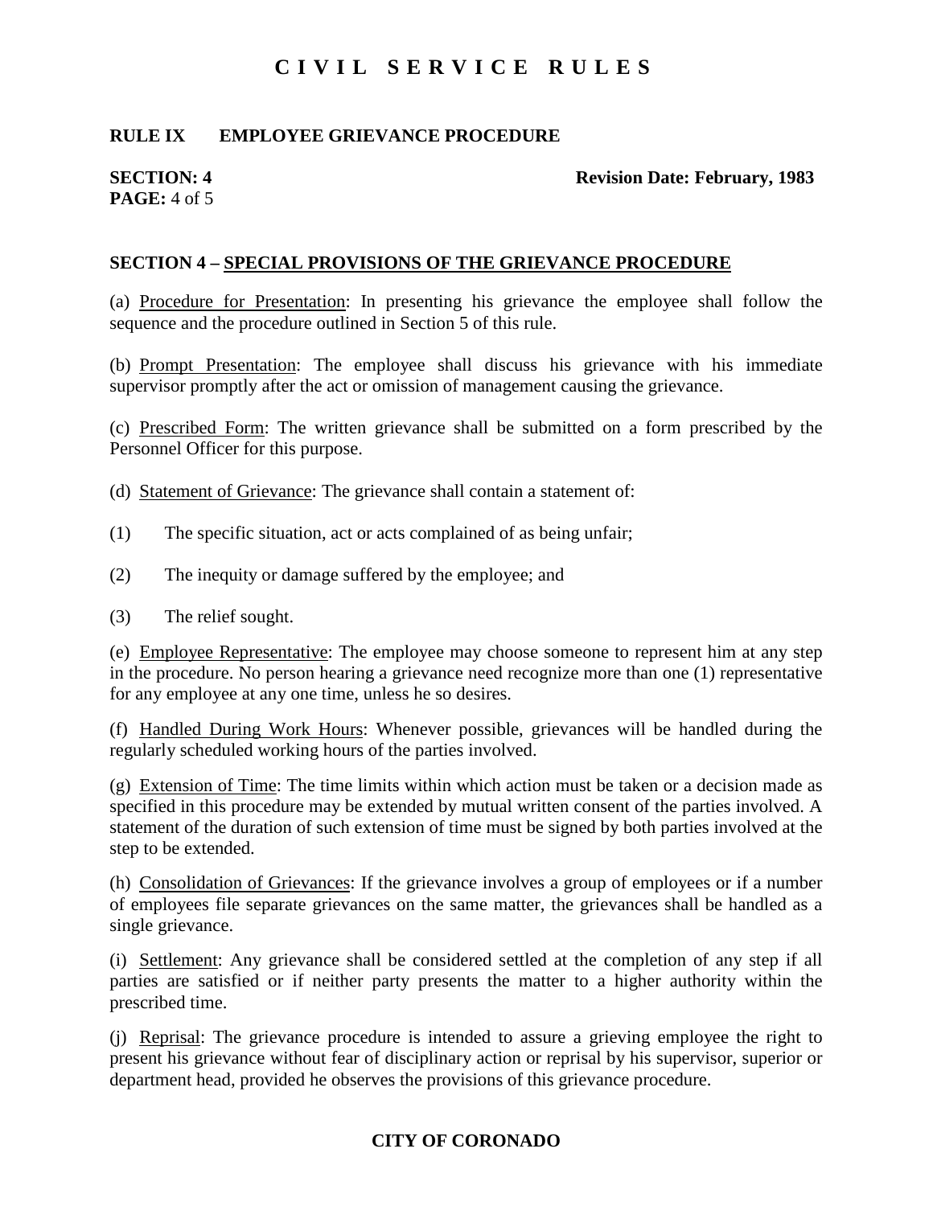## RULE IX EMPLOYEE GRIEVANCE PROCEDURE

**SECTION: 4** **Revision Date: February, 1983**

### SECTION 4 – SPECIAL PROVISIONS OF THE GRIEVANCE PROCEDURE

(a) Procedure for Presentation: In presenting his grievance the employee shall follow the sequence and the procedure outlined in Section 5 of this rule.

(b) Prompt Presentation: The employee shall discuss his grievance with his immediate supervisor promptly after the act or omission of management causing the grievance.

(c) Prescribed Form: The written grievance shall be submitted on a form prescribed by the Personnel Officer for this purpose.

(d) Statement of Grievance: The grievance shall contain a statement of:

(1) The specific situation, act or acts complained of as being unfair;

(2) The inequity or damage suffered by the employee; and

(3) The relief sought.

(e) Employee Representative: The employee may choose someone to represent him at any step in the procedure. No person hearing a grievance need recognize more than one (1) representative for any employee at any one time, unless he so desires.

(f) Handled During Work Hours: Whenever possible, grievances will be handled during the regularly scheduled working hours of the parties involved.

(g) Extension of Time: The time limits within which action must be taken or a decision made as specified in this procedure may be extended by mutual written consent of the parties involved. A statement of the duration of such extension of time must be signed by both parties involved at the step to be extended.

(h) Consolidation of Grievances: If the grievance involves a group of employees or if a number of employees file separate grievances on the same matter, the grievances shall be handled as a single grievance.

(i) Settlement: Any grievance shall be considered settled at the completion of any step if all parties are satisfied or if neither party presents the matter to a higher authority within the prescribed time.

(j) Reprisal: The grievance procedure is intended to assure a grieving employee the right to present his grievance without fear of disciplinary action or reprisal by his supervisor, superior or department head, provided he observes the provisions of this grievance procedure.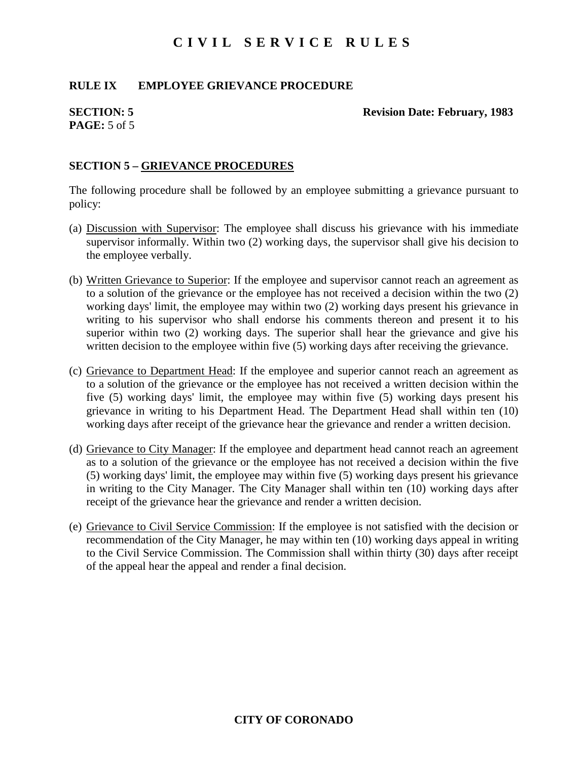# C I V I L   S E R V I C E   R U L E S

**RULE IX  EMPLOYEE GRIEVANCE PROCEDURE**

**SECTION: 5** **Revision Date: February, 1983**
**PAGE:** 5 of 5

**SECTION 5 – GRIEVANCE PROCEDURES**

The following procedure shall be followed by an employee submitting a grievance pursuant to policy:

(a) Discussion with Supervisor: The employee shall discuss his grievance with his immediate supervisor informally. Within two (2) working days, the supervisor shall give his decision to the employee verbally.

(b) Written Grievance to Superior: If the employee and supervisor cannot reach an agreement as to a solution of the grievance or the employee has not received a decision within the two (2) working days' limit, the employee may within two (2) working days present his grievance in writing to his supervisor who shall endorse his comments thereon and present it to his superior within two (2) working days. The superior shall hear the grievance and give his written decision to the employee within five (5) working days after receiving the grievance.

(c) Grievance to Department Head: If the employee and superior cannot reach an agreement as to a solution of the grievance or the employee has not received a written decision within the five (5) working days' limit, the employee may within five (5) working days present his grievance in writing to his Department Head. The Department Head shall within ten (10) working days after receipt of the grievance hear the grievance and render a written decision.

(d) Grievance to City Manager: If the employee and department head cannot reach an agreement as to a solution of the grievance or the employee has not received a decision within the five (5) working days' limit, the employee may within five (5) working days present his grievance in writing to the City Manager. The City Manager shall within ten (10) working days after receipt of the grievance hear the grievance and render a written decision.

(e) Grievance to Civil Service Commission: If the employee is not satisfied with the decision or recommendation of the City Manager, he may within ten (10) working days appeal in writing to the Civil Service Commission. The Commission shall within thirty (30) days after receipt of the appeal hear the appeal and render a final decision.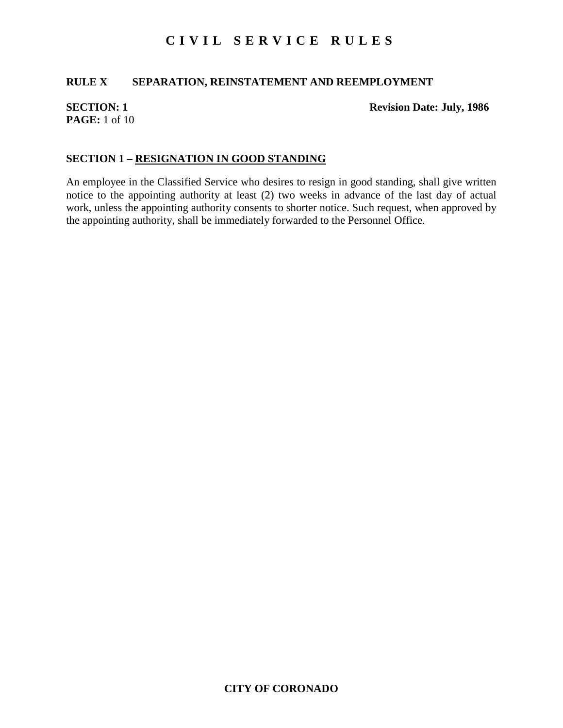## RULE X SEPARATION, REINSTATEMENT AND REEMPLOYMENT

**SECTION: 1** **Revision Date: July, 1986**

### SECTION 1 – RESIGNATION IN GOOD STANDING

An employee in the Classified Service who desires to resign in good standing, shall give written notice to the appointing authority at least (2) two weeks in advance of the last day of actual work, unless the appointing authority consents to shorter notice. Such request, when approved by the appointing authority, shall be immediately forwarded to the Personnel Office.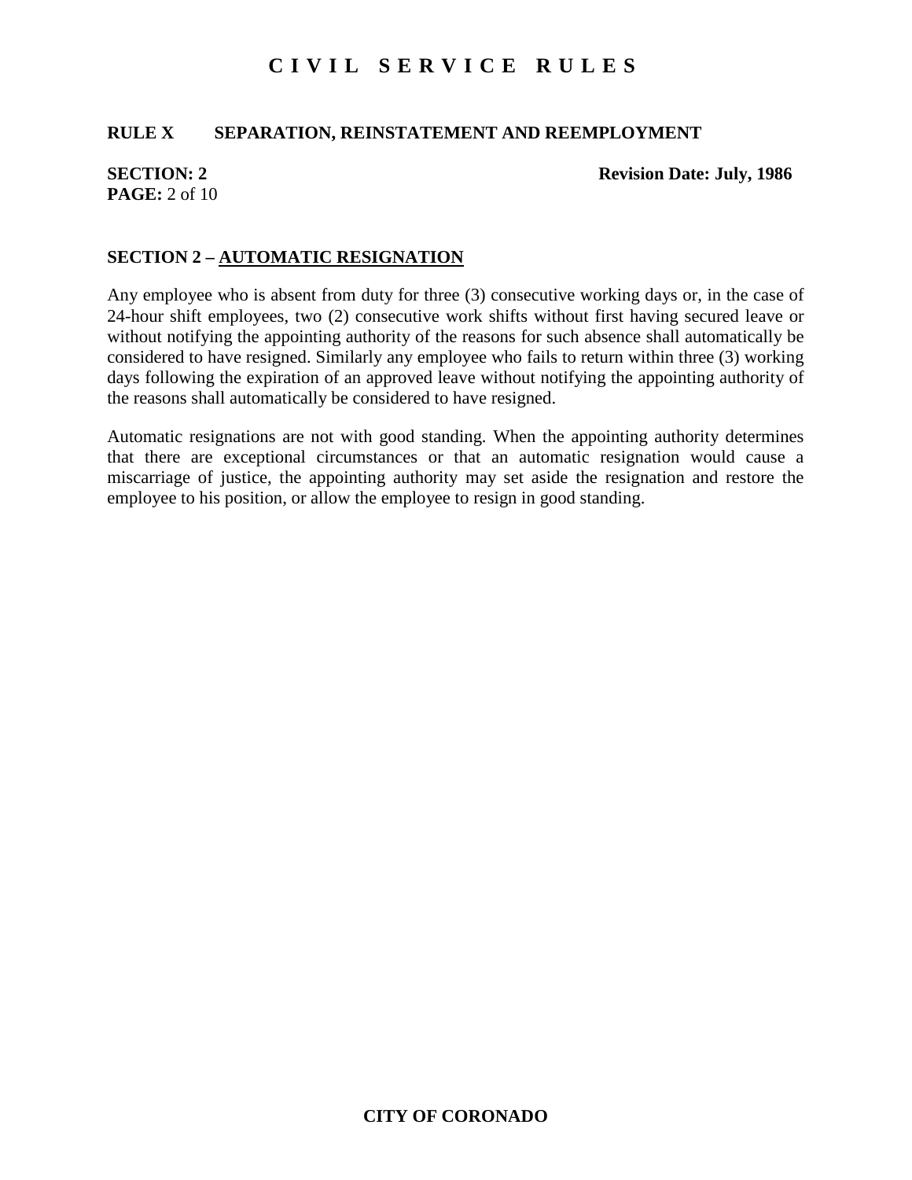## SECTION 2 – AUTOMATIC RESIGNATION

Any employee who is absent from duty for three (3) consecutive working days or, in the case of 24-hour shift employees, two (2) consecutive work shifts without first having secured leave or without notifying the appointing authority of the reasons for such absence shall automatically be considered to have resigned. Similarly any employee who fails to return within three (3) working days following the expiration of an approved leave without notifying the appointing authority of the reasons shall automatically be considered to have resigned.

Automatic resignations are not with good standing. When the appointing authority determines that there are exceptional circumstances or that an automatic resignation would cause a miscarriage of justice, the appointing authority may set aside the resignation and restore the employee to his position, or allow the employee to resign in good standing.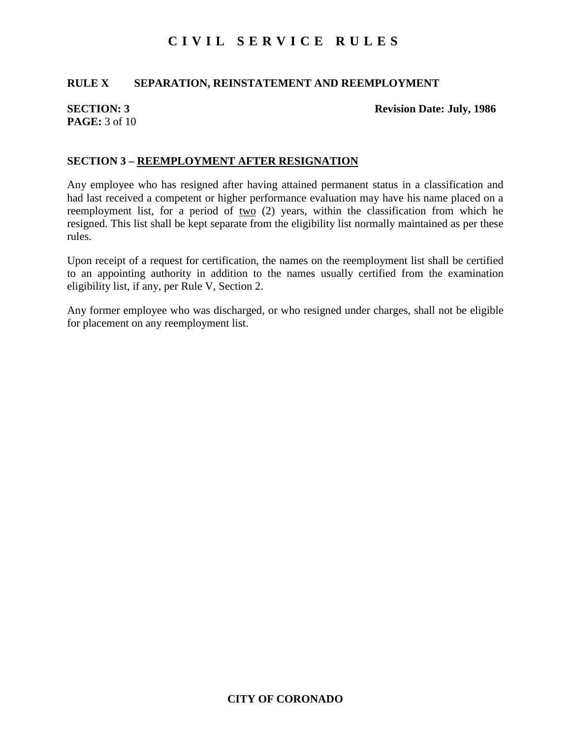## SECTION 3 – REEMPLOYMENT AFTER RESIGNATION

Any employee who has resigned after having attained permanent status in a classification and had last received a competent or higher performance evaluation may have his name placed on a reemployment list, for a period of two (2) years, within the classification from which he resigned. This list shall be kept separate from the eligibility list normally maintained as per these rules.

Upon receipt of a request for certification, the names on the reemployment list shall be certified to an appointing authority in addition to the names usually certified from the examination eligibility list, if any, per Rule V, Section 2.

Any former employee who was discharged, or who resigned under charges, shall not be eligible for placement on any reemployment list.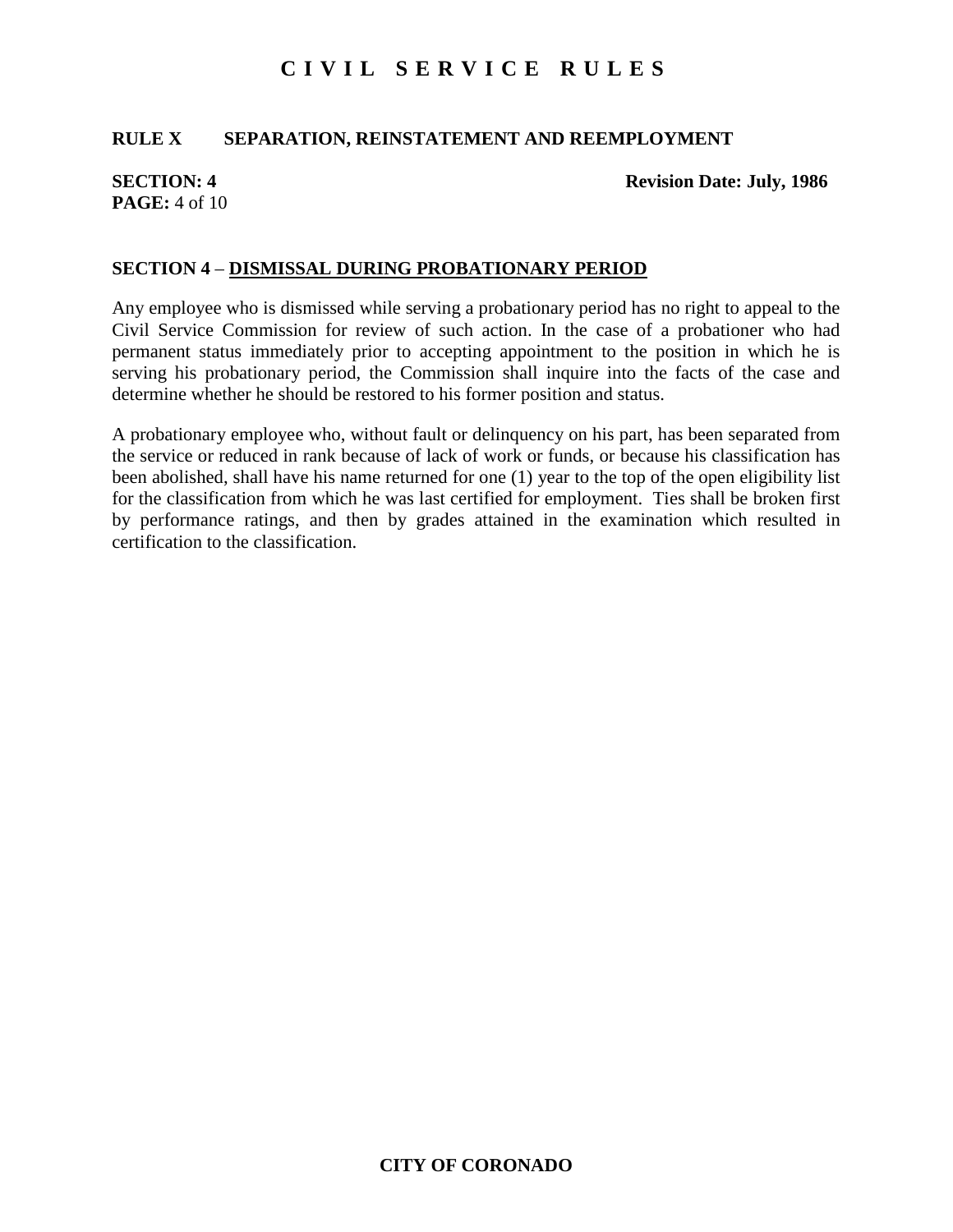## SECTION 4 – DISMISSAL DURING PROBATIONARY PERIOD

Any employee who is dismissed while serving a probationary period has no right to appeal to the Civil Service Commission for review of such action. In the case of a probationer who had permanent status immediately prior to accepting appointment to the position in which he is serving his probationary period, the Commission shall inquire into the facts of the case and determine whether he should be restored to his former position and status.

A probationary employee who, without fault or delinquency on his part, has been separated from the service or reduced in rank because of lack of work or funds, or because his classification has been abolished, shall have his name returned for one (1) year to the top of the open eligibility list for the classification from which he was last certified for employment. Ties shall be broken first by performance ratings, and then by grades attained in the examination which resulted in certification to the classification.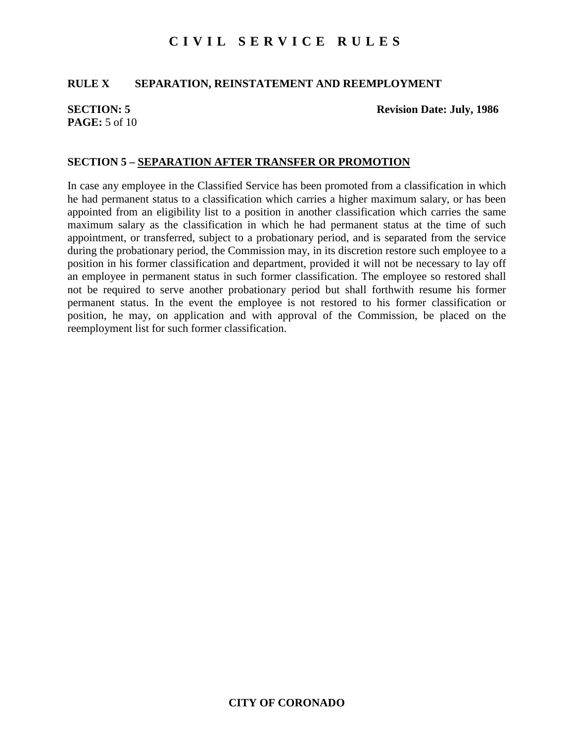## RULE X SEPARATION, REINSTATEMENT AND REEMPLOYMENT

**SECTION: 5** **Revision Date: July, 1986**

### SECTION 5 – SEPARATION AFTER TRANSFER OR PROMOTION

In case any employee in the Classified Service has been promoted from a classification in which he had permanent status to a classification which carries a higher maximum salary, or has been appointed from an eligibility list to a position in another classification which carries the same maximum salary as the classification in which he had permanent status at the time of such appointment, or transferred, subject to a probationary period, and is separated from the service during the probationary period, the Commission may, in its discretion restore such employee to a position in his former classification and department, provided it will not be necessary to lay off an employee in permanent status in such former classification. The employee so restored shall not be required to serve another probationary period but shall forthwith resume his former permanent status. In the event the employee is not restored to his former classification or position, he may, on application and with approval of the Commission, be placed on the reemployment list for such former classification.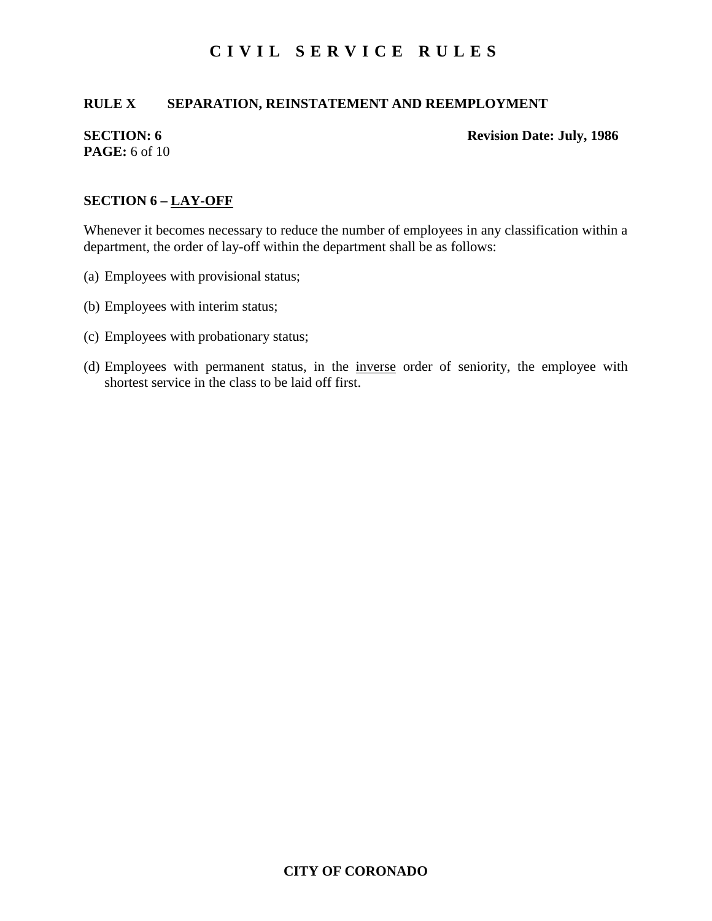## SECTION 6 – LAY-OFF

Whenever it becomes necessary to reduce the number of employees in any classification within a department, the order of lay-off within the department shall be as follows:

(a) Employees with provisional status;

(b) Employees with interim status;

(c) Employees with probationary status;

(d) Employees with permanent status, in the inverse order of seniority, the employee with shortest service in the class to be laid off first.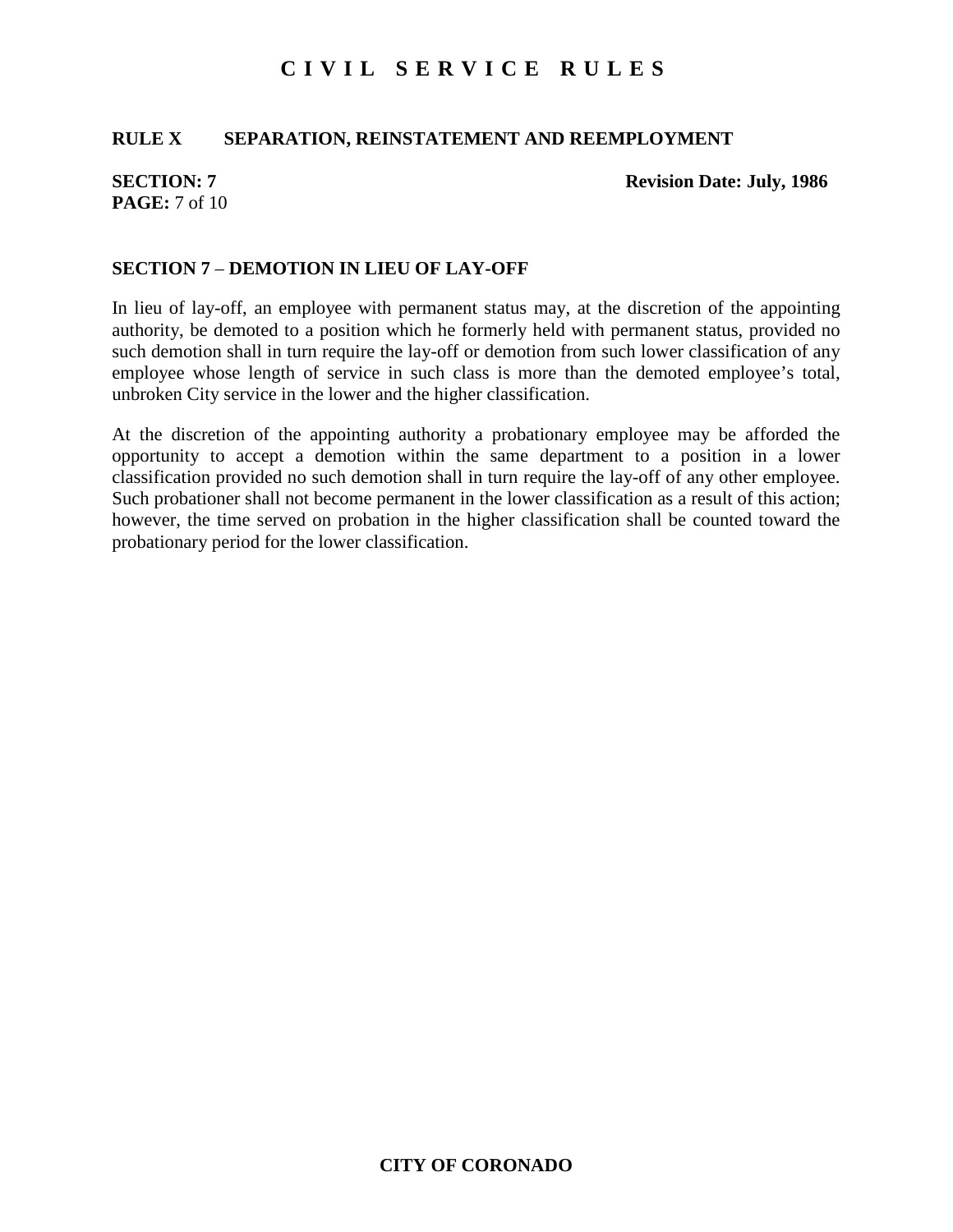## SECTION 7 – DEMOTION IN LIEU OF LAY-OFF

In lieu of lay-off, an employee with permanent status may, at the discretion of the appointing authority, be demoted to a position which he formerly held with permanent status, provided no such demotion shall in turn require the lay-off or demotion from such lower classification of any employee whose length of service in such class is more than the demoted employee's total, unbroken City service in the lower and the higher classification.

At the discretion of the appointing authority a probationary employee may be afforded the opportunity to accept a demotion within the same department to a position in a lower classification provided no such demotion shall in turn require the lay-off of any other employee. Such probationer shall not become permanent in the lower classification as a result of this action; however, the time served on probation in the higher classification shall be counted toward the probationary period for the lower classification.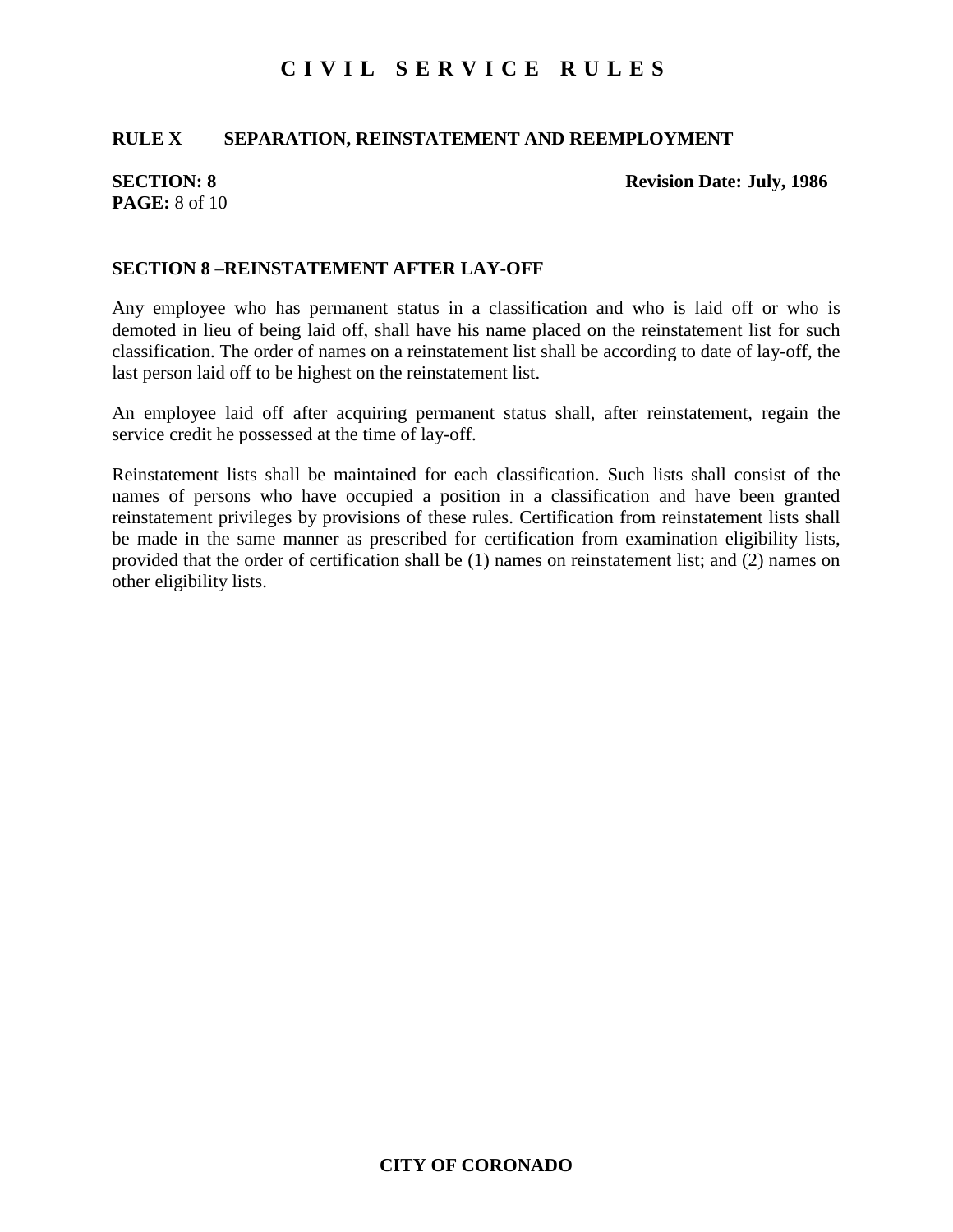## SECTION 8 –REINSTATEMENT AFTER LAY-OFF

Any employee who has permanent status in a classification and who is laid off or who is demoted in lieu of being laid off, shall have his name placed on the reinstatement list for such classification. The order of names on a reinstatement list shall be according to date of lay-off, the last person laid off to be highest on the reinstatement list.

An employee laid off after acquiring permanent status shall, after reinstatement, regain the service credit he possessed at the time of lay-off.

Reinstatement lists shall be maintained for each classification. Such lists shall consist of the names of persons who have occupied a position in a classification and have been granted reinstatement privileges by provisions of these rules. Certification from reinstatement lists shall be made in the same manner as prescribed for certification from examination eligibility lists, provided that the order of certification shall be (1) names on reinstatement list; and (2) names on other eligibility lists.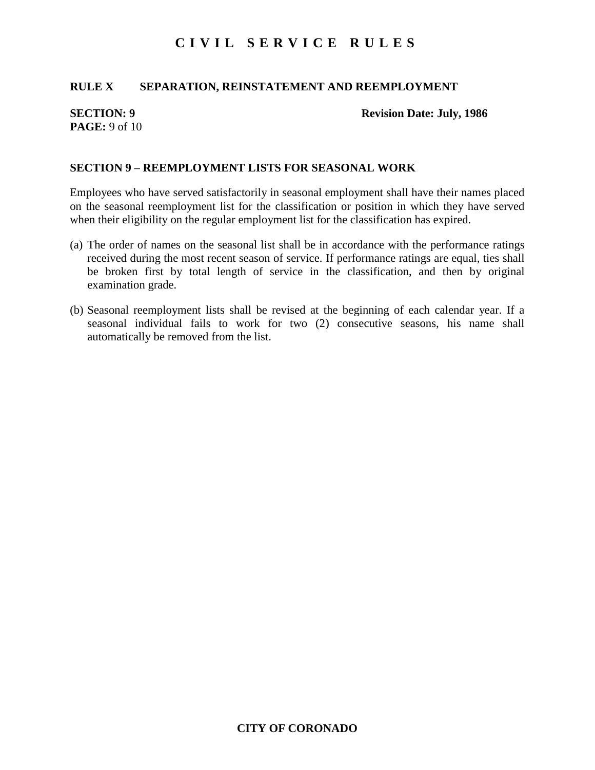## RULE X SEPARATION, REINSTATEMENT AND REEMPLOYMENT

**SECTION: 9** **Revision Date: July, 1986**

### SECTION 9 – REEMPLOYMENT LISTS FOR SEASONAL WORK

Employees who have served satisfactorily in seasonal employment shall have their names placed on the seasonal reemployment list for the classification or position in which they have served when their eligibility on the regular employment list for the classification has expired.

(a) The order of names on the seasonal list shall be in accordance with the performance ratings received during the most recent season of service. If performance ratings are equal, ties shall be broken first by total length of service in the classification, and then by original examination grade.

(b) Seasonal reemployment lists shall be revised at the beginning of each calendar year. If a seasonal individual fails to work for two (2) consecutive seasons, his name shall automatically be removed from the list.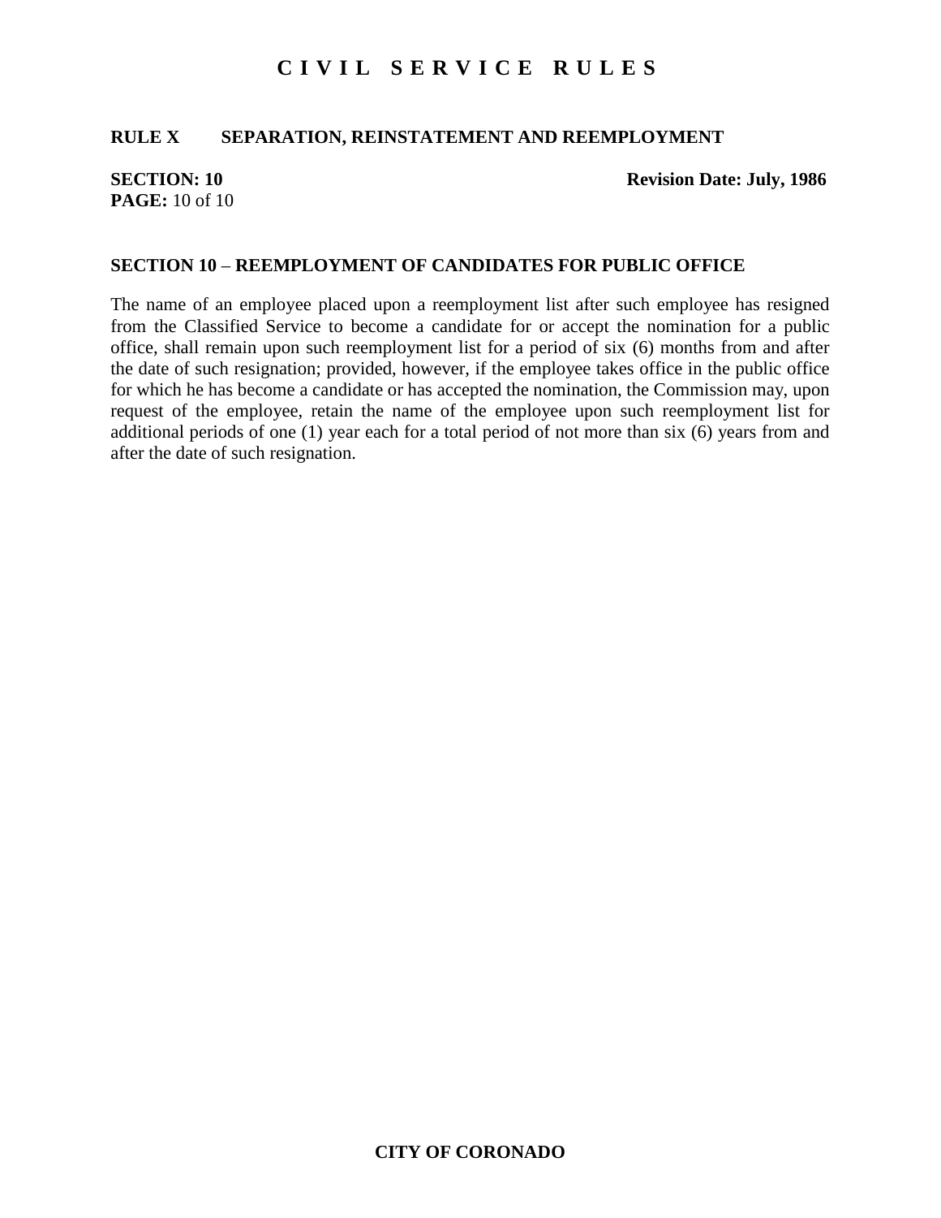## RULE X SEPARATION, REINSTATEMENT AND REEMPLOYMENT

**SECTION: 10** **Revision Date: July, 1986**

### SECTION 10 – REEMPLOYMENT OF CANDIDATES FOR PUBLIC OFFICE

The name of an employee placed upon a reemployment list after such employee has resigned from the Classified Service to become a candidate for or accept the nomination for a public office, shall remain upon such reemployment list for a period of six (6) months from and after the date of such resignation; provided, however, if the employee takes office in the public office for which he has become a candidate or has accepted the nomination, the Commission may, upon request of the employee, retain the name of the employee upon such reemployment list for additional periods of one (1) year each for a total period of not more than six (6) years from and after the date of such resignation.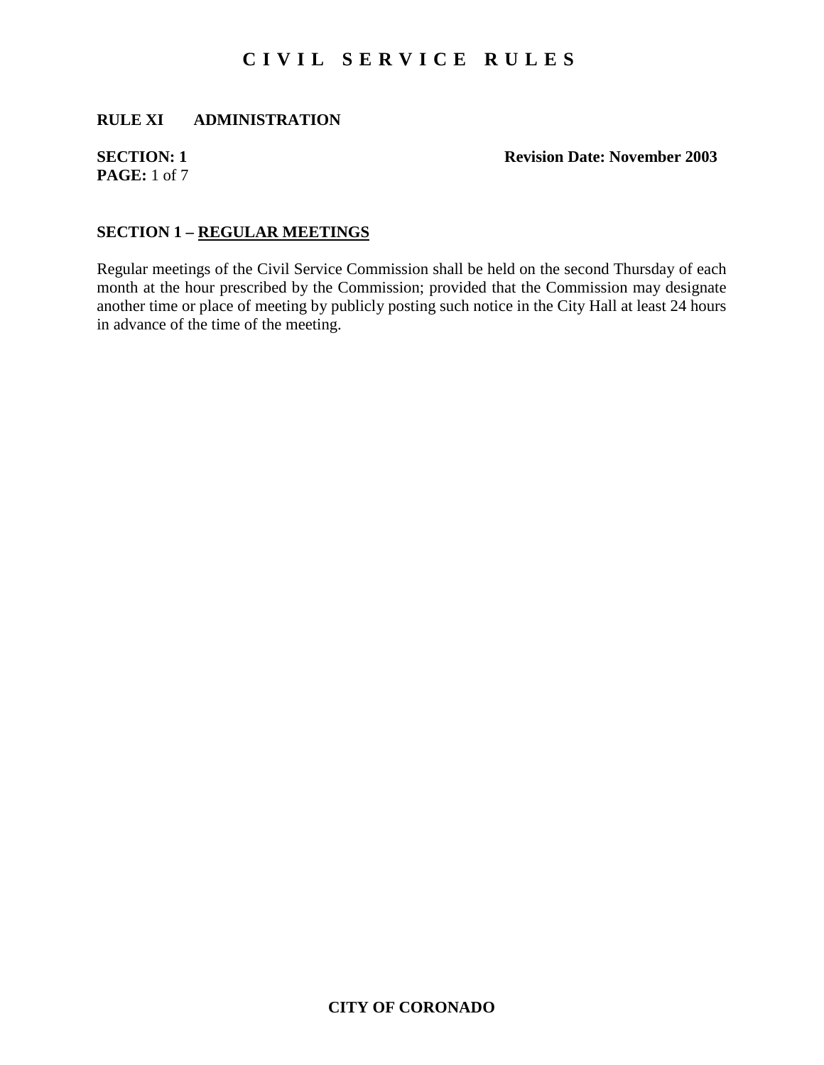# RULE XI ADMINISTRATION

**SECTION:** 1 **Revision Date: November 2003**

## SECTION 1 – REGULAR MEETINGS

Regular meetings of the Civil Service Commission shall be held on the second Thursday of each month at the hour prescribed by the Commission; provided that the Commission may designate another time or place of meeting by publicly posting such notice in the City Hall at least 24 hours in advance of the time of the meeting.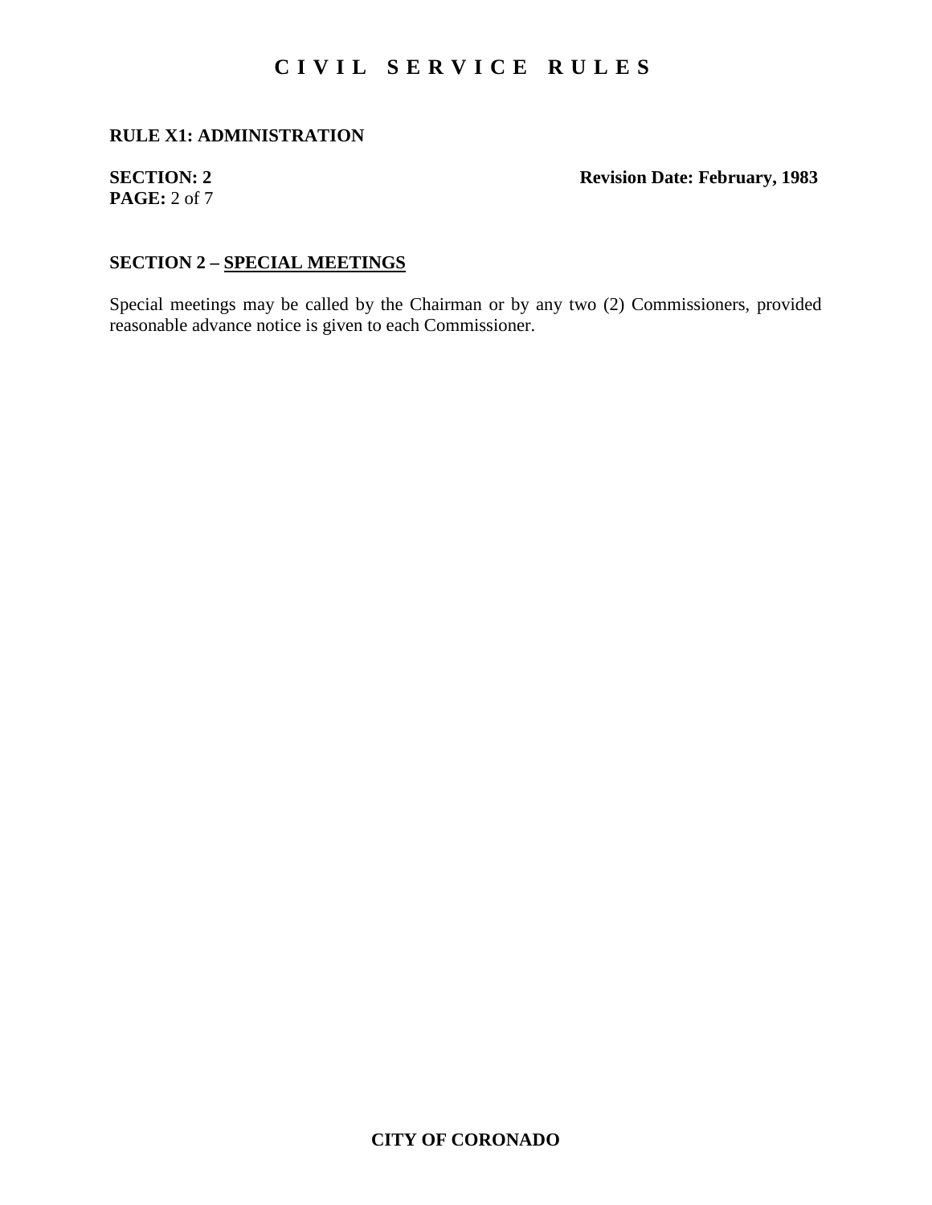**RULE X1: ADMINISTRATION**

**SECTION: 2** **Revision Date: February, 1983**

**SECTION 2 – SPECIAL MEETINGS**

Special meetings may be called by the Chairman or by any two (2) Commissioners, provided reasonable advance notice is given to each Commissioner.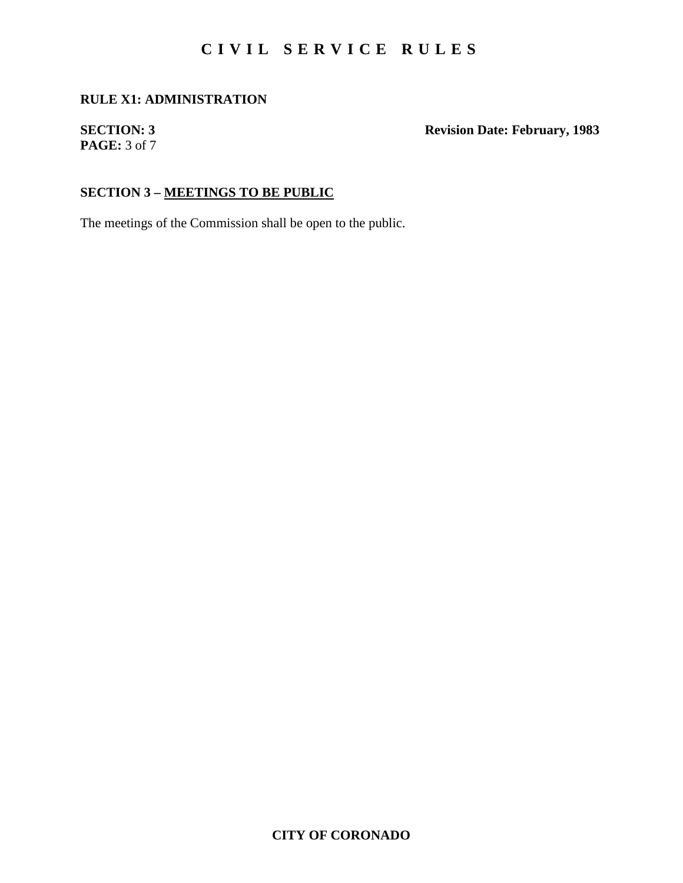**RULE X1: ADMINISTRATION**

**SECTION: 3** **Revision Date: February, 1983**

## SECTION 3 – MEETINGS TO BE PUBLIC

The meetings of the Commission shall be open to the public.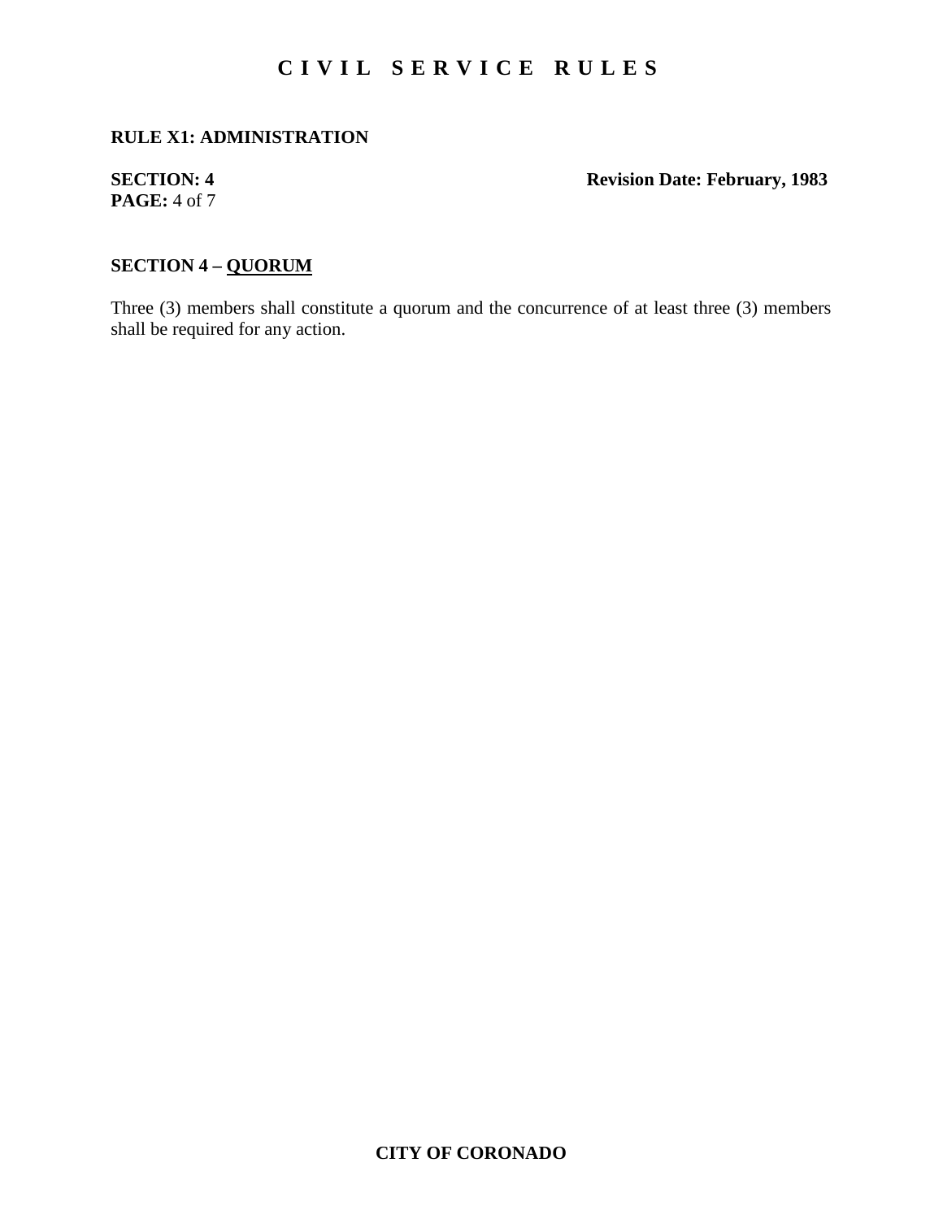# C I V I L   S E R V I C E   R U L E S

**RULE X1: ADMINISTRATION**

**SECTION: 4** **Revision Date: February, 1983**

**PAGE:** 4 of 7

## SECTION 4 – QUORUM

Three (3) members shall constitute a quorum and the concurrence of at least three (3) members shall be required for any action.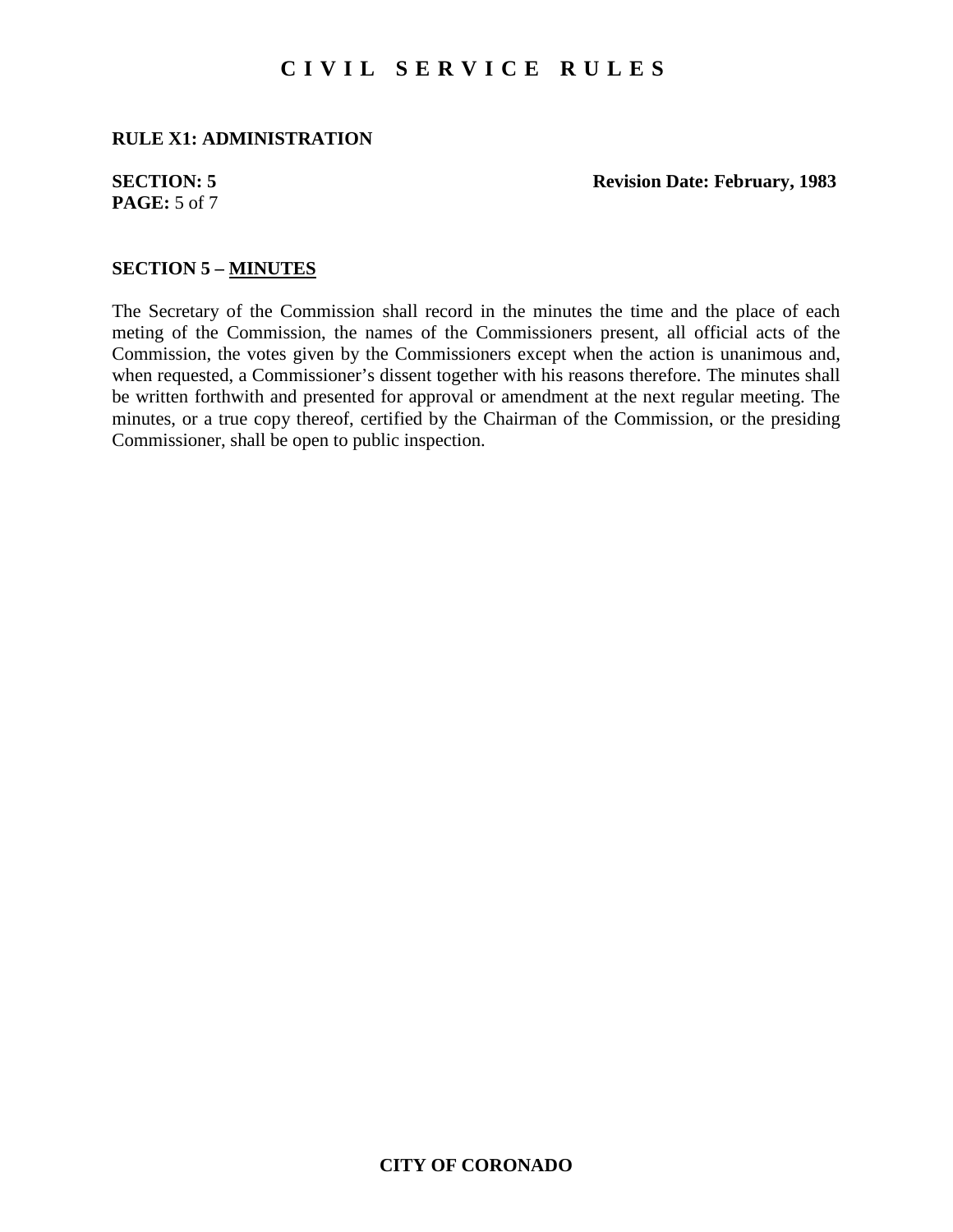**RULE X1: ADMINISTRATION**

**SECTION: 5** **Revision Date: February, 1983**

## SECTION 5 – MINUTES

The Secretary of the Commission shall record in the minutes the time and the place of each meting of the Commission, the names of the Commissioners present, all official acts of the Commission, the votes given by the Commissioners except when the action is unanimous and, when requested, a Commissioner's dissent together with his reasons therefore. The minutes shall be written forthwith and presented for approval or amendment at the next regular meeting. The minutes, or a true copy thereof, certified by the Chairman of the Commission, or the presiding Commissioner, shall be open to public inspection.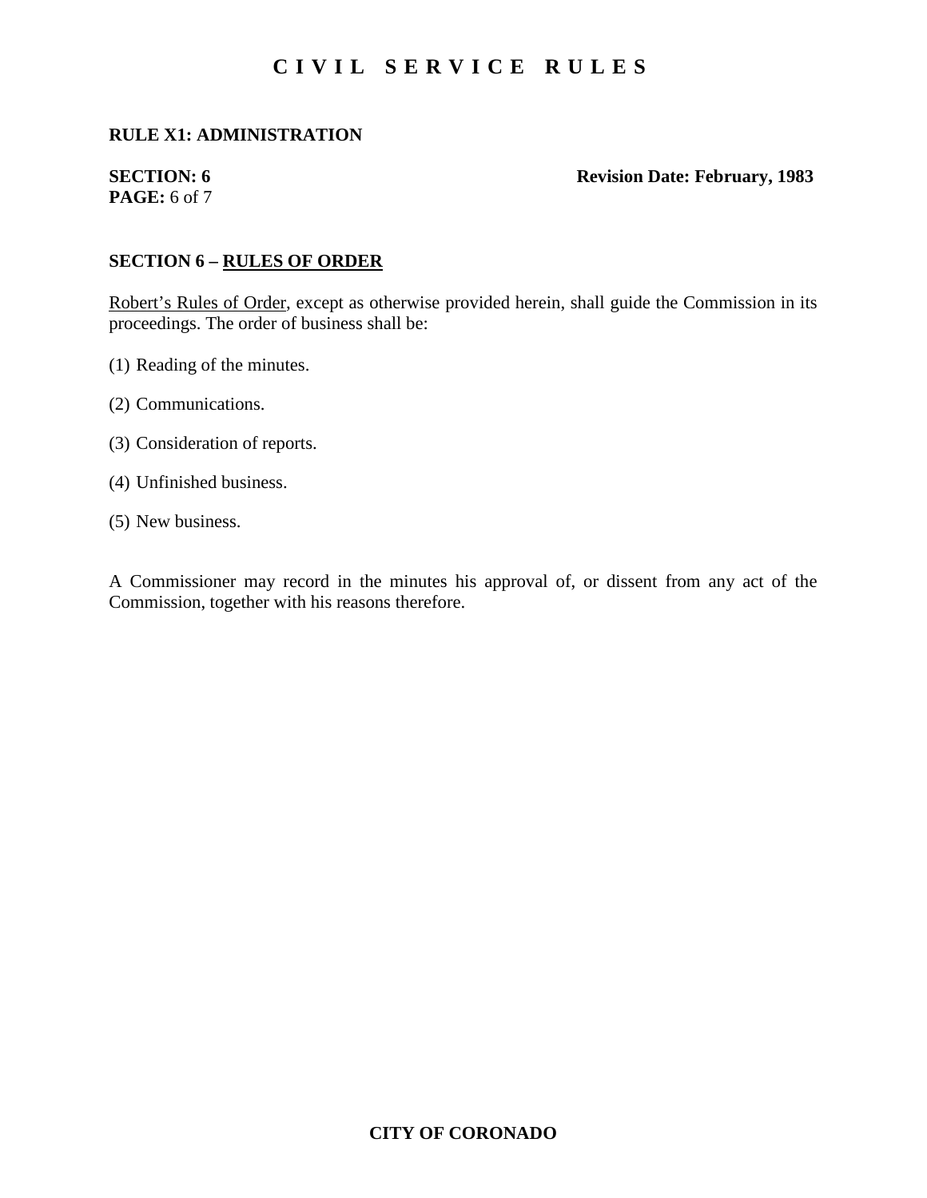**RULE X1: ADMINISTRATION**

**SECTION: 6** **Revision Date: February, 1983**

**SECTION 6 – RULES OF ORDER**

Robert's Rules of Order, except as otherwise provided herein, shall guide the Commission in its proceedings. The order of business shall be:

(1) Reading of the minutes.

(2) Communications.

(3) Consideration of reports.

(4) Unfinished business.

(5) New business.

A Commissioner may record in the minutes his approval of, or dissent from any act of the Commission, together with his reasons therefore.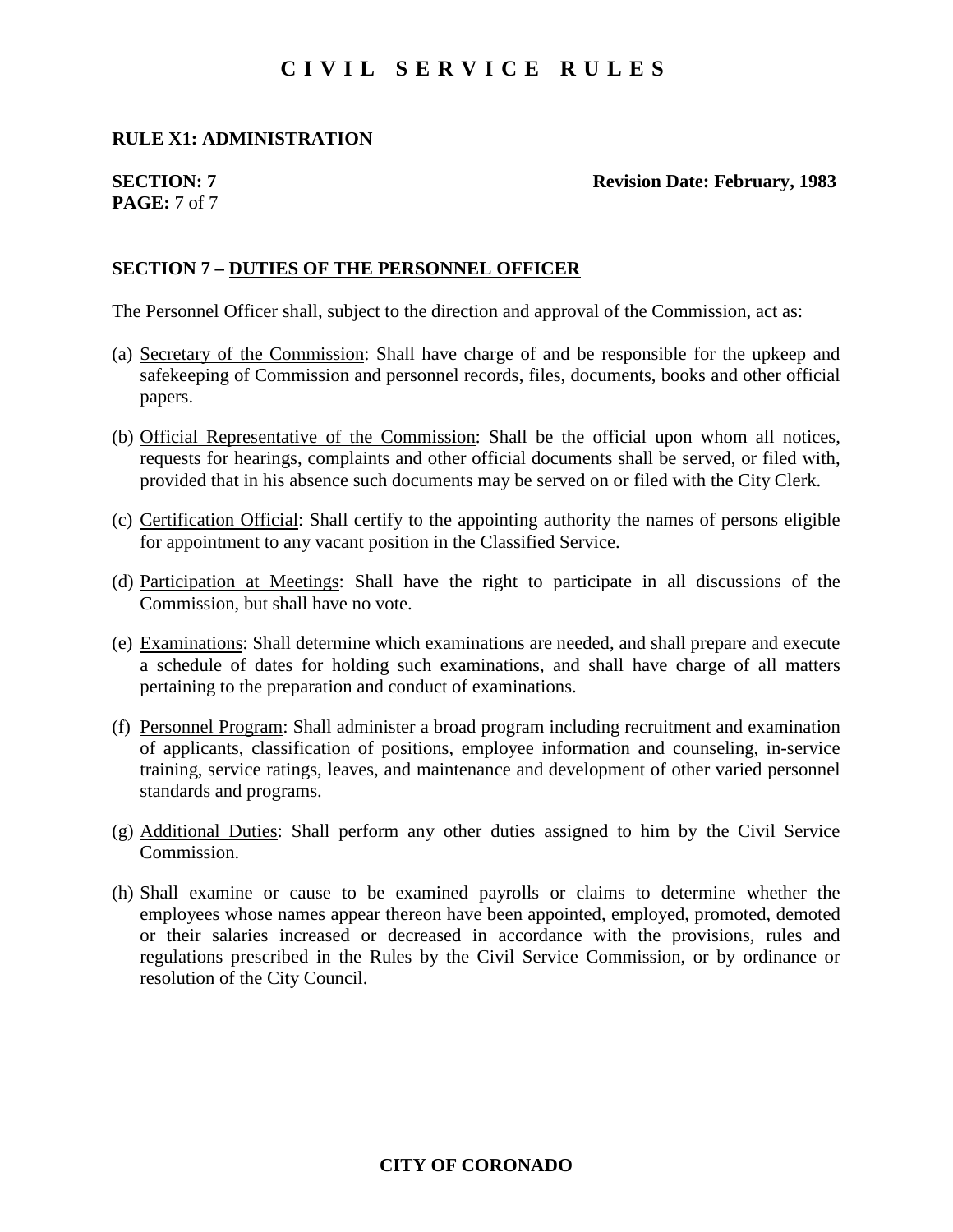## SECTION 7 – DUTIES OF THE PERSONNEL OFFICER

The Personnel Officer shall, subject to the direction and approval of the Commission, act as:

(a) Secretary of the Commission: Shall have charge of and be responsible for the upkeep and safekeeping of Commission and personnel records, files, documents, books and other official papers.

(b) Official Representative of the Commission: Shall be the official upon whom all notices, requests for hearings, complaints and other official documents shall be served, or filed with, provided that in his absence such documents may be served on or filed with the City Clerk.

(c) Certification Official: Shall certify to the appointing authority the names of persons eligible for appointment to any vacant position in the Classified Service.

(d) Participation at Meetings: Shall have the right to participate in all discussions of the Commission, but shall have no vote.

(e) Examinations: Shall determine which examinations are needed, and shall prepare and execute a schedule of dates for holding such examinations, and shall have charge of all matters pertaining to the preparation and conduct of examinations.

(f) Personnel Program: Shall administer a broad program including recruitment and examination of applicants, classification of positions, employee information and counseling, in-service training, service ratings, leaves, and maintenance and development of other varied personnel standards and programs.

(g) Additional Duties: Shall perform any other duties assigned to him by the Civil Service Commission.

(h) Shall examine or cause to be examined payrolls or claims to determine whether the employees whose names appear thereon have been appointed, employed, promoted, demoted or their salaries increased or decreased in accordance with the provisions, rules and regulations prescribed in the Rules by the Civil Service Commission, or by ordinance or resolution of the City Council.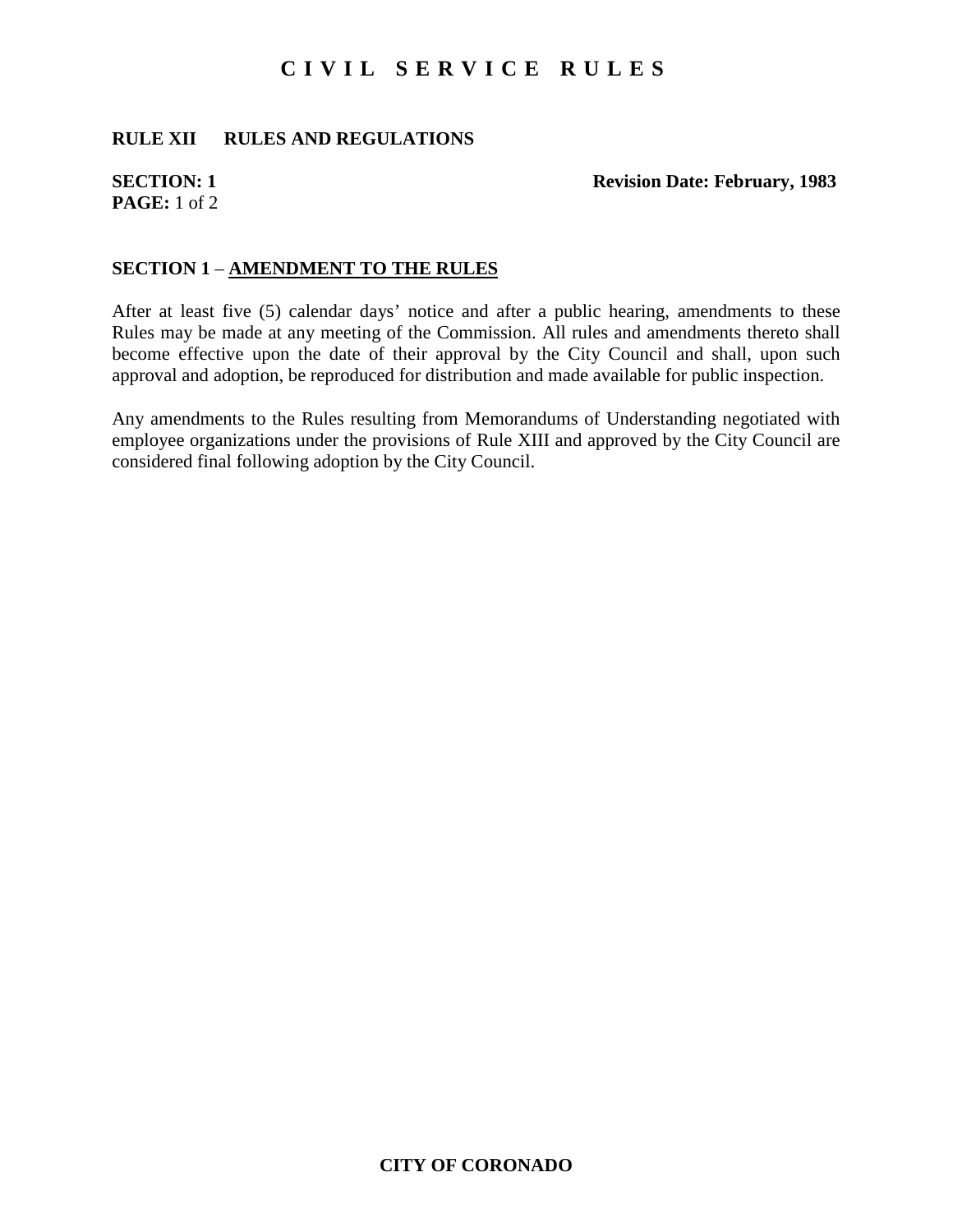# CIVIL SERVICE RULES

## RULE XII RULES AND REGULATIONS

**SECTION: 1** **Revision Date: February, 1983**
**PAGE:** 1 of 2

### SECTION 1 – AMENDMENT TO THE RULES

After at least five (5) calendar days' notice and after a public hearing, amendments to these Rules may be made at any meeting of the Commission. All rules and amendments thereto shall become effective upon the date of their approval by the City Council and shall, upon such approval and adoption, be reproduced for distribution and made available for public inspection.

Any amendments to the Rules resulting from Memorandums of Understanding negotiated with employee organizations under the provisions of Rule XIII and approved by the City Council are considered final following adoption by the City Council.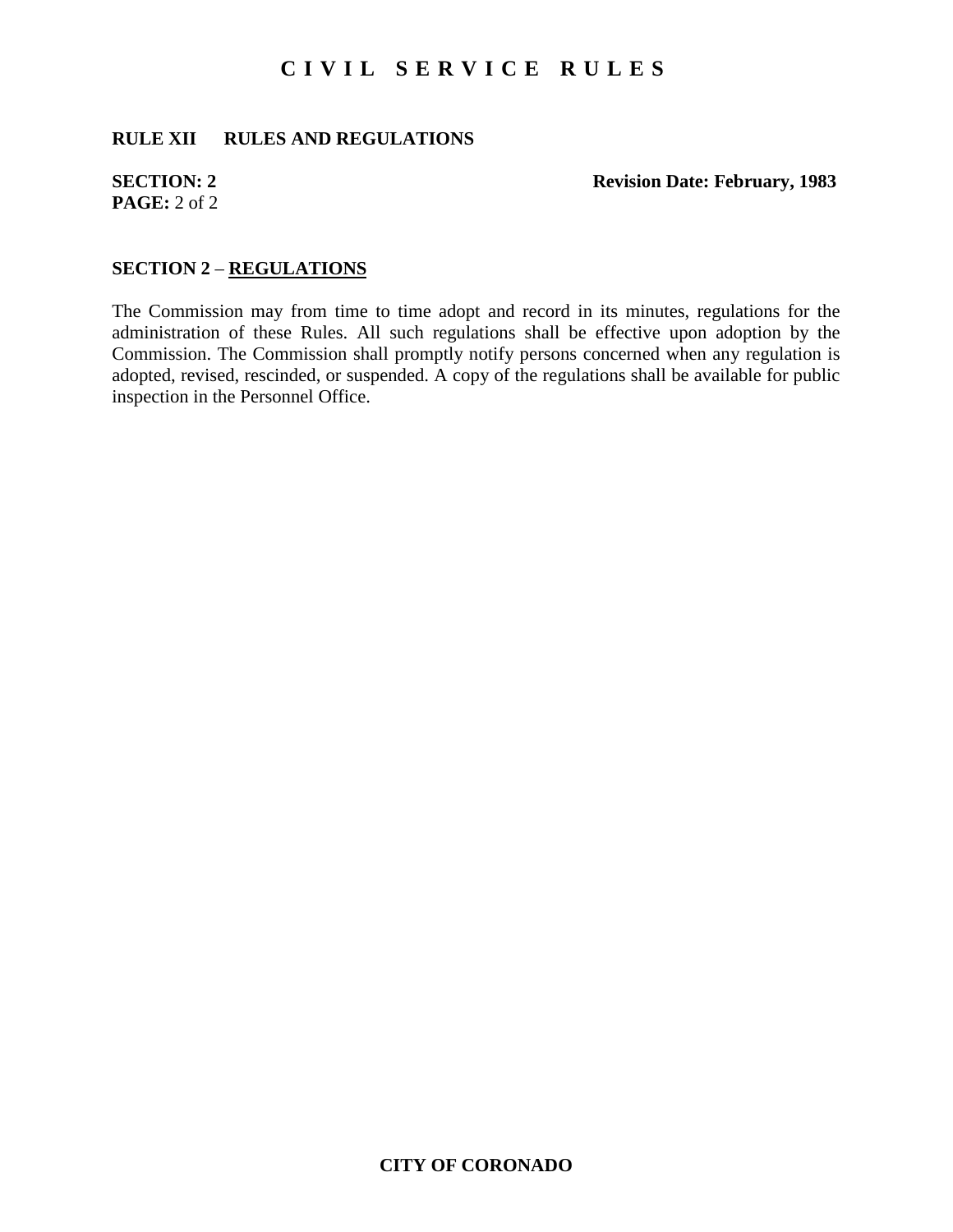# CIVIL SERVICE RULES

## RULE XII RULES AND REGULATIONS

**SECTION: 2** **Revision Date: February, 1983**
**PAGE:** 2 of 2

### SECTION 2 – REGULATIONS

The Commission may from time to time adopt and record in its minutes, regulations for the administration of these Rules. All such regulations shall be effective upon adoption by the Commission. The Commission shall promptly notify persons concerned when any regulation is adopted, revised, rescinded, or suspended. A copy of the regulations shall be available for public inspection in the Personnel Office.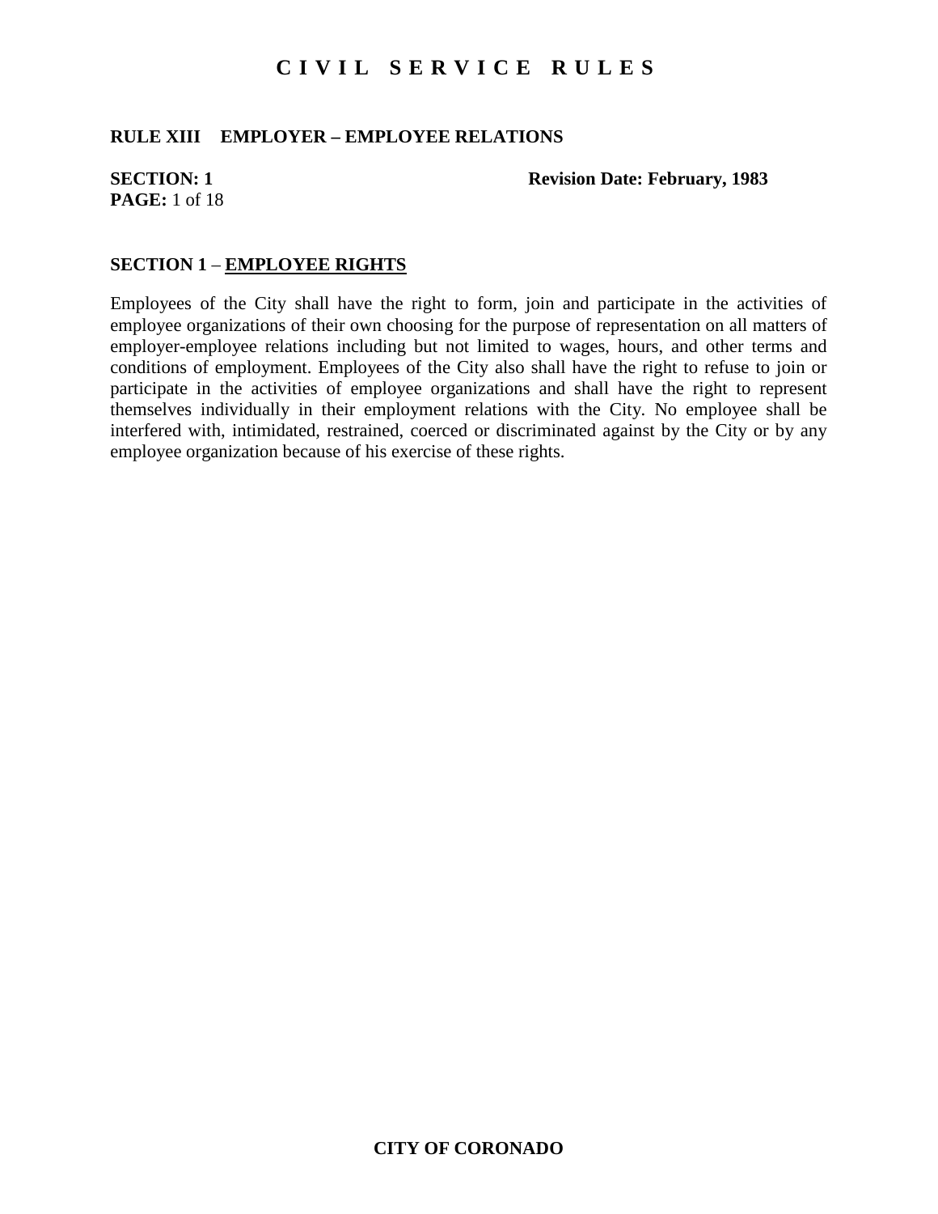## RULE XIII EMPLOYER – EMPLOYEE RELATIONS

**SECTION: 1** **Revision Date: February, 1983**

### SECTION 1 – EMPLOYEE RIGHTS

Employees of the City shall have the right to form, join and participate in the activities of employee organizations of their own choosing for the purpose of representation on all matters of employer-employee relations including but not limited to wages, hours, and other terms and conditions of employment. Employees of the City also shall have the right to refuse to join or participate in the activities of employee organizations and shall have the right to represent themselves individually in their employment relations with the City. No employee shall be interfered with, intimidated, restrained, coerced or discriminated against by the City or by any employee organization because of his exercise of these rights.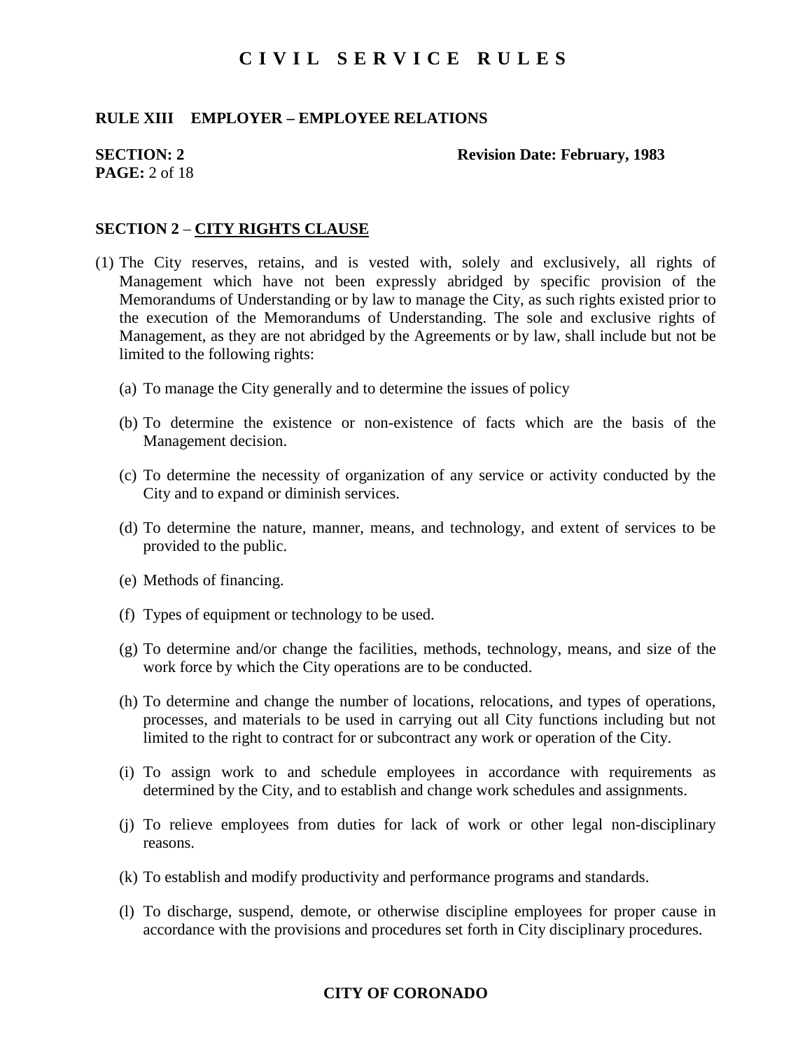## SECTION 2 – CITY RIGHTS CLAUSE

(1) The City reserves, retains, and is vested with, solely and exclusively, all rights of Management which have not been expressly abridged by specific provision of the Memorandums of Understanding or by law to manage the City, as such rights existed prior to the execution of the Memorandums of Understanding. The sole and exclusive rights of Management, as they are not abridged by the Agreements or by law, shall include but not be limited to the following rights:

(a) To manage the City generally and to determine the issues of policy

(b) To determine the existence or non-existence of facts which are the basis of the Management decision.

(c) To determine the necessity of organization of any service or activity conducted by the City and to expand or diminish services.

(d) To determine the nature, manner, means, and technology, and extent of services to be provided to the public.

(e) Methods of financing.

(f) Types of equipment or technology to be used.

(g) To determine and/or change the facilities, methods, technology, means, and size of the work force by which the City operations are to be conducted.

(h) To determine and change the number of locations, relocations, and types of operations, processes, and materials to be used in carrying out all City functions including but not limited to the right to contract for or subcontract any work or operation of the City.

(i) To assign work to and schedule employees in accordance with requirements as determined by the City, and to establish and change work schedules and assignments.

(j) To relieve employees from duties for lack of work or other legal non-disciplinary reasons.

(k) To establish and modify productivity and performance programs and standards.

(l) To discharge, suspend, demote, or otherwise discipline employees for proper cause in accordance with the provisions and procedures set forth in City disciplinary procedures.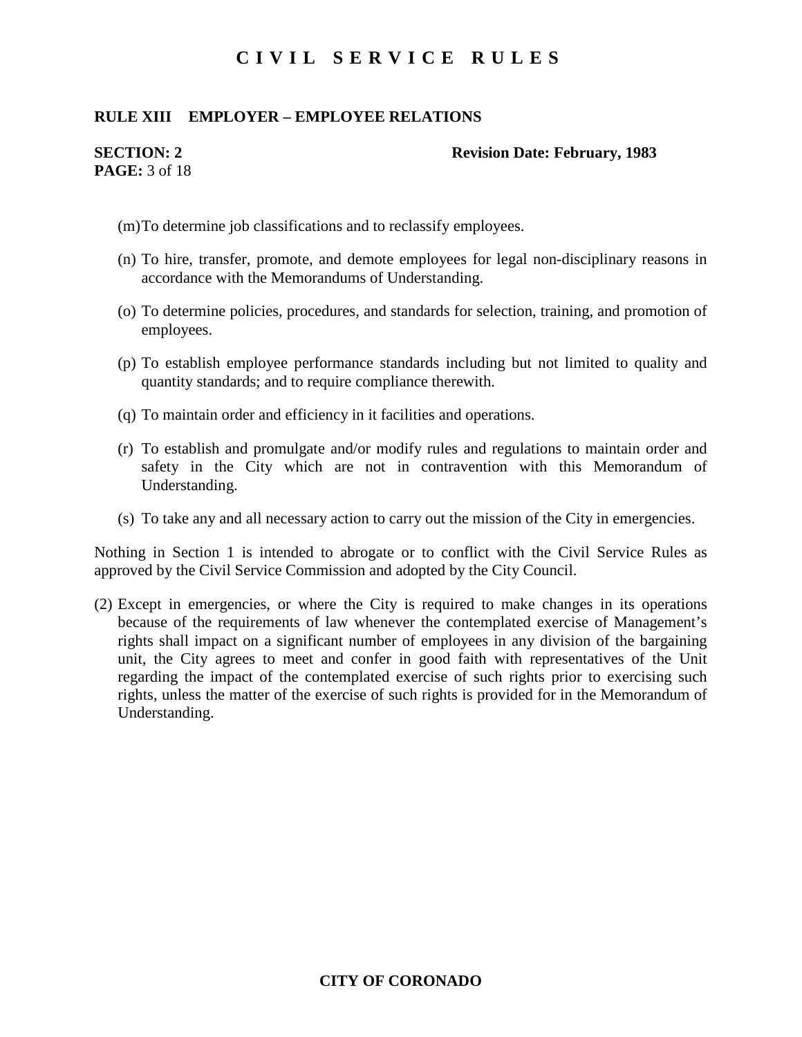## RULE XIII EMPLOYER – EMPLOYEE RELATIONS

**SECTION: 2** **Revision Date: February, 1983**

(m) To determine job classifications and to reclassify employees.

(n) To hire, transfer, promote, and demote employees for legal non-disciplinary reasons in accordance with the Memorandums of Understanding.

(o) To determine policies, procedures, and standards for selection, training, and promotion of employees.

(p) To establish employee performance standards including but not limited to quality and quantity standards; and to require compliance therewith.

(q) To maintain order and efficiency in it facilities and operations.

(r) To establish and promulgate and/or modify rules and regulations to maintain order and safety in the City which are not in contravention with this Memorandum of Understanding.

(s) To take any and all necessary action to carry out the mission of the City in emergencies.

Nothing in Section 1 is intended to abrogate or to conflict with the Civil Service Rules as approved by the Civil Service Commission and adopted by the City Council.

(2) Except in emergencies, or where the City is required to make changes in its operations because of the requirements of law whenever the contemplated exercise of Management's rights shall impact on a significant number of employees in any division of the bargaining unit, the City agrees to meet and confer in good faith with representatives of the Unit regarding the impact of the contemplated exercise of such rights prior to exercising such rights, unless the matter of the exercise of such rights is provided for in the Memorandum of Understanding.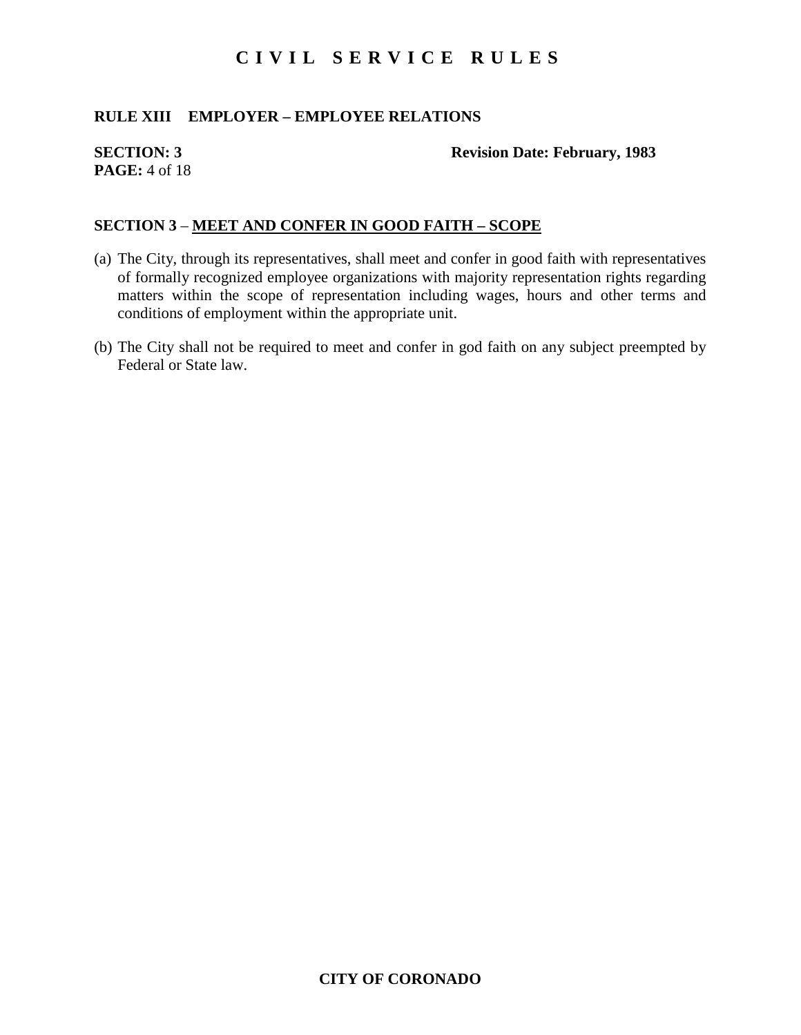**RULE XIII EMPLOYER – EMPLOYEE RELATIONS**

**SECTION: 3** **Revision Date: February, 1983**

## SECTION 3 – MEET AND CONFER IN GOOD FAITH – SCOPE

(a) The City, through its representatives, shall meet and confer in good faith with representatives of formally recognized employee organizations with majority representation rights regarding matters within the scope of representation including wages, hours and other terms and conditions of employment within the appropriate unit.

(b) The City shall not be required to meet and confer in god faith on any subject preempted by Federal or State law.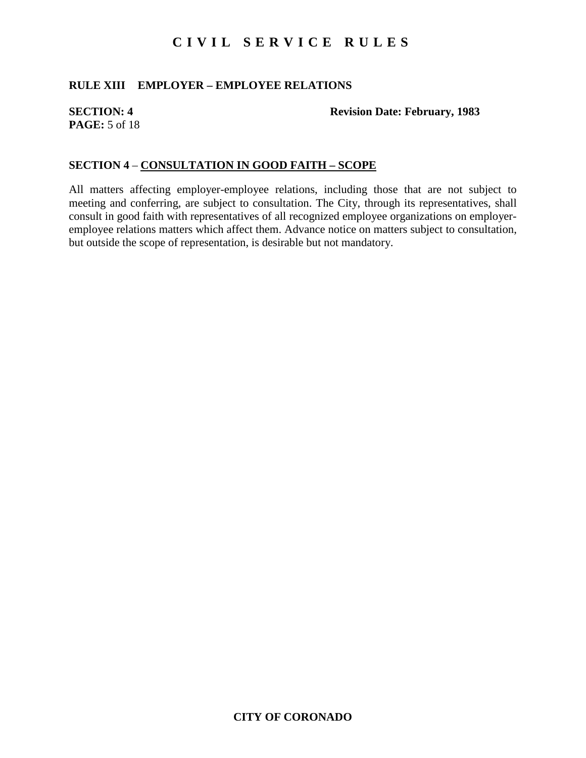**RULE XIII EMPLOYER – EMPLOYEE RELATIONS**

**SECTION: 4** **Revision Date: February, 1983**

## SECTION 4 – CONSULTATION IN GOOD FAITH – SCOPE

All matters affecting employer-employee relations, including those that are not subject to meeting and conferring, are subject to consultation. The City, through its representatives, shall consult in good faith with representatives of all recognized employee organizations on employer-employee relations matters which affect them. Advance notice on matters subject to consultation, but outside the scope of representation, is desirable but not mandatory.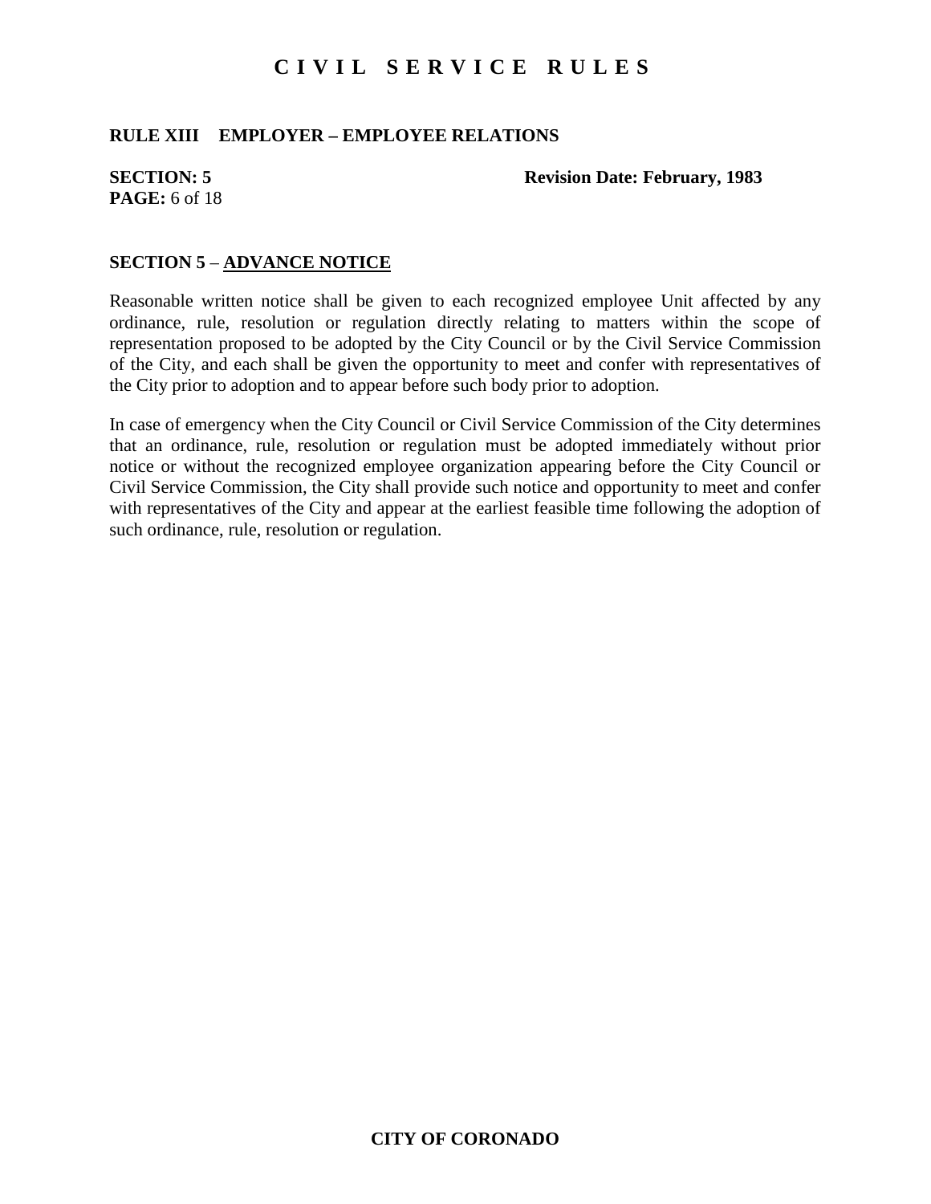## RULE XIII EMPLOYER – EMPLOYEE RELATIONS

**SECTION: 5** **Revision Date: February, 1983**

### SECTION 5 – ADVANCE NOTICE

Reasonable written notice shall be given to each recognized employee Unit affected by any ordinance, rule, resolution or regulation directly relating to matters within the scope of representation proposed to be adopted by the City Council or by the Civil Service Commission of the City, and each shall be given the opportunity to meet and confer with representatives of the City prior to adoption and to appear before such body prior to adoption.

In case of emergency when the City Council or Civil Service Commission of the City determines that an ordinance, rule, resolution or regulation must be adopted immediately without prior notice or without the recognized employee organization appearing before the City Council or Civil Service Commission, the City shall provide such notice and opportunity to meet and confer with representatives of the City and appear at the earliest feasible time following the adoption of such ordinance, rule, resolution or regulation.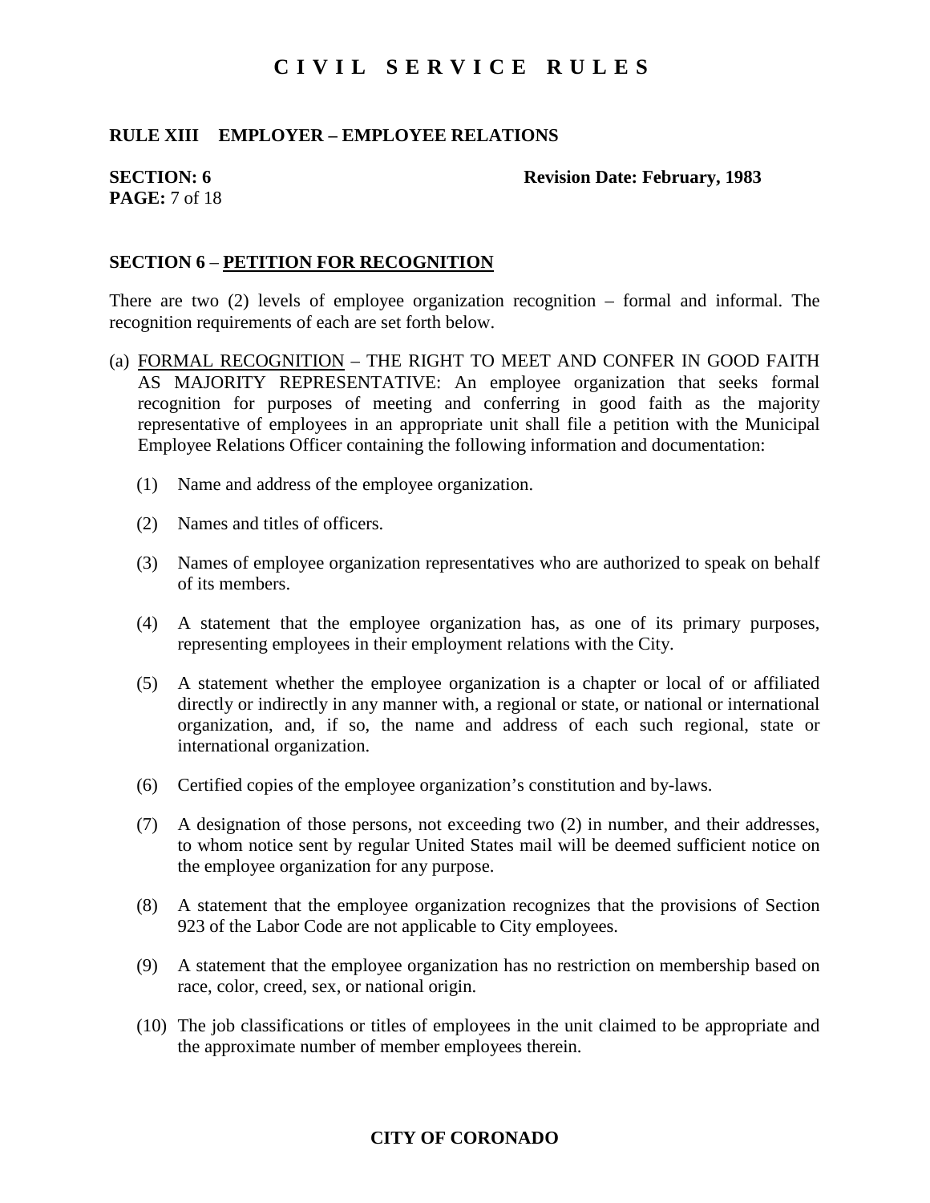## SECTION 6 – PETITION FOR RECOGNITION

There are two (2) levels of employee organization recognition – formal and informal. The recognition requirements of each are set forth below.

(a) FORMAL RECOGNITION – THE RIGHT TO MEET AND CONFER IN GOOD FAITH AS MAJORITY REPRESENTATIVE: An employee organization that seeks formal recognition for purposes of meeting and conferring in good faith as the majority representative of employees in an appropriate unit shall file a petition with the Municipal Employee Relations Officer containing the following information and documentation:

   (1) Name and address of the employee organization.

   (2) Names and titles of officers.

   (3) Names of employee organization representatives who are authorized to speak on behalf of its members.

   (4) A statement that the employee organization has, as one of its primary purposes, representing employees in their employment relations with the City.

   (5) A statement whether the employee organization is a chapter or local of or affiliated directly or indirectly in any manner with, a regional or state, or national or international organization, and, if so, the name and address of each such regional, state or international organization.

   (6) Certified copies of the employee organization's constitution and by-laws.

   (7) A designation of those persons, not exceeding two (2) in number, and their addresses, to whom notice sent by regular United States mail will be deemed sufficient notice on the employee organization for any purpose.

   (8) A statement that the employee organization recognizes that the provisions of Section 923 of the Labor Code are not applicable to City employees.

   (9) A statement that the employee organization has no restriction on membership based on race, color, creed, sex, or national origin.

   (10) The job classifications or titles of employees in the unit claimed to be appropriate and the approximate number of member employees therein.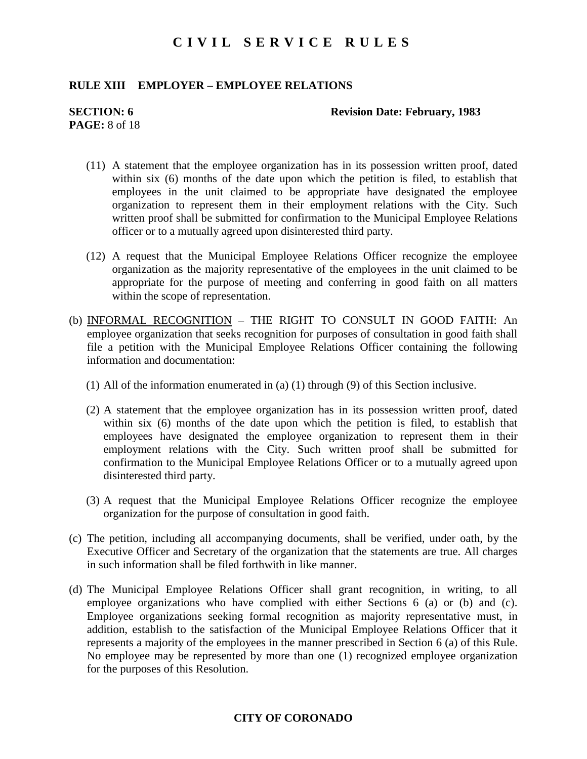(11) A statement that the employee organization has in its possession written proof, dated within six (6) months of the date upon which the petition is filed, to establish that employees in the unit claimed to be appropriate have designated the employee organization to represent them in their employment relations with the City. Such written proof shall be submitted for confirmation to the Municipal Employee Relations officer or to a mutually agreed upon disinterested third party.

(12) A request that the Municipal Employee Relations Officer recognize the employee organization as the majority representative of the employees in the unit claimed to be appropriate for the purpose of meeting and conferring in good faith on all matters within the scope of representation.

(b) INFORMAL RECOGNITION – THE RIGHT TO CONSULT IN GOOD FAITH: An employee organization that seeks recognition for purposes of consultation in good faith shall file a petition with the Municipal Employee Relations Officer containing the following information and documentation:

(1) All of the information enumerated in (a) (1) through (9) of this Section inclusive.

(2) A statement that the employee organization has in its possession written proof, dated within six (6) months of the date upon which the petition is filed, to establish that employees have designated the employee organization to represent them in their employment relations with the City. Such written proof shall be submitted for confirmation to the Municipal Employee Relations Officer or to a mutually agreed upon disinterested third party.

(3) A request that the Municipal Employee Relations Officer recognize the employee organization for the purpose of consultation in good faith.

(c) The petition, including all accompanying documents, shall be verified, under oath, by the Executive Officer and Secretary of the organization that the statements are true. All charges in such information shall be filed forthwith in like manner.

(d) The Municipal Employee Relations Officer shall grant recognition, in writing, to all employee organizations who have complied with either Sections 6 (a) or (b) and (c). Employee organizations seeking formal recognition as majority representative must, in addition, establish to the satisfaction of the Municipal Employee Relations Officer that it represents a majority of the employees in the manner prescribed in Section 6 (a) of this Rule. No employee may be represented by more than one (1) recognized employee organization for the purposes of this Resolution.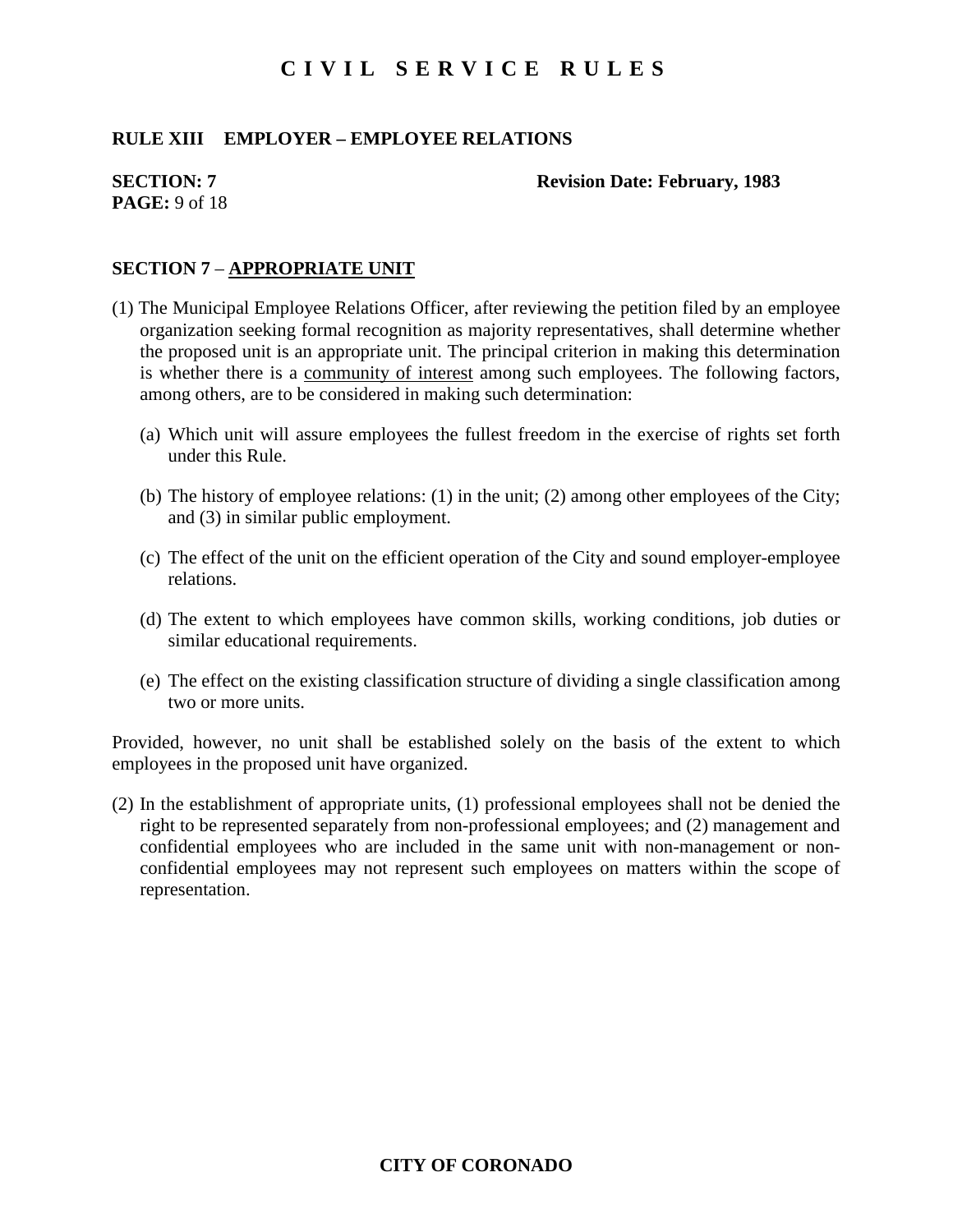## RULE XIII EMPLOYER – EMPLOYEE RELATIONS

**SECTION: 7** **Revision Date: February, 1983**

### SECTION 7 – APPROPRIATE UNIT

(1) The Municipal Employee Relations Officer, after reviewing the petition filed by an employee organization seeking formal recognition as majority representatives, shall determine whether the proposed unit is an appropriate unit. The principal criterion in making this determination is whether there is a community of interest among such employees. The following factors, among others, are to be considered in making such determination:

- (a) Which unit will assure employees the fullest freedom in the exercise of rights set forth under this Rule.
- (b) The history of employee relations: (1) in the unit; (2) among other employees of the City; and (3) in similar public employment.
- (c) The effect of the unit on the efficient operation of the City and sound employer-employee relations.
- (d) The extent to which employees have common skills, working conditions, job duties or similar educational requirements.
- (e) The effect on the existing classification structure of dividing a single classification among two or more units.

Provided, however, no unit shall be established solely on the basis of the extent to which employees in the proposed unit have organized.

(2) In the establishment of appropriate units, (1) professional employees shall not be denied the right to be represented separately from non-professional employees; and (2) management and confidential employees who are included in the same unit with non-management or non-confidential employees may not represent such employees on matters within the scope of representation.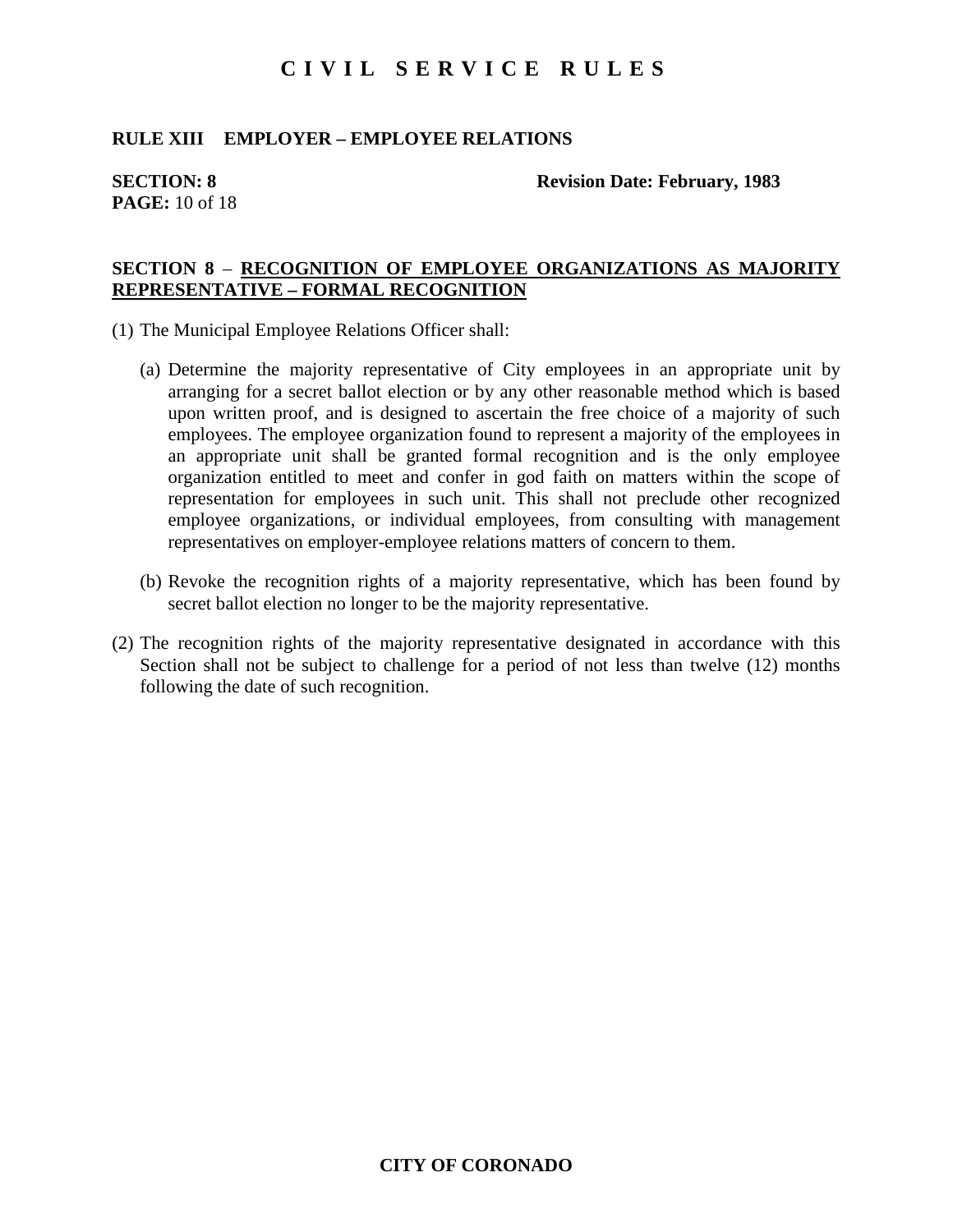## RULE XIII EMPLOYER – EMPLOYEE RELATIONS

**SECTION: 8** **Revision Date: February, 1983**

### SECTION 8 – RECOGNITION OF EMPLOYEE ORGANIZATIONS AS MAJORITY REPRESENTATIVE – FORMAL RECOGNITION

(1) The Municipal Employee Relations Officer shall:

   (a) Determine the majority representative of City employees in an appropriate unit by arranging for a secret ballot election or by any other reasonable method which is based upon written proof, and is designed to ascertain the free choice of a majority of such employees. The employee organization found to represent a majority of the employees in an appropriate unit shall be granted formal recognition and is the only employee organization entitled to meet and confer in god faith on matters within the scope of representation for employees in such unit. This shall not preclude other recognized employee organizations, or individual employees, from consulting with management representatives on employer-employee relations matters of concern to them.

   (b) Revoke the recognition rights of a majority representative, which has been found by secret ballot election no longer to be the majority representative.

(2) The recognition rights of the majority representative designated in accordance with this Section shall not be subject to challenge for a period of not less than twelve (12) months following the date of such recognition.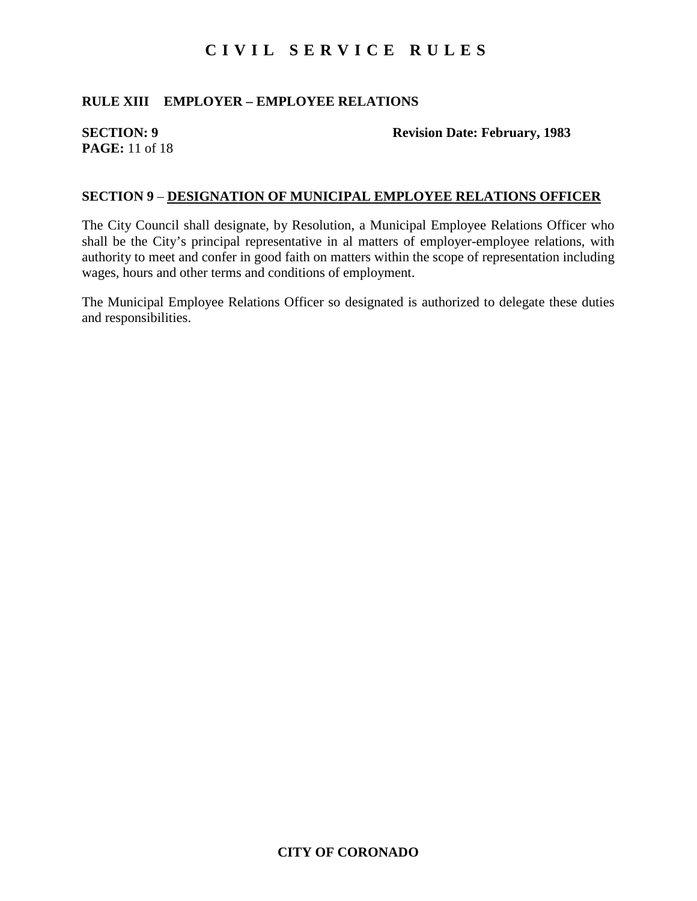**RULE XIII EMPLOYER – EMPLOYEE RELATIONS**

**SECTION: 9** **Revision Date: February, 1983**

## SECTION 9 – DESIGNATION OF MUNICIPAL EMPLOYEE RELATIONS OFFICER

The City Council shall designate, by Resolution, a Municipal Employee Relations Officer who shall be the City's principal representative in al matters of employer-employee relations, with authority to meet and confer in good faith on matters within the scope of representation including wages, hours and other terms and conditions of employment.

The Municipal Employee Relations Officer so designated is authorized to delegate these duties and responsibilities.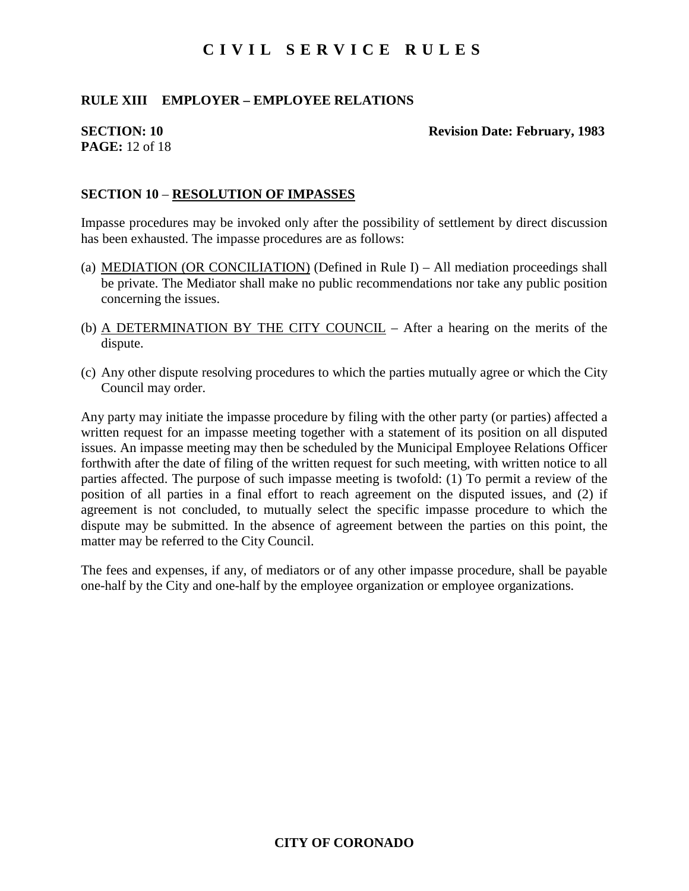## SECTION 10 – RESOLUTION OF IMPASSES

Impasse procedures may be invoked only after the possibility of settlement by direct discussion has been exhausted. The impasse procedures are as follows:

(a) MEDIATION (OR CONCILIATION) (Defined in Rule I) – All mediation proceedings shall be private. The Mediator shall make no public recommendations nor take any public position concerning the issues.

(b) A DETERMINATION BY THE CITY COUNCIL – After a hearing on the merits of the dispute.

(c) Any other dispute resolving procedures to which the parties mutually agree or which the City Council may order.

Any party may initiate the impasse procedure by filing with the other party (or parties) affected a written request for an impasse meeting together with a statement of its position on all disputed issues. An impasse meeting may then be scheduled by the Municipal Employee Relations Officer forthwith after the date of filing of the written request for such meeting, with written notice to all parties affected. The purpose of such impasse meeting is twofold: (1) To permit a review of the position of all parties in a final effort to reach agreement on the disputed issues, and (2) if agreement is not concluded, to mutually select the specific impasse procedure to which the dispute may be submitted. In the absence of agreement between the parties on this point, the matter may be referred to the City Council.

The fees and expenses, if any, of mediators or of any other impasse procedure, shall be payable one-half by the City and one-half by the employee organization or employee organizations.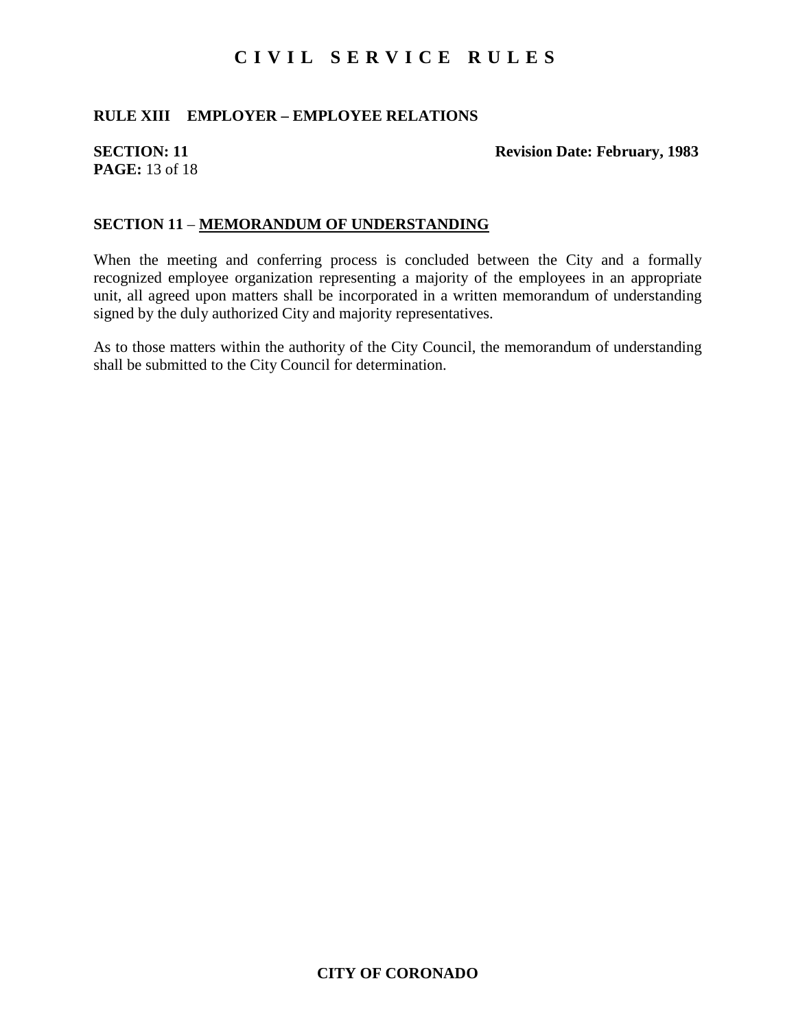## RULE XIII EMPLOYER – EMPLOYEE RELATIONS

**SECTION: 11** **Revision Date: February, 1983**

### SECTION 11 – MEMORANDUM OF UNDERSTANDING

When the meeting and conferring process is concluded between the City and a formally recognized employee organization representing a majority of the employees in an appropriate unit, all agreed upon matters shall be incorporated in a written memorandum of understanding signed by the duly authorized City and majority representatives.

As to those matters within the authority of the City Council, the memorandum of understanding shall be submitted to the City Council for determination.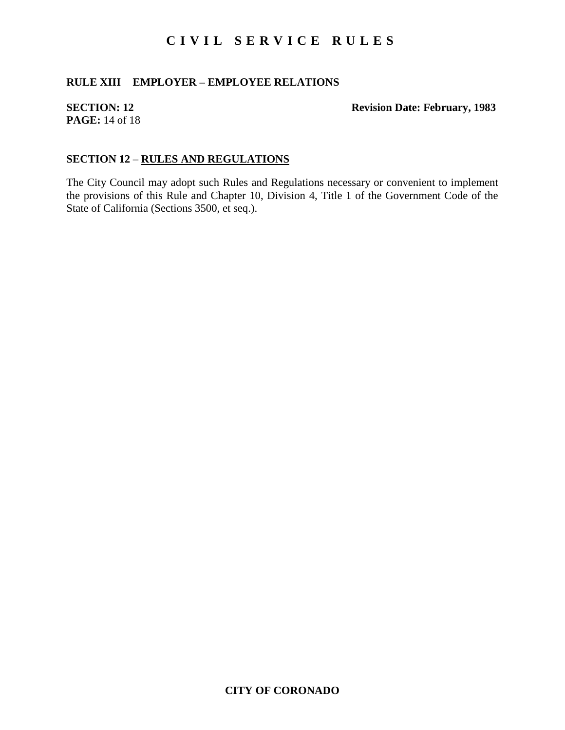## RULE XIII EMPLOYER – EMPLOYEE RELATIONS

**SECTION: 12** **Revision Date: February, 1983**

### SECTION 12 – RULES AND REGULATIONS

The City Council may adopt such Rules and Regulations necessary or convenient to implement the provisions of this Rule and Chapter 10, Division 4, Title 1 of the Government Code of the State of California (Sections 3500, et seq.).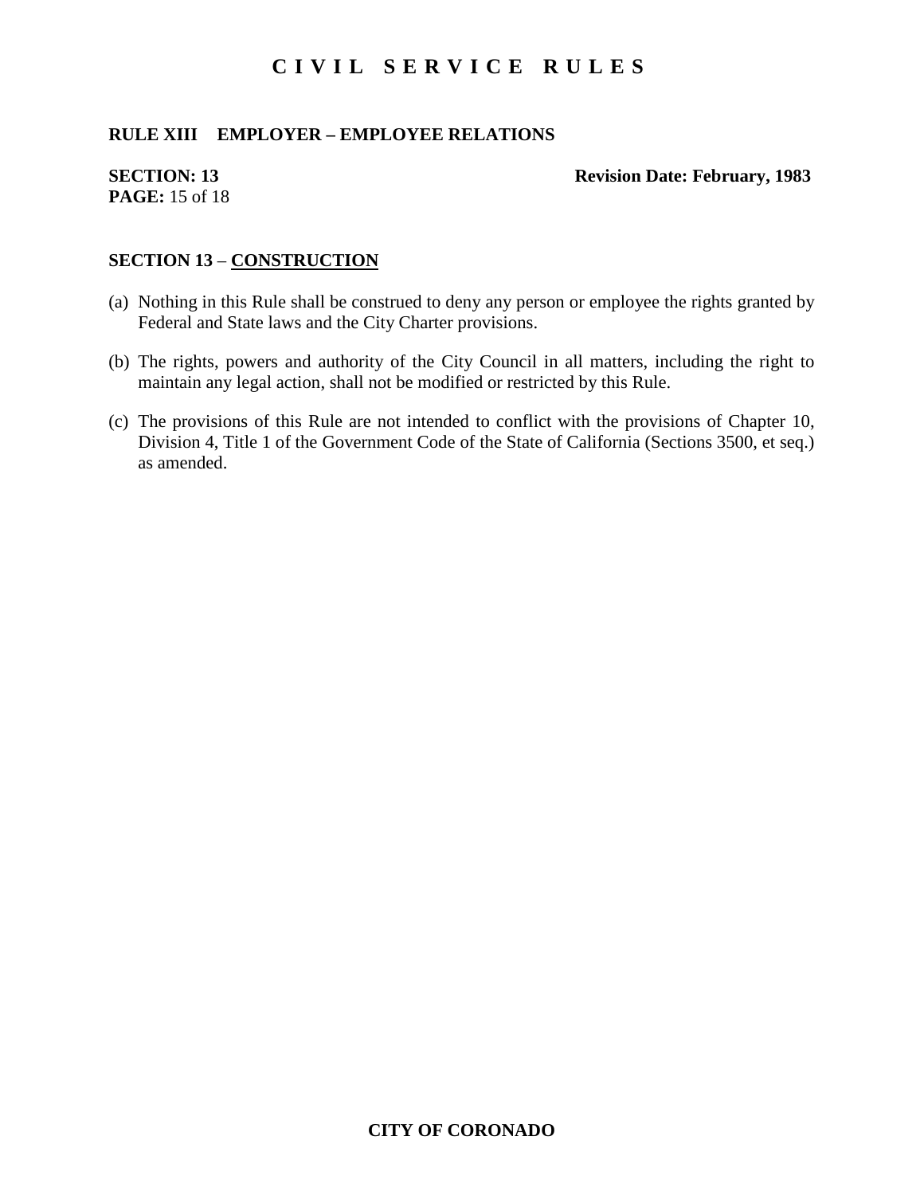## RULE XIII EMPLOYER – EMPLOYEE RELATIONS

**SECTION: 13** **Revision Date: February, 1983**

### SECTION 13 – CONSTRUCTION

(a) Nothing in this Rule shall be construed to deny any person or employee the rights granted by Federal and State laws and the City Charter provisions.

(b) The rights, powers and authority of the City Council in all matters, including the right to maintain any legal action, shall not be modified or restricted by this Rule.

(c) The provisions of this Rule are not intended to conflict with the provisions of Chapter 10, Division 4, Title 1 of the Government Code of the State of California (Sections 3500, et seq.) as amended.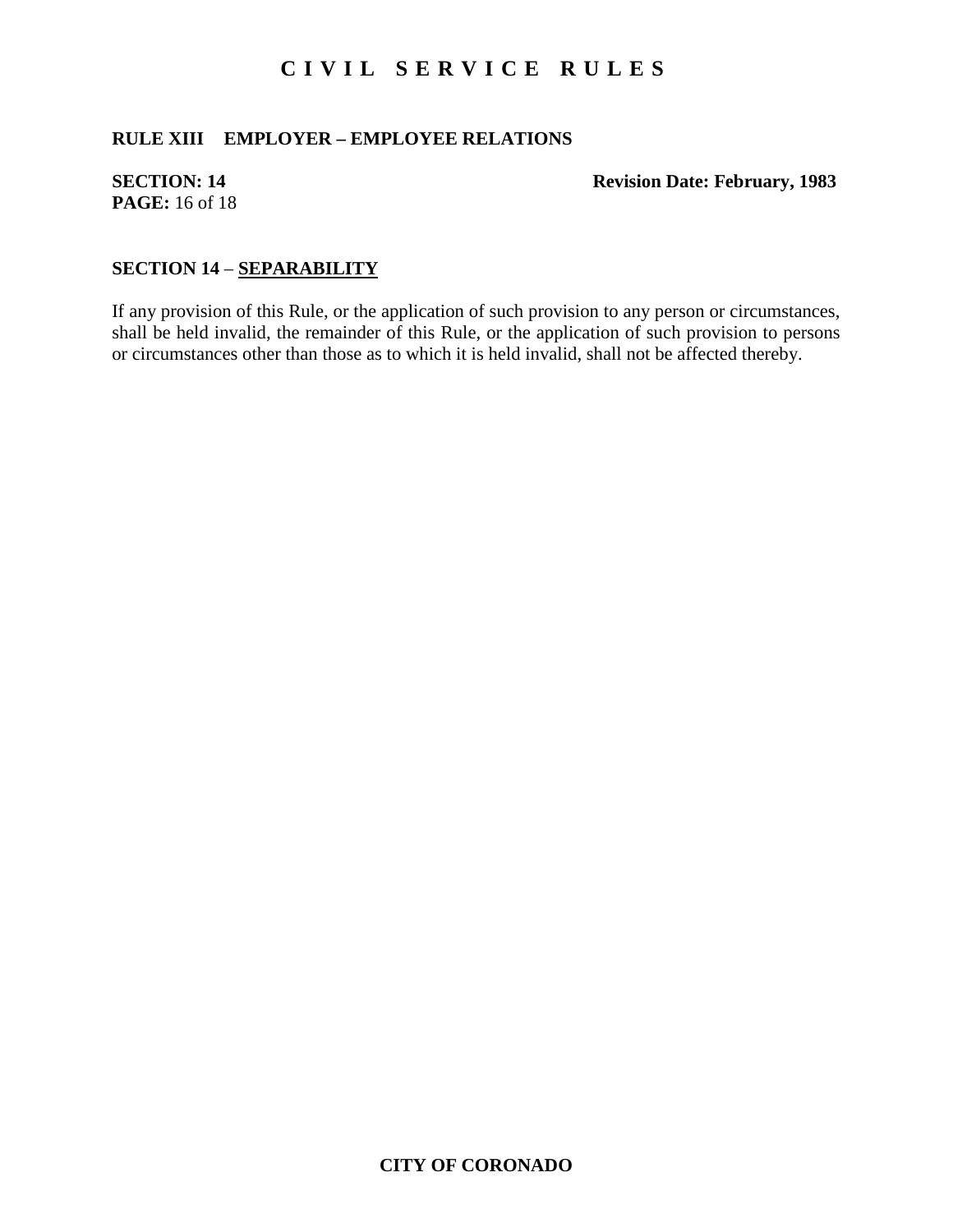**RULE XIII EMPLOYER – EMPLOYEE RELATIONS**

**SECTION: 14** **Revision Date: February, 1983**

**SECTION 14 – SEPARABILITY**

If any provision of this Rule, or the application of such provision to any person or circumstances, shall be held invalid, the remainder of this Rule, or the application of such provision to persons or circumstances other than those as to which it is held invalid, shall not be affected thereby.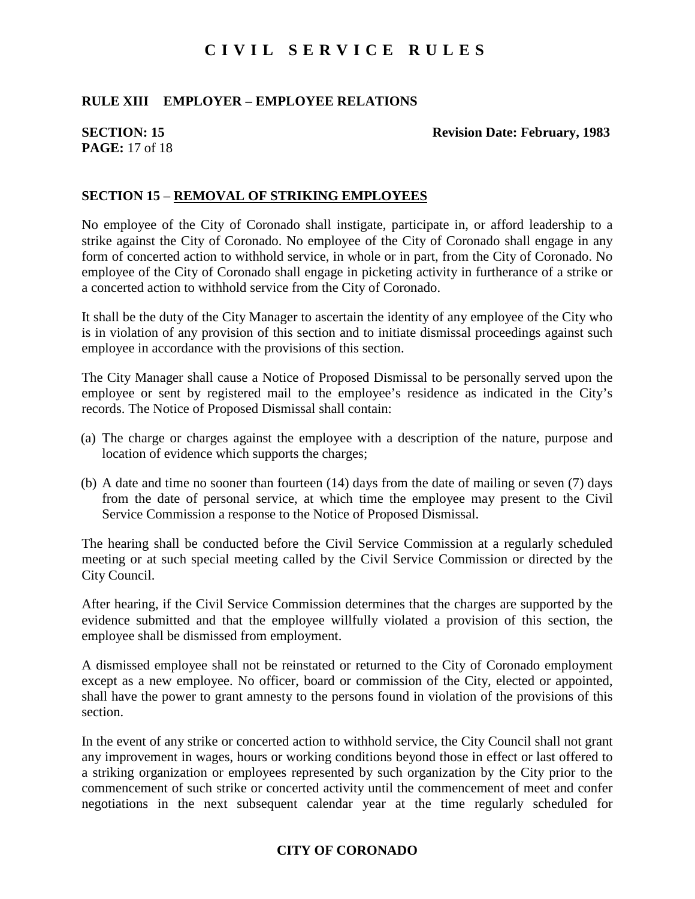# CIVIL SERVICE RULES

## RULE XIII EMPLOYER – EMPLOYEE RELATIONS

**SECTION: 15** **Revision Date: February, 1983**

### SECTION 15 – REMOVAL OF STRIKING EMPLOYEES

No employee of the City of Coronado shall instigate, participate in, or afford leadership to a strike against the City of Coronado. No employee of the City of Coronado shall engage in any form of concerted action to withhold service, in whole or in part, from the City of Coronado. No employee of the City of Coronado shall engage in picketing activity in furtherance of a strike or a concerted action to withhold service from the City of Coronado.

It shall be the duty of the City Manager to ascertain the identity of any employee of the City who is in violation of any provision of this section and to initiate dismissal proceedings against such employee in accordance with the provisions of this section.

The City Manager shall cause a Notice of Proposed Dismissal to be personally served upon the employee or sent by registered mail to the employee's residence as indicated in the City's records. The Notice of Proposed Dismissal shall contain:

(a) The charge or charges against the employee with a description of the nature, purpose and location of evidence which supports the charges;

(b) A date and time no sooner than fourteen (14) days from the date of mailing or seven (7) days from the date of personal service, at which time the employee may present to the Civil Service Commission a response to the Notice of Proposed Dismissal.

The hearing shall be conducted before the Civil Service Commission at a regularly scheduled meeting or at such special meeting called by the Civil Service Commission or directed by the City Council.

After hearing, if the Civil Service Commission determines that the charges are supported by the evidence submitted and that the employee willfully violated a provision of this section, the employee shall be dismissed from employment.

A dismissed employee shall not be reinstated or returned to the City of Coronado employment except as a new employee. No officer, board or commission of the City, elected or appointed, shall have the power to grant amnesty to the persons found in violation of the provisions of this section.

In the event of any strike or concerted action to withhold service, the City Council shall not grant any improvement in wages, hours or working conditions beyond those in effect or last offered to a striking organization or employees represented by such organization by the City prior to the commencement of such strike or concerted activity until the commencement of meet and confer negotiations in the next subsequent calendar year at the time regularly scheduled for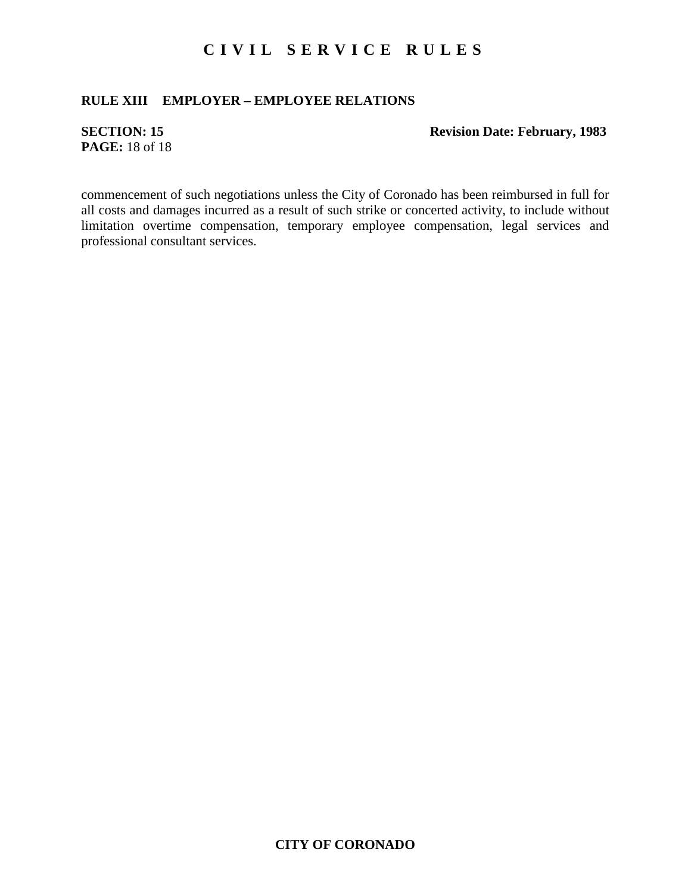commencement of such negotiations unless the City of Coronado has been reimbursed in full for all costs and damages incurred as a result of such strike or concerted activity, to include without limitation overtime compensation, temporary employee compensation, legal services and professional consultant services.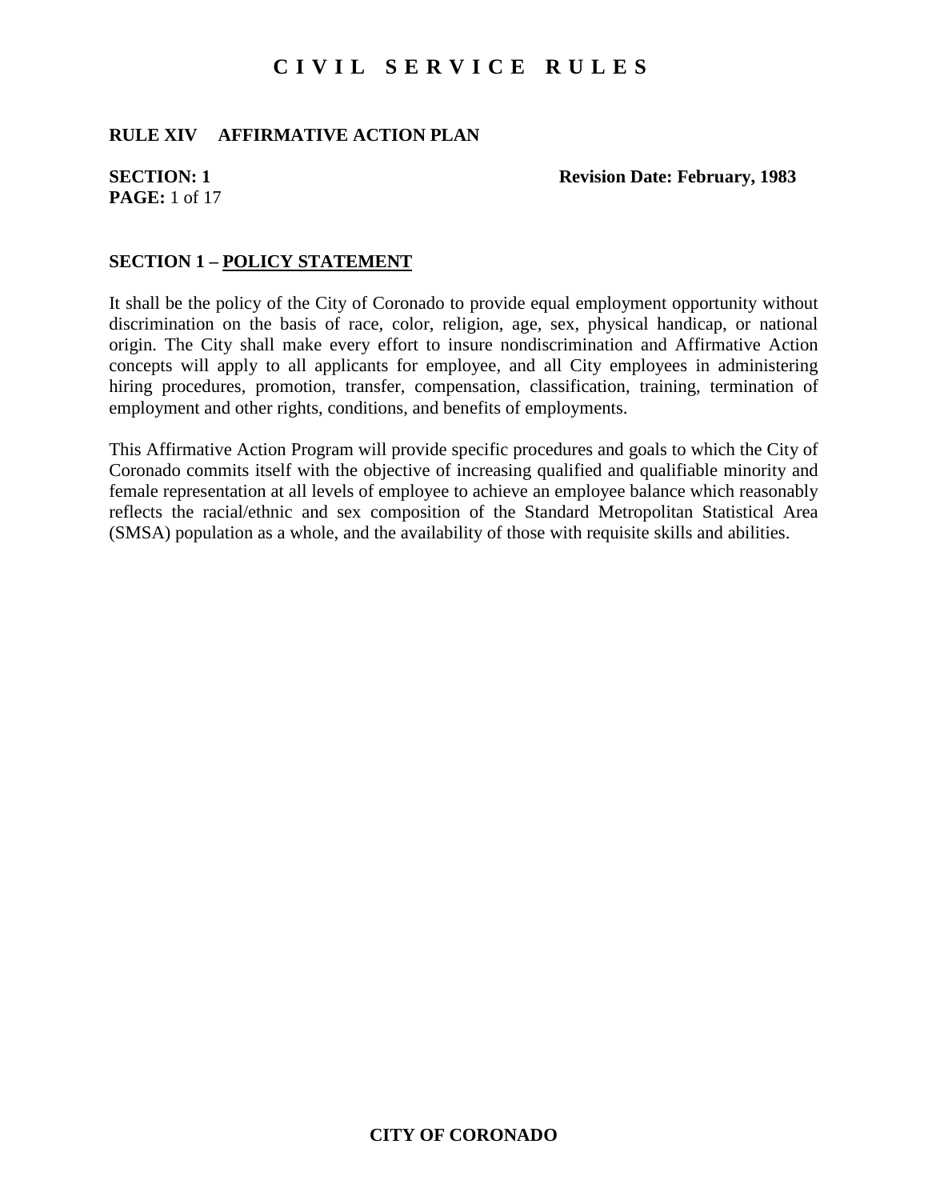# CIVIL SERVICE RULES

## RULE XIV AFFIRMATIVE ACTION PLAN

**SECTION: 1** **Revision Date: February, 1983**

### SECTION 1 – POLICY STATEMENT

It shall be the policy of the City of Coronado to provide equal employment opportunity without discrimination on the basis of race, color, religion, age, sex, physical handicap, or national origin. The City shall make every effort to insure nondiscrimination and Affirmative Action concepts will apply to all applicants for employee, and all City employees in administering hiring procedures, promotion, transfer, compensation, classification, training, termination of employment and other rights, conditions, and benefits of employments.

This Affirmative Action Program will provide specific procedures and goals to which the City of Coronado commits itself with the objective of increasing qualified and qualifiable minority and female representation at all levels of employee to achieve an employee balance which reasonably reflects the racial/ethnic and sex composition of the Standard Metropolitan Statistical Area (SMSA) population as a whole, and the availability of those with requisite skills and abilities.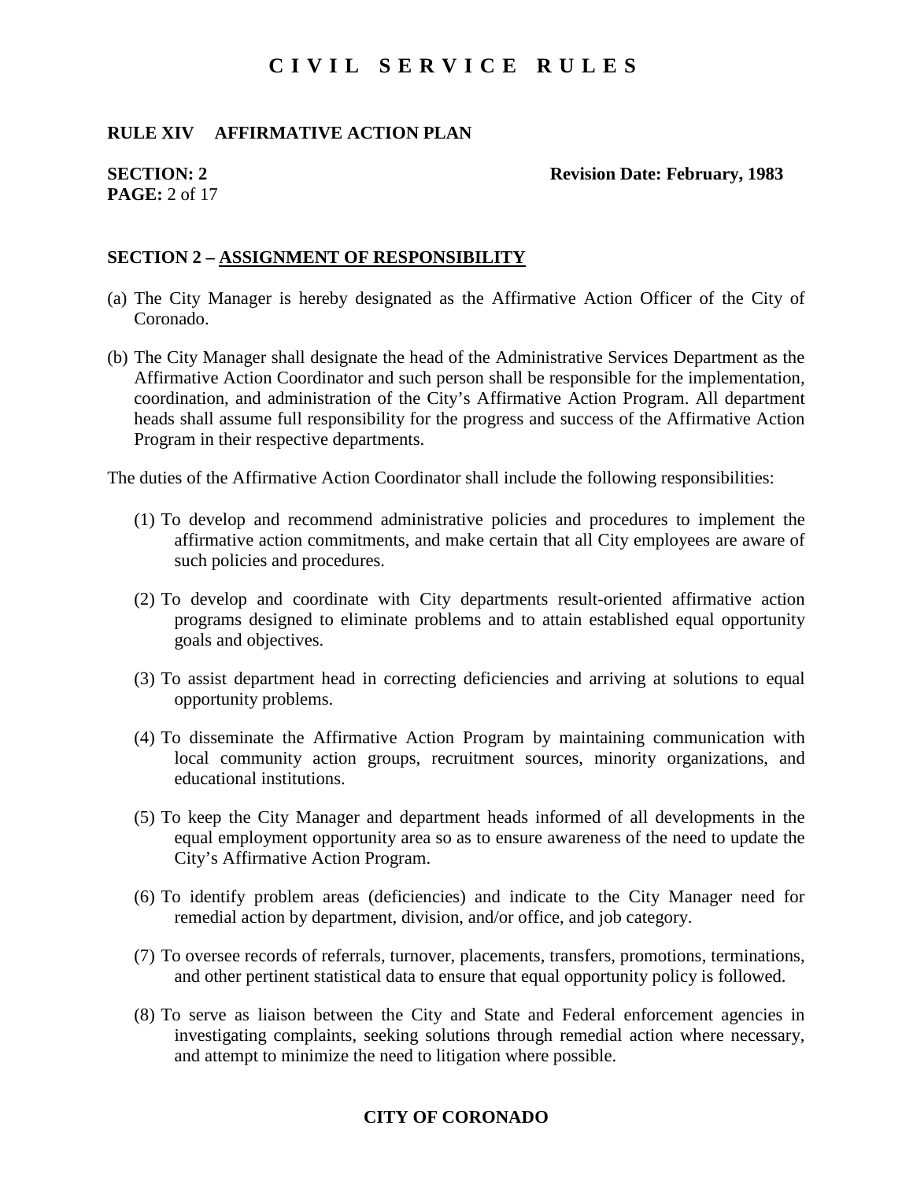**RULE XIV AFFIRMATIVE ACTION PLAN**

**SECTION: 2** **Revision Date: February, 1983**
**PAGE:** 2 of 17

## SECTION 2 – ASSIGNMENT OF RESPONSIBILITY

(a) The City Manager is hereby designated as the Affirmative Action Officer of the City of Coronado.

(b) The City Manager shall designate the head of the Administrative Services Department as the Affirmative Action Coordinator and such person shall be responsible for the implementation, coordination, and administration of the City's Affirmative Action Program. All department heads shall assume full responsibility for the progress and success of the Affirmative Action Program in their respective departments.

The duties of the Affirmative Action Coordinator shall include the following responsibilities:

(1) To develop and recommend administrative policies and procedures to implement the affirmative action commitments, and make certain that all City employees are aware of such policies and procedures.

(2) To develop and coordinate with City departments result-oriented affirmative action programs designed to eliminate problems and to attain established equal opportunity goals and objectives.

(3) To assist department head in correcting deficiencies and arriving at solutions to equal opportunity problems.

(4) To disseminate the Affirmative Action Program by maintaining communication with local community action groups, recruitment sources, minority organizations, and educational institutions.

(5) To keep the City Manager and department heads informed of all developments in the equal employment opportunity area so as to ensure awareness of the need to update the City's Affirmative Action Program.

(6) To identify problem areas (deficiencies) and indicate to the City Manager need for remedial action by department, division, and/or office, and job category.

(7) To oversee records of referrals, turnover, placements, transfers, promotions, terminations, and other pertinent statistical data to ensure that equal opportunity policy is followed.

(8) To serve as liaison between the City and State and Federal enforcement agencies in investigating complaints, seeking solutions through remedial action where necessary, and attempt to minimize the need to litigation where possible.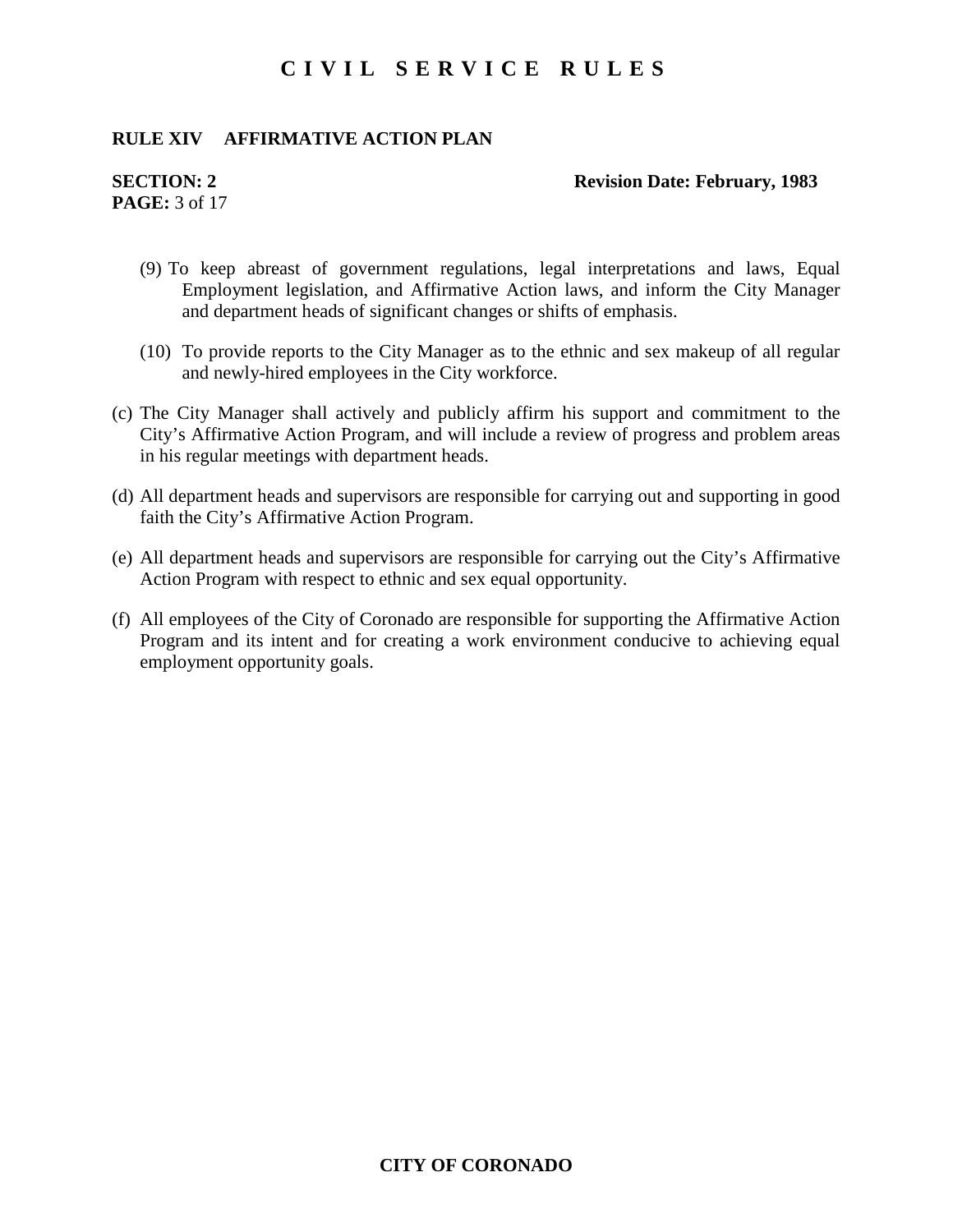## RULE XIV AFFIRMATIVE ACTION PLAN

**SECTION: 2** **Revision Date: February, 1983**

(9) To keep abreast of government regulations, legal interpretations and laws, Equal Employment legislation, and Affirmative Action laws, and inform the City Manager and department heads of significant changes or shifts of emphasis.

(10) To provide reports to the City Manager as to the ethnic and sex makeup of all regular and newly-hired employees in the City workforce.

(c) The City Manager shall actively and publicly affirm his support and commitment to the City's Affirmative Action Program, and will include a review of progress and problem areas in his regular meetings with department heads.

(d) All department heads and supervisors are responsible for carrying out and supporting in good faith the City's Affirmative Action Program.

(e) All department heads and supervisors are responsible for carrying out the City's Affirmative Action Program with respect to ethnic and sex equal opportunity.

(f) All employees of the City of Coronado are responsible for supporting the Affirmative Action Program and its intent and for creating a work environment conducive to achieving equal employment opportunity goals.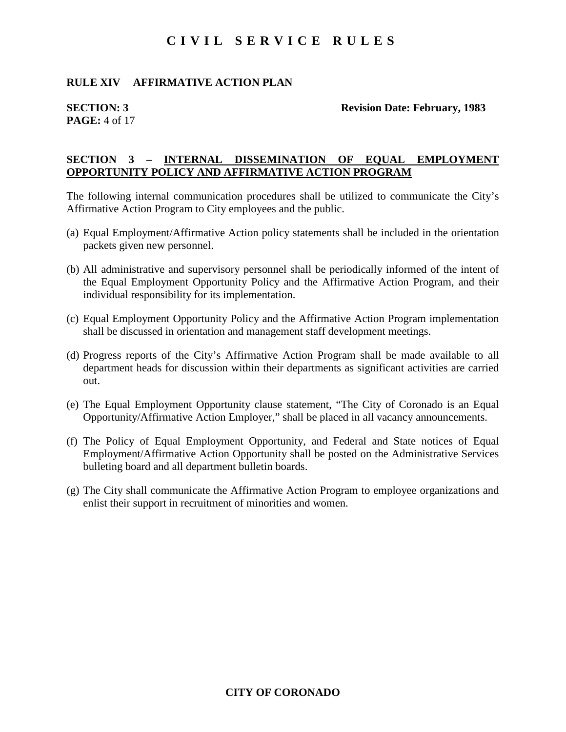## RULE XIV AFFIRMATIVE ACTION PLAN

**SECTION: 3** **Revision Date: February, 1983**

### SECTION 3 – INTERNAL DISSEMINATION OF EQUAL EMPLOYMENT OPPORTUNITY POLICY AND AFFIRMATIVE ACTION PROGRAM

The following internal communication procedures shall be utilized to communicate the City's Affirmative Action Program to City employees and the public.

(a) Equal Employment/Affirmative Action policy statements shall be included in the orientation packets given new personnel.

(b) All administrative and supervisory personnel shall be periodically informed of the intent of the Equal Employment Opportunity Policy and the Affirmative Action Program, and their individual responsibility for its implementation.

(c) Equal Employment Opportunity Policy and the Affirmative Action Program implementation shall be discussed in orientation and management staff development meetings.

(d) Progress reports of the City's Affirmative Action Program shall be made available to all department heads for discussion within their departments as significant activities are carried out.

(e) The Equal Employment Opportunity clause statement, "The City of Coronado is an Equal Opportunity/Affirmative Action Employer," shall be placed in all vacancy announcements.

(f) The Policy of Equal Employment Opportunity, and Federal and State notices of Equal Employment/Affirmative Action Opportunity shall be posted on the Administrative Services bulleting board and all department bulletin boards.

(g) The City shall communicate the Affirmative Action Program to employee organizations and enlist their support in recruitment of minorities and women.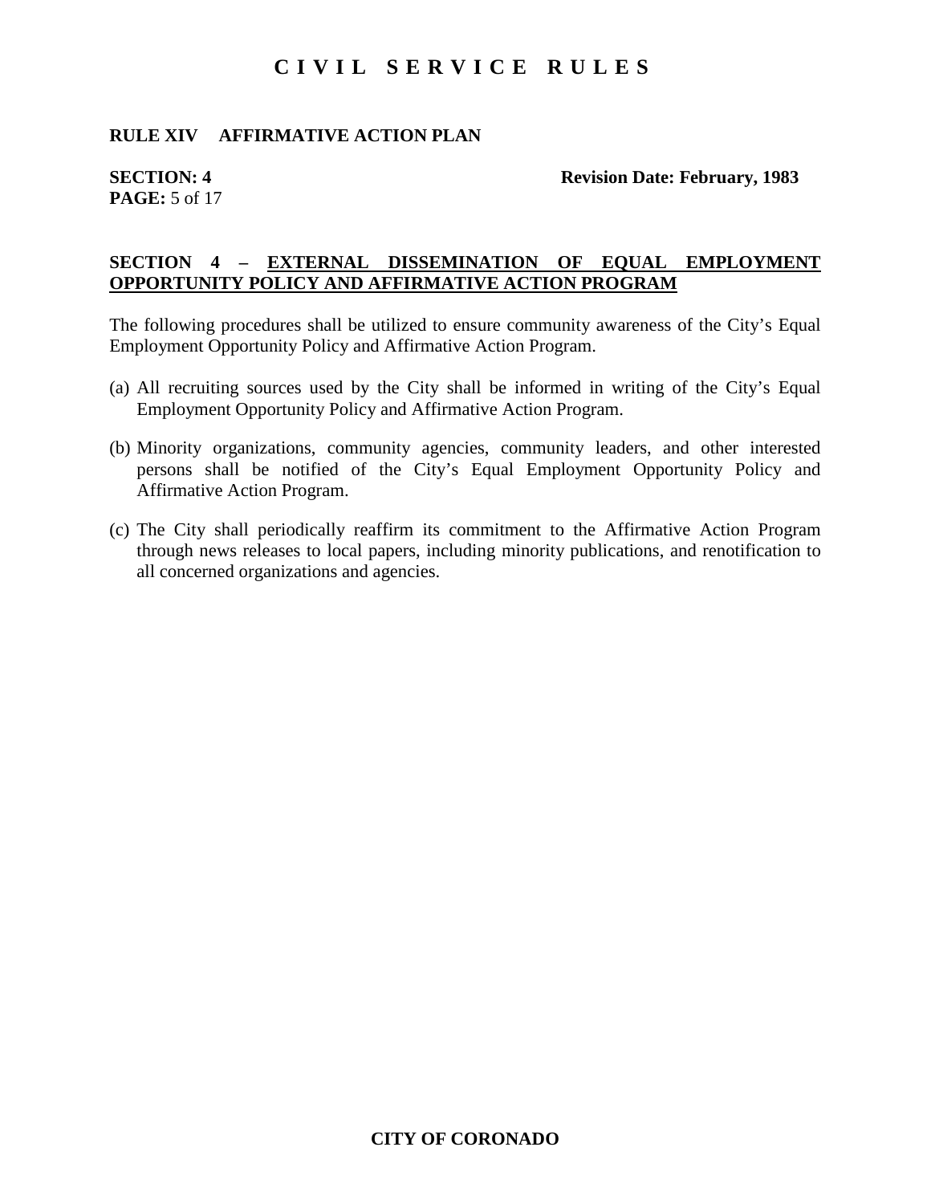## RULE XIV AFFIRMATIVE ACTION PLAN

**SECTION: 4** **Revision Date: February, 1983**

### SECTION 4 – EXTERNAL DISSEMINATION OF EQUAL EMPLOYMENT OPPORTUNITY POLICY AND AFFIRMATIVE ACTION PROGRAM

The following procedures shall be utilized to ensure community awareness of the City's Equal Employment Opportunity Policy and Affirmative Action Program.

(a) All recruiting sources used by the City shall be informed in writing of the City's Equal Employment Opportunity Policy and Affirmative Action Program.

(b) Minority organizations, community agencies, community leaders, and other interested persons shall be notified of the City's Equal Employment Opportunity Policy and Affirmative Action Program.

(c) The City shall periodically reaffirm its commitment to the Affirmative Action Program through news releases to local papers, including minority publications, and renotification to all concerned organizations and agencies.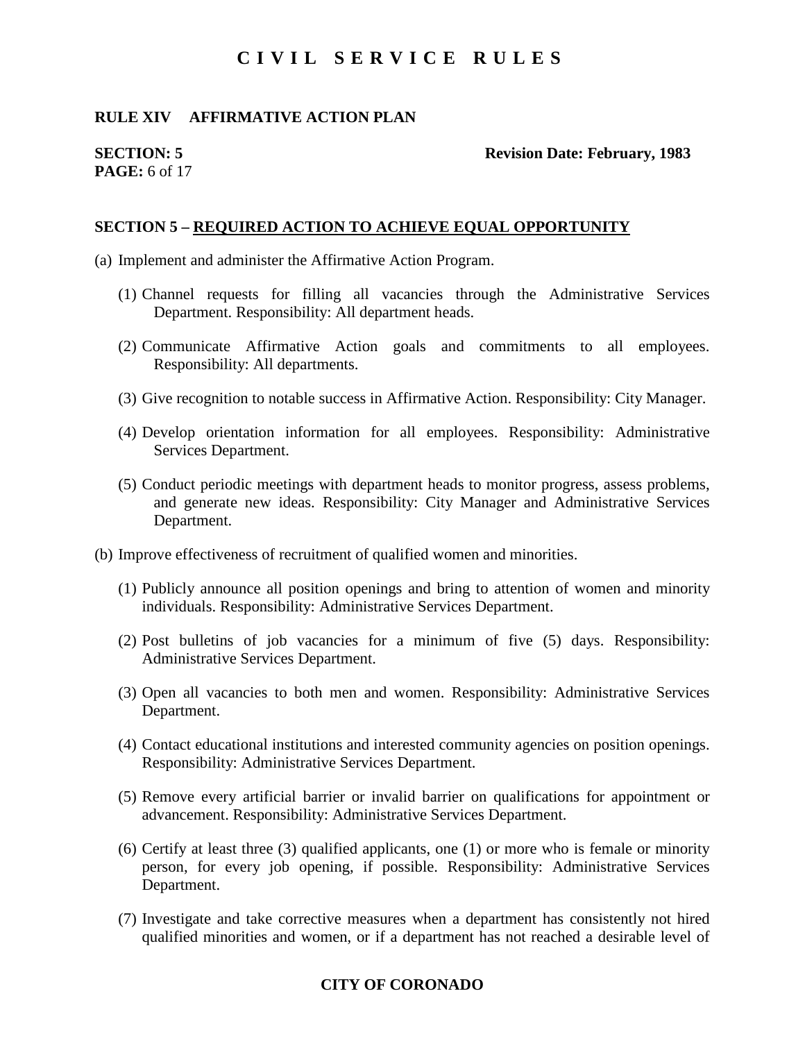## SECTION 5 – REQUIRED ACTION TO ACHIEVE EQUAL OPPORTUNITY

(a) Implement and administer the Affirmative Action Program.

(1) Channel requests for filling all vacancies through the Administrative Services Department. Responsibility: All department heads.

(2) Communicate Affirmative Action goals and commitments to all employees. Responsibility: All departments.

(3) Give recognition to notable success in Affirmative Action. Responsibility: City Manager.

(4) Develop orientation information for all employees. Responsibility: Administrative Services Department.

(5) Conduct periodic meetings with department heads to monitor progress, assess problems, and generate new ideas. Responsibility: City Manager and Administrative Services Department.

(b) Improve effectiveness of recruitment of qualified women and minorities.

(1) Publicly announce all position openings and bring to attention of women and minority individuals. Responsibility: Administrative Services Department.

(2) Post bulletins of job vacancies for a minimum of five (5) days. Responsibility: Administrative Services Department.

(3) Open all vacancies to both men and women. Responsibility: Administrative Services Department.

(4) Contact educational institutions and interested community agencies on position openings. Responsibility: Administrative Services Department.

(5) Remove every artificial barrier or invalid barrier on qualifications for appointment or advancement. Responsibility: Administrative Services Department.

(6) Certify at least three (3) qualified applicants, one (1) or more who is female or minority person, for every job opening, if possible. Responsibility: Administrative Services Department.

(7) Investigate and take corrective measures when a department has consistently not hired qualified minorities and women, or if a department has not reached a desirable level of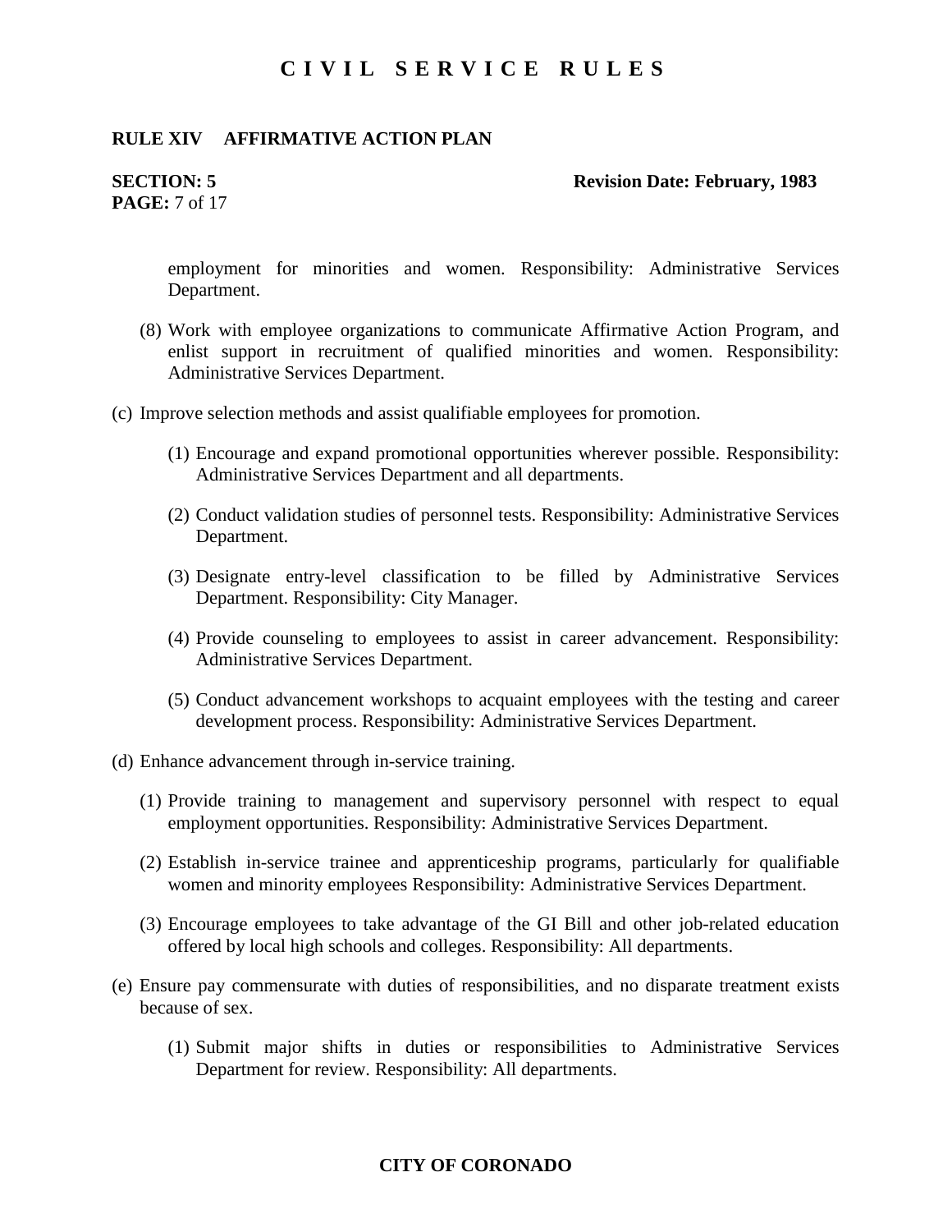employment for minorities and women. Responsibility: Administrative Services Department.

(8) Work with employee organizations to communicate Affirmative Action Program, and enlist support in recruitment of qualified minorities and women. Responsibility: Administrative Services Department.

(c) Improve selection methods and assist qualifiable employees for promotion.

(1) Encourage and expand promotional opportunities wherever possible. Responsibility: Administrative Services Department and all departments.

(2) Conduct validation studies of personnel tests. Responsibility: Administrative Services Department.

(3) Designate entry-level classification to be filled by Administrative Services Department. Responsibility: City Manager.

(4) Provide counseling to employees to assist in career advancement. Responsibility: Administrative Services Department.

(5) Conduct advancement workshops to acquaint employees with the testing and career development process. Responsibility: Administrative Services Department.

(d) Enhance advancement through in-service training.

(1) Provide training to management and supervisory personnel with respect to equal employment opportunities. Responsibility: Administrative Services Department.

(2) Establish in-service trainee and apprenticeship programs, particularly for qualifiable women and minority employees Responsibility: Administrative Services Department.

(3) Encourage employees to take advantage of the GI Bill and other job-related education offered by local high schools and colleges. Responsibility: All departments.

(e) Ensure pay commensurate with duties of responsibilities, and no disparate treatment exists because of sex.

(1) Submit major shifts in duties or responsibilities to Administrative Services Department for review. Responsibility: All departments.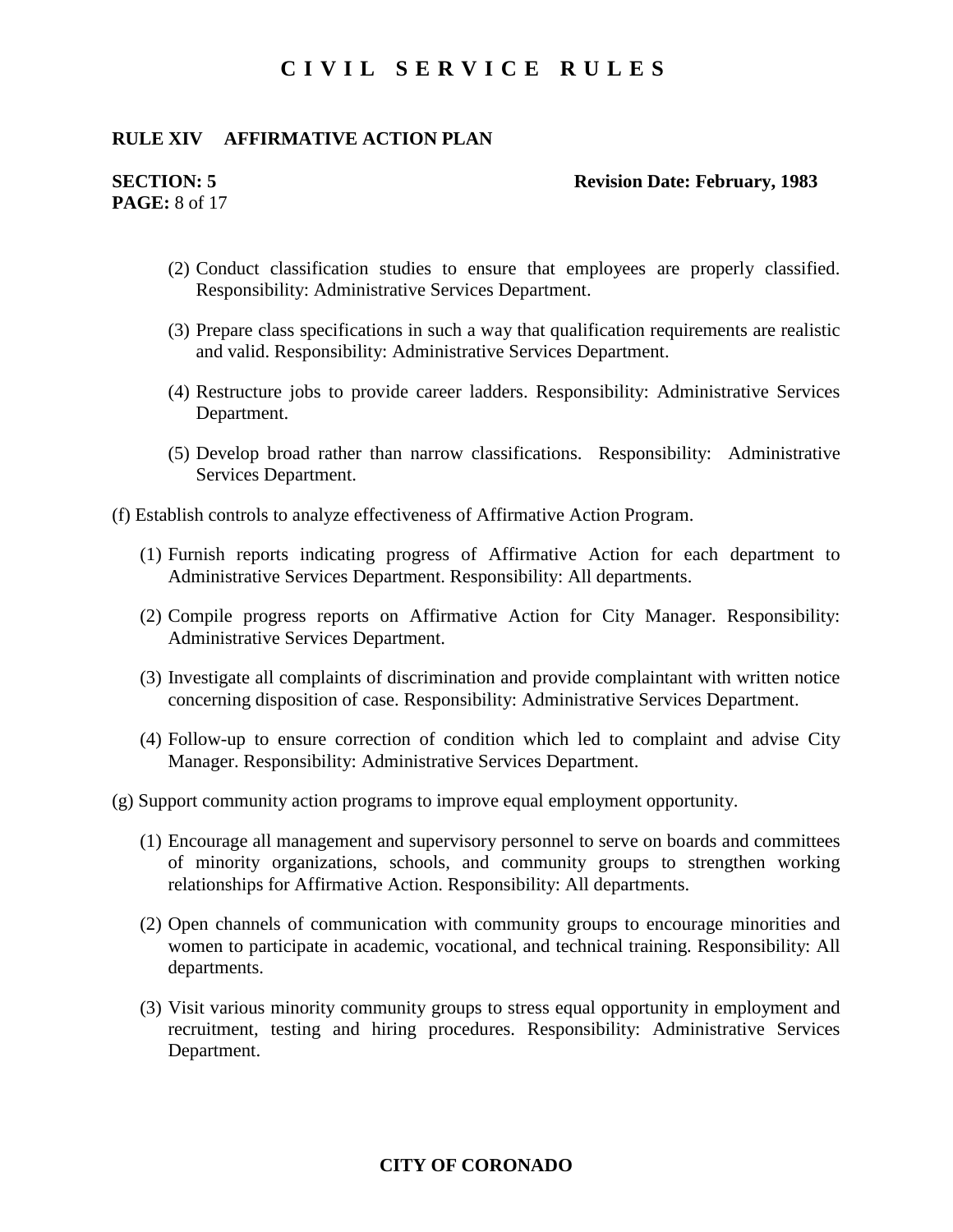(2) Conduct classification studies to ensure that employees are properly classified. Responsibility: Administrative Services Department.

(3) Prepare class specifications in such a way that qualification requirements are realistic and valid. Responsibility: Administrative Services Department.

(4) Restructure jobs to provide career ladders. Responsibility: Administrative Services Department.

(5) Develop broad rather than narrow classifications. Responsibility: Administrative Services Department.

(f) Establish controls to analyze effectiveness of Affirmative Action Program.

(1) Furnish reports indicating progress of Affirmative Action for each department to Administrative Services Department. Responsibility: All departments.

(2) Compile progress reports on Affirmative Action for City Manager. Responsibility: Administrative Services Department.

(3) Investigate all complaints of discrimination and provide complaintant with written notice concerning disposition of case. Responsibility: Administrative Services Department.

(4) Follow-up to ensure correction of condition which led to complaint and advise City Manager. Responsibility: Administrative Services Department.

(g) Support community action programs to improve equal employment opportunity.

(1) Encourage all management and supervisory personnel to serve on boards and committees of minority organizations, schools, and community groups to strengthen working relationships for Affirmative Action. Responsibility: All departments.

(2) Open channels of communication with community groups to encourage minorities and women to participate in academic, vocational, and technical training. Responsibility: All departments.

(3) Visit various minority community groups to stress equal opportunity in employment and recruitment, testing and hiring procedures. Responsibility: Administrative Services Department.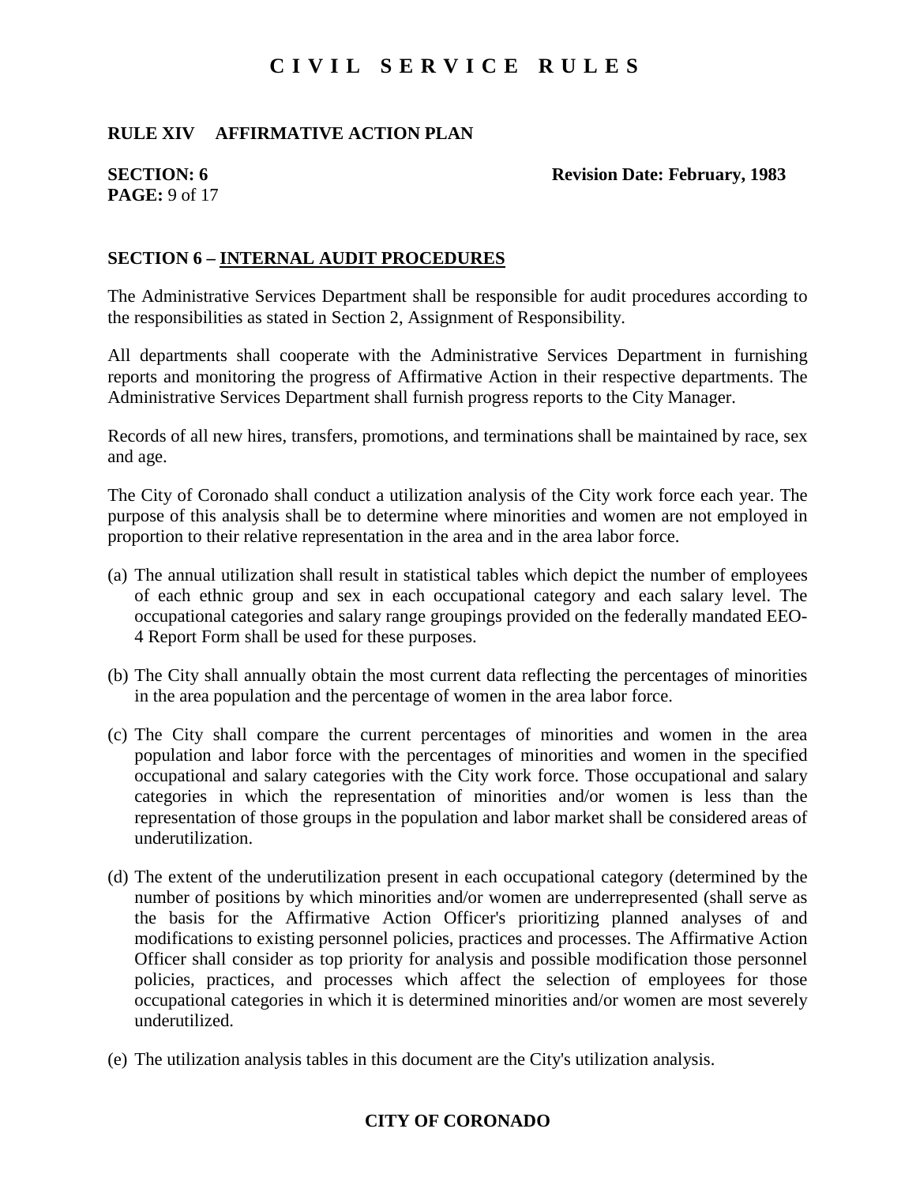## RULE XIV AFFIRMATIVE ACTION PLAN

**SECTION: 6** **Revision Date: February, 1983**

### SECTION 6 – INTERNAL AUDIT PROCEDURES

The Administrative Services Department shall be responsible for audit procedures according to the responsibilities as stated in Section 2, Assignment of Responsibility.

All departments shall cooperate with the Administrative Services Department in furnishing reports and monitoring the progress of Affirmative Action in their respective departments. The Administrative Services Department shall furnish progress reports to the City Manager.

Records of all new hires, transfers, promotions, and terminations shall be maintained by race, sex and age.

The City of Coronado shall conduct a utilization analysis of the City work force each year. The purpose of this analysis shall be to determine where minorities and women are not employed in proportion to their relative representation in the area and in the area labor force.

(a) The annual utilization shall result in statistical tables which depict the number of employees of each ethnic group and sex in each occupational category and each salary level. The occupational categories and salary range groupings provided on the federally mandated EEO-4 Report Form shall be used for these purposes.

(b) The City shall annually obtain the most current data reflecting the percentages of minorities in the area population and the percentage of women in the area labor force.

(c) The City shall compare the current percentages of minorities and women in the area population and labor force with the percentages of minorities and women in the specified occupational and salary categories with the City work force. Those occupational and salary categories in which the representation of minorities and/or women is less than the representation of those groups in the population and labor market shall be considered areas of underutilization.

(d) The extent of the underutilization present in each occupational category (determined by the number of positions by which minorities and/or women are underrepresented (shall serve as the basis for the Affirmative Action Officer's prioritizing planned analyses of and modifications to existing personnel policies, practices and processes. The Affirmative Action Officer shall consider as top priority for analysis and possible modification those personnel policies, practices, and processes which affect the selection of employees for those occupational categories in which it is determined minorities and/or women are most severely underutilized.

(e) The utilization analysis tables in this document are the City's utilization analysis.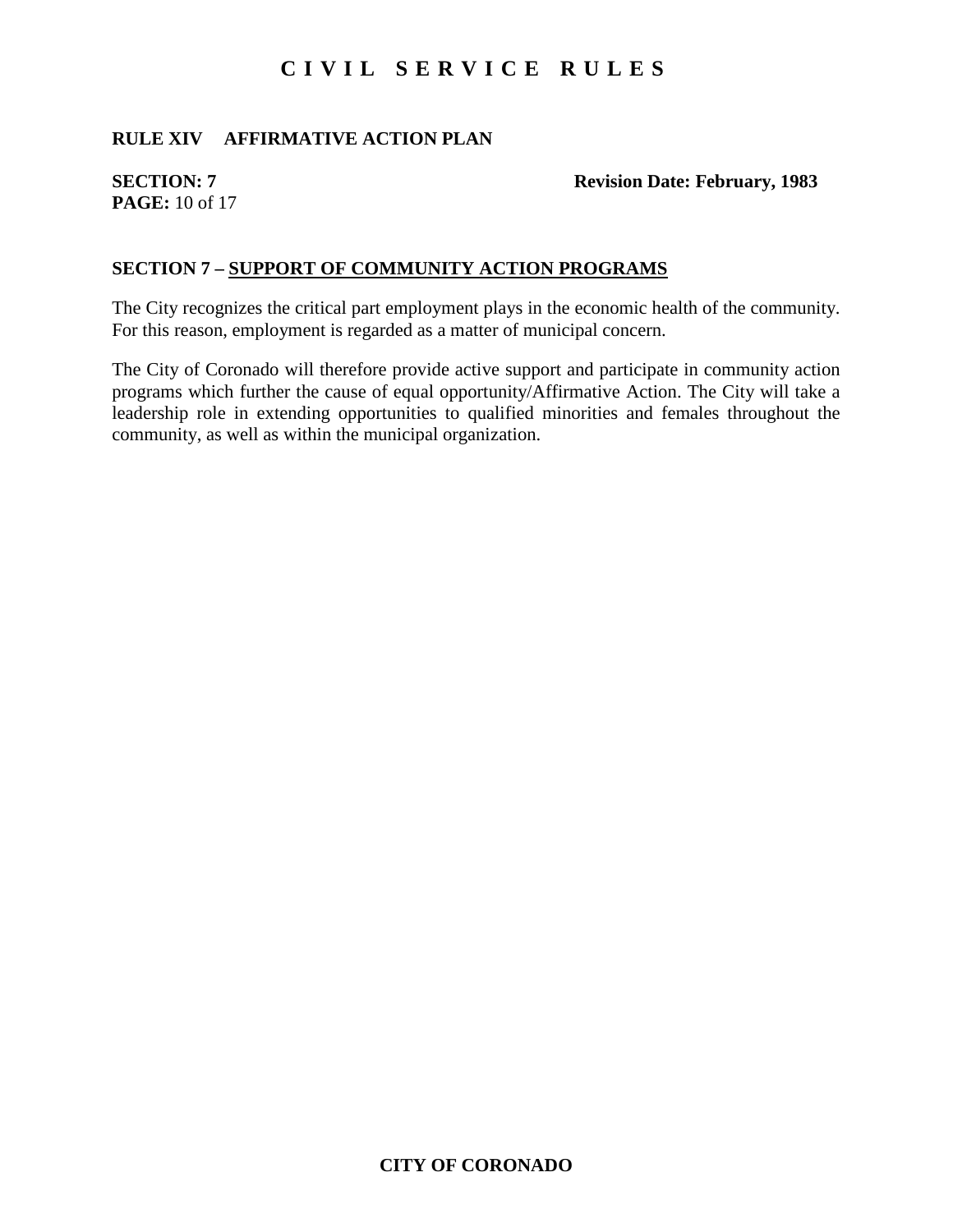## SECTION 7 – SUPPORT OF COMMUNITY ACTION PROGRAMS

The City recognizes the critical part employment plays in the economic health of the community. For this reason, employment is regarded as a matter of municipal concern.

The City of Coronado will therefore provide active support and participate in community action programs which further the cause of equal opportunity/Affirmative Action. The City will take a leadership role in extending opportunities to qualified minorities and females throughout the community, as well as within the municipal organization.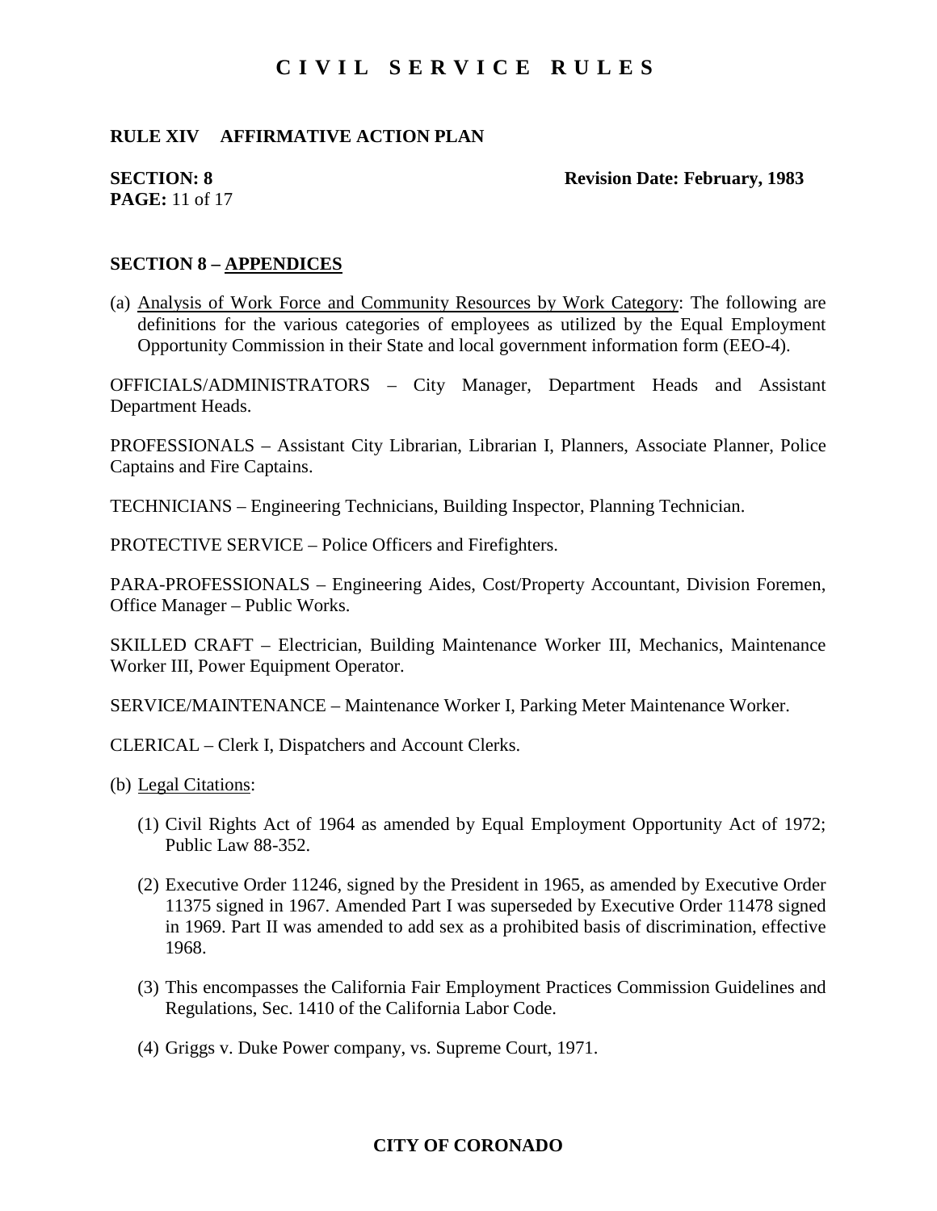## RULE XIV AFFIRMATIVE ACTION PLAN

**SECTION: 8** **Revision Date: February, 1983**

### SECTION 8 – APPENDICES

(a) Analysis of Work Force and Community Resources by Work Category: The following are definitions for the various categories of employees as utilized by the Equal Employment Opportunity Commission in their State and local government information form (EEO-4).

OFFICIALS/ADMINISTRATORS – City Manager, Department Heads and Assistant Department Heads.

PROFESSIONALS – Assistant City Librarian, Librarian I, Planners, Associate Planner, Police Captains and Fire Captains.

TECHNICIANS – Engineering Technicians, Building Inspector, Planning Technician.

PROTECTIVE SERVICE – Police Officers and Firefighters.

PARA-PROFESSIONALS – Engineering Aides, Cost/Property Accountant, Division Foremen, Office Manager – Public Works.

SKILLED CRAFT – Electrician, Building Maintenance Worker III, Mechanics, Maintenance Worker III, Power Equipment Operator.

SERVICE/MAINTENANCE – Maintenance Worker I, Parking Meter Maintenance Worker.

CLERICAL – Clerk I, Dispatchers and Account Clerks.

(b) Legal Citations:

(1) Civil Rights Act of 1964 as amended by Equal Employment Opportunity Act of 1972; Public Law 88-352.

(2) Executive Order 11246, signed by the President in 1965, as amended by Executive Order 11375 signed in 1967. Amended Part I was superseded by Executive Order 11478 signed in 1969. Part II was amended to add sex as a prohibited basis of discrimination, effective 1968.

(3) This encompasses the California Fair Employment Practices Commission Guidelines and Regulations, Sec. 1410 of the California Labor Code.

(4) Griggs v. Duke Power company, vs. Supreme Court, 1971.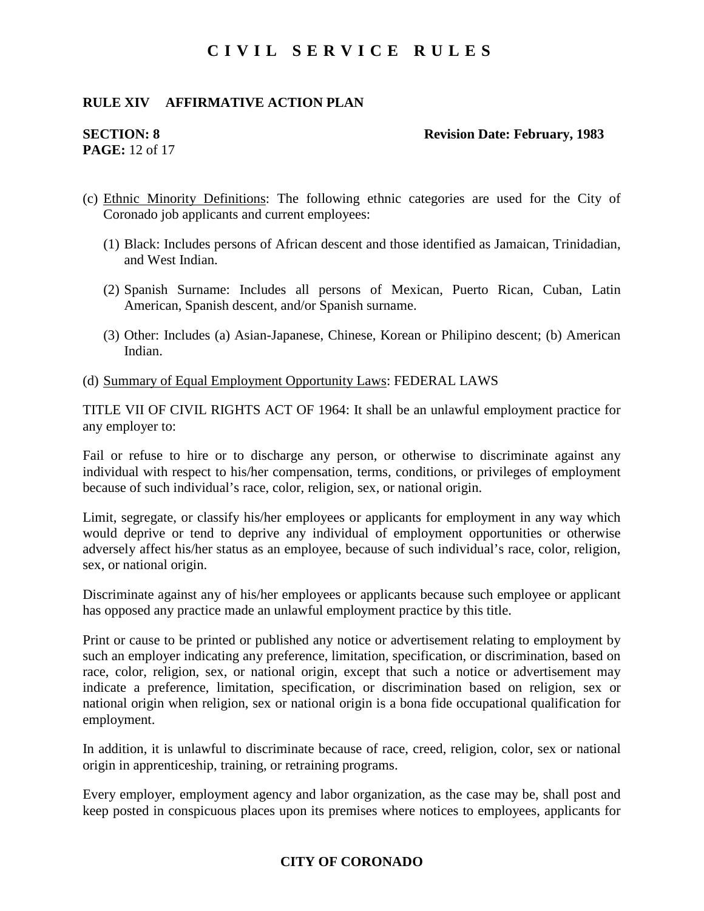# CIVIL SERVICE RULES

## RULE XIV AFFIRMATIVE ACTION PLAN

**SECTION: 8** **Revision Date: February, 1983**

**PAGE:** 12 of 17

(c) Ethnic Minority Definitions: The following ethnic categories are used for the City of Coronado job applicants and current employees:

(1) Black: Includes persons of African descent and those identified as Jamaican, Trinidadian, and West Indian.

(2) Spanish Surname: Includes all persons of Mexican, Puerto Rican, Cuban, Latin American, Spanish descent, and/or Spanish surname.

(3) Other: Includes (a) Asian-Japanese, Chinese, Korean or Philipino descent; (b) American Indian.

(d) Summary of Equal Employment Opportunity Laws: FEDERAL LAWS

TITLE VII OF CIVIL RIGHTS ACT OF 1964: It shall be an unlawful employment practice for any employer to:

Fail or refuse to hire or to discharge any person, or otherwise to discriminate against any individual with respect to his/her compensation, terms, conditions, or privileges of employment because of such individual's race, color, religion, sex, or national origin.

Limit, segregate, or classify his/her employees or applicants for employment in any way which would deprive or tend to deprive any individual of employment opportunities or otherwise adversely affect his/her status as an employee, because of such individual's race, color, religion, sex, or national origin.

Discriminate against any of his/her employees or applicants because such employee or applicant has opposed any practice made an unlawful employment practice by this title.

Print or cause to be printed or published any notice or advertisement relating to employment by such an employer indicating any preference, limitation, specification, or discrimination, based on race, color, religion, sex, or national origin, except that such a notice or advertisement may indicate a preference, limitation, specification, or discrimination based on religion, sex or national origin when religion, sex or national origin is a bona fide occupational qualification for employment.

In addition, it is unlawful to discriminate because of race, creed, religion, color, sex or national origin in apprenticeship, training, or retraining programs.

Every employer, employment agency and labor organization, as the case may be, shall post and keep posted in conspicuous places upon its premises where notices to employees, applicants for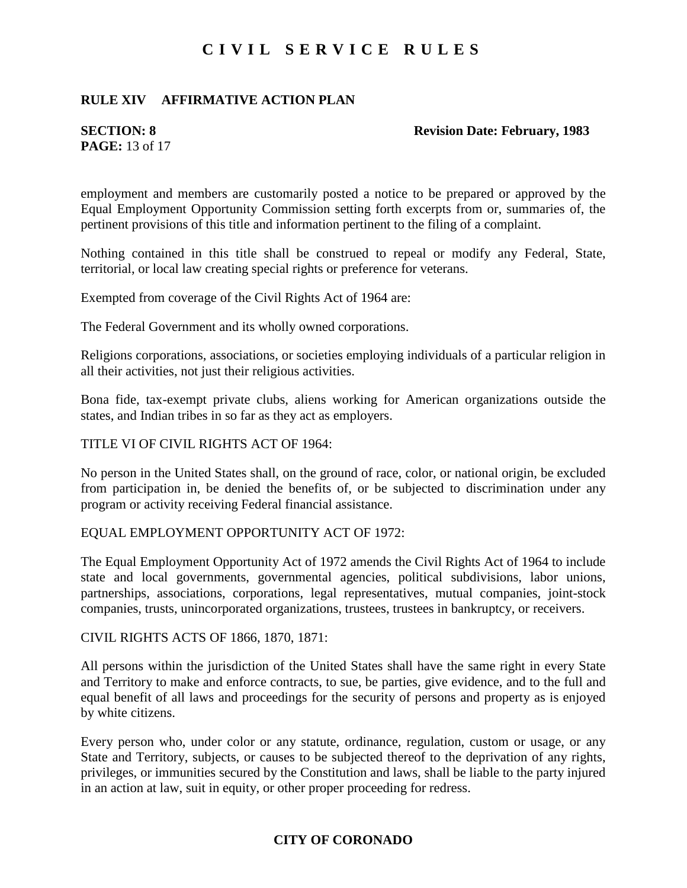employment and members are customarily posted a notice to be prepared or approved by the Equal Employment Opportunity Commission setting forth excerpts from or, summaries of, the pertinent provisions of this title and information pertinent to the filing of a complaint.

Nothing contained in this title shall be construed to repeal or modify any Federal, State, territorial, or local law creating special rights or preference for veterans.

Exempted from coverage of the Civil Rights Act of 1964 are:

The Federal Government and its wholly owned corporations.

Religions corporations, associations, or societies employing individuals of a particular religion in all their activities, not just their religious activities.

Bona fide, tax-exempt private clubs, aliens working for American organizations outside the states, and Indian tribes in so far as they act as employers.

TITLE VI OF CIVIL RIGHTS ACT OF 1964:

No person in the United States shall, on the ground of race, color, or national origin, be excluded from participation in, be denied the benefits of, or be subjected to discrimination under any program or activity receiving Federal financial assistance.

EQUAL EMPLOYMENT OPPORTUNITY ACT OF 1972:

The Equal Employment Opportunity Act of 1972 amends the Civil Rights Act of 1964 to include state and local governments, governmental agencies, political subdivisions, labor unions, partnerships, associations, corporations, legal representatives, mutual companies, joint-stock companies, trusts, unincorporated organizations, trustees, trustees in bankruptcy, or receivers.

CIVIL RIGHTS ACTS OF 1866, 1870, 1871:

All persons within the jurisdiction of the United States shall have the same right in every State and Territory to make and enforce contracts, to sue, be parties, give evidence, and to the full and equal benefit of all laws and proceedings for the security of persons and property as is enjoyed by white citizens.

Every person who, under color or any statute, ordinance, regulation, custom or usage, or any State and Territory, subjects, or causes to be subjected thereof to the deprivation of any rights, privileges, or immunities secured by the Constitution and laws, shall be liable to the party injured in an action at law, suit in equity, or other proper proceeding for redress.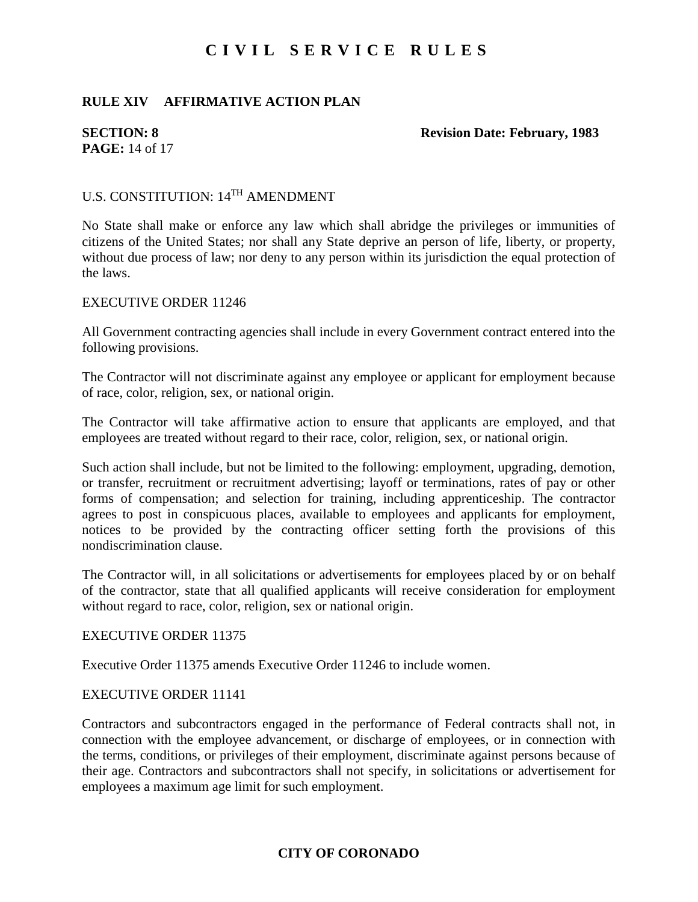## RULE XIV AFFIRMATIVE ACTION PLAN

**SECTION: 8** **Revision Date: February, 1983**

U.S. CONSTITUTION: 14TH AMENDMENT

No State shall make or enforce any law which shall abridge the privileges or immunities of citizens of the United States; nor shall any State deprive an person of life, liberty, or property, without due process of law; nor deny to any person within its jurisdiction the equal protection of the laws.

EXECUTIVE ORDER 11246

All Government contracting agencies shall include in every Government contract entered into the following provisions.

The Contractor will not discriminate against any employee or applicant for employment because of race, color, religion, sex, or national origin.

The Contractor will take affirmative action to ensure that applicants are employed, and that employees are treated without regard to their race, color, religion, sex, or national origin.

Such action shall include, but not be limited to the following: employment, upgrading, demotion, or transfer, recruitment or recruitment advertising; layoff or terminations, rates of pay or other forms of compensation; and selection for training, including apprenticeship. The contractor agrees to post in conspicuous places, available to employees and applicants for employment, notices to be provided by the contracting officer setting forth the provisions of this nondiscrimination clause.

The Contractor will, in all solicitations or advertisements for employees placed by or on behalf of the contractor, state that all qualified applicants will receive consideration for employment without regard to race, color, religion, sex or national origin.

EXECUTIVE ORDER 11375

Executive Order 11375 amends Executive Order 11246 to include women.

EXECUTIVE ORDER 11141

Contractors and subcontractors engaged in the performance of Federal contracts shall not, in connection with the employee advancement, or discharge of employees, or in connection with the terms, conditions, or privileges of their employment, discriminate against persons because of their age. Contractors and subcontractors shall not specify, in solicitations or advertisement for employees a maximum age limit for such employment.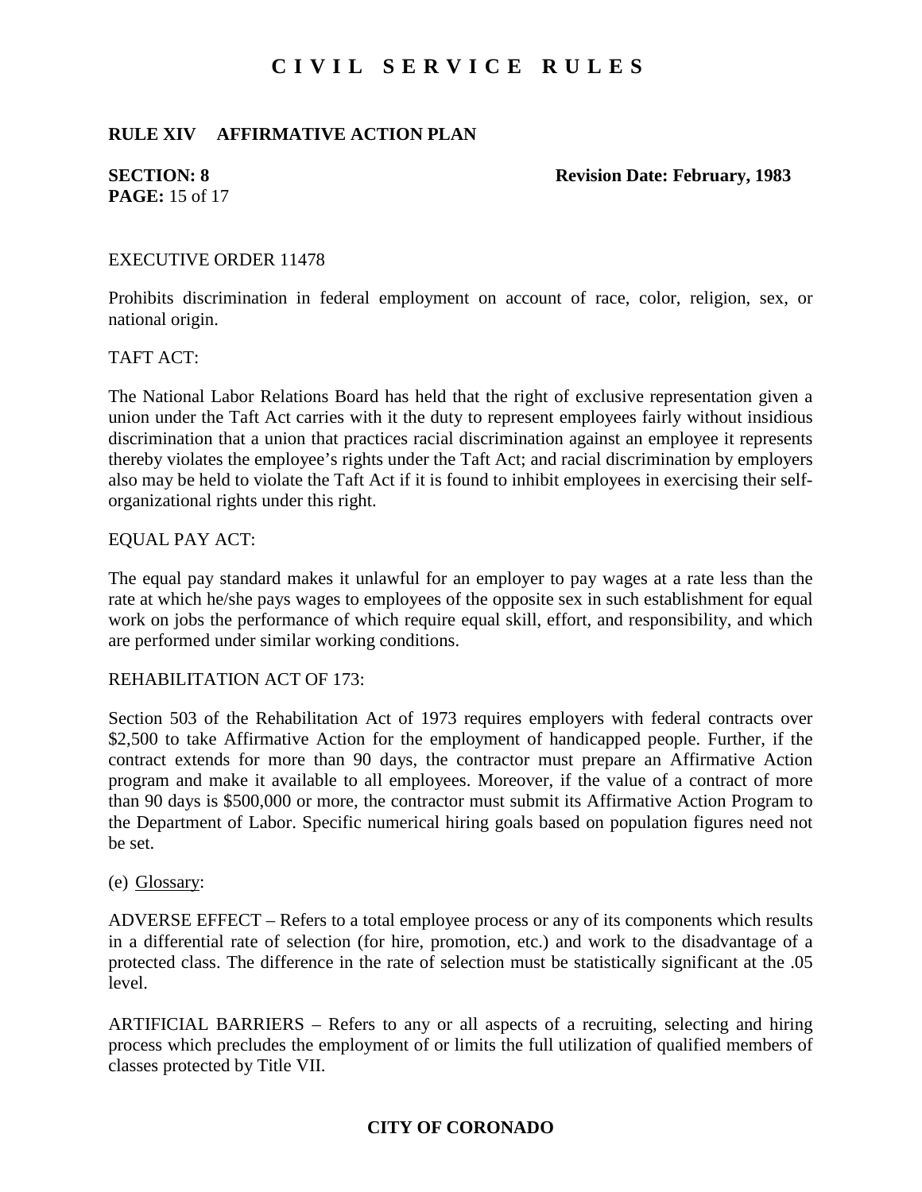EXECUTIVE ORDER 11478

Prohibits discrimination in federal employment on account of race, color, religion, sex, or national origin.

TAFT ACT:

The National Labor Relations Board has held that the right of exclusive representation given a union under the Taft Act carries with it the duty to represent employees fairly without insidious discrimination that a union that practices racial discrimination against an employee it represents thereby violates the employee's rights under the Taft Act; and racial discrimination by employers also may be held to violate the Taft Act if it is found to inhibit employees in exercising their self-organizational rights under this right.

EQUAL PAY ACT:

The equal pay standard makes it unlawful for an employer to pay wages at a rate less than the rate at which he/she pays wages to employees of the opposite sex in such establishment for equal work on jobs the performance of which require equal skill, effort, and responsibility, and which are performed under similar working conditions.

REHABILITATION ACT OF 173:

Section 503 of the Rehabilitation Act of 1973 requires employers with federal contracts over $2,500 to take Affirmative Action for the employment of handicapped people. Further, if the contract extends for more than 90 days, the contractor must prepare an Affirmative Action program and make it available to all employees. Moreover, if the value of a contract of more than 90 days is $500,000 or more, the contractor must submit its Affirmative Action Program to the Department of Labor. Specific numerical hiring goals based on population figures need not be set.

(e) <u>Glossary</u>:

ADVERSE EFFECT – Refers to a total employee process or any of its components which results in a differential rate of selection (for hire, promotion, etc.) and work to the disadvantage of a protected class. The difference in the rate of selection must be statistically significant at the .05 level.

ARTIFICIAL BARRIERS – Refers to any or all aspects of a recruiting, selecting and hiring process which precludes the employment of or limits the full utilization of qualified members of classes protected by Title VII.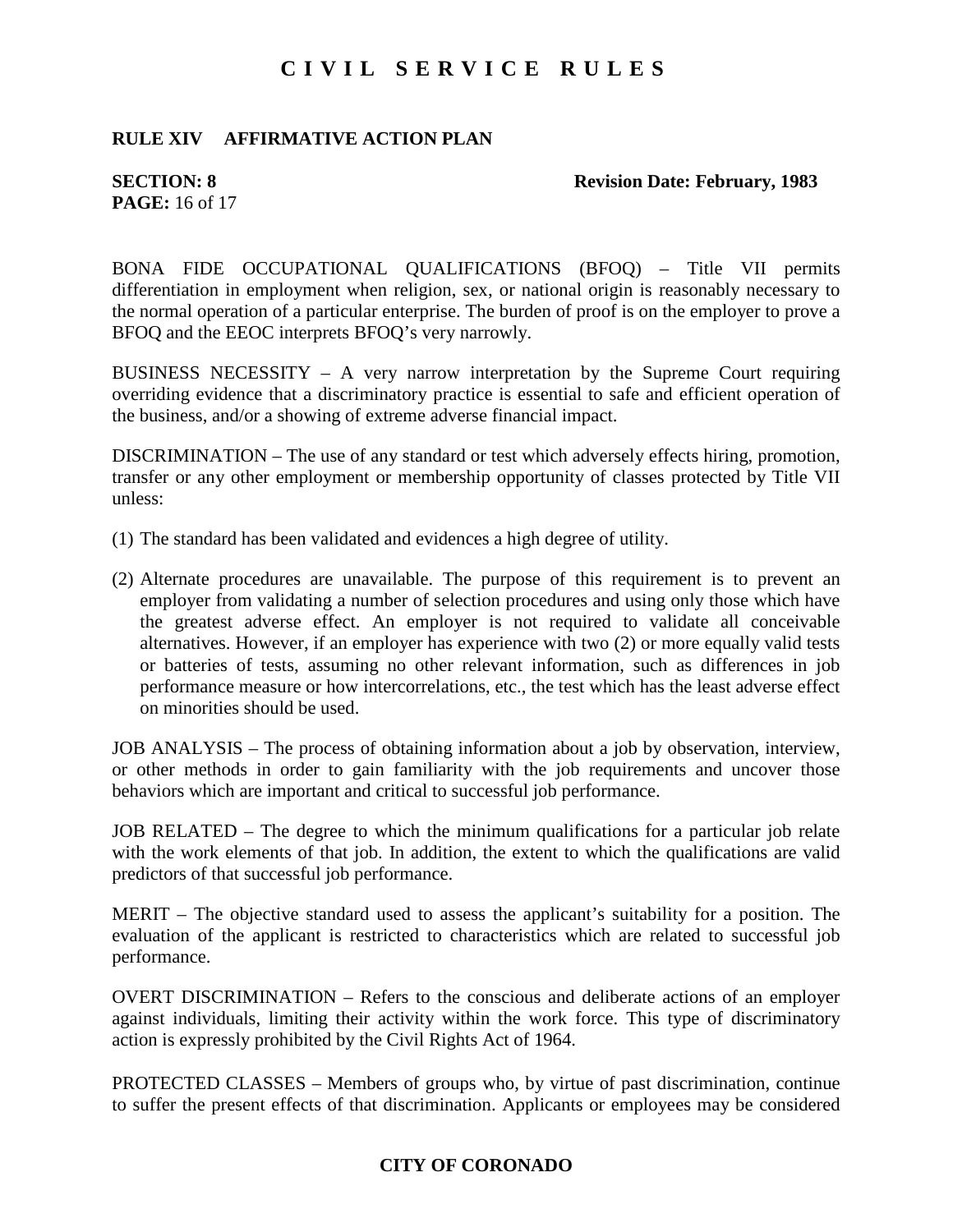BONA FIDE OCCUPATIONAL QUALIFICATIONS (BFOQ) – Title VII permits differentiation in employment when religion, sex, or national origin is reasonably necessary to the normal operation of a particular enterprise. The burden of proof is on the employer to prove a BFOQ and the EEOC interprets BFOQ's very narrowly.

BUSINESS NECESSITY – A very narrow interpretation by the Supreme Court requiring overriding evidence that a discriminatory practice is essential to safe and efficient operation of the business, and/or a showing of extreme adverse financial impact.

DISCRIMINATION – The use of any standard or test which adversely effects hiring, promotion, transfer or any other employment or membership opportunity of classes protected by Title VII unless:

(1) The standard has been validated and evidences a high degree of utility.

(2) Alternate procedures are unavailable. The purpose of this requirement is to prevent an employer from validating a number of selection procedures and using only those which have the greatest adverse effect. An employer is not required to validate all conceivable alternatives. However, if an employer has experience with two (2) or more equally valid tests or batteries of tests, assuming no other relevant information, such as differences in job performance measure or how intercorrelations, etc., the test which has the least adverse effect on minorities should be used.

JOB ANALYSIS – The process of obtaining information about a job by observation, interview, or other methods in order to gain familiarity with the job requirements and uncover those behaviors which are important and critical to successful job performance.

JOB RELATED – The degree to which the minimum qualifications for a particular job relate with the work elements of that job. In addition, the extent to which the qualifications are valid predictors of that successful job performance.

MERIT – The objective standard used to assess the applicant's suitability for a position. The evaluation of the applicant is restricted to characteristics which are related to successful job performance.

OVERT DISCRIMINATION – Refers to the conscious and deliberate actions of an employer against individuals, limiting their activity within the work force. This type of discriminatory action is expressly prohibited by the Civil Rights Act of 1964.

PROTECTED CLASSES – Members of groups who, by virtue of past discrimination, continue to suffer the present effects of that discrimination. Applicants or employees may be considered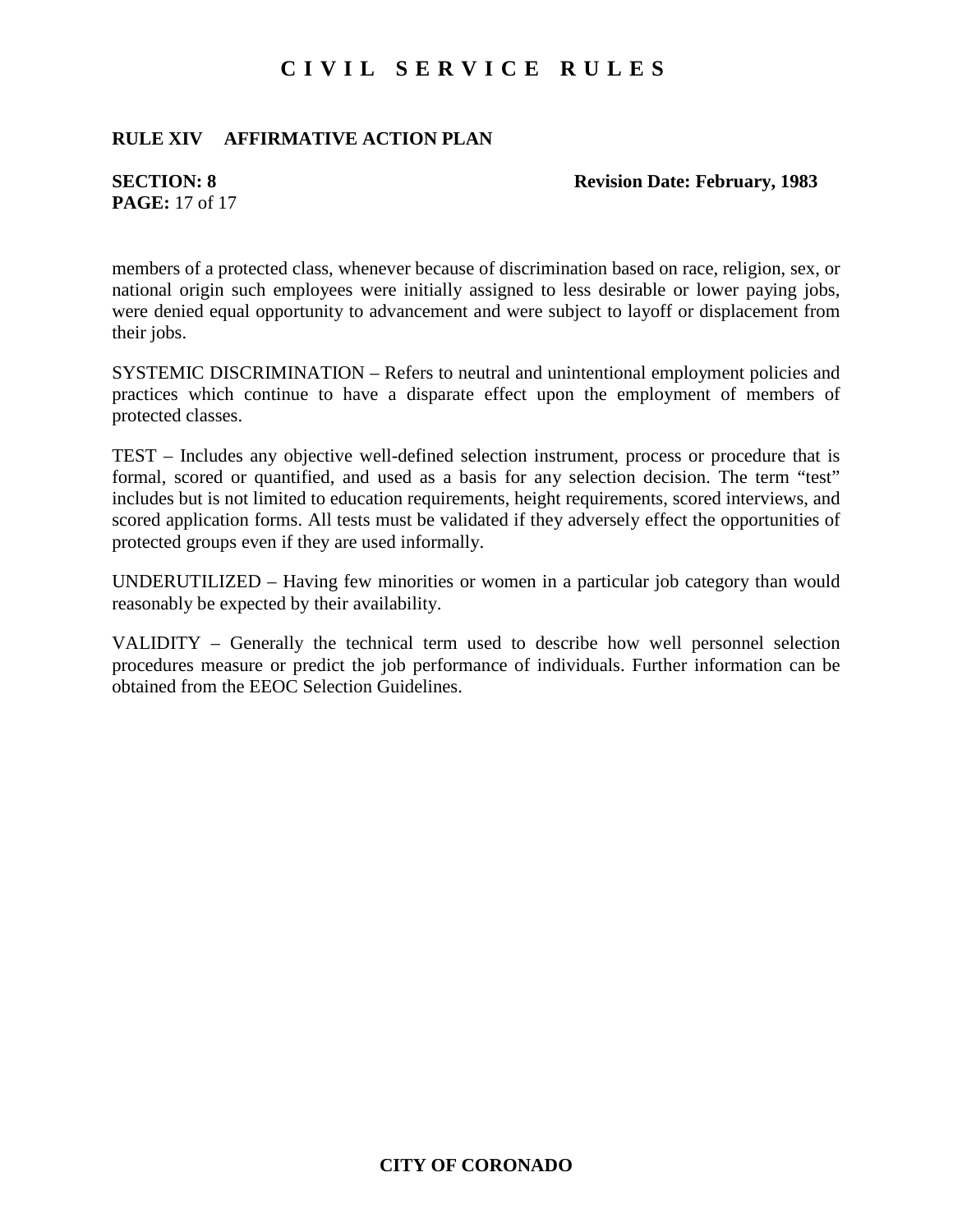members of a protected class, whenever because of discrimination based on race, religion, sex, or national origin such employees were initially assigned to less desirable or lower paying jobs, were denied equal opportunity to advancement and were subject to layoff or displacement from their jobs.

SYSTEMIC DISCRIMINATION – Refers to neutral and unintentional employment policies and practices which continue to have a disparate effect upon the employment of members of protected classes.

TEST – Includes any objective well-defined selection instrument, process or procedure that is formal, scored or quantified, and used as a basis for any selection decision. The term "test" includes but is not limited to education requirements, height requirements, scored interviews, and scored application forms. All tests must be validated if they adversely effect the opportunities of protected groups even if they are used informally.

UNDERUTILIZED – Having few minorities or women in a particular job category than would reasonably be expected by their availability.

VALIDITY – Generally the technical term used to describe how well personnel selection procedures measure or predict the job performance of individuals. Further information can be obtained from the EEOC Selection Guidelines.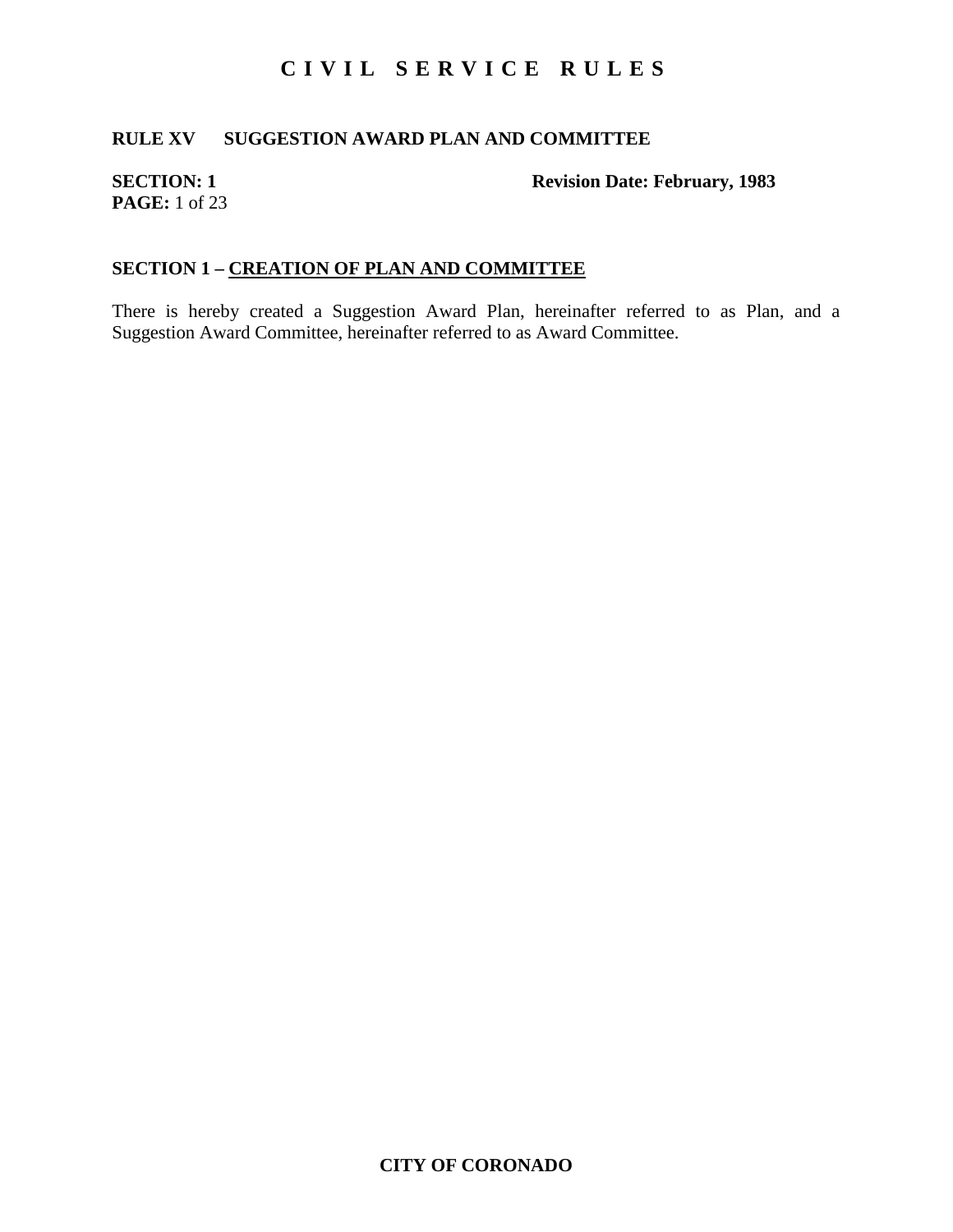# RULE XV SUGGESTION AWARD PLAN AND COMMITTEE

**SECTION: 1** **Revision Date: February, 1983**

## SECTION 1 – CREATION OF PLAN AND COMMITTEE

There is hereby created a Suggestion Award Plan, hereinafter referred to as Plan, and a Suggestion Award Committee, hereinafter referred to as Award Committee.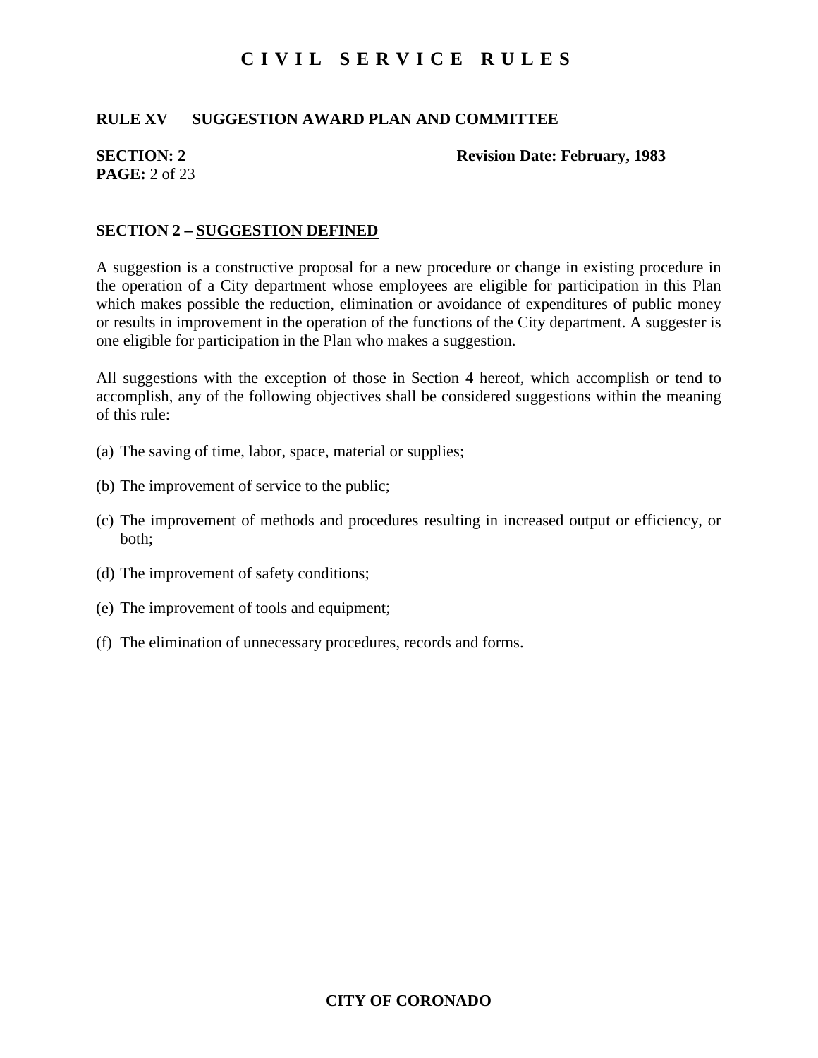## SECTION 2 – SUGGESTION DEFINED

A suggestion is a constructive proposal for a new procedure or change in existing procedure in the operation of a City department whose employees are eligible for participation in this Plan which makes possible the reduction, elimination or avoidance of expenditures of public money or results in improvement in the operation of the functions of the City department. A suggester is one eligible for participation in the Plan who makes a suggestion.

All suggestions with the exception of those in Section 4 hereof, which accomplish or tend to accomplish, any of the following objectives shall be considered suggestions within the meaning of this rule:

(a) The saving of time, labor, space, material or supplies;

(b) The improvement of service to the public;

(c) The improvement of methods and procedures resulting in increased output or efficiency, or both;

(d) The improvement of safety conditions;

(e) The improvement of tools and equipment;

(f) The elimination of unnecessary procedures, records and forms.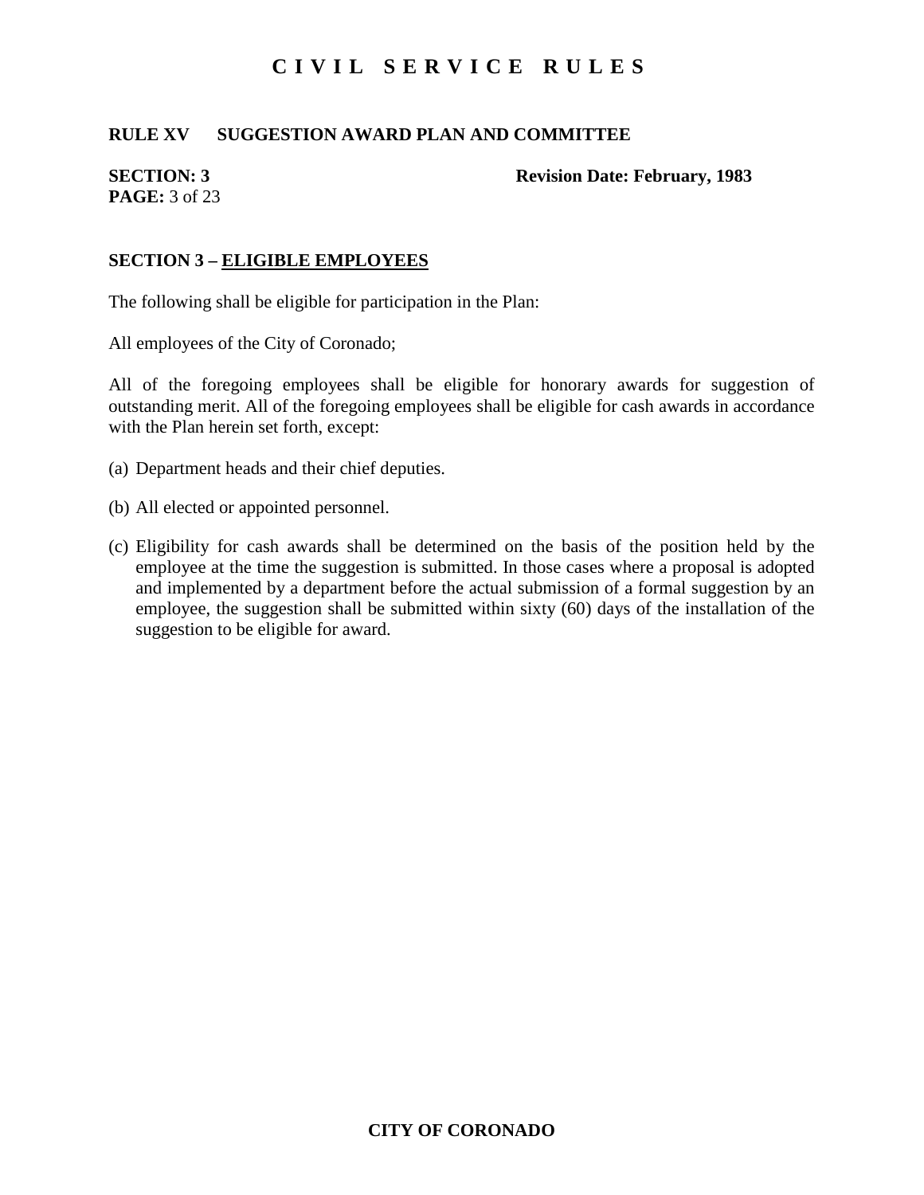## RULE XV SUGGESTION AWARD PLAN AND COMMITTEE

**SECTION: 3** **Revision Date: February, 1983**

### SECTION 3 – ELIGIBLE EMPLOYEES

The following shall be eligible for participation in the Plan:

All employees of the City of Coronado;

All of the foregoing employees shall be eligible for honorary awards for suggestion of outstanding merit. All of the foregoing employees shall be eligible for cash awards in accordance with the Plan herein set forth, except:

(a) Department heads and their chief deputies.

(b) All elected or appointed personnel.

(c) Eligibility for cash awards shall be determined on the basis of the position held by the employee at the time the suggestion is submitted. In those cases where a proposal is adopted and implemented by a department before the actual submission of a formal suggestion by an employee, the suggestion shall be submitted within sixty (60) days of the installation of the suggestion to be eligible for award.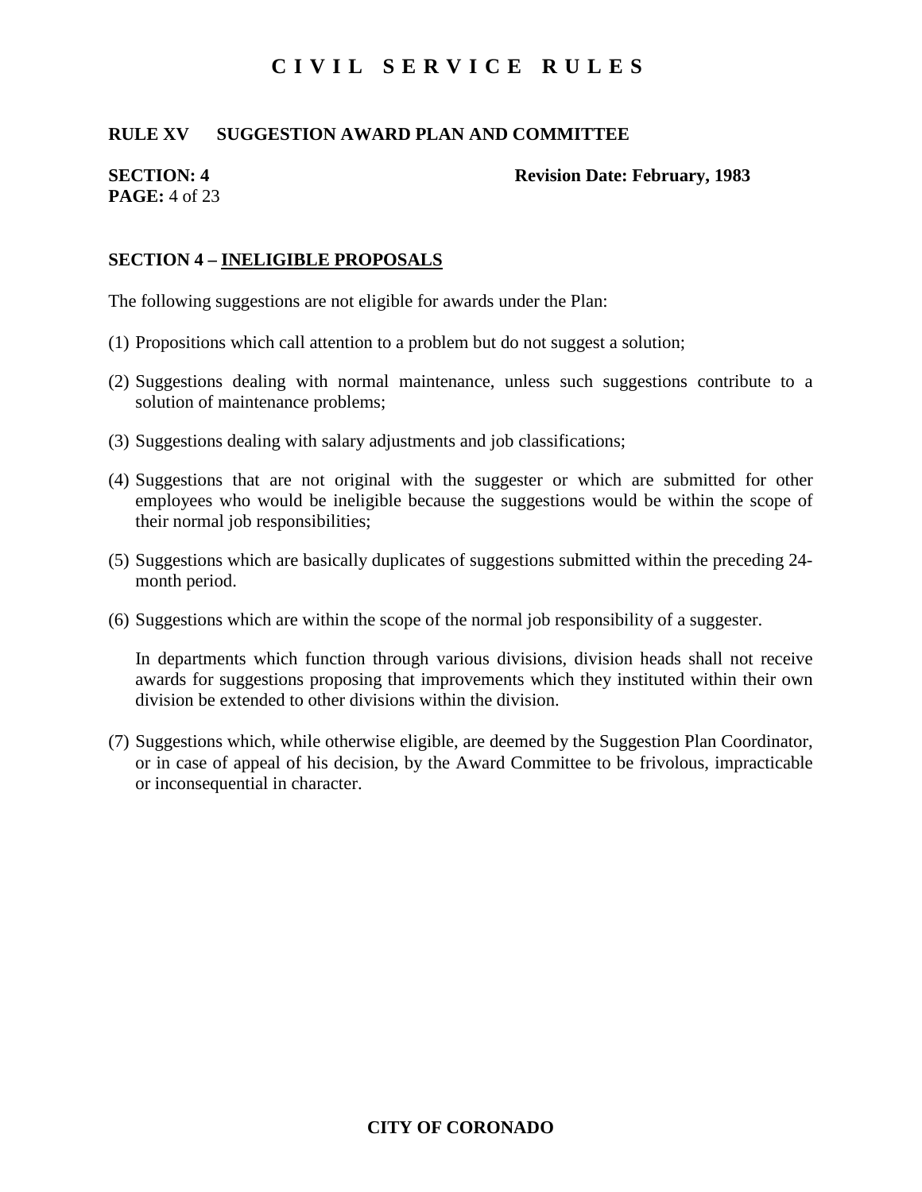**RULE XV SUGGESTION AWARD PLAN AND COMMITTEE**

**SECTION: 4** **Revision Date: February, 1983**

## SECTION 4 – INELIGIBLE PROPOSALS

The following suggestions are not eligible for awards under the Plan:

(1) Propositions which call attention to a problem but do not suggest a solution;

(2) Suggestions dealing with normal maintenance, unless such suggestions contribute to a solution of maintenance problems;

(3) Suggestions dealing with salary adjustments and job classifications;

(4) Suggestions that are not original with the suggester or which are submitted for other employees who would be ineligible because the suggestions would be within the scope of their normal job responsibilities;

(5) Suggestions which are basically duplicates of suggestions submitted within the preceding 24-month period.

(6) Suggestions which are within the scope of the normal job responsibility of a suggester.

In departments which function through various divisions, division heads shall not receive awards for suggestions proposing that improvements which they instituted within their own division be extended to other divisions within the division.

(7) Suggestions which, while otherwise eligible, are deemed by the Suggestion Plan Coordinator, or in case of appeal of his decision, by the Award Committee to be frivolous, impracticable or inconsequential in character.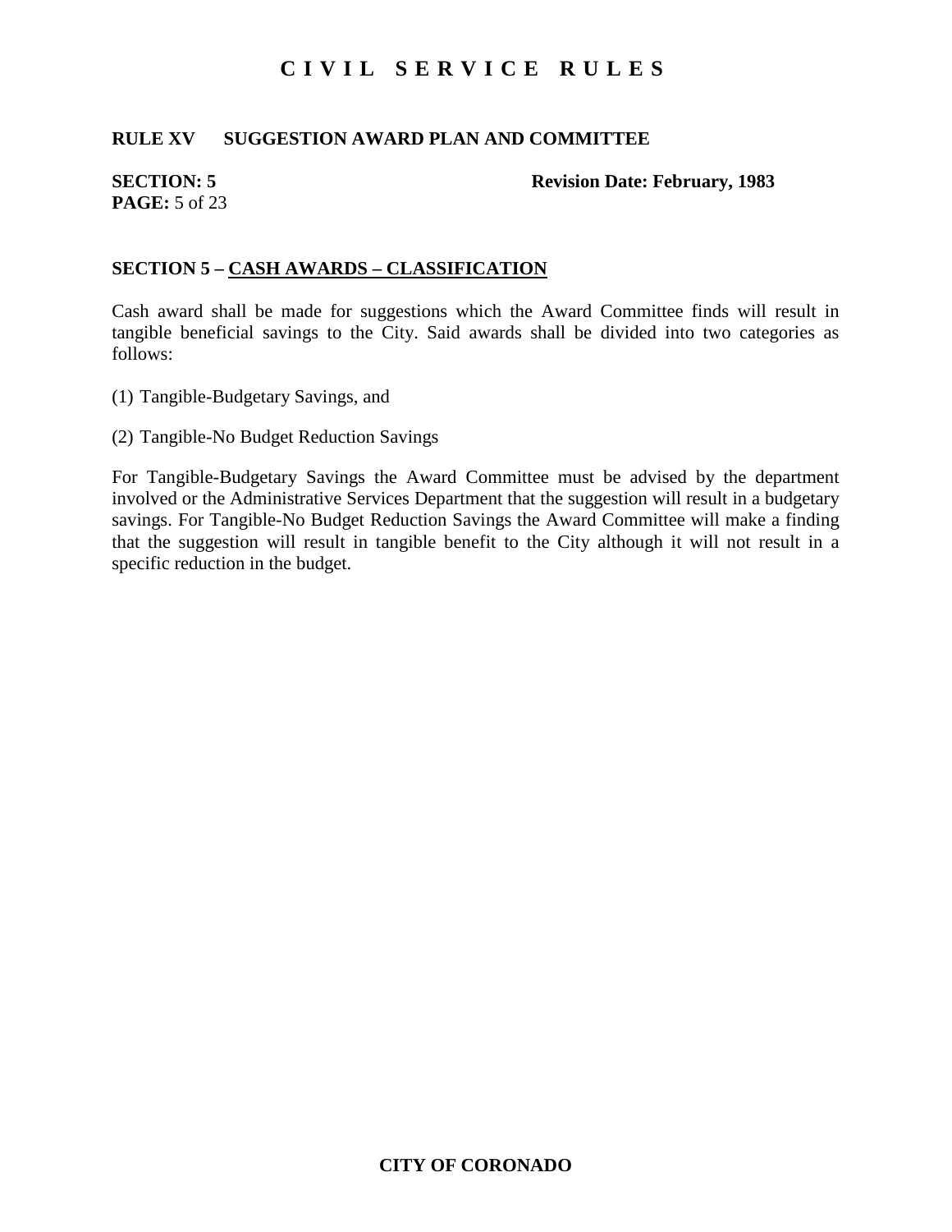## SECTION 5 – CASH AWARDS – CLASSIFICATION

Cash award shall be made for suggestions which the Award Committee finds will result in tangible beneficial savings to the City. Said awards shall be divided into two categories as follows:

(1) Tangible-Budgetary Savings, and

(2) Tangible-No Budget Reduction Savings

For Tangible-Budgetary Savings the Award Committee must be advised by the department involved or the Administrative Services Department that the suggestion will result in a budgetary savings. For Tangible-No Budget Reduction Savings the Award Committee will make a finding that the suggestion will result in tangible benefit to the City although it will not result in a specific reduction in the budget.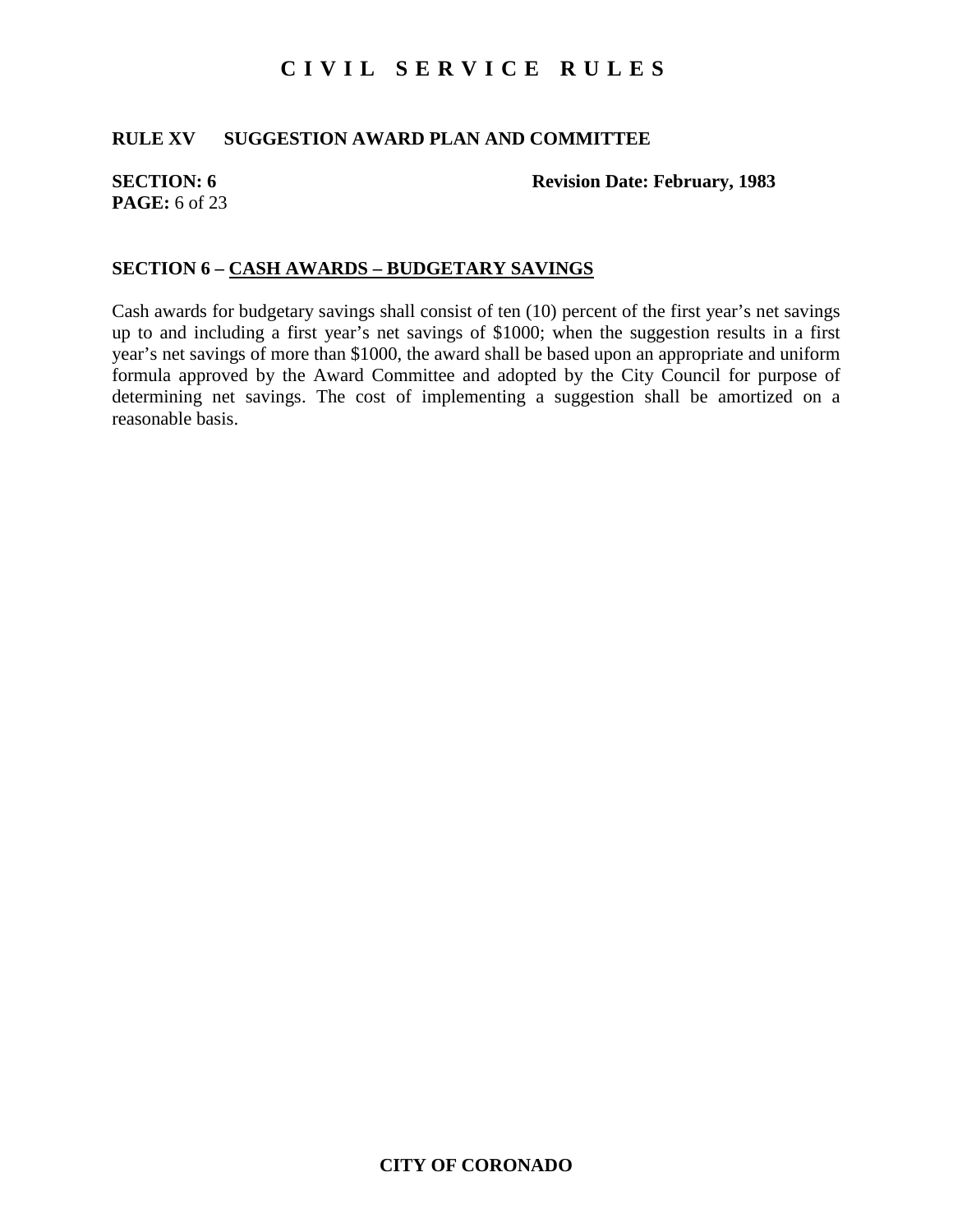**RULE XV SUGGESTION AWARD PLAN AND COMMITTEE**

**SECTION: 6** **Revision Date: February, 1983**

## SECTION 6 – CASH AWARDS – BUDGETARY SAVINGS

Cash awards for budgetary savings shall consist of ten (10) percent of the first year's net savings up to and including a first year's net savings of $1000; when the suggestion results in a first year's net savings of more than $1000, the award shall be based upon an appropriate and uniform formula approved by the Award Committee and adopted by the City Council for purpose of determining net savings. The cost of implementing a suggestion shall be amortized on a reasonable basis.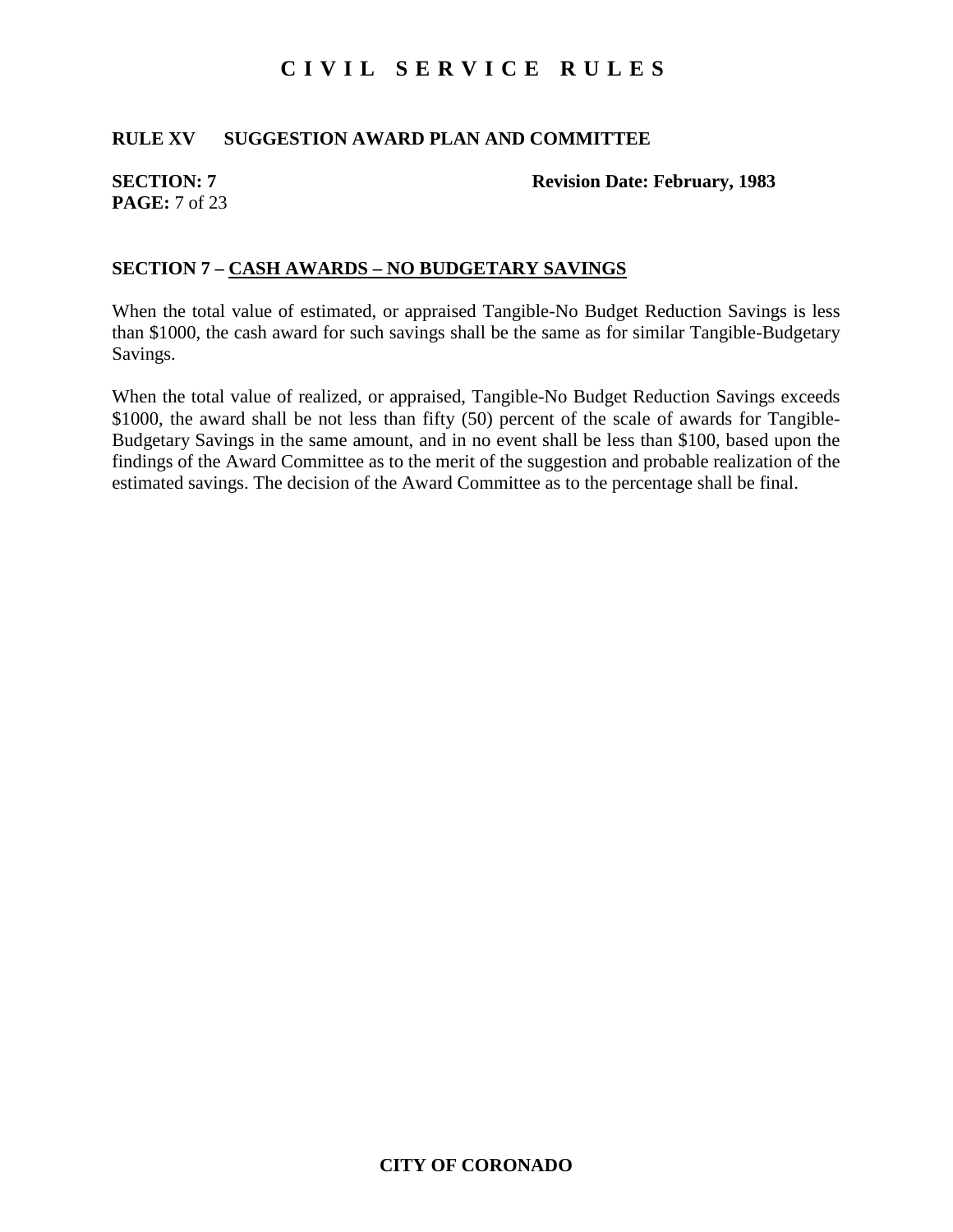## SECTION 7 – CASH AWARDS – NO BUDGETARY SAVINGS

When the total value of estimated, or appraised Tangible-No Budget Reduction Savings is less than $1000, the cash award for such savings shall be the same as for similar Tangible-Budgetary Savings.

When the total value of realized, or appraised, Tangible-No Budget Reduction Savings exceeds $1000, the award shall be not less than fifty (50) percent of the scale of awards for Tangible-Budgetary Savings in the same amount, and in no event shall be less than $100, based upon the findings of the Award Committee as to the merit of the suggestion and probable realization of the estimated savings. The decision of the Award Committee as to the percentage shall be final.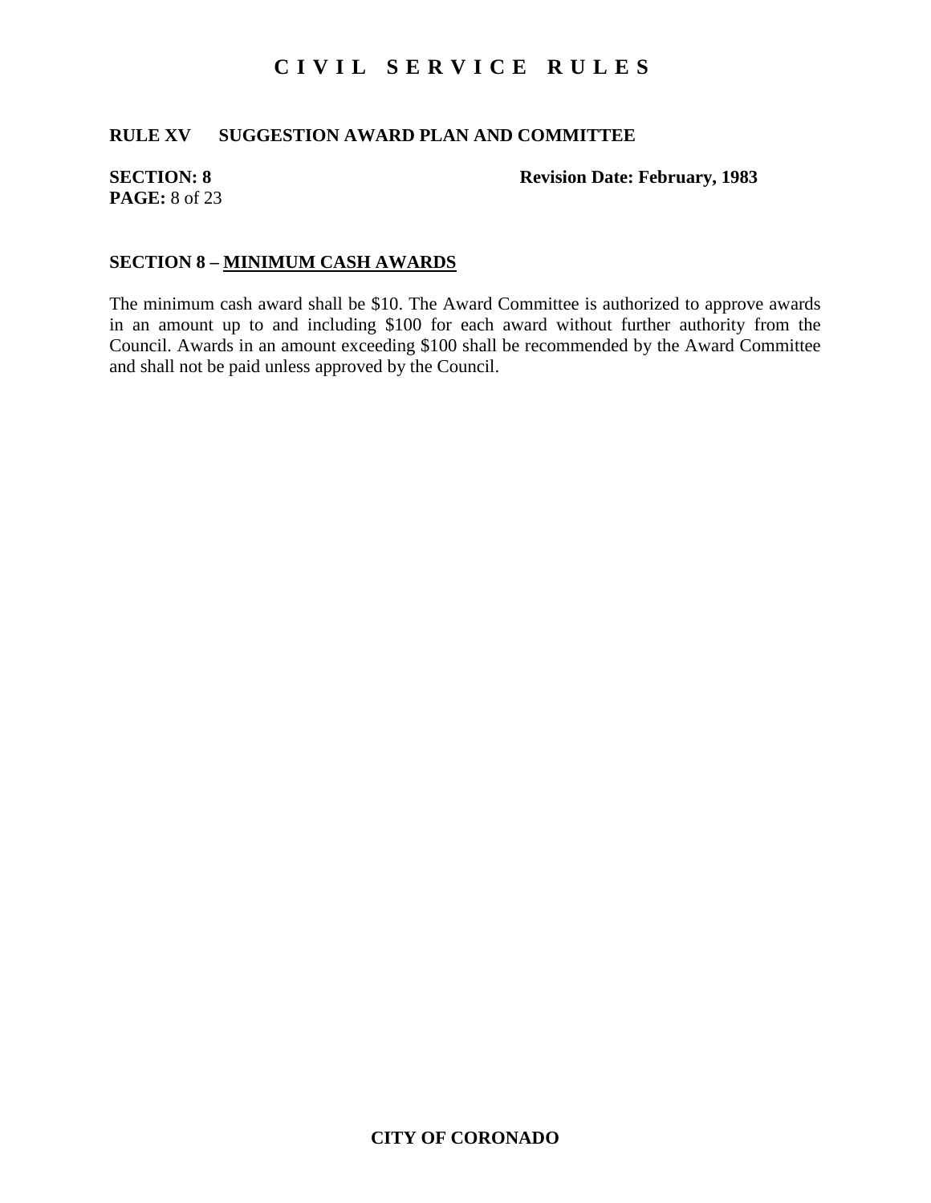**RULE XV SUGGESTION AWARD PLAN AND COMMITTEE**

**SECTION: 8** **Revision Date: February, 1983**

## SECTION 8 – MINIMUM CASH AWARDS

The minimum cash award shall be $10. The Award Committee is authorized to approve awards in an amount up to and including $100 for each award without further authority from the Council. Awards in an amount exceeding $100 shall be recommended by the Award Committee and shall not be paid unless approved by the Council.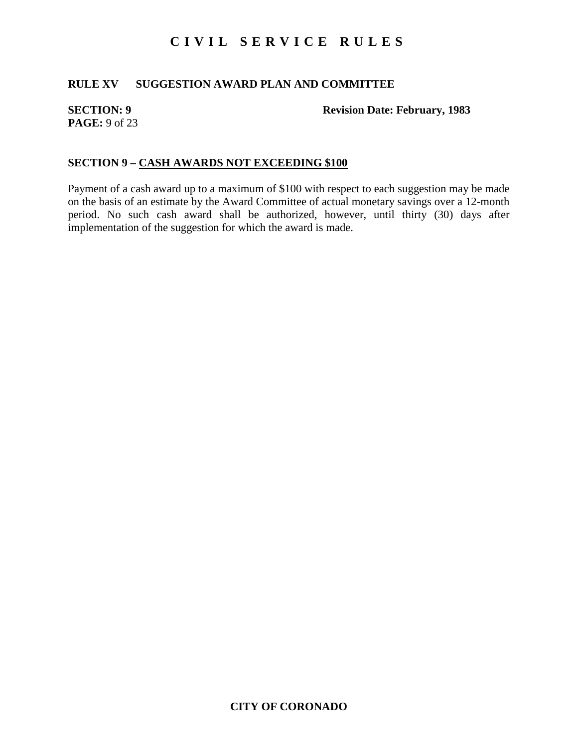**RULE XV SUGGESTION AWARD PLAN AND COMMITTEE**

**SECTION: 9** **Revision Date: February, 1983**

## SECTION 9 – CASH AWARDS NOT EXCEEDING $100

Payment of a cash award up to a maximum of $100 with respect to each suggestion may be made on the basis of an estimate by the Award Committee of actual monetary savings over a 12-month period. No such cash award shall be authorized, however, until thirty (30) days after implementation of the suggestion for which the award is made.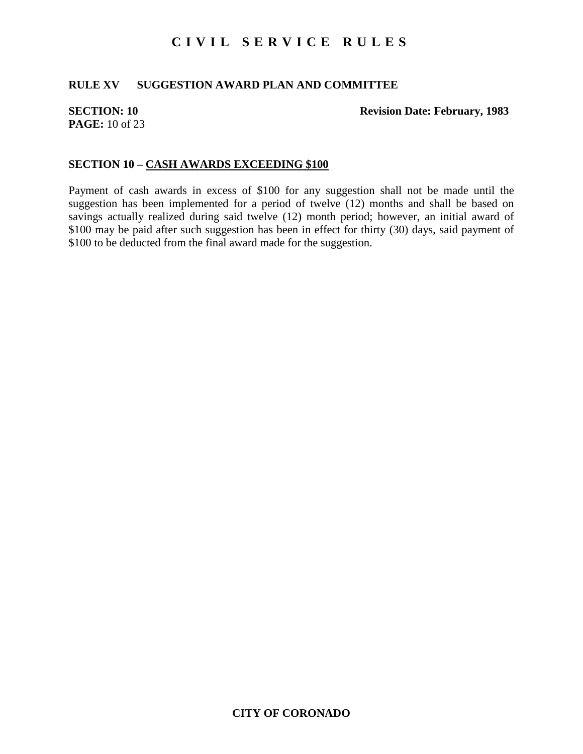## RULE XV SUGGESTION AWARD PLAN AND COMMITTEE

**SECTION: 10** **Revision Date: February, 1983**

### SECTION 10 – CASH AWARDS EXCEEDING $100

Payment of cash awards in excess of $100 for any suggestion shall not be made until the suggestion has been implemented for a period of twelve (12) months and shall be based on savings actually realized during said twelve (12) month period; however, an initial award of $100 may be paid after such suggestion has been in effect for thirty (30) days, said payment of $100 to be deducted from the final award made for the suggestion.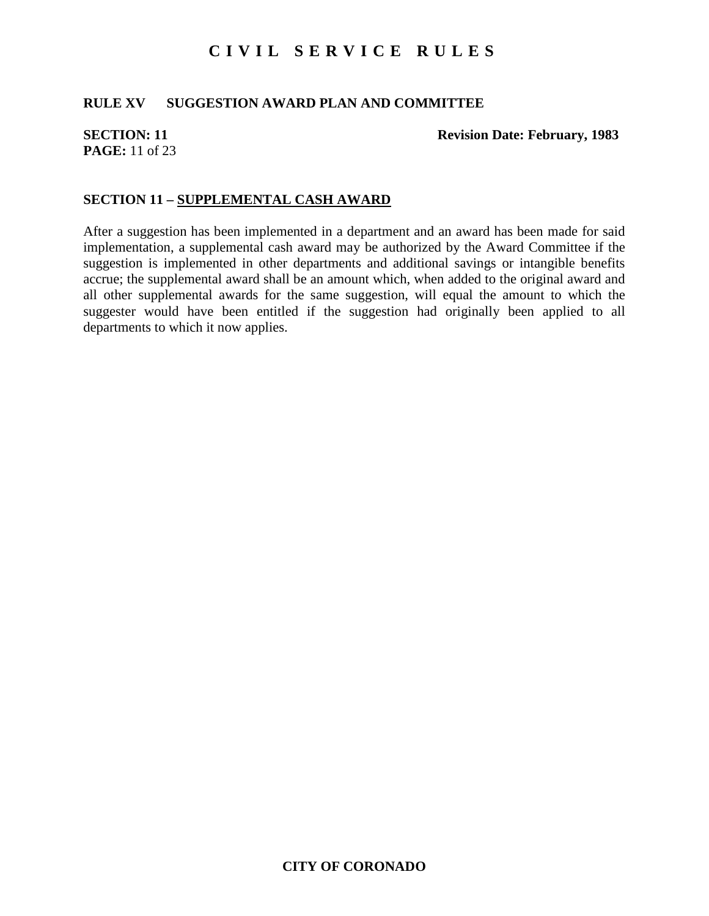## SECTION 11 – SUPPLEMENTAL CASH AWARD

After a suggestion has been implemented in a department and an award has been made for said implementation, a supplemental cash award may be authorized by the Award Committee if the suggestion is implemented in other departments and additional savings or intangible benefits accrue; the supplemental award shall be an amount which, when added to the original award and all other supplemental awards for the same suggestion, will equal the amount to which the suggester would have been entitled if the suggestion had originally been applied to all departments to which it now applies.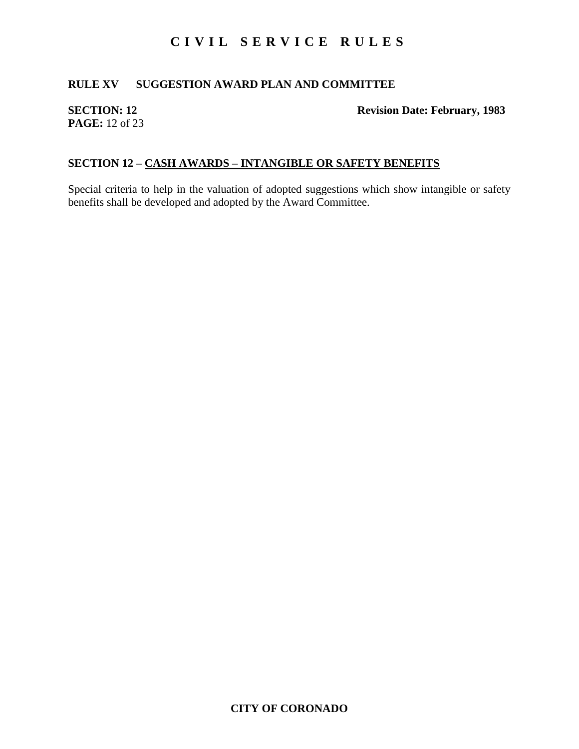# RULE XV SUGGESTION AWARD PLAN AND COMMITTEE

**SECTION:** 12 **Revision Date: February, 1983**

## SECTION 12 – CASH AWARDS – INTANGIBLE OR SAFETY BENEFITS

Special criteria to help in the valuation of adopted suggestions which show intangible or safety benefits shall be developed and adopted by the Award Committee.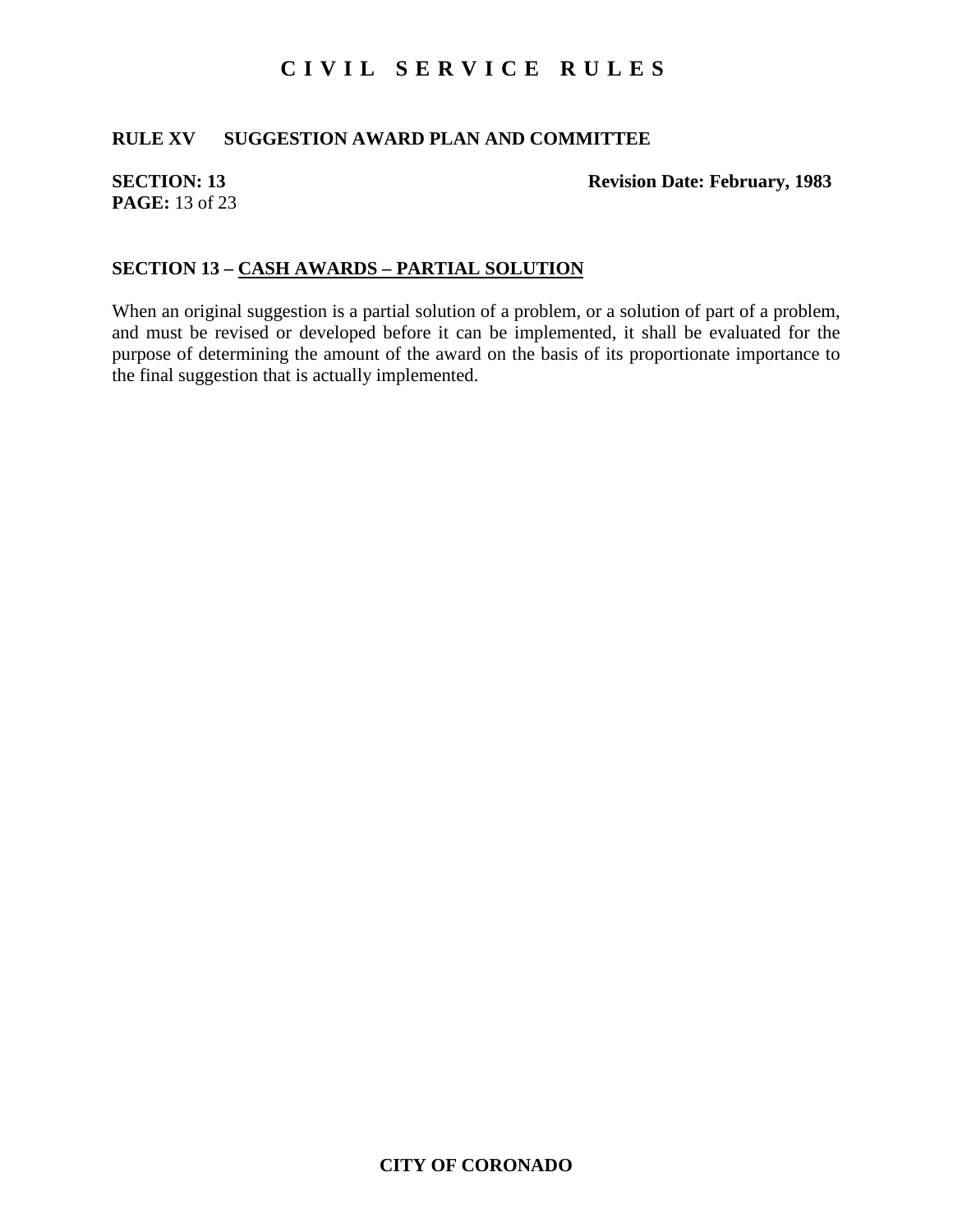## RULE XV SUGGESTION AWARD PLAN AND COMMITTEE

**SECTION: 13** **Revision Date: February, 1983**

### SECTION 13 – CASH AWARDS – PARTIAL SOLUTION

When an original suggestion is a partial solution of a problem, or a solution of part of a problem, and must be revised or developed before it can be implemented, it shall be evaluated for the purpose of determining the amount of the award on the basis of its proportionate importance to the final suggestion that is actually implemented.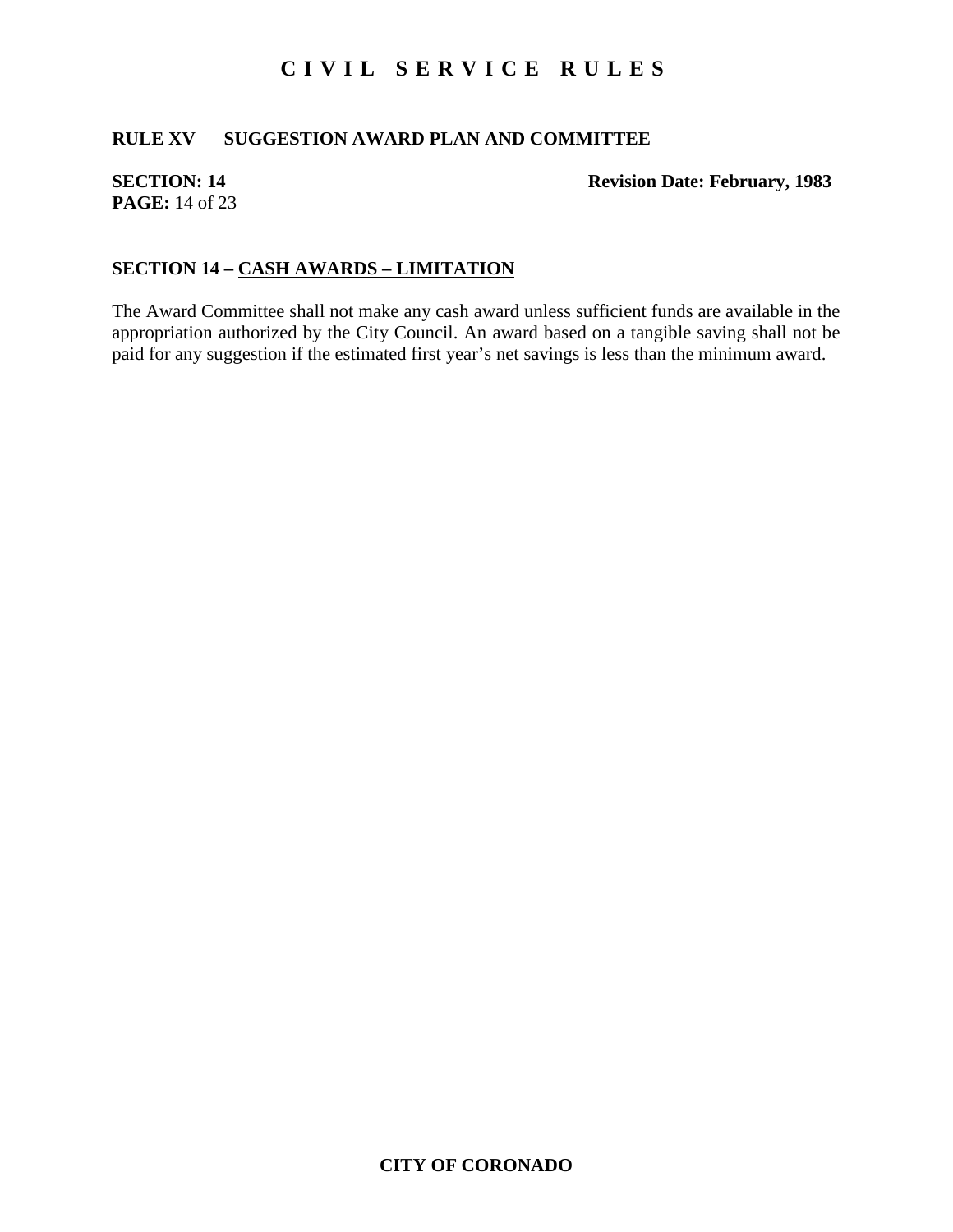## RULE XV SUGGESTION AWARD PLAN AND COMMITTEE

**SECTION: 14** **Revision Date: February, 1983**

### SECTION 14 – CASH AWARDS – LIMITATION

The Award Committee shall not make any cash award unless sufficient funds are available in the appropriation authorized by the City Council. An award based on a tangible saving shall not be paid for any suggestion if the estimated first year's net savings is less than the minimum award.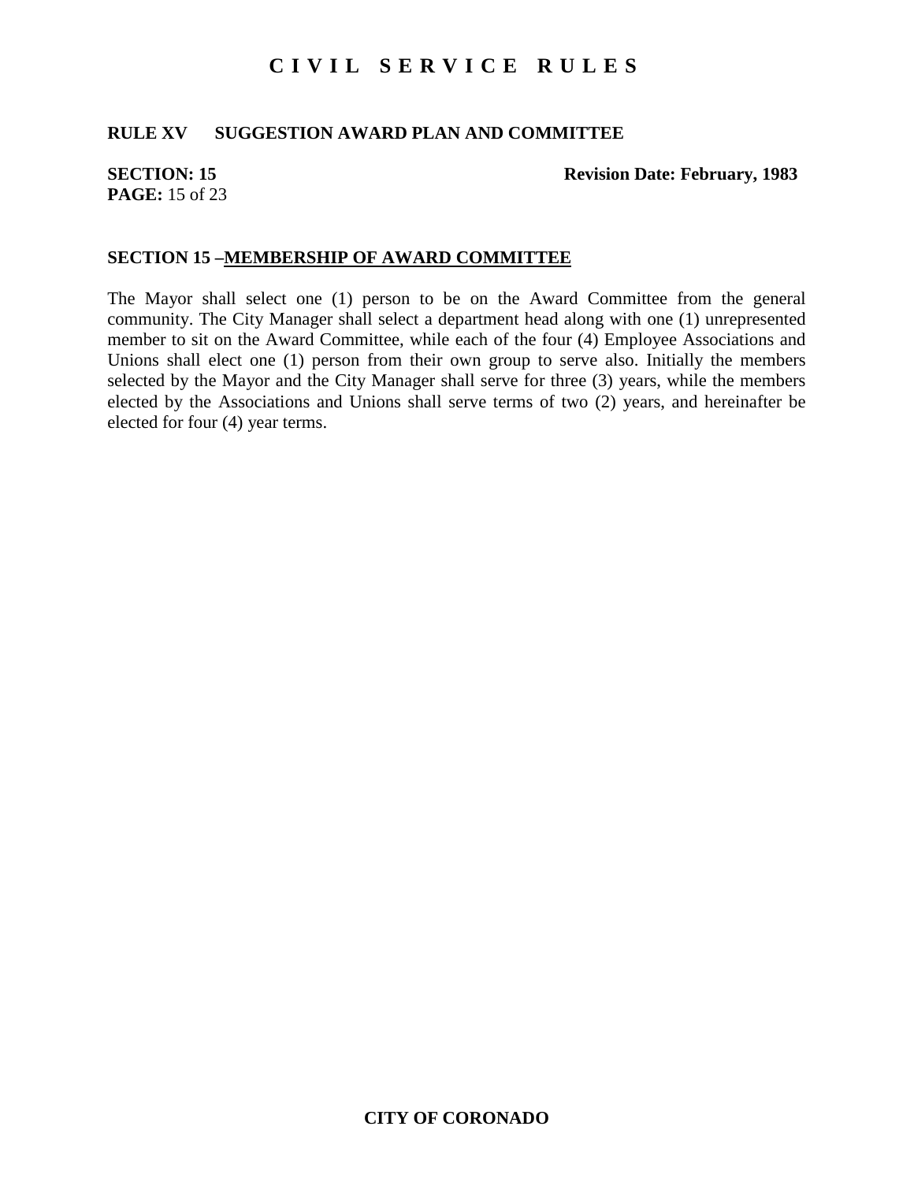**RULE XV SUGGESTION AWARD PLAN AND COMMITTEE**

**SECTION: 15** **Revision Date: February, 1983**

**PAGE:** 15 of 23

**SECTION 15 –MEMBERSHIP OF AWARD COMMITTEE**

The Mayor shall select one (1) person to be on the Award Committee from the general community. The City Manager shall select a department head along with one (1) unrepresented member to sit on the Award Committee, while each of the four (4) Employee Associations and Unions shall elect one (1) person from their own group to serve also. Initially the members selected by the Mayor and the City Manager shall serve for three (3) years, while the members elected by the Associations and Unions shall serve terms of two (2) years, and hereinafter be elected for four (4) year terms.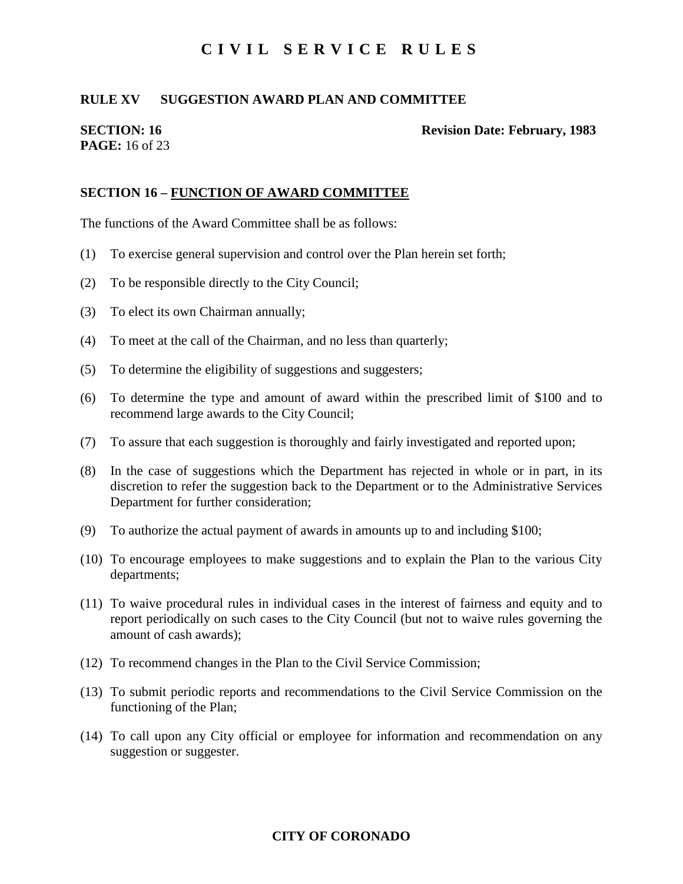## RULE XV SUGGESTION AWARD PLAN AND COMMITTEE

**SECTION: 16** **Revision Date: February, 1983**

### SECTION 16 – FUNCTION OF AWARD COMMITTEE

The functions of the Award Committee shall be as follows:

(1) To exercise general supervision and control over the Plan herein set forth;

(2) To be responsible directly to the City Council;

(3) To elect its own Chairman annually;

(4) To meet at the call of the Chairman, and no less than quarterly;

(5) To determine the eligibility of suggestions and suggesters;

(6) To determine the type and amount of award within the prescribed limit of $100 and to recommend large awards to the City Council;

(7) To assure that each suggestion is thoroughly and fairly investigated and reported upon;

(8) In the case of suggestions which the Department has rejected in whole or in part, in its discretion to refer the suggestion back to the Department or to the Administrative Services Department for further consideration;

(9) To authorize the actual payment of awards in amounts up to and including $100;

(10) To encourage employees to make suggestions and to explain the Plan to the various City departments;

(11) To waive procedural rules in individual cases in the interest of fairness and equity and to report periodically on such cases to the City Council (but not to waive rules governing the amount of cash awards);

(12) To recommend changes in the Plan to the Civil Service Commission;

(13) To submit periodic reports and recommendations to the Civil Service Commission on the functioning of the Plan;

(14) To call upon any City official or employee for information and recommendation on any suggestion or suggester.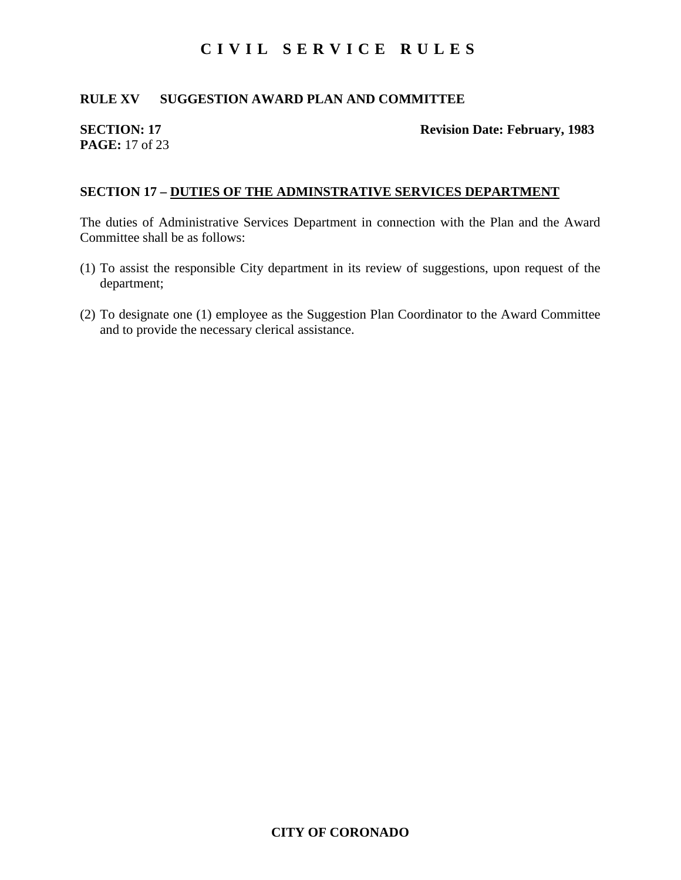## RULE XV SUGGESTION AWARD PLAN AND COMMITTEE

**SECTION: 17** **Revision Date: February, 1983**

### SECTION 17 – DUTIES OF THE ADMINSTRATIVE SERVICES DEPARTMENT

The duties of Administrative Services Department in connection with the Plan and the Award Committee shall be as follows:

(1) To assist the responsible City department in its review of suggestions, upon request of the department;

(2) To designate one (1) employee as the Suggestion Plan Coordinator to the Award Committee and to provide the necessary clerical assistance.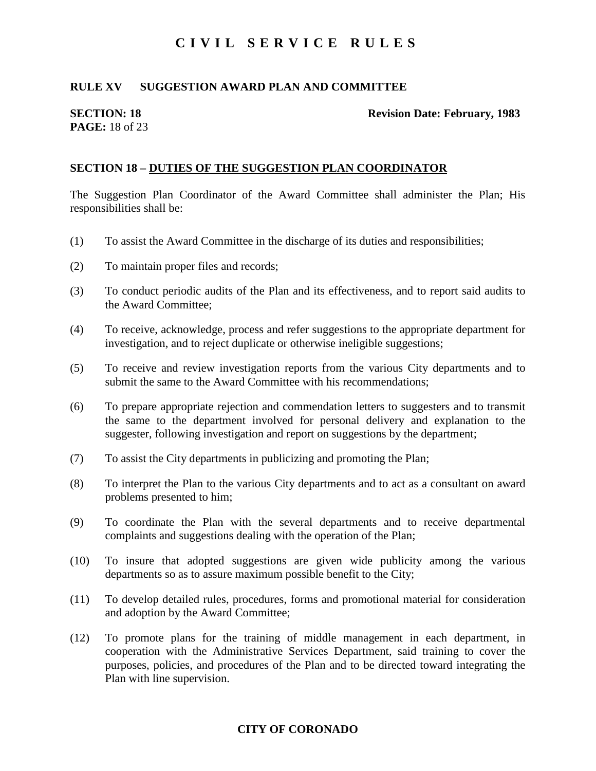## RULE XV SUGGESTION AWARD PLAN AND COMMITTEE

**SECTION: 18** **Revision Date: February, 1983**

### SECTION 18 – DUTIES OF THE SUGGESTION PLAN COORDINATOR

The Suggestion Plan Coordinator of the Award Committee shall administer the Plan; His responsibilities shall be:

(1) To assist the Award Committee in the discharge of its duties and responsibilities;

(2) To maintain proper files and records;

(3) To conduct periodic audits of the Plan and its effectiveness, and to report said audits to the Award Committee;

(4) To receive, acknowledge, process and refer suggestions to the appropriate department for investigation, and to reject duplicate or otherwise ineligible suggestions;

(5) To receive and review investigation reports from the various City departments and to submit the same to the Award Committee with his recommendations;

(6) To prepare appropriate rejection and commendation letters to suggesters and to transmit the same to the department involved for personal delivery and explanation to the suggester, following investigation and report on suggestions by the department;

(7) To assist the City departments in publicizing and promoting the Plan;

(8) To interpret the Plan to the various City departments and to act as a consultant on award problems presented to him;

(9) To coordinate the Plan with the several departments and to receive departmental complaints and suggestions dealing with the operation of the Plan;

(10) To insure that adopted suggestions are given wide publicity among the various departments so as to assure maximum possible benefit to the City;

(11) To develop detailed rules, procedures, forms and promotional material for consideration and adoption by the Award Committee;

(12) To promote plans for the training of middle management in each department, in cooperation with the Administrative Services Department, said training to cover the purposes, policies, and procedures of the Plan and to be directed toward integrating the Plan with line supervision.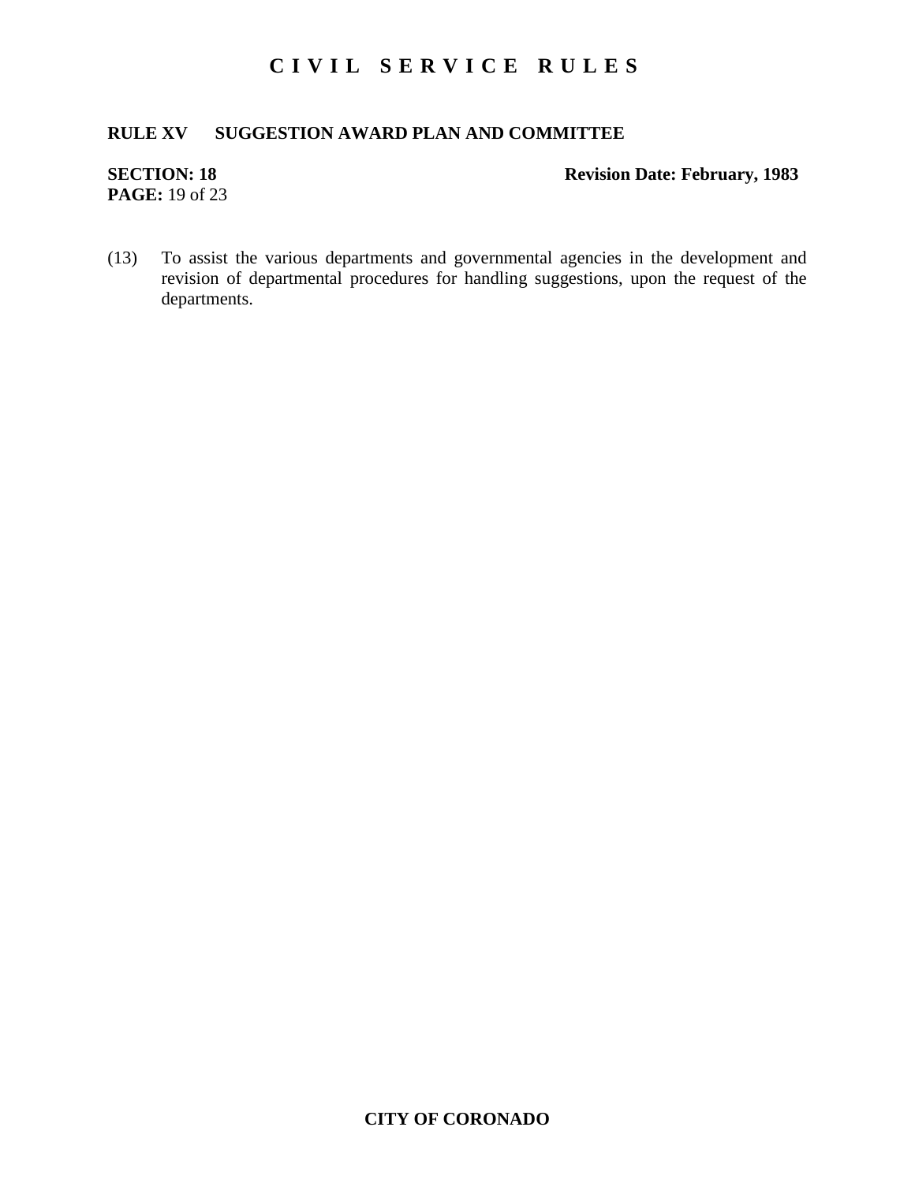**RULE XV SUGGESTION AWARD PLAN AND COMMITTEE**

**SECTION: 18** **Revision Date: February, 1983**

(13) To assist the various departments and governmental agencies in the development and revision of departmental procedures for handling suggestions, upon the request of the departments.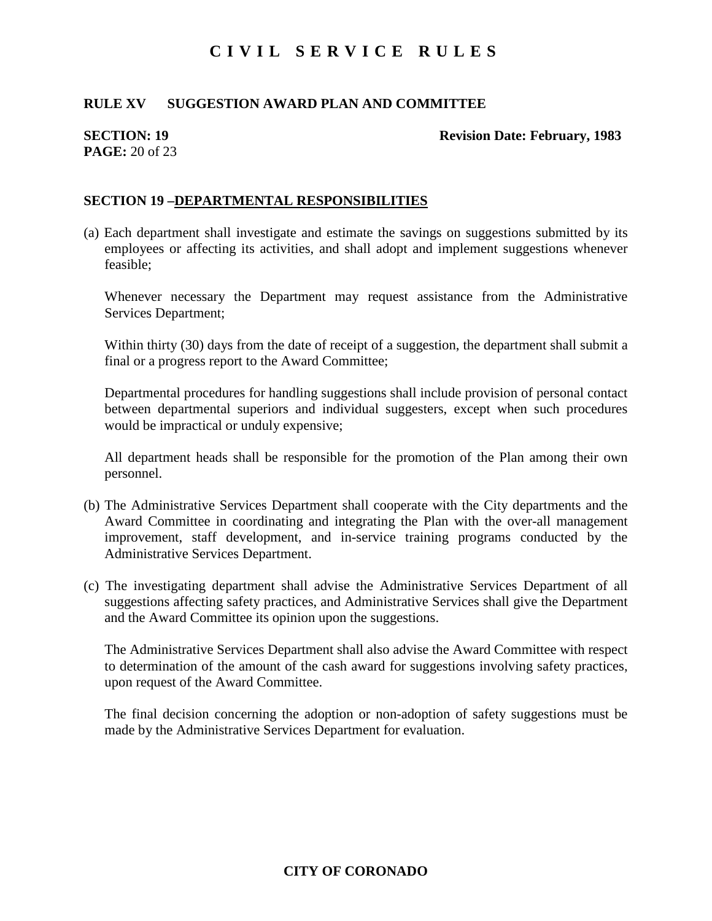# CIVIL SERVICE RULES

## RULE XV SUGGESTION AWARD PLAN AND COMMITTEE

**SECTION: 19** **Revision Date: February, 1983**
**PAGE:** 20 of 23

### SECTION 19 –DEPARTMENTAL RESPONSIBILITIES

(a) Each department shall investigate and estimate the savings on suggestions submitted by its employees or affecting its activities, and shall adopt and implement suggestions whenever feasible;

Whenever necessary the Department may request assistance from the Administrative Services Department;

Within thirty (30) days from the date of receipt of a suggestion, the department shall submit a final or a progress report to the Award Committee;

Departmental procedures for handling suggestions shall include provision of personal contact between departmental superiors and individual suggesters, except when such procedures would be impractical or unduly expensive;

All department heads shall be responsible for the promotion of the Plan among their own personnel.

(b) The Administrative Services Department shall cooperate with the City departments and the Award Committee in coordinating and integrating the Plan with the over-all management improvement, staff development, and in-service training programs conducted by the Administrative Services Department.

(c) The investigating department shall advise the Administrative Services Department of all suggestions affecting safety practices, and Administrative Services shall give the Department and the Award Committee its opinion upon the suggestions.

The Administrative Services Department shall also advise the Award Committee with respect to determination of the amount of the cash award for suggestions involving safety practices, upon request of the Award Committee.

The final decision concerning the adoption or non-adoption of safety suggestions must be made by the Administrative Services Department for evaluation.

**CITY OF CORONADO**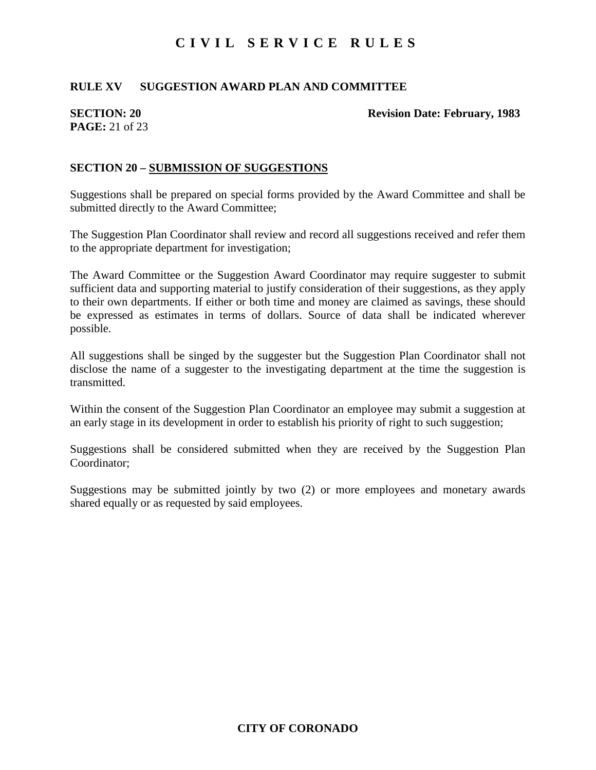# CIVIL SERVICE RULES

## RULE XV SUGGESTION AWARD PLAN AND COMMITTEE

**SECTION: 20** **Revision Date: February, 1983**

### SECTION 20 – SUBMISSION OF SUGGESTIONS

Suggestions shall be prepared on special forms provided by the Award Committee and shall be submitted directly to the Award Committee;

The Suggestion Plan Coordinator shall review and record all suggestions received and refer them to the appropriate department for investigation;

The Award Committee or the Suggestion Award Coordinator may require suggester to submit sufficient data and supporting material to justify consideration of their suggestions, as they apply to their own departments. If either or both time and money are claimed as savings, these should be expressed as estimates in terms of dollars. Source of data shall be indicated wherever possible.

All suggestions shall be singed by the suggester but the Suggestion Plan Coordinator shall not disclose the name of a suggester to the investigating department at the time the suggestion is transmitted.

Within the consent of the Suggestion Plan Coordinator an employee may submit a suggestion at an early stage in its development in order to establish his priority of right to such suggestion;

Suggestions shall be considered submitted when they are received by the Suggestion Plan Coordinator;

Suggestions may be submitted jointly by two (2) or more employees and monetary awards shared equally or as requested by said employees.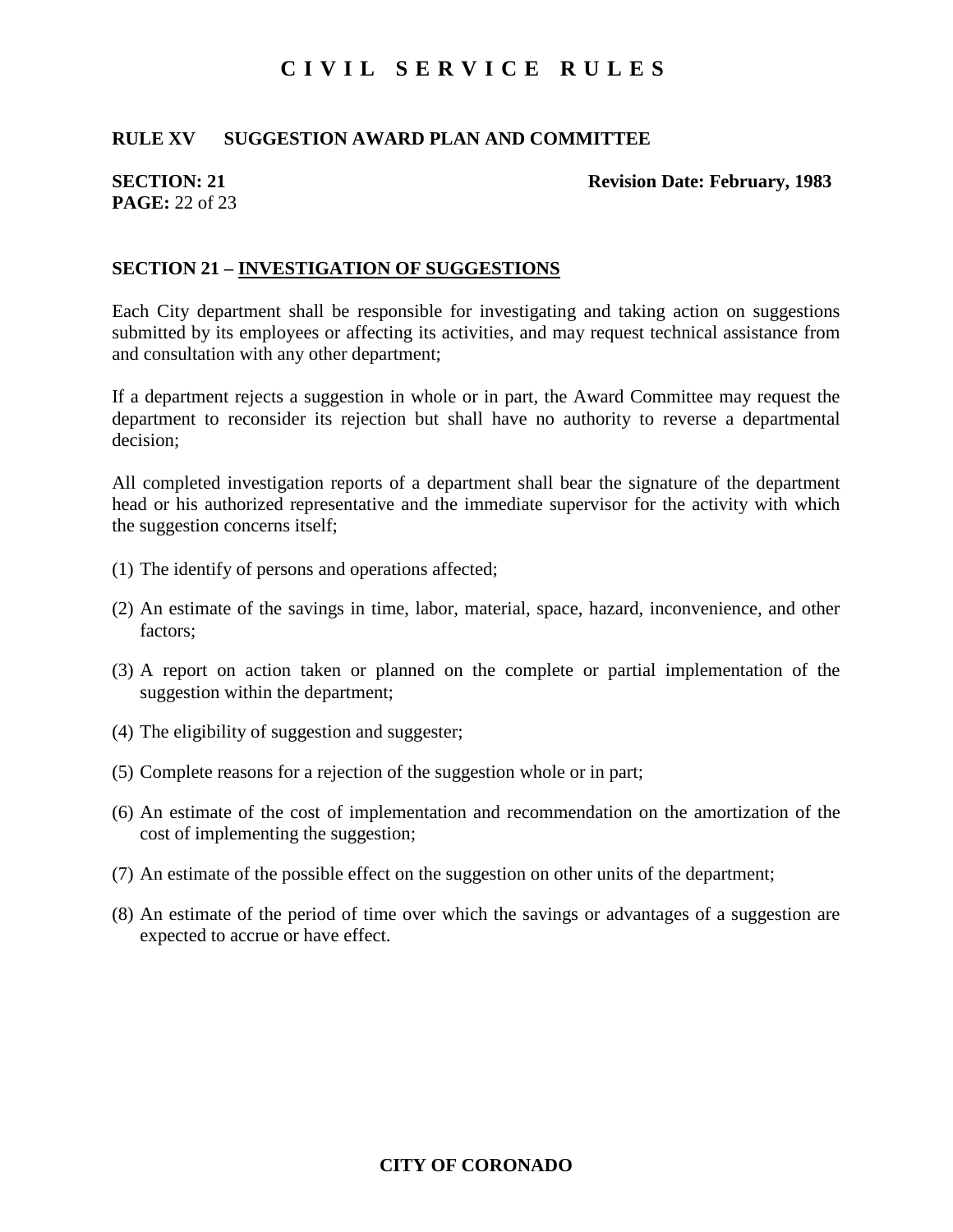# CIVIL SERVICE RULES

## RULE XV SUGGESTION AWARD PLAN AND COMMITTEE

**SECTION: 21** **Revision Date: February, 1983**

### SECTION 21 – INVESTIGATION OF SUGGESTIONS

Each City department shall be responsible for investigating and taking action on suggestions submitted by its employees or affecting its activities, and may request technical assistance from and consultation with any other department;

If a department rejects a suggestion in whole or in part, the Award Committee may request the department to reconsider its rejection but shall have no authority to reverse a departmental decision;

All completed investigation reports of a department shall bear the signature of the department head or his authorized representative and the immediate supervisor for the activity with which the suggestion concerns itself;

(1) The identify of persons and operations affected;

(2) An estimate of the savings in time, labor, material, space, hazard, inconvenience, and other factors;

(3) A report on action taken or planned on the complete or partial implementation of the suggestion within the department;

(4) The eligibility of suggestion and suggester;

(5) Complete reasons for a rejection of the suggestion whole or in part;

(6) An estimate of the cost of implementation and recommendation on the amortization of the cost of implementing the suggestion;

(7) An estimate of the possible effect on the suggestion on other units of the department;

(8) An estimate of the period of time over which the savings or advantages of a suggestion are expected to accrue or have effect.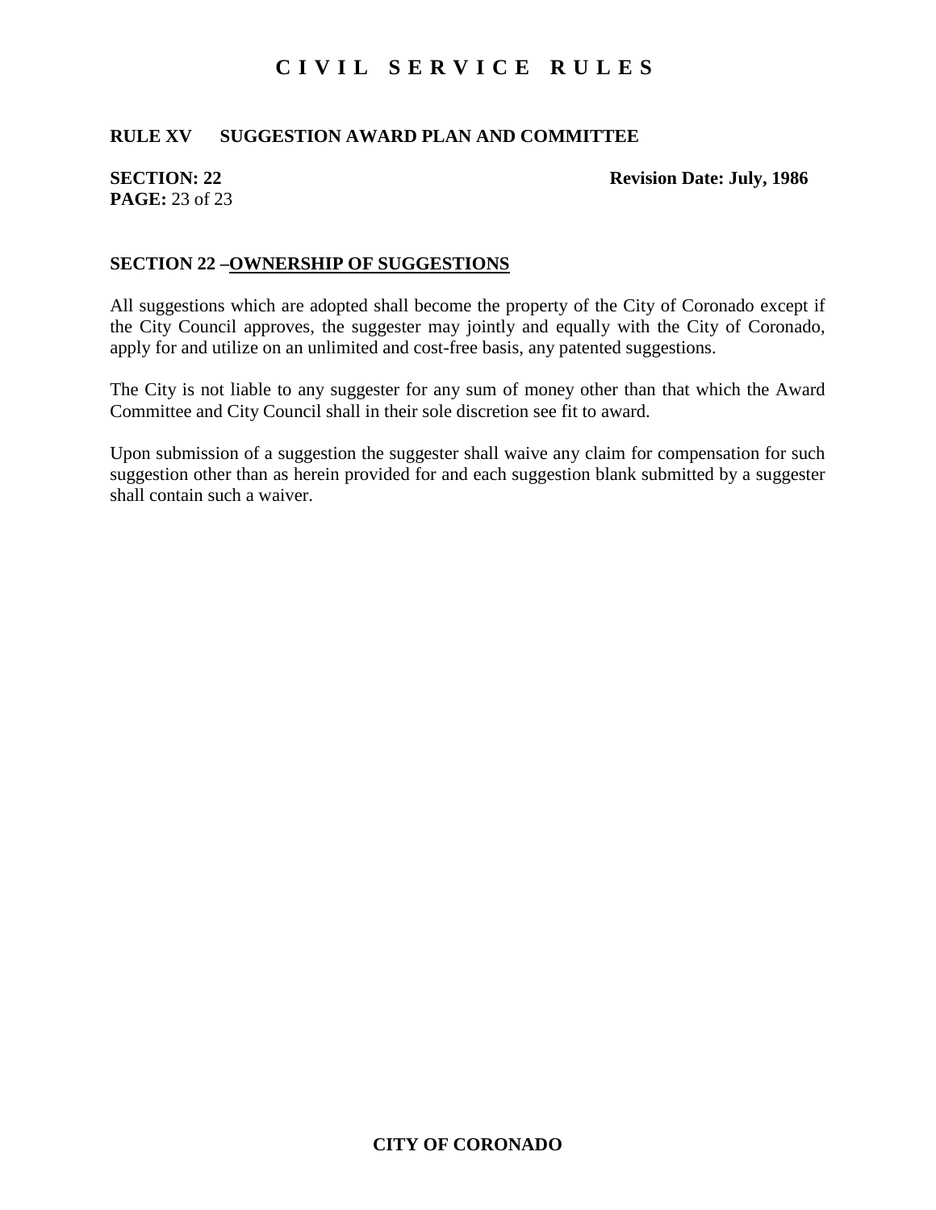## RULE XV SUGGESTION AWARD PLAN AND COMMITTEE

**SECTION: 22** **Revision Date: July, 1986**

### SECTION 22 –OWNERSHIP OF SUGGESTIONS

All suggestions which are adopted shall become the property of the City of Coronado except if the City Council approves, the suggester may jointly and equally with the City of Coronado, apply for and utilize on an unlimited and cost-free basis, any patented suggestions.

The City is not liable to any suggester for any sum of money other than that which the Award Committee and City Council shall in their sole discretion see fit to award.

Upon submission of a suggestion the suggester shall waive any claim for compensation for such suggestion other than as herein provided for and each suggestion blank submitted by a suggester shall contain such a waiver.